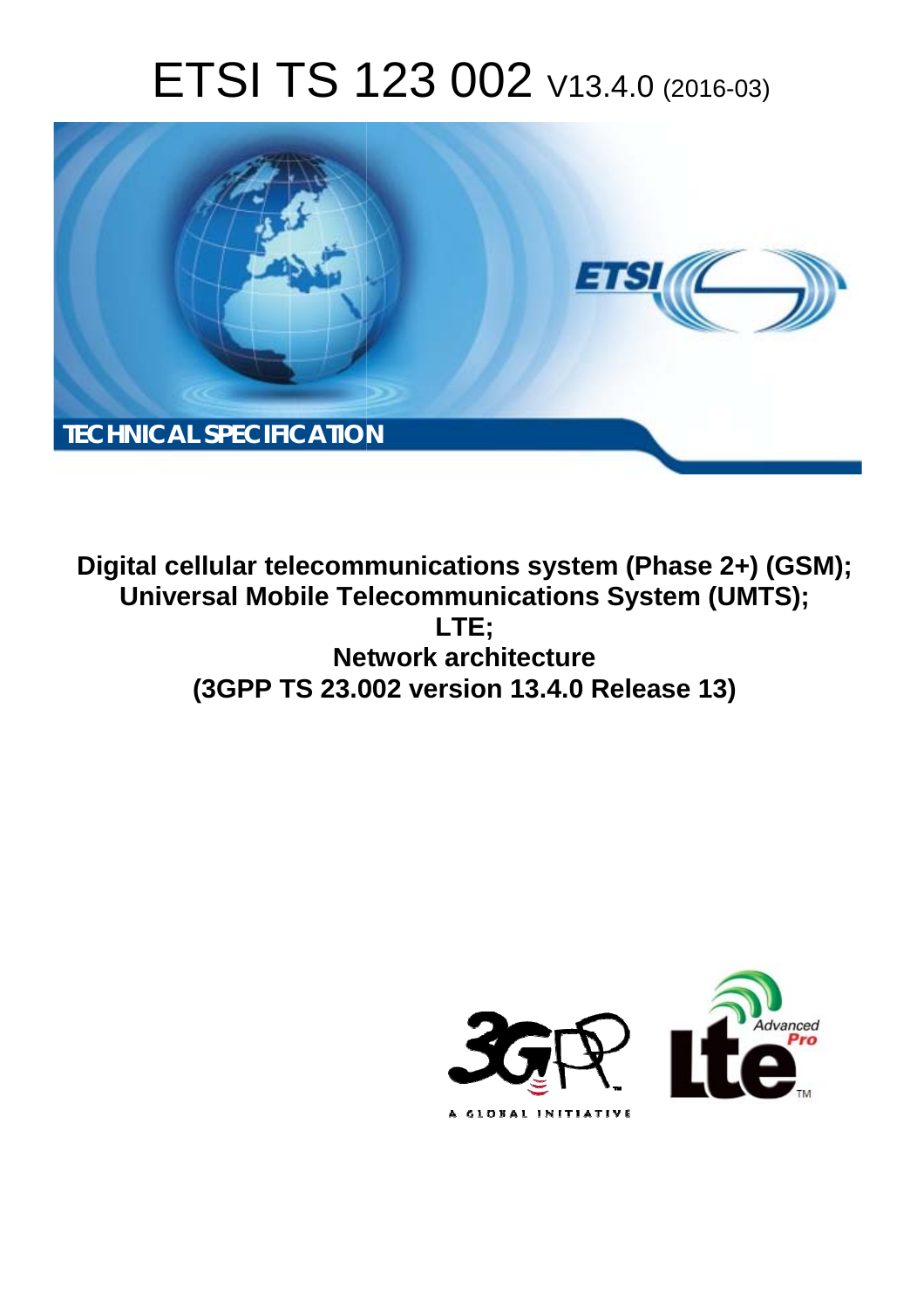# ETSI TS 123 002 V13.4.0 (2016-03)

TECHNICAL SPECIFICATION

**Digital cellular telecommunications system (Phase 2+) (GSM); Universal Mobile Telecommunications System (UMTS); LTE; Network architecture (3GPP TS 23.002 version 13.4.0 Release 13)**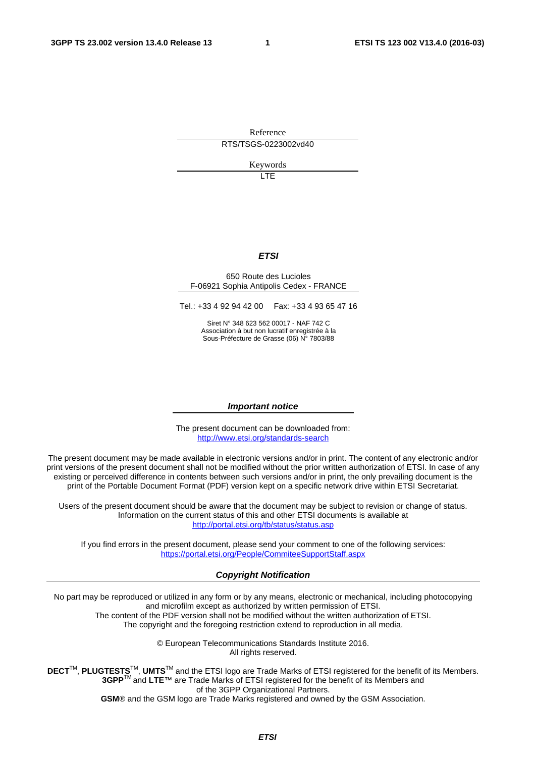Reference

RTS/TSGS-0223002vd40

Keywords

LTE

***ETSI***

650 Route des Lucioles
F-06921 Sophia Antipolis Cedex - FRANCE

Tel.: +33 4 92 94 42 00 Fax: +33 4 93 65 47 16

Siret N° 348 623 562 00017 - NAF 742 C
Association à but non lucratif enregistrée à la
Sous-Préfecture de Grasse (06) N° 7803/88

***Important notice***

The present document can be downloaded from:
http://www.etsi.org/standards-search

The present document may be made available in electronic versions and/or in print. The content of any electronic and/or print versions of the present document shall not be modified without the prior written authorization of ETSI. In case of any existing or perceived difference in contents between such versions and/or in print, the only prevailing document is the print of the Portable Document Format (PDF) version kept on a specific network drive within ETSI Secretariat.

Users of the present document should be aware that the document may be subject to revision or change of status. Information on the current status of this and other ETSI documents is available at
http://portal.etsi.org/tb/status/status.asp

If you find errors in the present document, please send your comment to one of the following services:
https://portal.etsi.org/People/CommiteeSupportStaff.aspx

***Copyright Notification***

No part may be reproduced or utilized in any form or by any means, electronic or mechanical, including photocopying and microfilm except as authorized by written permission of ETSI.
The content of the PDF version shall not be modified without the written authorization of ETSI.
The copyright and the foregoing restriction extend to reproduction in all media.

© European Telecommunications Standards Institute 2016.
All rights reserved.

**DECT**™, **PLUGTESTS**™, **UMTS**™ and the ETSI logo are Trade Marks of ETSI registered for the benefit of its Members.
**3GPP**™ and **LTE**™ are Trade Marks of ETSI registered for the benefit of its Members and of the 3GPP Organizational Partners.
**GSM**® and the GSM logo are Trade Marks registered and owned by the GSM Association.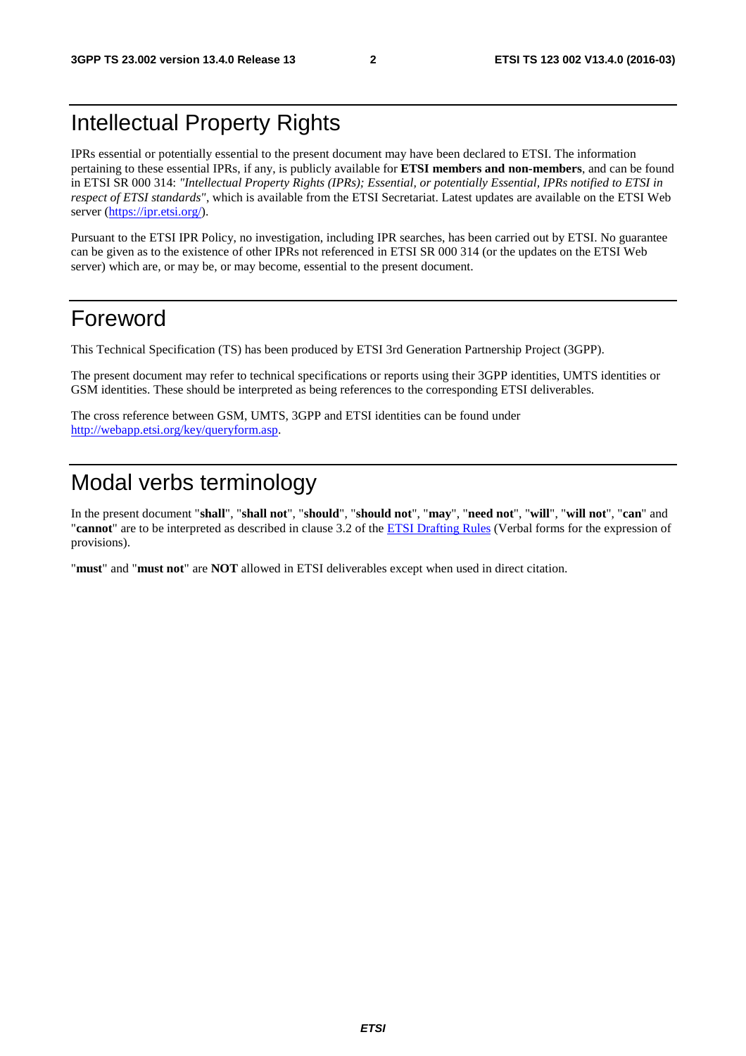# Intellectual Property Rights

IPRs essential or potentially essential to the present document may have been declared to ETSI. The information pertaining to these essential IPRs, if any, is publicly available for **ETSI members and non-members**, and can be found in ETSI SR 000 314: *"Intellectual Property Rights (IPRs); Essential, or potentially Essential, IPRs notified to ETSI in respect of ETSI standards"*, which is available from the ETSI Secretariat. Latest updates are available on the ETSI Web server (https://ipr.etsi.org/).

Pursuant to the ETSI IPR Policy, no investigation, including IPR searches, has been carried out by ETSI. No guarantee can be given as to the existence of other IPRs not referenced in ETSI SR 000 314 (or the updates on the ETSI Web server) which are, or may be, or may become, essential to the present document.

# Foreword

This Technical Specification (TS) has been produced by ETSI 3rd Generation Partnership Project (3GPP).

The present document may refer to technical specifications or reports using their 3GPP identities, UMTS identities or GSM identities. These should be interpreted as being references to the corresponding ETSI deliverables.

The cross reference between GSM, UMTS, 3GPP and ETSI identities can be found under http://webapp.etsi.org/key/queryform.asp.

# Modal verbs terminology

In the present document "**shall**", "**shall not**", "**should**", "**should not**", "**may**", "**need not**", "**will**", "**will not**", "**can**" and "**cannot**" are to be interpreted as described in clause 3.2 of the ETSI Drafting Rules (Verbal forms for the expression of provisions).

"**must**" and "**must not**" are **NOT** allowed in ETSI deliverables except when used in direct citation.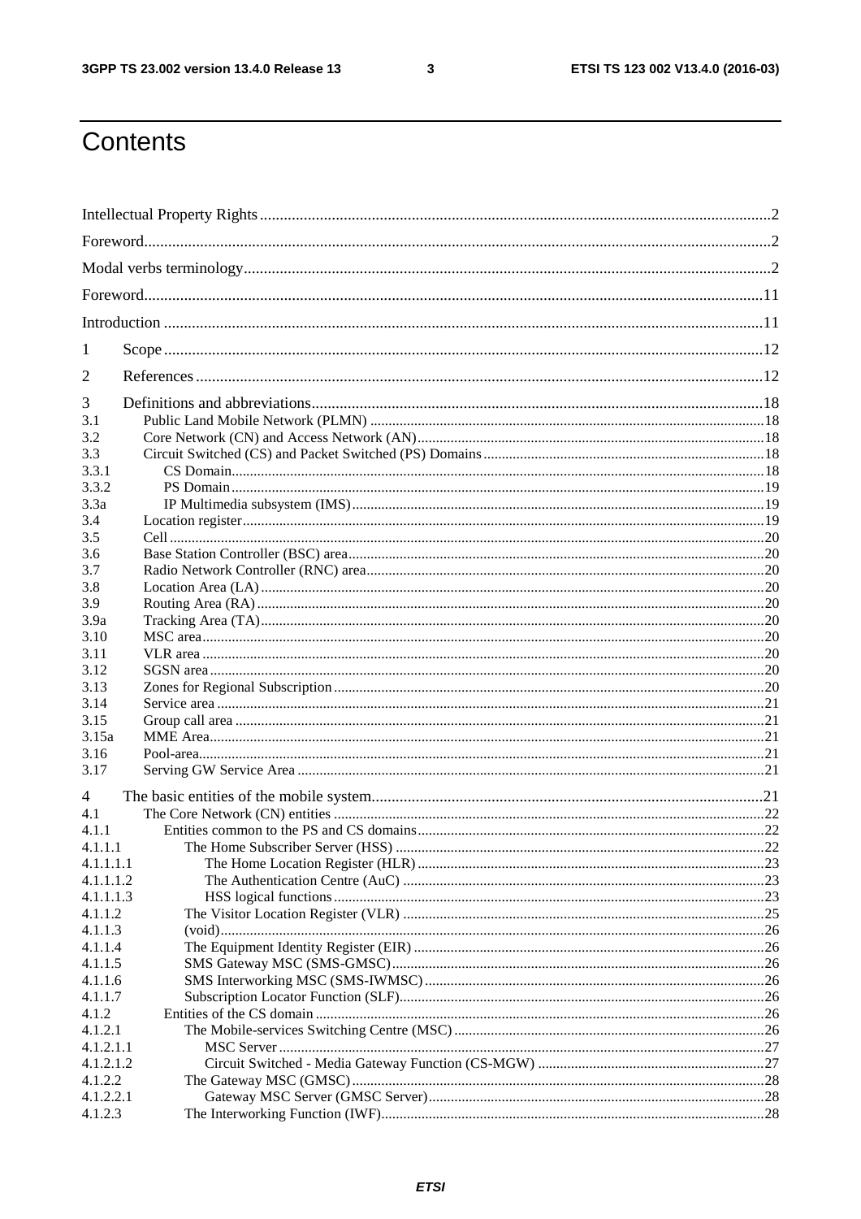# Contents

Intellectual Property Rights ........ 2
Foreword ........ 2
Modal verbs terminology ........ 2
Foreword ........ 11
Introduction ........ 11
1 Scope ........ 12
2 References ........ 12
3 Definitions and abbreviations ........ 18
3.1 Public Land Mobile Network (PLMN) ........ 18
3.2 Core Network (CN) and Access Network (AN) ........ 18
3.3 Circuit Switched (CS) and Packet Switched (PS) Domains ........ 18
3.3.1 CS Domain ........ 18
3.3.2 PS Domain ........ 19
3.3a IP Multimedia subsystem (IMS) ........ 19
3.4 Location register ........ 19
3.5 Cell ........ 20
3.6 Base Station Controller (BSC) area ........ 20
3.7 Radio Network Controller (RNC) area ........ 20
3.8 Location Area (LA) ........ 20
3.9 Routing Area (RA) ........ 20
3.9a Tracking Area (TA) ........ 20
3.10 MSC area ........ 20
3.11 VLR area ........ 20
3.12 SGSN area ........ 20
3.13 Zones for Regional Subscription ........ 20
3.14 Service area ........ 21
3.15 Group call area ........ 21
3.15a MME Area ........ 21
3.16 Pool-area ........ 21
3.17 Serving GW Service Area ........ 21
4 The basic entities of the mobile system ........ 21
4.1 The Core Network (CN) entities ........ 22
4.1.1 Entities common to the PS and CS domains ........ 22
4.1.1.1 The Home Subscriber Server (HSS) ........ 22
4.1.1.1.1 The Home Location Register (HLR) ........ 23
4.1.1.1.2 The Authentication Centre (AuC) ........ 23
4.1.1.1.3 HSS logical functions ........ 23
4.1.1.2 The Visitor Location Register (VLR) ........ 25
4.1.1.3 (void) ........ 26
4.1.1.4 The Equipment Identity Register (EIR) ........ 26
4.1.1.5 SMS Gateway MSC (SMS-GMSC) ........ 26
4.1.1.6 SMS Interworking MSC (SMS-IWMSC) ........ 26
4.1.1.7 Subscription Locator Function (SLF) ........ 26
4.1.2 Entities of the CS domain ........ 26
4.1.2.1 The Mobile-services Switching Centre (MSC) ........ 26
4.1.2.1.1 MSC Server ........ 27
4.1.2.1.2 Circuit Switched - Media Gateway Function (CS-MGW) ........ 27
4.1.2.2 The Gateway MSC (GMSC) ........ 28
4.1.2.2.1 Gateway MSC Server (GMSC Server) ........ 28
4.1.2.3 The Interworking Function (IWF) ........ 28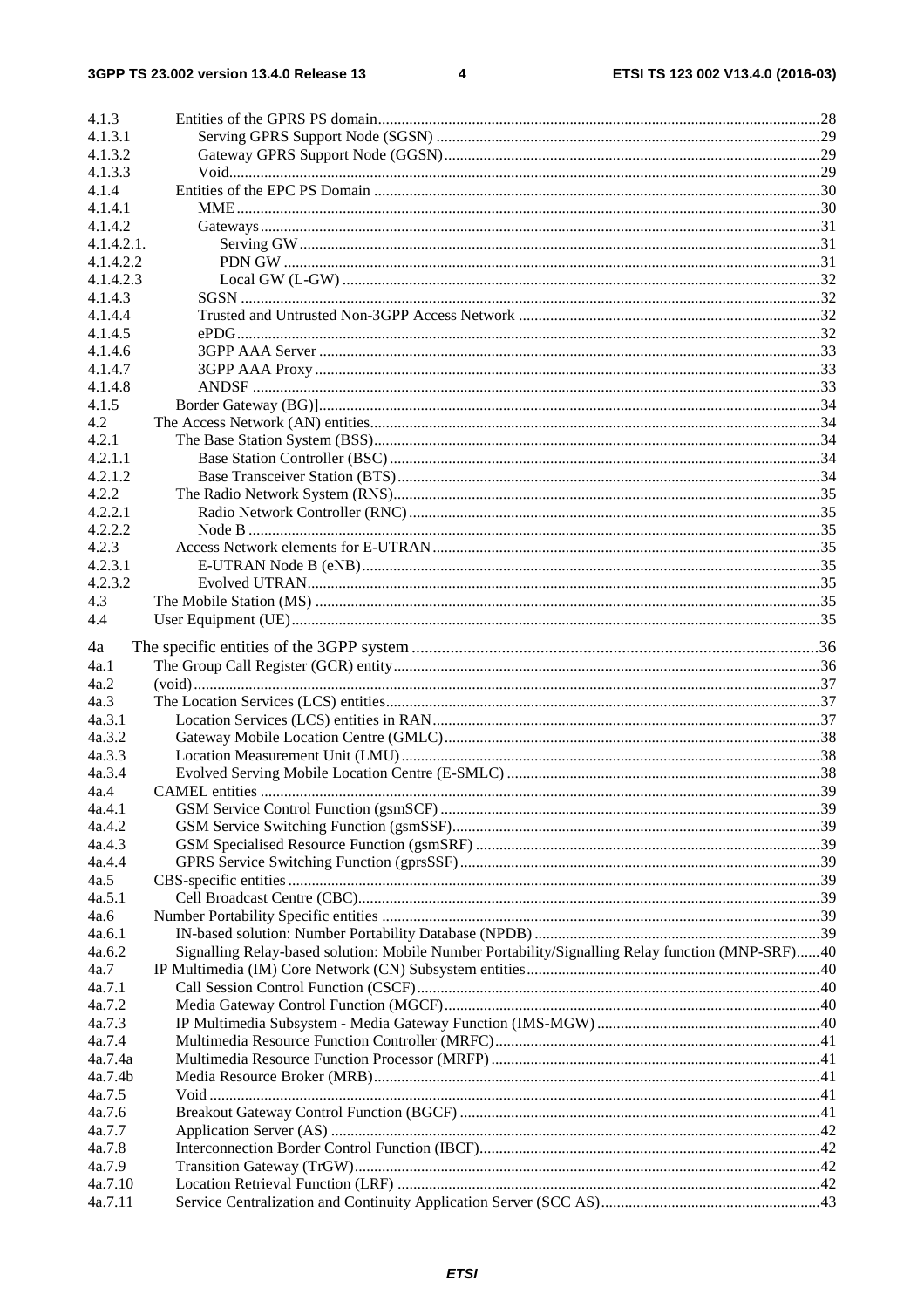4.1.3 Entities of the GPRS PS domain ..... 28
4.1.3.1 Serving GPRS Support Node (SGSN) ..... 29
4.1.3.2 Gateway GPRS Support Node (GGSN) ..... 29
4.1.3.3 Void ..... 29
4.1.4 Entities of the EPC PS Domain ..... 30
4.1.4.1 MME ..... 30
4.1.4.2 Gateways ..... 31
4.1.4.2.1. Serving GW ..... 31
4.1.4.2.2 PDN GW ..... 31
4.1.4.2.3 Local GW (L-GW) ..... 32
4.1.4.3 SGSN ..... 32
4.1.4.4 Trusted and Untrusted Non-3GPP Access Network ..... 32
4.1.4.5 ePDG ..... 32
4.1.4.6 3GPP AAA Server ..... 33
4.1.4.7 3GPP AAA Proxy ..... 33
4.1.4.8 ANDSF ..... 33
4.1.5 Border Gateway (BG)] ..... 34
4.2 The Access Network (AN) entities ..... 34
4.2.1 The Base Station System (BSS) ..... 34
4.2.1.1 Base Station Controller (BSC) ..... 34
4.2.1.2 Base Transceiver Station (BTS) ..... 34
4.2.2 The Radio Network System (RNS) ..... 35
4.2.2.1 Radio Network Controller (RNC) ..... 35
4.2.2.2 Node B ..... 35
4.2.3 Access Network elements for E-UTRAN ..... 35
4.2.3.1 E-UTRAN Node B (eNB) ..... 35
4.2.3.2 Evolved UTRAN ..... 35
4.3 The Mobile Station (MS) ..... 35
4.4 User Equipment (UE) ..... 35

4a The specific entities of the 3GPP system ..... 36
4a.1 The Group Call Register (GCR) entity ..... 36
4a.2 (void) ..... 37
4a.3 The Location Services (LCS) entities ..... 37
4a.3.1 Location Services (LCS) entities in RAN ..... 37
4a.3.2 Gateway Mobile Location Centre (GMLC) ..... 38
4a.3.3 Location Measurement Unit (LMU) ..... 38
4a.3.4 Evolved Serving Mobile Location Centre (E-SMLC) ..... 38
4a.4 CAMEL entities ..... 39
4a.4.1 GSM Service Control Function (gsmSCF) ..... 39
4a.4.2 GSM Service Switching Function (gsmSSF) ..... 39
4a.4.3 GSM Specialised Resource Function (gsmSRF) ..... 39
4a.4.4 GPRS Service Switching Function (gprsSSF) ..... 39
4a.5 CBS-specific entities ..... 39
4a.5.1 Cell Broadcast Centre (CBC) ..... 39
4a.6 Number Portability Specific entities ..... 39
4a.6.1 IN-based solution: Number Portability Database (NPDB) ..... 39
4a.6.2 Signalling Relay-based solution: Mobile Number Portability/Signalling Relay function (MNP-SRF) ..... 40
4a.7 IP Multimedia (IM) Core Network (CN) Subsystem entities ..... 40
4a.7.1 Call Session Control Function (CSCF) ..... 40
4a.7.2 Media Gateway Control Function (MGCF) ..... 40
4a.7.3 IP Multimedia Subsystem - Media Gateway Function (IMS-MGW) ..... 40
4a.7.4 Multimedia Resource Function Controller (MRFC) ..... 41
4a.7.4a Multimedia Resource Function Processor (MRFP) ..... 41
4a.7.4b Media Resource Broker (MRB) ..... 41
4a.7.5 Void ..... 41
4a.7.6 Breakout Gateway Control Function (BGCF) ..... 41
4a.7.7 Application Server (AS) ..... 42
4a.7.8 Interconnection Border Control Function (IBCF) ..... 42
4a.7.9 Transition Gateway (TrGW) ..... 42
4a.7.10 Location Retrieval Function (LRF) ..... 42
4a.7.11 Service Centralization and Continuity Application Server (SCC AS) ..... 43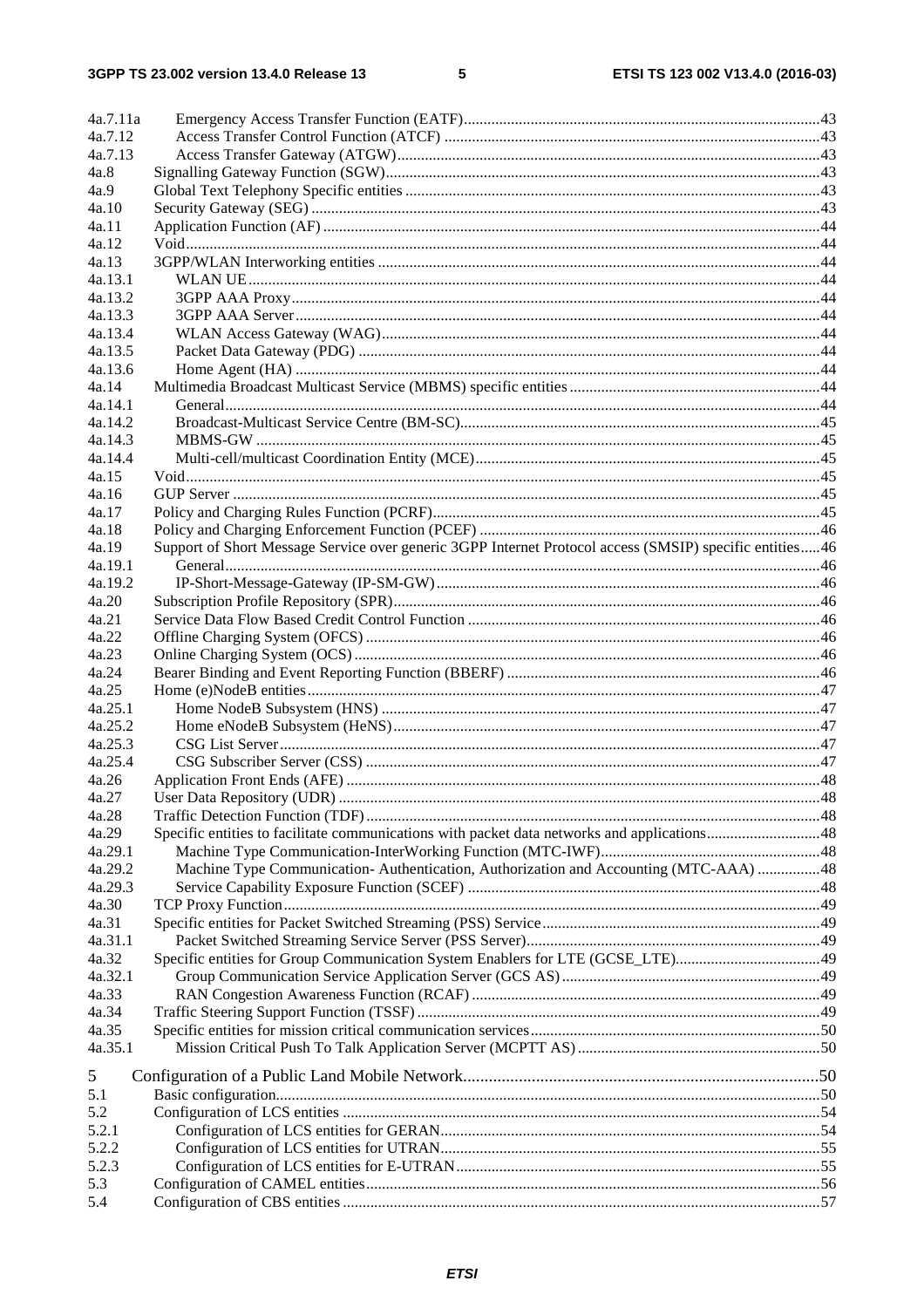4a.7.11a Emergency Access Transfer Function (EATF) 43
4a.7.12 Access Transfer Control Function (ATCF) 43
4a.7.13 Access Transfer Gateway (ATGW) 43
4a.8 Signalling Gateway Function (SGW) 43
4a.9 Global Text Telephony Specific entities 43
4a.10 Security Gateway (SEG) 43
4a.11 Application Function (AF) 44
4a.12 Void 44
4a.13 3GPP/WLAN Interworking entities 44
4a.13.1 WLAN UE 44
4a.13.2 3GPP AAA Proxy 44
4a.13.3 3GPP AAA Server 44
4a.13.4 WLAN Access Gateway (WAG) 44
4a.13.5 Packet Data Gateway (PDG) 44
4a.13.6 Home Agent (HA) 44
4a.14 Multimedia Broadcast Multicast Service (MBMS) specific entities 44
4a.14.1 General 44
4a.14.2 Broadcast-Multicast Service Centre (BM-SC) 45
4a.14.3 MBMS-GW 45
4a.14.4 Multi-cell/multicast Coordination Entity (MCE) 45
4a.15 Void 45
4a.16 GUP Server 45
4a.17 Policy and Charging Rules Function (PCRF) 45
4a.18 Policy and Charging Enforcement Function (PCEF) 46
4a.19 Support of Short Message Service over generic 3GPP Internet Protocol access (SMSIP) specific entities 46
4a.19.1 General 46
4a.19.2 IP-Short-Message-Gateway (IP-SM-GW) 46
4a.20 Subscription Profile Repository (SPR) 46
4a.21 Service Data Flow Based Credit Control Function 46
4a.22 Offline Charging System (OFCS) 46
4a.23 Online Charging System (OCS) 46
4a.24 Bearer Binding and Event Reporting Function (BBERF) 46
4a.25 Home (e)NodeB entities 47
4a.25.1 Home NodeB Subsystem (HNS) 47
4a.25.2 Home eNodeB Subsystem (HeNS) 47
4a.25.3 CSG List Server 47
4a.25.4 CSG Subscriber Server (CSS) 47
4a.26 Application Front Ends (AFE) 48
4a.27 User Data Repository (UDR) 48
4a.28 Traffic Detection Function (TDF) 48
4a.29 Specific entities to facilitate communications with packet data networks and applications 48
4a.29.1 Machine Type Communication-InterWorking Function (MTC-IWF) 48
4a.29.2 Machine Type Communication- Authentication, Authorization and Accounting (MTC-AAA) 48
4a.29.3 Service Capability Exposure Function (SCEF) 48
4a.30 TCP Proxy Function 49
4a.31 Specific entities for Packet Switched Streaming (PSS) Service 49
4a.31.1 Packet Switched Streaming Service Server (PSS Server) 49
4a.32 Specific entities for Group Communication System Enablers for LTE (GCSE_LTE) 49
4a.32.1 Group Communication Service Application Server (GCS AS) 49
4a.33 RAN Congestion Awareness Function (RCAF) 49
4a.34 Traffic Steering Support Function (TSSF) 49
4a.35 Specific entities for mission critical communication services 50
4a.35.1 Mission Critical Push To Talk Application Server (MCPTT AS) 50

5 Configuration of a Public Land Mobile Network 50
5.1 Basic configuration 50
5.2 Configuration of LCS entities 54
5.2.1 Configuration of LCS entities for GERAN 54
5.2.2 Configuration of LCS entities for UTRAN 55
5.2.3 Configuration of LCS entities for E-UTRAN 55
5.3 Configuration of CAMEL entities 56
5.4 Configuration of CBS entities 57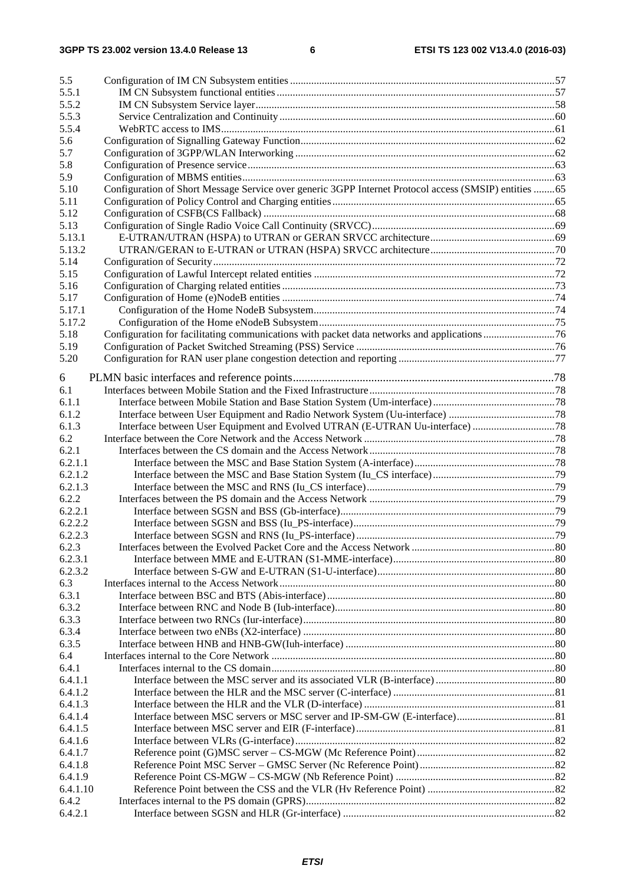5.5 Configuration of IM CN Subsystem entities ... 57
5.5.1 IM CN Subsystem functional entities ... 57
5.5.2 IM CN Subsystem Service layer ... 58
5.5.3 Service Centralization and Continuity ... 60
5.5.4 WebRTC access to IMS ... 61
5.6 Configuration of Signalling Gateway Function ... 62
5.7 Configuration of 3GPP/WLAN Interworking ... 62
5.8 Configuration of Presence service ... 63
5.9 Configuration of MBMS entities ... 63
5.10 Configuration of Short Message Service over generic 3GPP Internet Protocol access (SMSIP) entities ... 65
5.11 Configuration of Policy Control and Charging entities ... 65
5.12 Configuration of CSFB(CS Fallback) ... 68
5.13 Configuration of Single Radio Voice Call Continuity (SRVCC) ... 69
5.13.1 E-UTRAN/UTRAN (HSPA) to UTRAN or GERAN SRVCC architecture ... 69
5.13.2 UTRAN/GERAN to E-UTRAN or UTRAN (HSPA) SRVCC architecture ... 70
5.14 Configuration of Security ... 72
5.15 Configuration of Lawful Intercept related entities ... 72
5.16 Configuration of Charging related entities ... 73
5.17 Configuration of Home (e)NodeB entities ... 74
5.17.1 Configuration of the Home NodeB Subsystem ... 74
5.17.2 Configuration of the Home eNodeB Subsystem ... 75
5.18 Configuration for facilitating communications with packet data networks and applications ... 76
5.19 Configuration of Packet Switched Streaming (PSS) Service ... 76
5.20 Configuration for RAN user plane congestion detection and reporting ... 77

6 PLMN basic interfaces and reference points ... 78
6.1 Interfaces between Mobile Station and the Fixed Infrastructure ... 78
6.1.1 Interface between Mobile Station and Base Station System (Um-interface) ... 78
6.1.2 Interface between User Equipment and Radio Network System (Uu-interface) ... 78
6.1.3 Interface between User Equipment and Evolved UTRAN (E-UTRAN Uu-interface) ... 78
6.2 Interface between the Core Network and the Access Network ... 78
6.2.1 Interfaces between the CS domain and the Access Network ... 78
6.2.1.1 Interface between the MSC and Base Station System (A-interface) ... 78
6.2.1.2 Interface between the MSC and Base Station System (Iu_CS interface) ... 79
6.2.1.3 Interface between the MSC and RNS (Iu_CS interface) ... 79
6.2.2 Interfaces between the PS domain and the Access Network ... 79
6.2.2.1 Interface between SGSN and BSS (Gb-interface) ... 79
6.2.2.2 Interface between SGSN and BSS (Iu_PS-interface) ... 79
6.2.2.3 Interface between SGSN and RNS (Iu_PS-interface) ... 79
6.2.3 Interfaces between the Evolved Packet Core and the Access Network ... 80
6.2.3.1 Interface between MME and E-UTRAN (S1-MME-interface) ... 80
6.2.3.2 Interface between S-GW and E-UTRAN (S1-U-interface) ... 80
6.3 Interfaces internal to the Access Network ... 80
6.3.1 Interface between BSC and BTS (Abis-interface) ... 80
6.3.2 Interface between RNC and Node B (Iub-interface) ... 80
6.3.3 Interface between two RNCs (Iur-interface) ... 80
6.3.4 Interface between two eNBs (X2-interface) ... 80
6.3.5 Interface between HNB and HNB-GW(Iuh-interface) ... 80
6.4 Interfaces internal to the Core Network ... 80
6.4.1 Interfaces internal to the CS domain ... 80
6.4.1.1 Interface between the MSC server and its associated VLR (B-interface) ... 80
6.4.1.2 Interface between the HLR and the MSC server (C-interface) ... 81
6.4.1.3 Interface between the HLR and the VLR (D-interface) ... 81
6.4.1.4 Interface between MSC servers or MSC server and IP-SM-GW (E-interface) ... 81
6.4.1.5 Interface between MSC server and EIR (F-interface) ... 81
6.4.1.6 Interface between VLRs (G-interface) ... 82
6.4.1.7 Reference point (G)MSC server – CS-MGW (Mc Reference Point) ... 82
6.4.1.8 Reference Point MSC Server – GMSC Server (Nc Reference Point) ... 82
6.4.1.9 Reference Point CS-MGW – CS-MGW (Nb Reference Point) ... 82
6.4.1.10 Reference Point between the CSS and the VLR (Hv Reference Point) ... 82
6.4.2 Interfaces internal to the PS domain (GPRS) ... 82
6.4.2.1 Interface between SGSN and HLR (Gr-interface) ... 82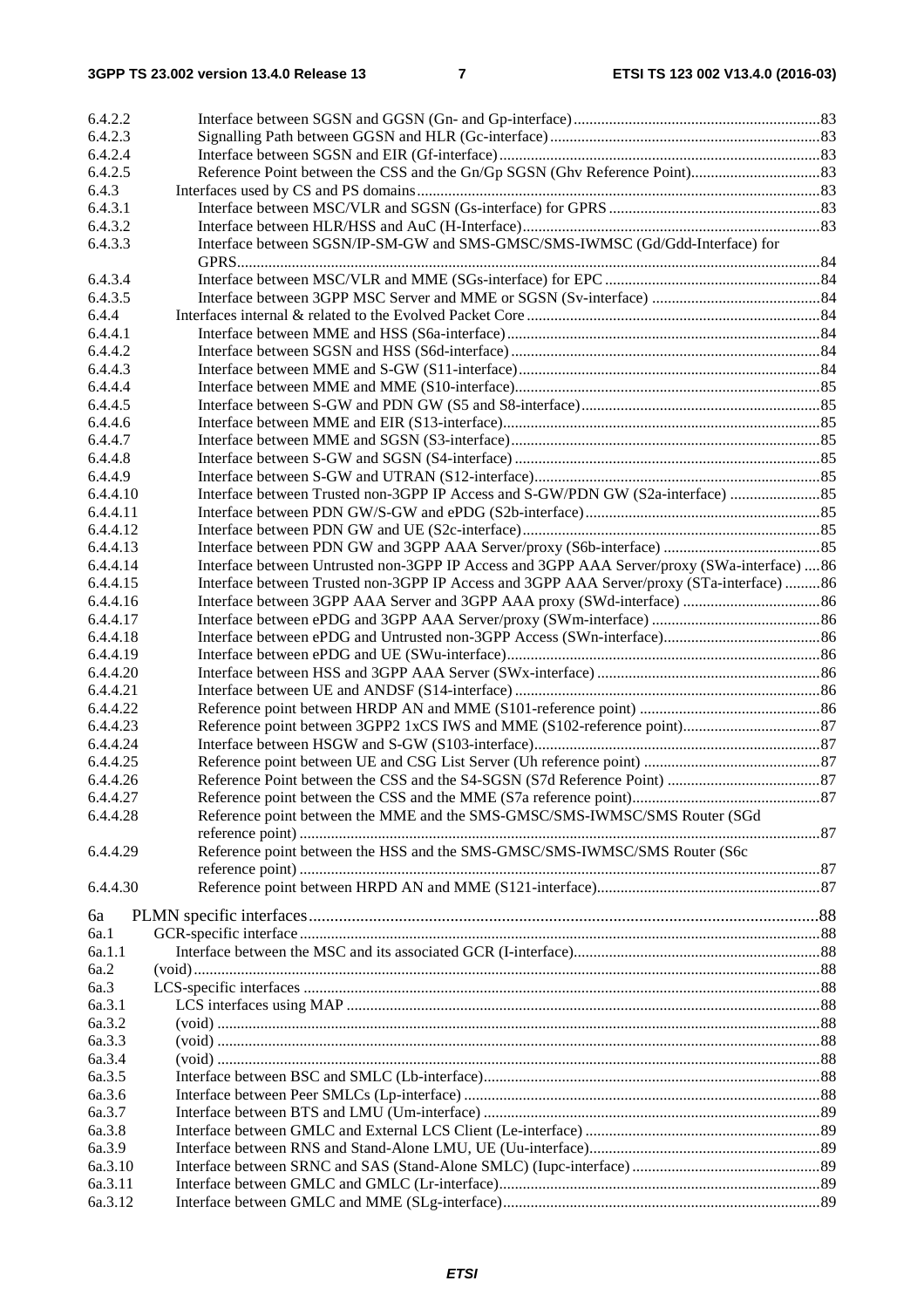6.4.2.2 Interface between SGSN and GGSN (Gn- and Gp-interface) ... 83
6.4.2.3 Signalling Path between GGSN and HLR (Gc-interface) ... 83
6.4.2.4 Interface between SGSN and EIR (Gf-interface) ... 83
6.4.2.5 Reference Point between the CSS and the Gn/Gp SGSN (Ghv Reference Point) ... 83
6.4.3 Interfaces used by CS and PS domains ... 83
6.4.3.1 Interface between MSC/VLR and SGSN (Gs-interface) for GPRS ... 83
6.4.3.2 Interface between HLR/HSS and AuC (H-Interface) ... 83
6.4.3.3 Interface between SGSN/IP-SM-GW and SMS-GMSC/SMS-IWMSC (Gd/Gdd-Interface) for GPRS ... 84
6.4.3.4 Interface between MSC/VLR and MME (SGs-interface) for EPC ... 84
6.4.3.5 Interface between 3GPP MSC Server and MME or SGSN (Sv-interface) ... 84
6.4.4 Interfaces internal & related to the Evolved Packet Core ... 84
6.4.4.1 Interface between MME and HSS (S6a-interface) ... 84
6.4.4.2 Interface between SGSN and HSS (S6d-interface) ... 84
6.4.4.3 Interface between MME and S-GW (S11-interface) ... 84
6.4.4.4 Interface between MME and MME (S10-interface) ... 85
6.4.4.5 Interface between S-GW and PDN GW (S5 and S8-interface) ... 85
6.4.4.6 Interface between MME and EIR (S13-interface) ... 85
6.4.4.7 Interface between MME and SGSN (S3-interface) ... 85
6.4.4.8 Interface between S-GW and SGSN (S4-interface) ... 85
6.4.4.9 Interface between S-GW and UTRAN (S12-interface) ... 85
6.4.4.10 Interface between Trusted non-3GPP IP Access and S-GW/PDN GW (S2a-interface) ... 85
6.4.4.11 Interface between PDN GW/S-GW and ePDG (S2b-interface) ... 85
6.4.4.12 Interface between PDN GW and UE (S2c-interface) ... 85
6.4.4.13 Interface between PDN GW and 3GPP AAA Server/proxy (S6b-interface) ... 85
6.4.4.14 Interface between Untrusted non-3GPP IP Access and 3GPP AAA Server/proxy (SWa-interface) ... 86
6.4.4.15 Interface between Trusted non-3GPP IP Access and 3GPP AAA Server/proxy (STa-interface) ... 86
6.4.4.16 Interface between 3GPP AAA Server and 3GPP AAA proxy (SWd-interface) ... 86
6.4.4.17 Interface between ePDG and 3GPP AAA Server/proxy (SWm-interface) ... 86
6.4.4.18 Interface between ePDG and Untrusted non-3GPP Access (SWn-interface) ... 86
6.4.4.19 Interface between ePDG and UE (SWu-interface) ... 86
6.4.4.20 Interface between HSS and 3GPP AAA Server (SWx-interface) ... 86
6.4.4.21 Interface between UE and ANDSF (S14-interface) ... 86
6.4.4.22 Reference point between HRDP AN and MME (S101-reference point) ... 86
6.4.4.23 Reference point between 3GPP2 1xCS IWS and MME (S102-reference point) ... 87
6.4.4.24 Interface between HSGW and S-GW (S103-interface) ... 87
6.4.4.25 Reference point between UE and CSG List Server (Uh reference point) ... 87
6.4.4.26 Reference Point between the CSS and the S4-SGSN (S7d Reference Point) ... 87
6.4.4.27 Reference point between the CSS and the MME (S7a reference point) ... 87
6.4.4.28 Reference point between the MME and the SMS-GMSC/SMS-IWMSC/SMS Router (SGd reference point) ... 87
6.4.4.29 Reference point between the HSS and the SMS-GMSC/SMS-IWMSC/SMS Router (S6c reference point) ... 87
6.4.4.30 Reference point between HRPD AN and MME (S121-interface) ... 87

6a PLMN specific interfaces ... 88
6a.1 GCR-specific interface ... 88
6a.1.1 Interface between the MSC and its associated GCR (I-interface) ... 88
6a.2 (void) ... 88
6a.3 LCS-specific interfaces ... 88
6a.3.1 LCS interfaces using MAP ... 88
6a.3.2 (void) ... 88
6a.3.3 (void) ... 88
6a.3.4 (void) ... 88
6a.3.5 Interface between BSC and SMLC (Lb-interface) ... 88
6a.3.6 Interface between Peer SMLCs (Lp-interface) ... 88
6a.3.7 Interface between BTS and LMU (Um-interface) ... 89
6a.3.8 Interface between GMLC and External LCS Client (Le-interface) ... 89
6a.3.9 Interface between RNS and Stand-Alone LMU, UE (Uu-interface) ... 89
6a.3.10 Interface between SRNC and SAS (Stand-Alone SMLC) (Iupc-interface) ... 89
6a.3.11 Interface between GMLC and GMLC (Lr-interface) ... 89
6a.3.12 Interface between GMLC and MME (SLg-interface) ... 89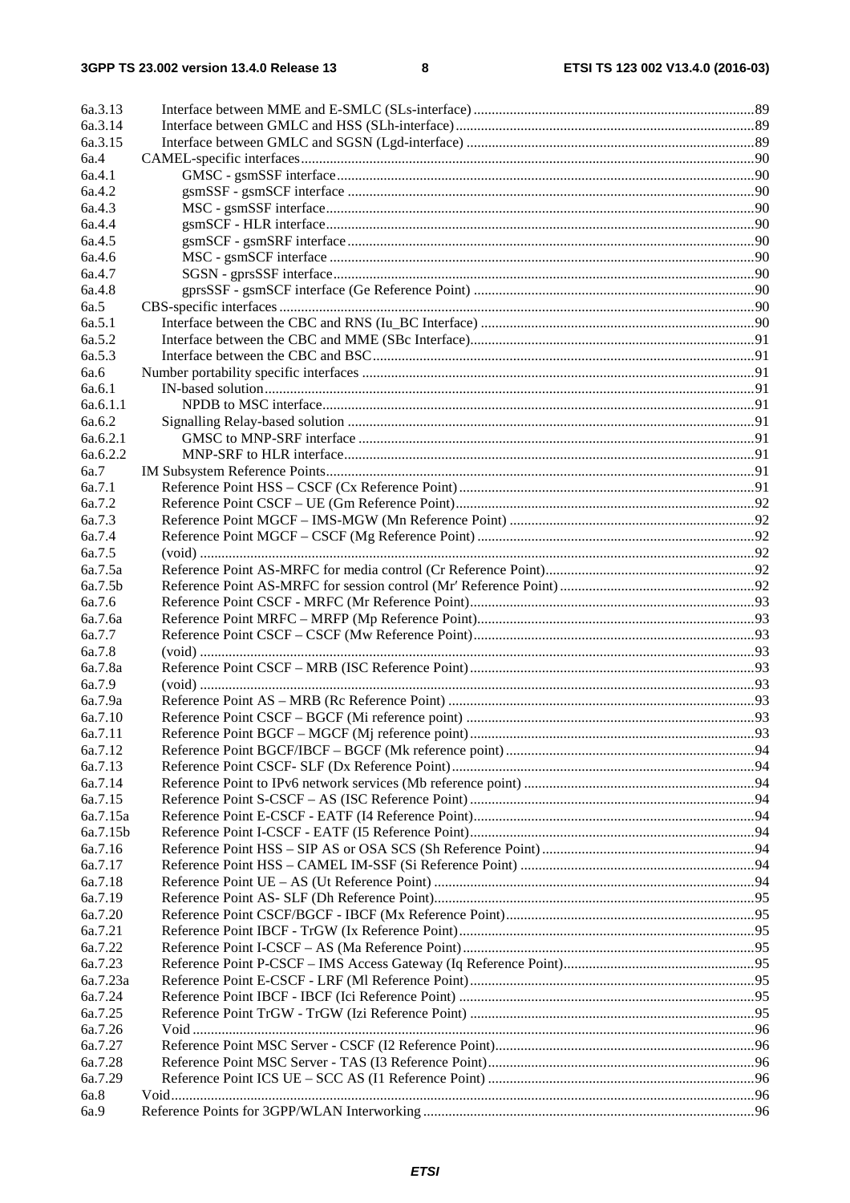6a.3.13 Interface between MME and E-SMLC (SLs-interface) ....89
6a.3.14 Interface between GMLC and HSS (SLh-interface) ....89
6a.3.15 Interface between GMLC and SGSN (Lgd-interface) ....89
6a.4 CAMEL-specific interfaces ....90
6a.4.1 GMSC - gsmSSF interface ....90
6a.4.2 gsmSSF - gsmSCF interface ....90
6a.4.3 MSC - gsmSSF interface ....90
6a.4.4 gsmSCF - HLR interface ....90
6a.4.5 gsmSCF - gsmSRF interface ....90
6a.4.6 MSC - gsmSCF interface ....90
6a.4.7 SGSN - gprsSSF interface ....90
6a.4.8 gprsSSF - gsmSCF interface (Ge Reference Point) ....90
6a.5 CBS-specific interfaces ....90
6a.5.1 Interface between the CBC and RNS (Iu_BC Interface) ....90
6a.5.2 Interface between the CBC and MME (SBc Interface) ....91
6a.5.3 Interface between the CBC and BSC ....91
6a.6 Number portability specific interfaces ....91
6a.6.1 IN-based solution ....91
6a.6.1.1 NPDB to MSC interface ....91
6a.6.2 Signalling Relay-based solution ....91
6a.6.2.1 GMSC to MNP-SRF interface ....91
6a.6.2.2 MNP-SRF to HLR interface ....91
6a.7 IM Subsystem Reference Points ....91
6a.7.1 Reference Point HSS – CSCF (Cx Reference Point) ....91
6a.7.2 Reference Point CSCF – UE (Gm Reference Point) ....92
6a.7.3 Reference Point MGCF – IMS-MGW (Mn Reference Point) ....92
6a.7.4 Reference Point MGCF – CSCF (Mg Reference Point) ....92
6a.7.5 (void) ....92
6a.7.5a Reference Point AS-MRFC for media control (Cr Reference Point) ....92
6a.7.5b Reference Point AS-MRFC for session control (Mr' Reference Point) ....92
6a.7.6 Reference Point CSCF - MRFC (Mr Reference Point) ....93
6a.7.6a Reference Point MRFC – MRFP (Mp Reference Point) ....93
6a.7.7 Reference Point CSCF – CSCF (Mw Reference Point) ....93
6a.7.8 (void) ....93
6a.7.8a Reference Point CSCF – MRB (ISC Reference Point) ....93
6a.7.9 (void) ....93
6a.7.9a Reference Point AS – MRB (Rc Reference Point) ....93
6a.7.10 Reference Point CSCF – BGCF (Mi reference point) ....93
6a.7.11 Reference Point BGCF – MGCF (Mj reference point) ....93
6a.7.12 Reference Point BGCF/IBCF – BGCF (Mk reference point) ....94
6a.7.13 Reference Point CSCF- SLF (Dx Reference Point) ....94
6a.7.14 Reference Point to IPv6 network services (Mb reference point) ....94
6a.7.15 Reference Point S-CSCF – AS (ISC Reference Point) ....94
6a.7.15a Reference Point E-CSCF - EATF (I4 Reference Point) ....94
6a.7.15b Reference Point I-CSCF - EATF (I5 Reference Point) ....94
6a.7.16 Reference Point HSS – SIP AS or OSA SCS (Sh Reference Point) ....94
6a.7.17 Reference Point HSS – CAMEL IM-SSF (Si Reference Point) ....94
6a.7.18 Reference Point UE – AS (Ut Reference Point) ....94
6a.7.19 Reference Point AS- SLF (Dh Reference Point) ....95
6a.7.20 Reference Point CSCF/BGCF - IBCF (Mx Reference Point) ....95
6a.7.21 Reference Point IBCF - TrGW (Ix Reference Point) ....95
6a.7.22 Reference Point I-CSCF – AS (Ma Reference Point) ....95
6a.7.23 Reference Point P-CSCF – IMS Access Gateway (Iq Reference Point) ....95
6a.7.23a Reference Point E-CSCF - LRF (Ml Reference Point) ....95
6a.7.24 Reference Point IBCF - IBCF (Ici Reference Point) ....95
6a.7.25 Reference Point TrGW - TrGW (Izi Reference Point) ....95
6a.7.26 Void ....96
6a.7.27 Reference Point MSC Server - CSCF (I2 Reference Point) ....96
6a.7.28 Reference Point MSC Server - TAS (I3 Reference Point) ....96
6a.7.29 Reference Point ICS UE – SCC AS (I1 Reference Point) ....96
6a.8 Void ....96
6a.9 Reference Points for 3GPP/WLAN Interworking ....96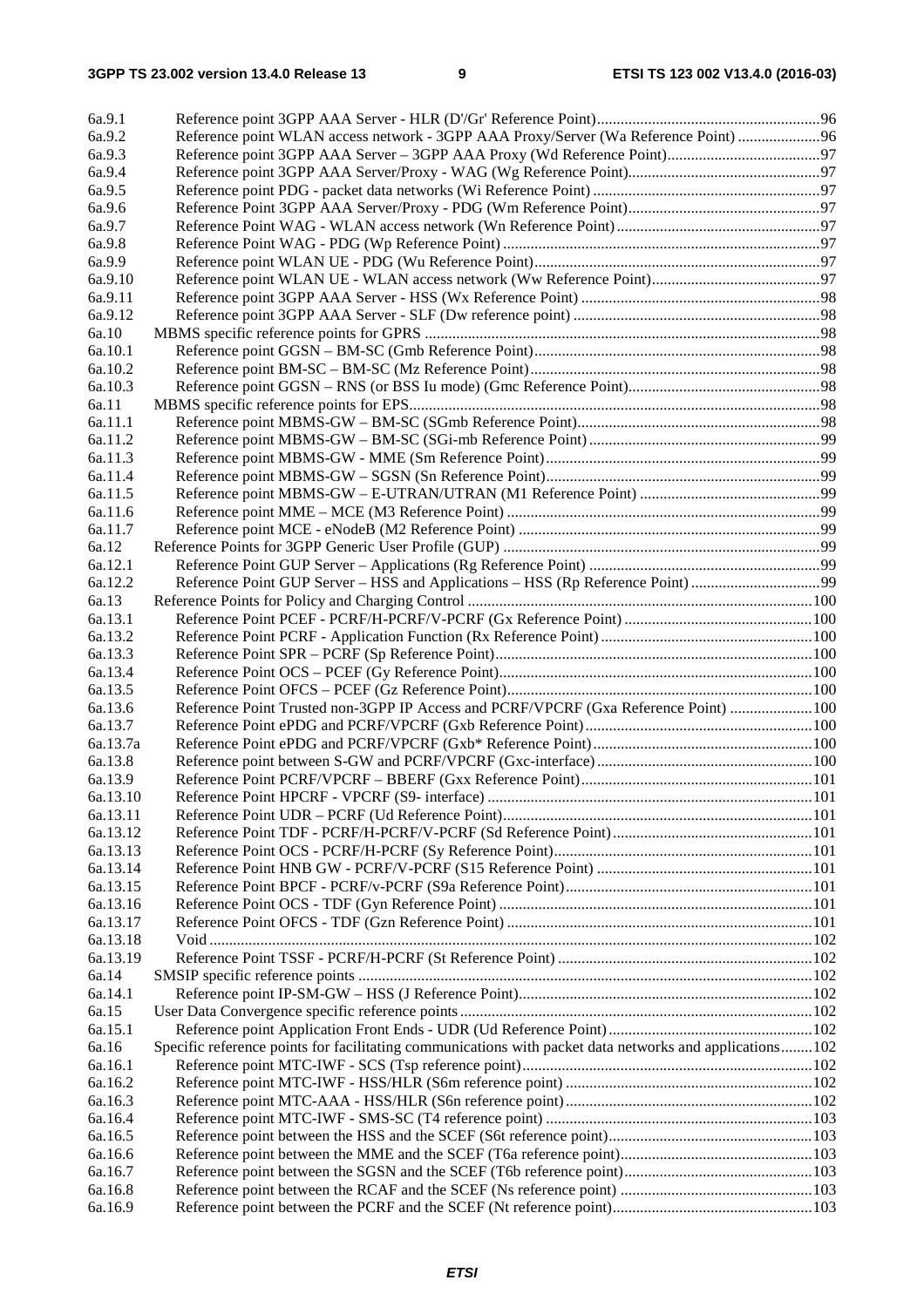6a.9.1 Reference point 3GPP AAA Server - HLR (D'/Gr' Reference Point) ......................................................... 96
6a.9.2 Reference point WLAN access network - 3GPP AAA Proxy/Server (Wa Reference Point) ..................... 96
6a.9.3 Reference point 3GPP AAA Server – 3GPP AAA Proxy (Wd Reference Point) ....................................... 97
6a.9.4 Reference point 3GPP AAA Server/Proxy - WAG (Wg Reference Point) ................................................. 97
6a.9.5 Reference point PDG - packet data networks (Wi Reference Point) .......................................................... 97
6a.9.6 Reference Point 3GPP AAA Server/Proxy - PDG (Wm Reference Point) ................................................. 97
6a.9.7 Reference Point WAG - WLAN access network (Wn Reference Point) .................................................... 97
6a.9.8 Reference Point WAG - PDG (Wp Reference Point) ................................................................................ 97
6a.9.9 Reference point WLAN UE - PDG (Wu Reference Point) ......................................................................... 97
6a.9.10 Reference point WLAN UE - WLAN access network (Ww Reference Point) ........................................... 97
6a.9.11 Reference point 3GPP AAA Server - HSS (Wx Reference Point) ............................................................. 98
6a.9.12 Reference point 3GPP AAA Server - SLF (Dw reference point) ............................................................... 98
6a.10 MBMS specific reference points for GPRS .................................................................................................... 98
6a.10.1 Reference point GGSN – BM-SC (Gmb Reference Point) ......................................................................... 98
6a.10.2 Reference point BM-SC – BM-SC (Mz Reference Point) .......................................................................... 98
6a.10.3 Reference point GGSN – RNS (or BSS Iu mode) (Gmc Reference Point) ................................................. 98
6a.11 MBMS specific reference points for EPS ........................................................................................................ 98
6a.11.1 Reference point MBMS-GW – BM-SC (SGmb Reference Point) .............................................................. 98
6a.11.2 Reference point MBMS-GW – BM-SC (SGi-mb Reference Point) ........................................................... 99
6a.11.3 Reference point MBMS-GW - MME (Sm Reference Point) ...................................................................... 99
6a.11.4 Reference point MBMS-GW – SGSN (Sn Reference Point) ...................................................................... 99
6a.11.5 Reference point MBMS-GW – E-UTRAN/UTRAN (M1 Reference Point) .............................................. 99
6a.11.6 Reference point MME – MCE (M3 Reference Point) ............................................................................... 99
6a.11.7 Reference point MCE - eNodeB (M2 Reference Point) ............................................................................ 99
6a.12 Reference Points for 3GPP Generic User Profile (GUP) ................................................................................. 99
6a.12.1 Reference Point GUP Server – Applications (Rg Reference Point) ........................................................... 99
6a.12.2 Reference Point GUP Server – HSS and Applications – HSS (Rp Reference Point) ................................. 99
6a.13 Reference Points for Policy and Charging Control ....................................................................................... 100
6a.13.1 Reference Point PCEF - PCRF/H-PCRF/V-PCRF (Gx Reference Point) ................................................ 100
6a.13.2 Reference Point PCRF - Application Function (Rx Reference Point) ..................................................... 100
6a.13.3 Reference Point SPR – PCRF (Sp Reference Point) ................................................................................ 100
6a.13.4 Reference Point OCS – PCEF (Gy Reference Point) ............................................................................... 100
6a.13.5 Reference Point OFCS – PCEF (Gz Reference Point) ............................................................................. 100
6a.13.6 Reference Point Trusted non-3GPP IP Access and PCRF/VPCRF (Gxa Reference Point) ..................... 100
6a.13.7 Reference Point ePDG and PCRF/VPCRF (Gxb Reference Point) .......................................................... 100
6a.13.7a Reference Point ePDG and PCRF/VPCRF (Gxb* Reference Point) ....................................................... 100
6a.13.8 Reference point between S-GW and PCRF/VPCRF (Gxc-interface) ...................................................... 100
6a.13.9 Reference Point PCRF/VPCRF – BBERF (Gxx Reference Point) ........................................................... 101
6a.13.10 Reference Point HPCRF - VPCRF (S9- interface) .................................................................................. 101
6a.13.11 Reference Point UDR – PCRF (Ud Reference Point) .............................................................................. 101
6a.13.12 Reference Point TDF - PCRF/H-PCRF/V-PCRF (Sd Reference Point) .................................................. 101
6a.13.13 Reference Point OCS - PCRF/H-PCRF (Sy Reference Point) ................................................................. 101
6a.13.14 Reference Point HNB GW - PCRF/V-PCRF (S15 Reference Point) ...................................................... 101
6a.13.15 Reference Point BPCF - PCRF/v-PCRF (S9a Reference Point) .............................................................. 101
6a.13.16 Reference Point OCS - TDF (Gyn Reference Point) ............................................................................... 101
6a.13.17 Reference Point OFCS - TDF (Gzn Reference Point) ............................................................................. 101
6a.13.18 Void ........................................................................................................................................................ 102
6a.13.19 Reference Point TSSF - PCRF/H-PCRF (St Reference Point) ................................................................ 102
6a.14 SMSIP specific reference points .................................................................................................................. 102
6a.14.1 Reference point IP-SM-GW – HSS (J Reference Point) .......................................................................... 102
6a.15 User Data Convergence specific reference points ......................................................................................... 102
6a.15.1 Reference point Application Front Ends - UDR (Ud Reference Point) .................................................... 102
6a.16 Specific reference points for facilitating communications with packet data networks and applications ........ 102
6a.16.1 Reference point MTC-IWF - SCS (Tsp reference point) ......................................................................... 102
6a.16.2 Reference point MTC-IWF - HSS/HLR (S6m reference point) .............................................................. 102
6a.16.3 Reference point MTC-AAA - HSS/HLR (S6n reference point) ............................................................... 102
6a.16.4 Reference point MTC-IWF - SMS-SC (T4 reference point) ................................................................... 103
6a.16.5 Reference point between the HSS and the SCEF (S6t reference point) ................................................... 103
6a.16.6 Reference point between the MME and the SCEF (T6a reference point) ................................................ 103
6a.16.7 Reference point between the SGSN and the SCEF (T6b reference point) ................................................ 103
6a.16.8 Reference point between the RCAF and the SCEF (Ns reference point) ................................................. 103
6a.16.9 Reference point between the PCRF and the SCEF (Nt reference point) .................................................. 103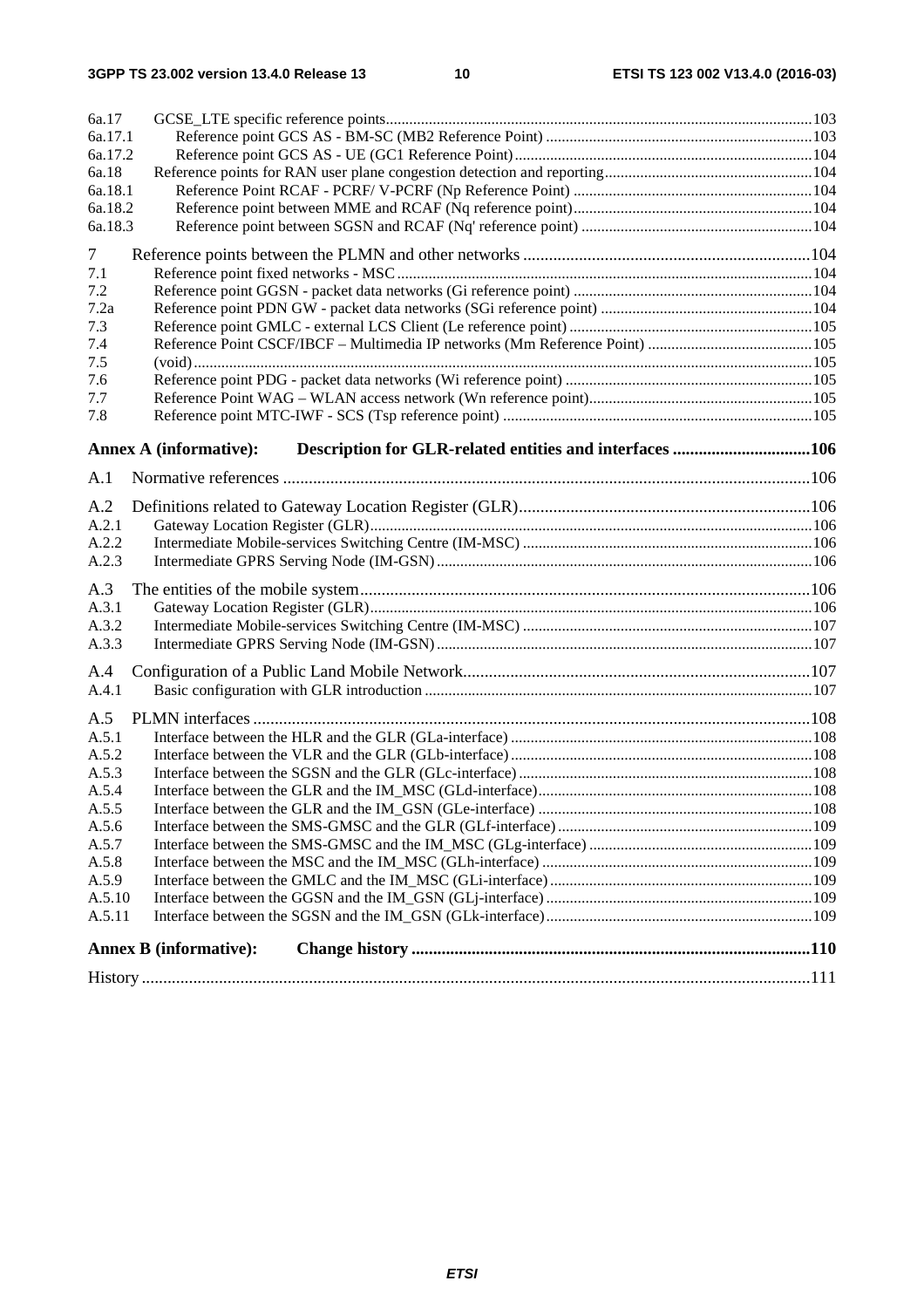6a.17 GCSE_LTE specific reference points ....................................................................................................... 103
6a.17.1 Reference point GCS AS - BM-SC (MB2 Reference Point) ................................................................... 103
6a.17.2 Reference point GCS AS - UE (GC1 Reference Point) ........................................................................... 104
6a.18 Reference points for RAN user plane congestion detection and reporting .................................................... 104
6a.18.1 Reference Point RCAF - PCRF/ V-PCRF (Np Reference Point) ............................................................. 104
6a.18.2 Reference point between MME and RCAF (Nq reference point) ............................................................. 104
6a.18.3 Reference point between SGSN and RCAF (Nq' reference point) ........................................................... 104

7 Reference points between the PLMN and other networks ................................................................... 104
7.1 Reference point fixed networks - MSC ........................................................................................................ 104
7.2 Reference point GGSN - packet data networks (Gi reference point) ............................................................ 104
7.2a Reference point PDN GW - packet data networks (SGi reference point) ..................................................... 104
7.3 Reference point GMLC - external LCS Client (Le reference point) ............................................................. 105
7.4 Reference Point CSCF/IBCF – Multimedia IP networks (Mm Reference Point) .......................................... 105
7.5 (void) ............................................................................................................................................................. 105
7.6 Reference point PDG - packet data networks (Wi reference point) .............................................................. 105
7.7 Reference Point WAG – WLAN access network (Wn reference point) ......................................................... 105
7.8 Reference point MTC-IWF - SCS (Tsp reference point) .............................................................................. 105

**Annex A (informative): Description for GLR-related entities and interfaces ................................ 106**

A.1 Normative references ........................................................................................................................... 106

A.2 Definitions related to Gateway Location Register (GLR) .................................................................... 106
A.2.1 Gateway Location Register (GLR) ................................................................................................................ 106
A.2.2 Intermediate Mobile-services Switching Centre (IM-MSC) .......................................................................... 106
A.2.3 Intermediate GPRS Serving Node (IM-GSN) ............................................................................................... 106

A.3 The entities of the mobile system ......................................................................................................... 106
A.3.1 Gateway Location Register (GLR) ................................................................................................................ 106
A.3.2 Intermediate Mobile-services Switching Centre (IM-MSC) .......................................................................... 107
A.3.3 Intermediate GPRS Serving Node (IM-GSN) ............................................................................................... 107

A.4 Configuration of a Public Land Mobile Network ................................................................................. 107
A.4.1 Basic configuration with GLR introduction .................................................................................................. 107

A.5 PLMN interfaces .................................................................................................................................. 108
A.5.1 Interface between the HLR and the GLR (GLa-interface) ............................................................................ 108
A.5.2 Interface between the VLR and the GLR (GLb-interface) ............................................................................ 108
A.5.3 Interface between the SGSN and the GLR (GLc-interface) .......................................................................... 108
A.5.4 Interface between the GLR and the IM_MSC (GLd-interface) ..................................................................... 108
A.5.5 Interface between the GLR and the IM_GSN (GLe-interface) ..................................................................... 108
A.5.6 Interface between the SMS-GMSC and the GLR (GLf-interface) ................................................................. 109
A.5.7 Interface between the SMS-GMSC and the IM_MSC (GLg-interface) ......................................................... 109
A.5.8 Interface between the MSC and the IM_MSC (GLh-interface) ..................................................................... 109
A.5.9 Interface between the GMLC and the IM_MSC (GLi-interface) ................................................................... 109
A.5.10 Interface between the GGSN and the IM_GSN (GLj-interface) ................................................................... 109
A.5.11 Interface between the SGSN and the IM_GSN (GLk-interface) ................................................................... 109

**Annex B (informative): Change history ............................................................................................ 110**

History ............................................................................................................................................................ 111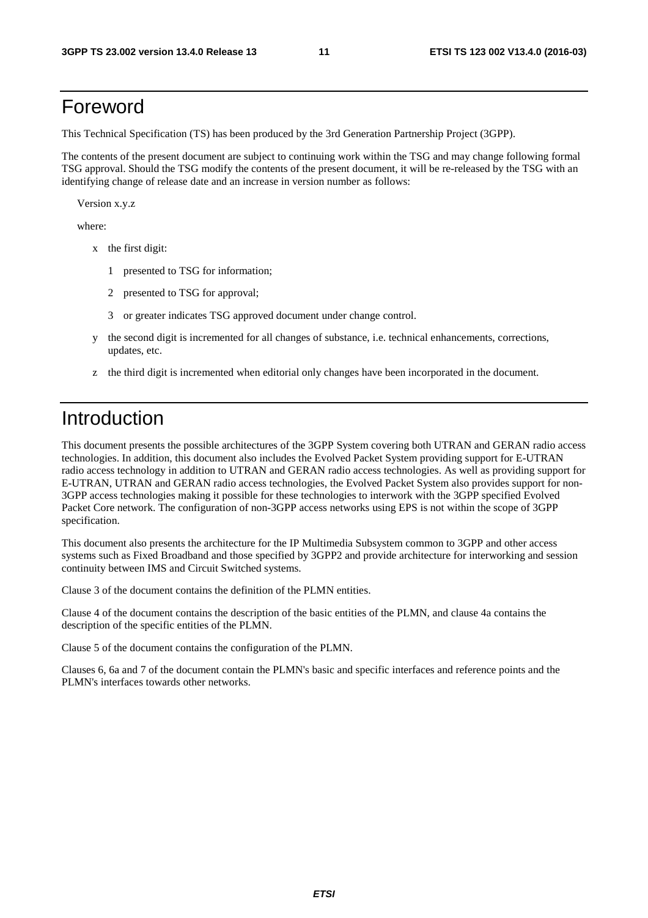# Foreword

This Technical Specification (TS) has been produced by the 3rd Generation Partnership Project (3GPP).

The contents of the present document are subject to continuing work within the TSG and may change following formal TSG approval. Should the TSG modify the contents of the present document, it will be re-released by the TSG with an identifying change of release date and an increase in version number as follows:

Version x.y.z

where:

- x the first digit:
  - 1 presented to TSG for information;
  - 2 presented to TSG for approval;
  - 3 or greater indicates TSG approved document under change control.
- y the second digit is incremented for all changes of substance, i.e. technical enhancements, corrections, updates, etc.
- z the third digit is incremented when editorial only changes have been incorporated in the document.

# Introduction

This document presents the possible architectures of the 3GPP System covering both UTRAN and GERAN radio access technologies. In addition, this document also includes the Evolved Packet System providing support for E-UTRAN radio access technology in addition to UTRAN and GERAN radio access technologies. As well as providing support for E-UTRAN, UTRAN and GERAN radio access technologies, the Evolved Packet System also provides support for non-3GPP access technologies making it possible for these technologies to interwork with the 3GPP specified Evolved Packet Core network. The configuration of non-3GPP access networks using EPS is not within the scope of 3GPP specification.

This document also presents the architecture for the IP Multimedia Subsystem common to 3GPP and other access systems such as Fixed Broadband and those specified by 3GPP2 and provide architecture for interworking and session continuity between IMS and Circuit Switched systems.

Clause 3 of the document contains the definition of the PLMN entities.

Clause 4 of the document contains the description of the basic entities of the PLMN, and clause 4a contains the description of the specific entities of the PLMN.

Clause 5 of the document contains the configuration of the PLMN.

Clauses 6, 6a and 7 of the document contain the PLMN's basic and specific interfaces and reference points and the PLMN's interfaces towards other networks.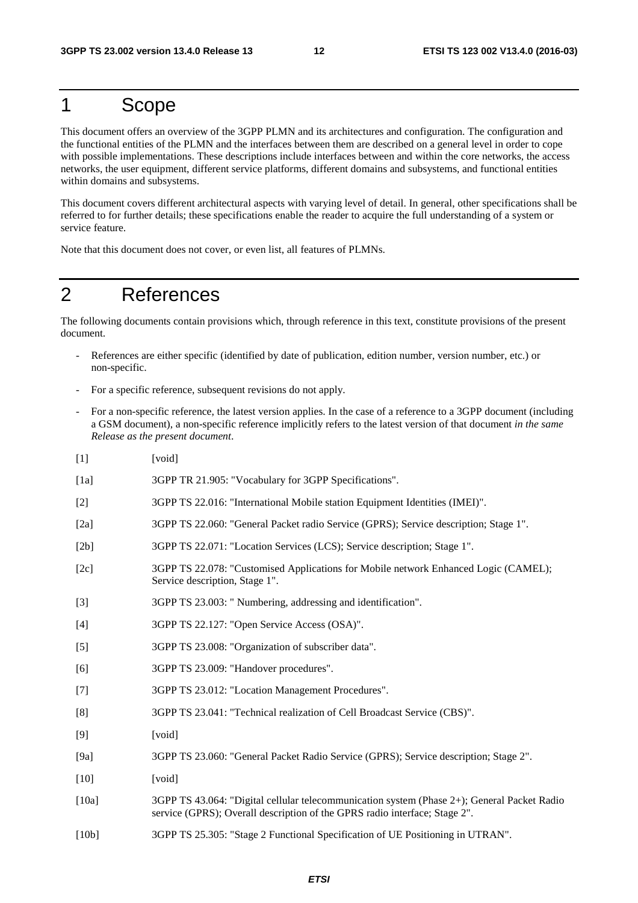# 1 Scope

This document offers an overview of the 3GPP PLMN and its architectures and configuration. The configuration and the functional entities of the PLMN and the interfaces between them are described on a general level in order to cope with possible implementations. These descriptions include interfaces between and within the core networks, the access networks, the user equipment, different service platforms, different domains and subsystems, and functional entities within domains and subsystems.

This document covers different architectural aspects with varying level of detail. In general, other specifications shall be referred to for further details; these specifications enable the reader to acquire the full understanding of a system or service feature.

Note that this document does not cover, or even list, all features of PLMNs.

# 2 References

The following documents contain provisions which, through reference in this text, constitute provisions of the present document.

- References are either specific (identified by date of publication, edition number, version number, etc.) or non-specific.
- For a specific reference, subsequent revisions do not apply.
- For a non-specific reference, the latest version applies. In the case of a reference to a 3GPP document (including a GSM document), a non-specific reference implicitly refers to the latest version of that document *in the same Release as the present document*.

[1] [void]

[1a] 3GPP TR 21.905: "Vocabulary for 3GPP Specifications".

[2] 3GPP TS 22.016: "International Mobile station Equipment Identities (IMEI)".

[2a] 3GPP TS 22.060: "General Packet radio Service (GPRS); Service description; Stage 1".

[2b] 3GPP TS 22.071: "Location Services (LCS); Service description; Stage 1".

[2c] 3GPP TS 22.078: "Customised Applications for Mobile network Enhanced Logic (CAMEL); Service description, Stage 1".

[3] 3GPP TS 23.003: " Numbering, addressing and identification".

[4] 3GPP TS 22.127: "Open Service Access (OSA)".

[5] 3GPP TS 23.008: "Organization of subscriber data".

[6] 3GPP TS 23.009: "Handover procedures".

[7] 3GPP TS 23.012: "Location Management Procedures".

[8] 3GPP TS 23.041: "Technical realization of Cell Broadcast Service (CBS)".

[9] [void]

[9a] 3GPP TS 23.060: "General Packet Radio Service (GPRS); Service description; Stage 2".

[10] [void]

[10a] 3GPP TS 43.064: "Digital cellular telecommunication system (Phase 2+); General Packet Radio service (GPRS); Overall description of the GPRS radio interface; Stage 2".

[10b] 3GPP TS 25.305: "Stage 2 Functional Specification of UE Positioning in UTRAN".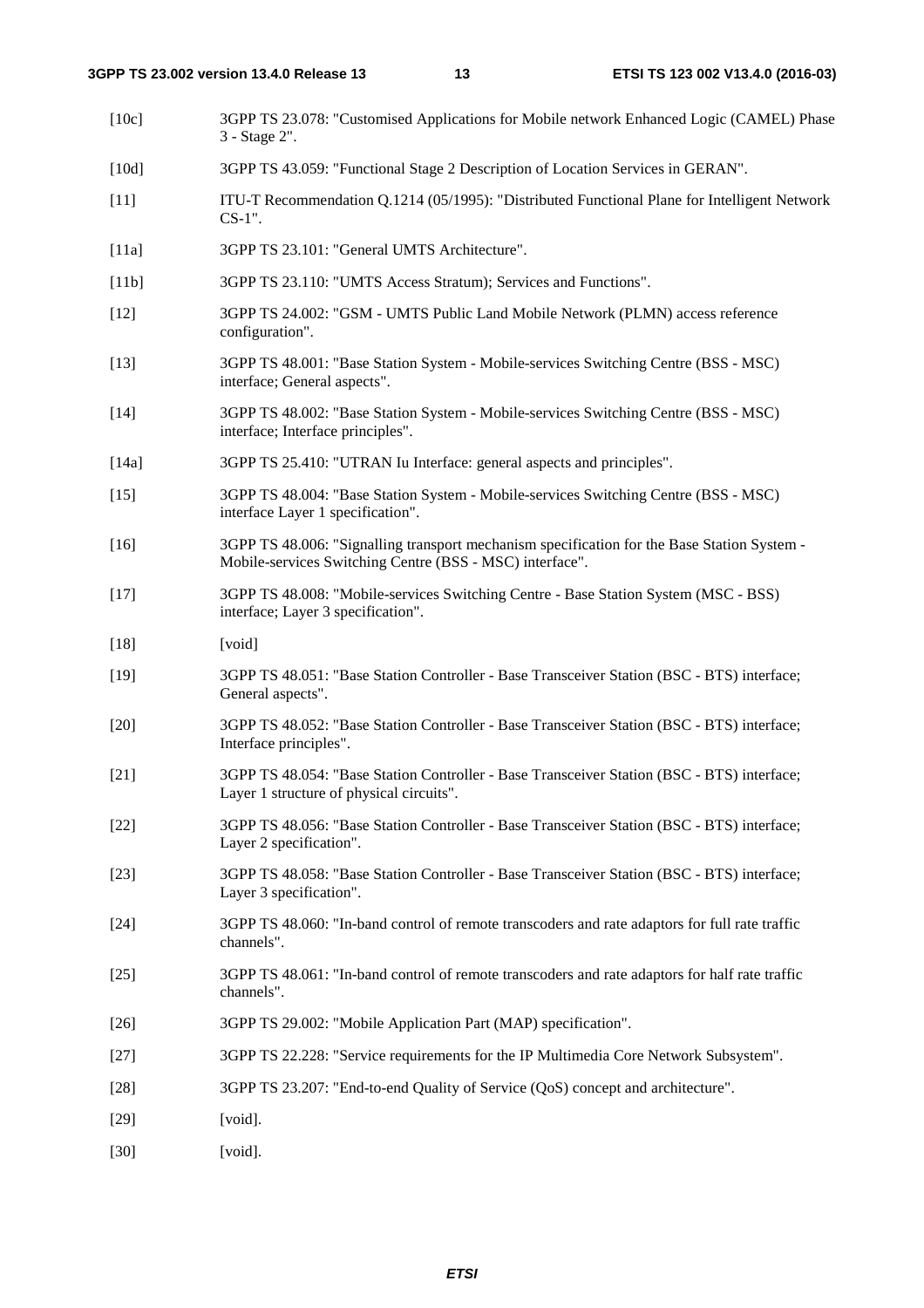[10c] 3GPP TS 23.078: "Customised Applications for Mobile network Enhanced Logic (CAMEL) Phase 3 - Stage 2".

[10d] 3GPP TS 43.059: "Functional Stage 2 Description of Location Services in GERAN".

[11] ITU-T Recommendation Q.1214 (05/1995): "Distributed Functional Plane for Intelligent Network CS-1".

[11a] 3GPP TS 23.101: "General UMTS Architecture".

[11b] 3GPP TS 23.110: "UMTS Access Stratum); Services and Functions".

[12] 3GPP TS 24.002: "GSM - UMTS Public Land Mobile Network (PLMN) access reference configuration".

[13] 3GPP TS 48.001: "Base Station System - Mobile-services Switching Centre (BSS - MSC) interface; General aspects".

[14] 3GPP TS 48.002: "Base Station System - Mobile-services Switching Centre (BSS - MSC) interface; Interface principles".

[14a] 3GPP TS 25.410: "UTRAN Iu Interface: general aspects and principles".

[15] 3GPP TS 48.004: "Base Station System - Mobile-services Switching Centre (BSS - MSC) interface Layer 1 specification".

[16] 3GPP TS 48.006: "Signalling transport mechanism specification for the Base Station System - Mobile-services Switching Centre (BSS - MSC) interface".

[17] 3GPP TS 48.008: "Mobile-services Switching Centre - Base Station System (MSC - BSS) interface; Layer 3 specification".

[18] [void]

[19] 3GPP TS 48.051: "Base Station Controller - Base Transceiver Station (BSC - BTS) interface; General aspects".

[20] 3GPP TS 48.052: "Base Station Controller - Base Transceiver Station (BSC - BTS) interface; Interface principles".

[21] 3GPP TS 48.054: "Base Station Controller - Base Transceiver Station (BSC - BTS) interface; Layer 1 structure of physical circuits".

[22] 3GPP TS 48.056: "Base Station Controller - Base Transceiver Station (BSC - BTS) interface; Layer 2 specification".

[23] 3GPP TS 48.058: "Base Station Controller - Base Transceiver Station (BSC - BTS) interface; Layer 3 specification".

[24] 3GPP TS 48.060: "In-band control of remote transcoders and rate adaptors for full rate traffic channels".

[25] 3GPP TS 48.061: "In-band control of remote transcoders and rate adaptors for half rate traffic channels".

[26] 3GPP TS 29.002: "Mobile Application Part (MAP) specification".

[27] 3GPP TS 22.228: "Service requirements for the IP Multimedia Core Network Subsystem".

[28] 3GPP TS 23.207: "End-to-end Quality of Service (QoS) concept and architecture".

[29] [void].

[30] [void].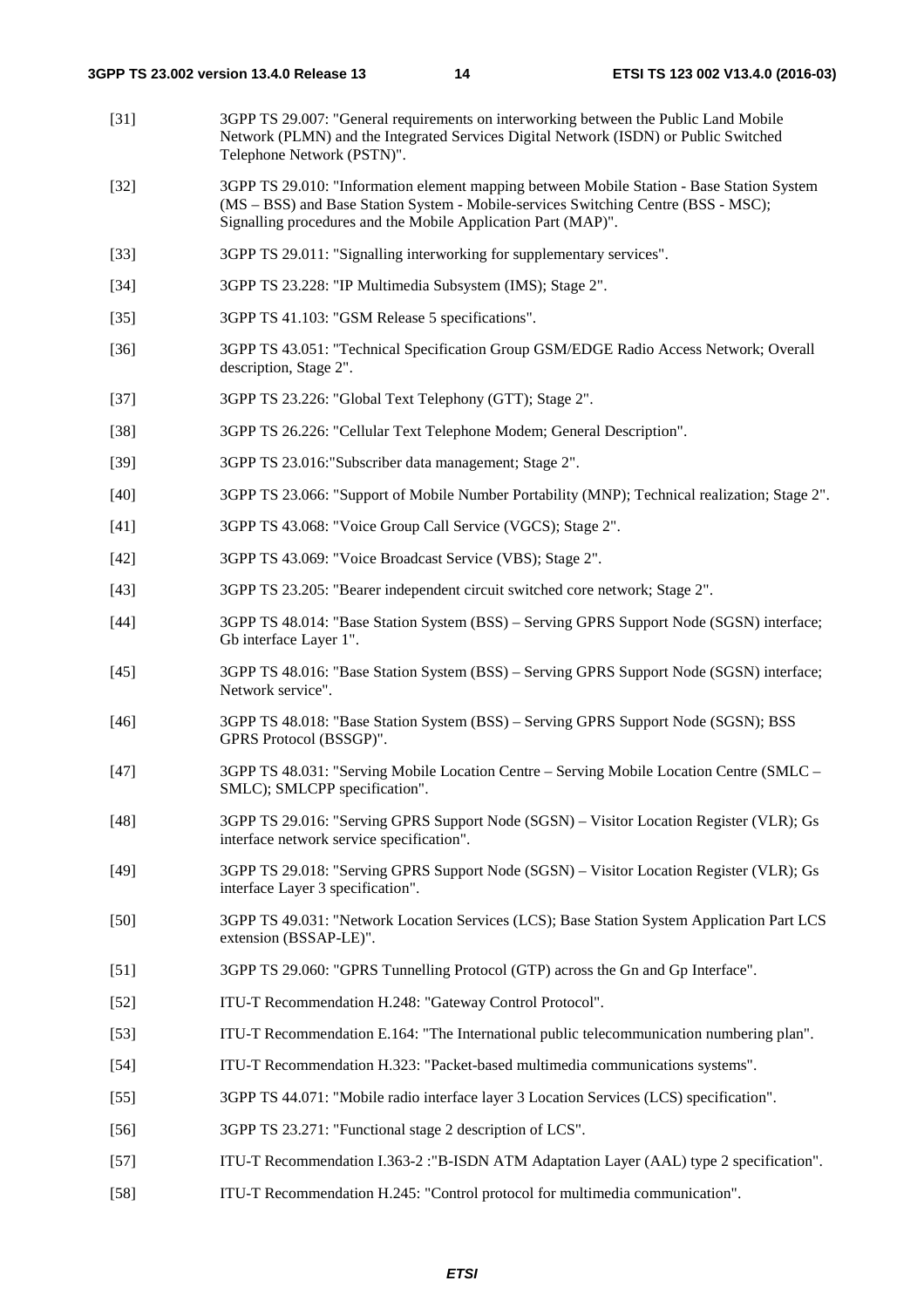[31] 3GPP TS 29.007: "General requirements on interworking between the Public Land Mobile Network (PLMN) and the Integrated Services Digital Network (ISDN) or Public Switched Telephone Network (PSTN)".

[32] 3GPP TS 29.010: "Information element mapping between Mobile Station - Base Station System (MS – BSS) and Base Station System - Mobile-services Switching Centre (BSS - MSC); Signalling procedures and the Mobile Application Part (MAP)".

[33] 3GPP TS 29.011: "Signalling interworking for supplementary services".

[34] 3GPP TS 23.228: "IP Multimedia Subsystem (IMS); Stage 2".

[35] 3GPP TS 41.103: "GSM Release 5 specifications".

[36] 3GPP TS 43.051: "Technical Specification Group GSM/EDGE Radio Access Network; Overall description, Stage 2".

[37] 3GPP TS 23.226: "Global Text Telephony (GTT); Stage 2".

[38] 3GPP TS 26.226: "Cellular Text Telephone Modem; General Description".

[39] 3GPP TS 23.016:"Subscriber data management; Stage 2".

[40] 3GPP TS 23.066: "Support of Mobile Number Portability (MNP); Technical realization; Stage 2".

[41] 3GPP TS 43.068: "Voice Group Call Service (VGCS); Stage 2".

[42] 3GPP TS 43.069: "Voice Broadcast Service (VBS); Stage 2".

[43] 3GPP TS 23.205: "Bearer independent circuit switched core network; Stage 2".

[44] 3GPP TS 48.014: "Base Station System (BSS) – Serving GPRS Support Node (SGSN) interface; Gb interface Layer 1".

[45] 3GPP TS 48.016: "Base Station System (BSS) – Serving GPRS Support Node (SGSN) interface; Network service".

[46] 3GPP TS 48.018: "Base Station System (BSS) – Serving GPRS Support Node (SGSN); BSS GPRS Protocol (BSSGP)".

[47] 3GPP TS 48.031: "Serving Mobile Location Centre – Serving Mobile Location Centre (SMLC – SMLC); SMLCPP specification".

[48] 3GPP TS 29.016: "Serving GPRS Support Node (SGSN) – Visitor Location Register (VLR); Gs interface network service specification".

[49] 3GPP TS 29.018: "Serving GPRS Support Node (SGSN) – Visitor Location Register (VLR); Gs interface Layer 3 specification".

[50] 3GPP TS 49.031: "Network Location Services (LCS); Base Station System Application Part LCS extension (BSSAP-LE)".

[51] 3GPP TS 29.060: "GPRS Tunnelling Protocol (GTP) across the Gn and Gp Interface".

[52] ITU-T Recommendation H.248: "Gateway Control Protocol".

[53] ITU-T Recommendation E.164: "The International public telecommunication numbering plan".

[54] ITU-T Recommendation H.323: "Packet-based multimedia communications systems".

[55] 3GPP TS 44.071: "Mobile radio interface layer 3 Location Services (LCS) specification".

[56] 3GPP TS 23.271: "Functional stage 2 description of LCS".

[57] ITU-T Recommendation I.363-2 :"B-ISDN ATM Adaptation Layer (AAL) type 2 specification".

[58] ITU-T Recommendation H.245: "Control protocol for multimedia communication".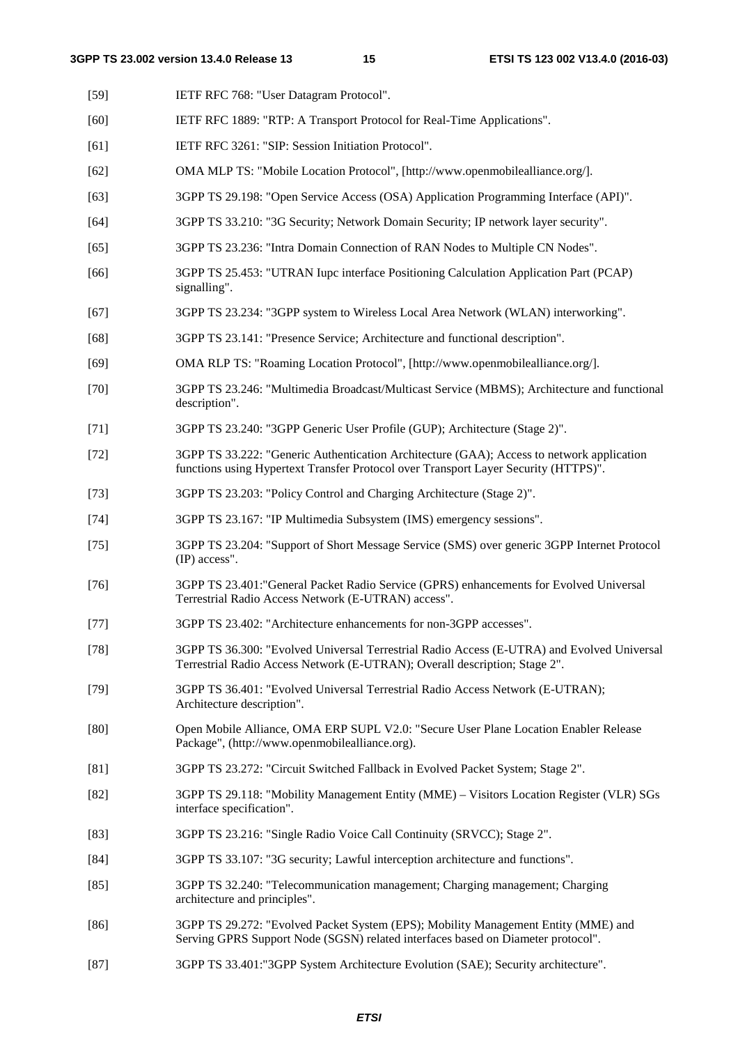[59] IETF RFC 768: "User Datagram Protocol".

[60] IETF RFC 1889: "RTP: A Transport Protocol for Real-Time Applications".

[61] IETF RFC 3261: "SIP: Session Initiation Protocol".

[62] OMA MLP TS: "Mobile Location Protocol", [http://www.openmobilealliance.org/].

[63] 3GPP TS 29.198: "Open Service Access (OSA) Application Programming Interface (API)".

[64] 3GPP TS 33.210: "3G Security; Network Domain Security; IP network layer security".

[65] 3GPP TS 23.236: "Intra Domain Connection of RAN Nodes to Multiple CN Nodes".

[66] 3GPP TS 25.453: "UTRAN Iupc interface Positioning Calculation Application Part (PCAP) signalling".

[67] 3GPP TS 23.234: "3GPP system to Wireless Local Area Network (WLAN) interworking".

[68] 3GPP TS 23.141: "Presence Service; Architecture and functional description".

[69] OMA RLP TS: "Roaming Location Protocol", [http://www.openmobilealliance.org/].

[70] 3GPP TS 23.246: "Multimedia Broadcast/Multicast Service (MBMS); Architecture and functional description".

[71] 3GPP TS 23.240: "3GPP Generic User Profile (GUP); Architecture (Stage 2)".

[72] 3GPP TS 33.222: "Generic Authentication Architecture (GAA); Access to network application functions using Hypertext Transfer Protocol over Transport Layer Security (HTTPS)".

[73] 3GPP TS 23.203: "Policy Control and Charging Architecture (Stage 2)".

[74] 3GPP TS 23.167: "IP Multimedia Subsystem (IMS) emergency sessions".

[75] 3GPP TS 23.204: "Support of Short Message Service (SMS) over generic 3GPP Internet Protocol (IP) access".

[76] 3GPP TS 23.401:"General Packet Radio Service (GPRS) enhancements for Evolved Universal Terrestrial Radio Access Network (E-UTRAN) access".

[77] 3GPP TS 23.402: "Architecture enhancements for non-3GPP accesses".

[78] 3GPP TS 36.300: "Evolved Universal Terrestrial Radio Access (E-UTRA) and Evolved Universal Terrestrial Radio Access Network (E-UTRAN); Overall description; Stage 2".

[79] 3GPP TS 36.401: "Evolved Universal Terrestrial Radio Access Network (E-UTRAN); Architecture description".

[80] Open Mobile Alliance, OMA ERP SUPL V2.0: "Secure User Plane Location Enabler Release Package", (http://www.openmobilealliance.org).

[81] 3GPP TS 23.272: "Circuit Switched Fallback in Evolved Packet System; Stage 2".

[82] 3GPP TS 29.118: "Mobility Management Entity (MME) – Visitors Location Register (VLR) SGs interface specification".

[83] 3GPP TS 23.216: "Single Radio Voice Call Continuity (SRVCC); Stage 2".

[84] 3GPP TS 33.107: "3G security; Lawful interception architecture and functions".

[85] 3GPP TS 32.240: "Telecommunication management; Charging management; Charging architecture and principles".

[86] 3GPP TS 29.272: "Evolved Packet System (EPS); Mobility Management Entity (MME) and Serving GPRS Support Node (SGSN) related interfaces based on Diameter protocol".

[87] 3GPP TS 33.401:"3GPP System Architecture Evolution (SAE); Security architecture".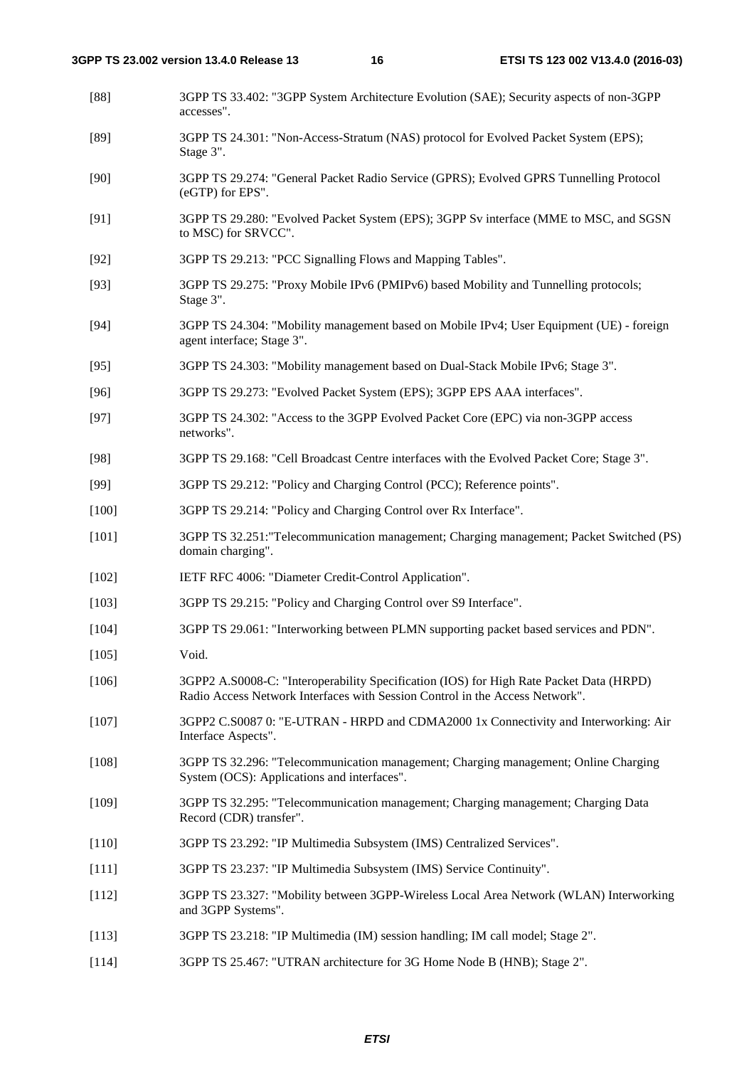[88] 3GPP TS 33.402: "3GPP System Architecture Evolution (SAE); Security aspects of non-3GPP accesses".

[89] 3GPP TS 24.301: "Non-Access-Stratum (NAS) protocol for Evolved Packet System (EPS); Stage 3".

[90] 3GPP TS 29.274: "General Packet Radio Service (GPRS); Evolved GPRS Tunnelling Protocol (eGTP) for EPS".

[91] 3GPP TS 29.280: "Evolved Packet System (EPS); 3GPP Sv interface (MME to MSC, and SGSN to MSC) for SRVCC".

[92] 3GPP TS 29.213: "PCC Signalling Flows and Mapping Tables".

[93] 3GPP TS 29.275: "Proxy Mobile IPv6 (PMIPv6) based Mobility and Tunnelling protocols; Stage 3".

[94] 3GPP TS 24.304: "Mobility management based on Mobile IPv4; User Equipment (UE) - foreign agent interface; Stage 3".

[95] 3GPP TS 24.303: "Mobility management based on Dual-Stack Mobile IPv6; Stage 3".

[96] 3GPP TS 29.273: "Evolved Packet System (EPS); 3GPP EPS AAA interfaces".

[97] 3GPP TS 24.302: "Access to the 3GPP Evolved Packet Core (EPC) via non-3GPP access networks".

[98] 3GPP TS 29.168: "Cell Broadcast Centre interfaces with the Evolved Packet Core; Stage 3".

[99] 3GPP TS 29.212: "Policy and Charging Control (PCC); Reference points".

[100] 3GPP TS 29.214: "Policy and Charging Control over Rx Interface".

[101] 3GPP TS 32.251:"Telecommunication management; Charging management; Packet Switched (PS) domain charging".

[102] IETF RFC 4006: "Diameter Credit-Control Application".

[103] 3GPP TS 29.215: "Policy and Charging Control over S9 Interface".

[104] 3GPP TS 29.061: "Interworking between PLMN supporting packet based services and PDN".

[105] Void.

[106] 3GPP2 A.S0008-C: "Interoperability Specification (IOS) for High Rate Packet Data (HRPD) Radio Access Network Interfaces with Session Control in the Access Network".

[107] 3GPP2 C.S0087 0: "E-UTRAN - HRPD and CDMA2000 1x Connectivity and Interworking: Air Interface Aspects".

[108] 3GPP TS 32.296: "Telecommunication management; Charging management; Online Charging System (OCS): Applications and interfaces".

[109] 3GPP TS 32.295: "Telecommunication management; Charging management; Charging Data Record (CDR) transfer".

[110] 3GPP TS 23.292: "IP Multimedia Subsystem (IMS) Centralized Services".

[111] 3GPP TS 23.237: "IP Multimedia Subsystem (IMS) Service Continuity".

[112] 3GPP TS 23.327: "Mobility between 3GPP-Wireless Local Area Network (WLAN) Interworking and 3GPP Systems".

[113] 3GPP TS 23.218: "IP Multimedia (IM) session handling; IM call model; Stage 2".

[114] 3GPP TS 25.467: "UTRAN architecture for 3G Home Node B (HNB); Stage 2".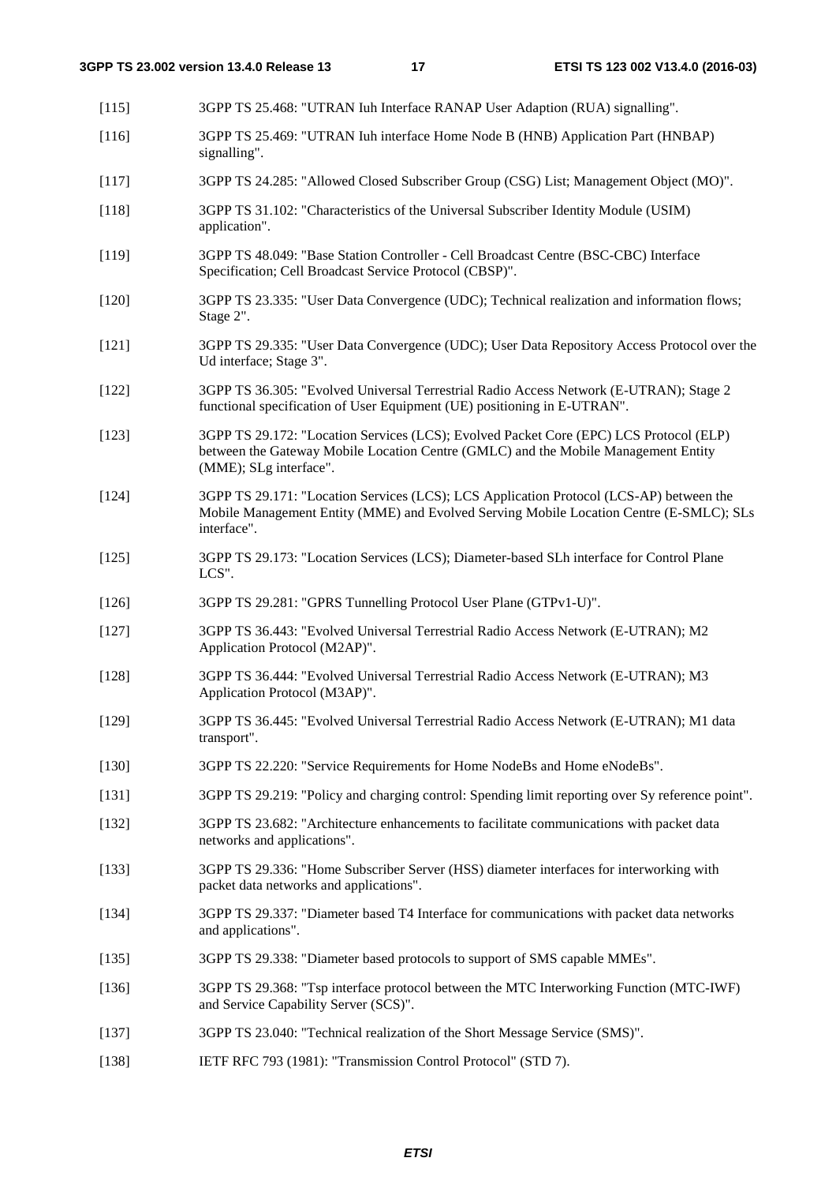[115] 3GPP TS 25.468: "UTRAN Iuh Interface RANAP User Adaption (RUA) signalling".

[116] 3GPP TS 25.469: "UTRAN Iuh interface Home Node B (HNB) Application Part (HNBAP) signalling".

[117] 3GPP TS 24.285: "Allowed Closed Subscriber Group (CSG) List; Management Object (MO)".

[118] 3GPP TS 31.102: "Characteristics of the Universal Subscriber Identity Module (USIM) application".

[119] 3GPP TS 48.049: "Base Station Controller - Cell Broadcast Centre (BSC-CBC) Interface Specification; Cell Broadcast Service Protocol (CBSP)".

[120] 3GPP TS 23.335: "User Data Convergence (UDC); Technical realization and information flows; Stage 2".

[121] 3GPP TS 29.335: "User Data Convergence (UDC); User Data Repository Access Protocol over the Ud interface; Stage 3".

[122] 3GPP TS 36.305: "Evolved Universal Terrestrial Radio Access Network (E-UTRAN); Stage 2 functional specification of User Equipment (UE) positioning in E-UTRAN".

[123] 3GPP TS 29.172: "Location Services (LCS); Evolved Packet Core (EPC) LCS Protocol (ELP) between the Gateway Mobile Location Centre (GMLC) and the Mobile Management Entity (MME); SLg interface".

[124] 3GPP TS 29.171: "Location Services (LCS); LCS Application Protocol (LCS-AP) between the Mobile Management Entity (MME) and Evolved Serving Mobile Location Centre (E-SMLC); SLs interface".

[125] 3GPP TS 29.173: "Location Services (LCS); Diameter-based SLh interface for Control Plane LCS".

[126] 3GPP TS 29.281: "GPRS Tunnelling Protocol User Plane (GTPv1-U)".

[127] 3GPP TS 36.443: "Evolved Universal Terrestrial Radio Access Network (E-UTRAN); M2 Application Protocol (M2AP)".

[128] 3GPP TS 36.444: "Evolved Universal Terrestrial Radio Access Network (E-UTRAN); M3 Application Protocol (M3AP)".

[129] 3GPP TS 36.445: "Evolved Universal Terrestrial Radio Access Network (E-UTRAN); M1 data transport".

[130] 3GPP TS 22.220: "Service Requirements for Home NodeBs and Home eNodeBs".

[131] 3GPP TS 29.219: "Policy and charging control: Spending limit reporting over Sy reference point".

[132] 3GPP TS 23.682: "Architecture enhancements to facilitate communications with packet data networks and applications".

[133] 3GPP TS 29.336: "Home Subscriber Server (HSS) diameter interfaces for interworking with packet data networks and applications".

[134] 3GPP TS 29.337: "Diameter based T4 Interface for communications with packet data networks and applications".

[135] 3GPP TS 29.338: "Diameter based protocols to support of SMS capable MMEs".

[136] 3GPP TS 29.368: "Tsp interface protocol between the MTC Interworking Function (MTC-IWF) and Service Capability Server (SCS)".

[137] 3GPP TS 23.040: "Technical realization of the Short Message Service (SMS)".

[138] IETF RFC 793 (1981): "Transmission Control Protocol" (STD 7).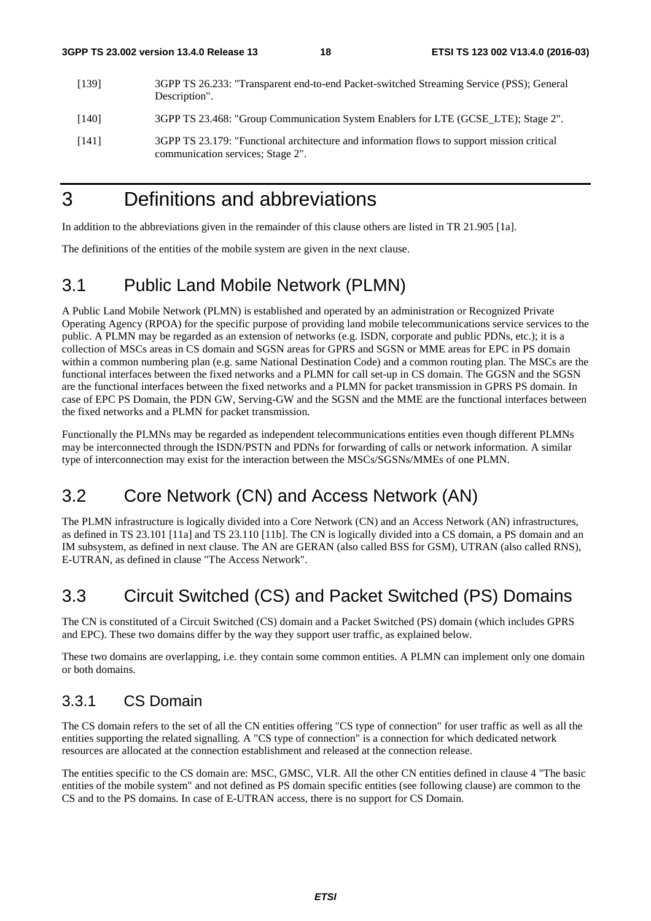[139] 3GPP TS 26.233: "Transparent end-to-end Packet-switched Streaming Service (PSS); General Description".

[140] 3GPP TS 23.468: "Group Communication System Enablers for LTE (GCSE_LTE); Stage 2".

[141] 3GPP TS 23.179: "Functional architecture and information flows to support mission critical communication services; Stage 2".

# 3 Definitions and abbreviations

In addition to the abbreviations given in the remainder of this clause others are listed in TR 21.905 [1a].

The definitions of the entities of the mobile system are given in the next clause.

## 3.1 Public Land Mobile Network (PLMN)

A Public Land Mobile Network (PLMN) is established and operated by an administration or Recognized Private Operating Agency (RPOA) for the specific purpose of providing land mobile telecommunications service services to the public. A PLMN may be regarded as an extension of networks (e.g. ISDN, corporate and public PDNs, etc.); it is a collection of MSCs areas in CS domain and SGSN areas for GPRS and SGSN or MME areas for EPC in PS domain within a common numbering plan (e.g. same National Destination Code) and a common routing plan. The MSCs are the functional interfaces between the fixed networks and a PLMN for call set-up in CS domain. The GGSN and the SGSN are the functional interfaces between the fixed networks and a PLMN for packet transmission in GPRS PS domain. In case of EPC PS Domain, the PDN GW, Serving-GW and the SGSN and the MME are the functional interfaces between the fixed networks and a PLMN for packet transmission.

Functionally the PLMNs may be regarded as independent telecommunications entities even though different PLMNs may be interconnected through the ISDN/PSTN and PDNs for forwarding of calls or network information. A similar type of interconnection may exist for the interaction between the MSCs/SGSNs/MMEs of one PLMN.

## 3.2 Core Network (CN) and Access Network (AN)

The PLMN infrastructure is logically divided into a Core Network (CN) and an Access Network (AN) infrastructures, as defined in TS 23.101 [11a] and TS 23.110 [11b]. The CN is logically divided into a CS domain, a PS domain and an IM subsystem, as defined in next clause. The AN are GERAN (also called BSS for GSM), UTRAN (also called RNS), E-UTRAN, as defined in clause "The Access Network".

## 3.3 Circuit Switched (CS) and Packet Switched (PS) Domains

The CN is constituted of a Circuit Switched (CS) domain and a Packet Switched (PS) domain (which includes GPRS and EPC). These two domains differ by the way they support user traffic, as explained below.

These two domains are overlapping, i.e. they contain some common entities. A PLMN can implement only one domain or both domains.

### 3.3.1 CS Domain

The CS domain refers to the set of all the CN entities offering "CS type of connection" for user traffic as well as all the entities supporting the related signalling. A "CS type of connection" is a connection for which dedicated network resources are allocated at the connection establishment and released at the connection release.

The entities specific to the CS domain are: MSC, GMSC, VLR. All the other CN entities defined in clause 4 "The basic entities of the mobile system" and not defined as PS domain specific entities (see following clause) are common to the CS and to the PS domains. In case of E-UTRAN access, there is no support for CS Domain.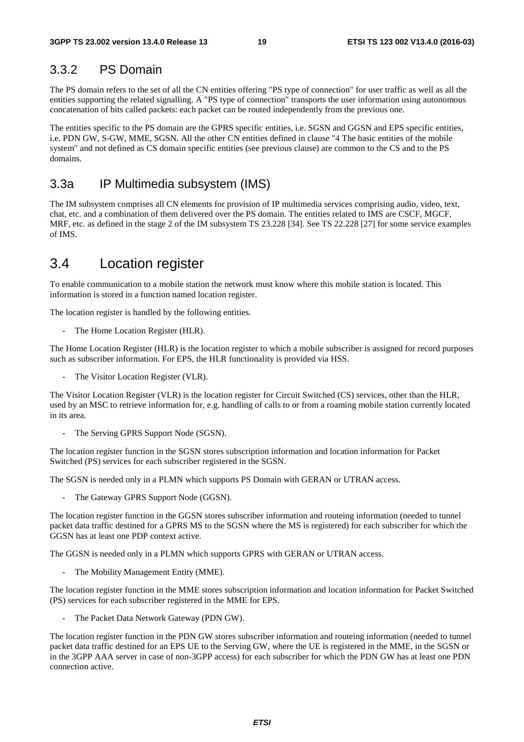### 3.3.2 PS Domain

The PS domain refers to the set of all the CN entities offering "PS type of connection" for user traffic as well as all the entities supporting the related signalling. A "PS type of connection" transports the user information using autonomous concatenation of bits called packets: each packet can be routed independently from the previous one.

The entities specific to the PS domain are the GPRS specific entities, i.e. SGSN and GGSN and EPS specific entities, i.e. PDN GW, S-GW, MME, SGSN. All the other CN entities defined in clause "4 The basic entities of the mobile system" and not defined as CS domain specific entities (see previous clause) are common to the CS and to the PS domains.

### 3.3a IP Multimedia subsystem (IMS)

The IM subsystem comprises all CN elements for provision of IP multimedia services comprising audio, video, text, chat, etc. and a combination of them delivered over the PS domain. The entities related to IMS are CSCF, MGCF, MRF, etc. as defined in the stage 2 of the IM subsystem TS 23.228 [34]. See TS 22.228 [27] for some service examples of IMS.

## 3.4 Location register

To enable communication to a mobile station the network must know where this mobile station is located. This information is stored in a function named location register.

The location register is handled by the following entities.

- The Home Location Register (HLR).

The Home Location Register (HLR) is the location register to which a mobile subscriber is assigned for record purposes such as subscriber information. For EPS, the HLR functionality is provided via HSS.

- The Visitor Location Register (VLR).

The Visitor Location Register (VLR) is the location register for Circuit Switched (CS) services, other than the HLR, used by an MSC to retrieve information for, e.g. handling of calls to or from a roaming mobile station currently located in its area.

- The Serving GPRS Support Node (SGSN).

The location register function in the SGSN stores subscription information and location information for Packet Switched (PS) services for each subscriber registered in the SGSN.

The SGSN is needed only in a PLMN which supports PS Domain with GERAN or UTRAN access.

- The Gateway GPRS Support Node (GGSN).

The location register function in the GGSN stores subscriber information and routeing information (needed to tunnel packet data traffic destined for a GPRS MS to the SGSN where the MS is registered) for each subscriber for which the GGSN has at least one PDP context active.

The GGSN is needed only in a PLMN which supports GPRS with GERAN or UTRAN access.

- The Mobility Management Entity (MME).

The location register function in the MME stores subscription information and location information for Packet Switched (PS) services for each subscriber registered in the MME for EPS.

- The Packet Data Network Gateway (PDN GW).

The location register function in the PDN GW stores subscriber information and routeing information (needed to tunnel packet data traffic destined for an EPS UE to the Serving GW, where the UE is registered in the MME, in the SGSN or in the 3GPP AAA server in case of non-3GPP access) for each subscriber for which the PDN GW has at least one PDN connection active.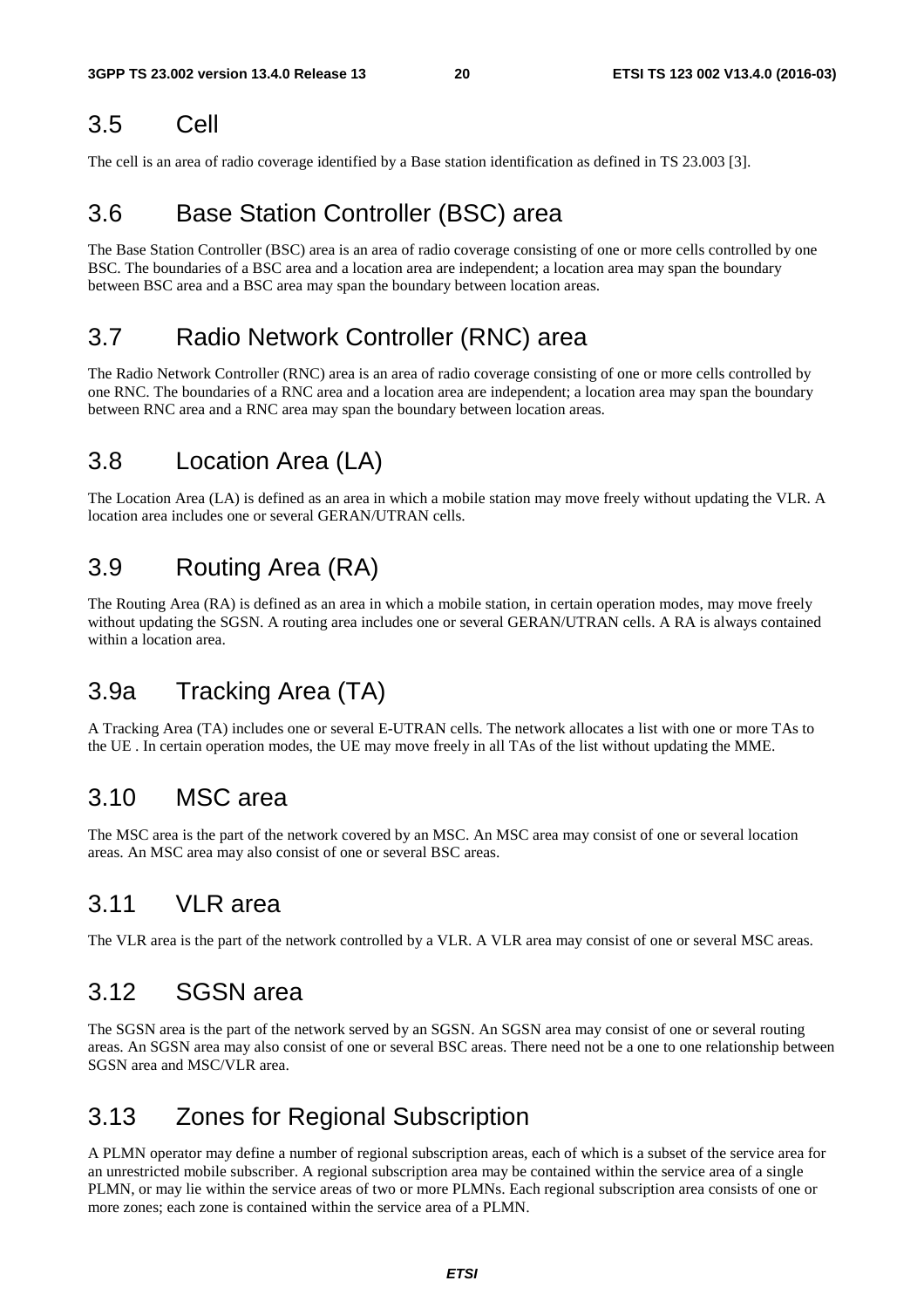## 3.5 Cell

The cell is an area of radio coverage identified by a Base station identification as defined in TS 23.003 [3].

## 3.6 Base Station Controller (BSC) area

The Base Station Controller (BSC) area is an area of radio coverage consisting of one or more cells controlled by one BSC. The boundaries of a BSC area and a location area are independent; a location area may span the boundary between BSC area and a BSC area may span the boundary between location areas.

## 3.7 Radio Network Controller (RNC) area

The Radio Network Controller (RNC) area is an area of radio coverage consisting of one or more cells controlled by one RNC. The boundaries of a RNC area and a location area are independent; a location area may span the boundary between RNC area and a RNC area may span the boundary between location areas.

## 3.8 Location Area (LA)

The Location Area (LA) is defined as an area in which a mobile station may move freely without updating the VLR. A location area includes one or several GERAN/UTRAN cells.

## 3.9 Routing Area (RA)

The Routing Area (RA) is defined as an area in which a mobile station, in certain operation modes, may move freely without updating the SGSN. A routing area includes one or several GERAN/UTRAN cells. A RA is always contained within a location area.

## 3.9a Tracking Area (TA)

A Tracking Area (TA) includes one or several E-UTRAN cells. The network allocates a list with one or more TAs to the UE . In certain operation modes, the UE may move freely in all TAs of the list without updating the MME.

## 3.10 MSC area

The MSC area is the part of the network covered by an MSC. An MSC area may consist of one or several location areas. An MSC area may also consist of one or several BSC areas.

## 3.11 VLR area

The VLR area is the part of the network controlled by a VLR. A VLR area may consist of one or several MSC areas.

## 3.12 SGSN area

The SGSN area is the part of the network served by an SGSN. An SGSN area may consist of one or several routing areas. An SGSN area may also consist of one or several BSC areas. There need not be a one to one relationship between SGSN area and MSC/VLR area.

## 3.13 Zones for Regional Subscription

A PLMN operator may define a number of regional subscription areas, each of which is a subset of the service area for an unrestricted mobile subscriber. A regional subscription area may be contained within the service area of a single PLMN, or may lie within the service areas of two or more PLMNs. Each regional subscription area consists of one or more zones; each zone is contained within the service area of a PLMN.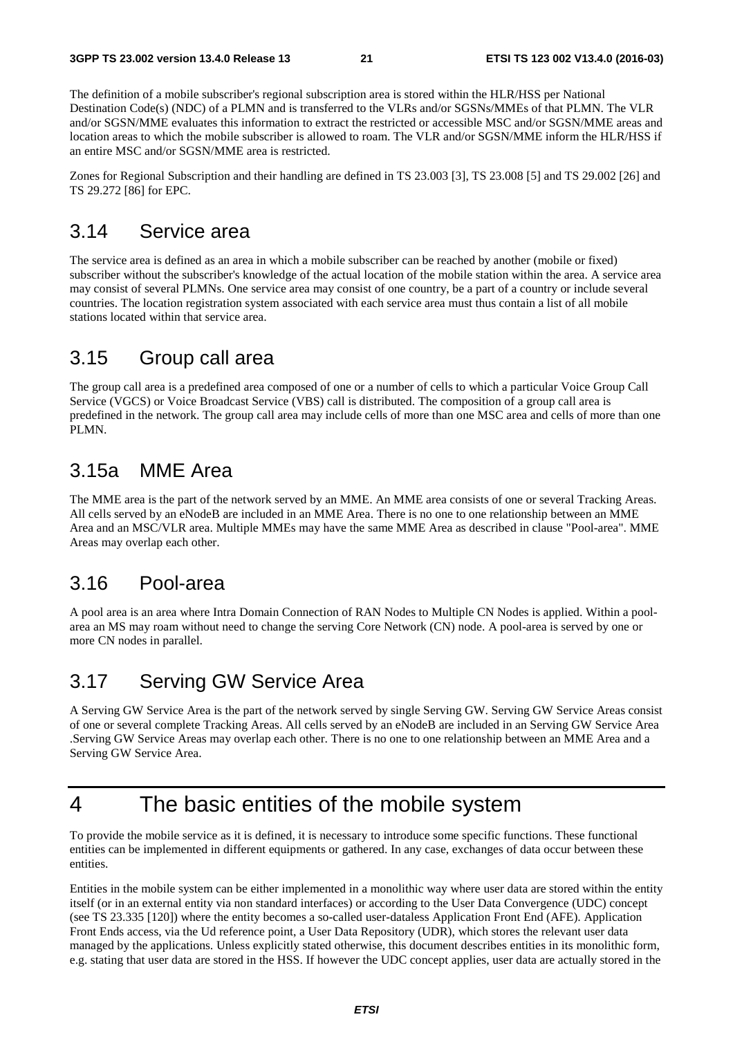The definition of a mobile subscriber's regional subscription area is stored within the HLR/HSS per National Destination Code(s) (NDC) of a PLMN and is transferred to the VLRs and/or SGSNs/MMEs of that PLMN. The VLR and/or SGSN/MME evaluates this information to extract the restricted or accessible MSC and/or SGSN/MME areas and location areas to which the mobile subscriber is allowed to roam. The VLR and/or SGSN/MME inform the HLR/HSS if an entire MSC and/or SGSN/MME area is restricted.

Zones for Regional Subscription and their handling are defined in TS 23.003 [3], TS 23.008 [5] and TS 29.002 [26] and TS 29.272 [86] for EPC.

## 3.14 Service area

The service area is defined as an area in which a mobile subscriber can be reached by another (mobile or fixed) subscriber without the subscriber's knowledge of the actual location of the mobile station within the area. A service area may consist of several PLMNs. One service area may consist of one country, be a part of a country or include several countries. The location registration system associated with each service area must thus contain a list of all mobile stations located within that service area.

## 3.15 Group call area

The group call area is a predefined area composed of one or a number of cells to which a particular Voice Group Call Service (VGCS) or Voice Broadcast Service (VBS) call is distributed. The composition of a group call area is predefined in the network. The group call area may include cells of more than one MSC area and cells of more than one PLMN.

## 3.15a MME Area

The MME area is the part of the network served by an MME. An MME area consists of one or several Tracking Areas. All cells served by an eNodeB are included in an MME Area. There is no one to one relationship between an MME Area and an MSC/VLR area. Multiple MMEs may have the same MME Area as described in clause "Pool-area". MME Areas may overlap each other.

## 3.16 Pool-area

A pool area is an area where Intra Domain Connection of RAN Nodes to Multiple CN Nodes is applied. Within a pool-area an MS may roam without need to change the serving Core Network (CN) node. A pool-area is served by one or more CN nodes in parallel.

## 3.17 Serving GW Service Area

A Serving GW Service Area is the part of the network served by single Serving GW. Serving GW Service Areas consist of one or several complete Tracking Areas. All cells served by an eNodeB are included in an Serving GW Service Area .Serving GW Service Areas may overlap each other. There is no one to one relationship between an MME Area and a Serving GW Service Area.

# 4 The basic entities of the mobile system

To provide the mobile service as it is defined, it is necessary to introduce some specific functions. These functional entities can be implemented in different equipments or gathered. In any case, exchanges of data occur between these entities.

Entities in the mobile system can be either implemented in a monolithic way where user data are stored within the entity itself (or in an external entity via non standard interfaces) or according to the User Data Convergence (UDC) concept (see TS 23.335 [120]) where the entity becomes a so-called user-dataless Application Front End (AFE). Application Front Ends access, via the Ud reference point, a User Data Repository (UDR), which stores the relevant user data managed by the applications. Unless explicitly stated otherwise, this document describes entities in its monolithic form, e.g. stating that user data are stored in the HSS. If however the UDC concept applies, user data are actually stored in the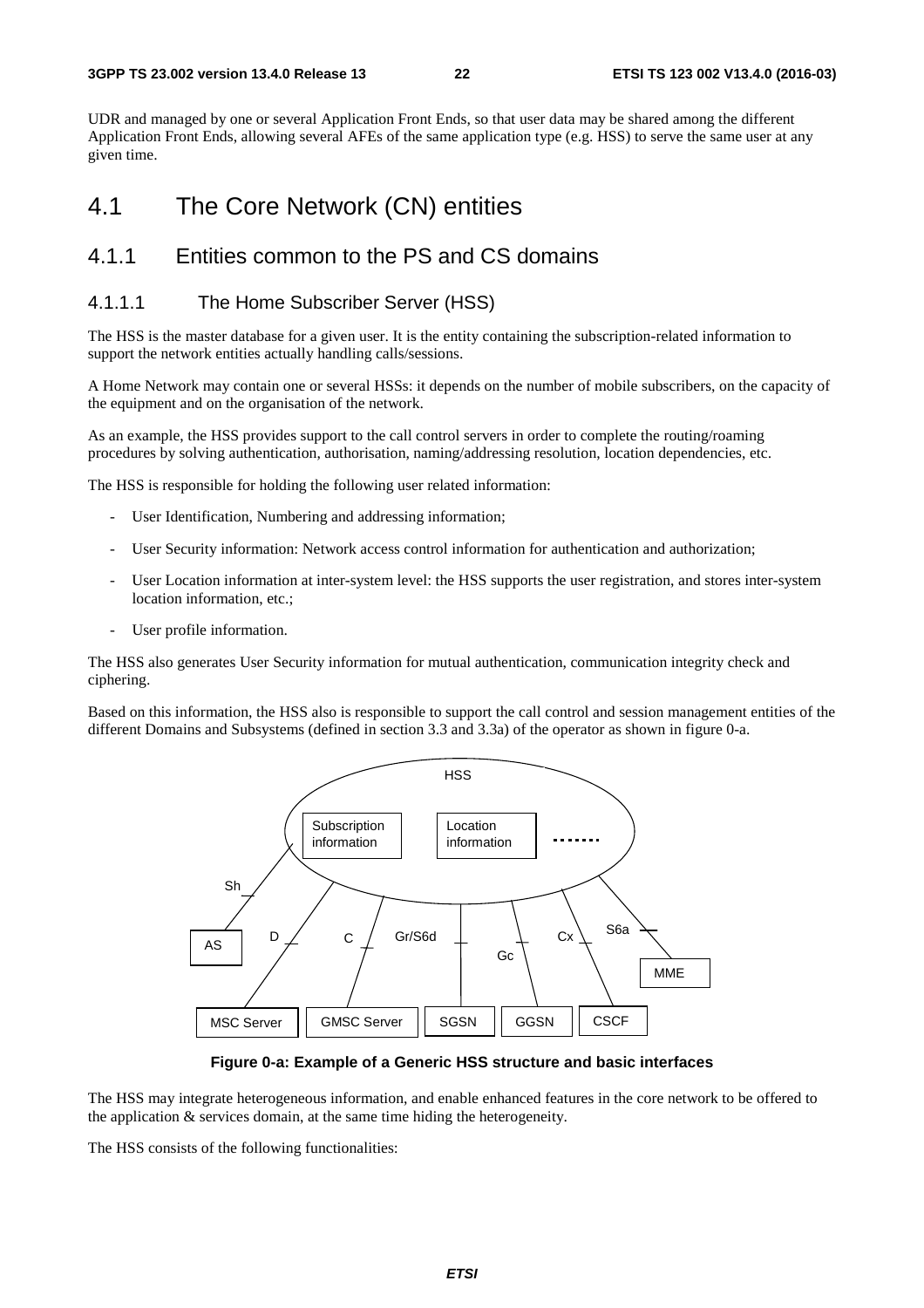UDR and managed by one or several Application Front Ends, so that user data may be shared among the different Application Front Ends, allowing several AFEs of the same application type (e.g. HSS) to serve the same user at any given time.

# 4.1 The Core Network (CN) entities

## 4.1.1 Entities common to the PS and CS domains

### 4.1.1.1 The Home Subscriber Server (HSS)

The HSS is the master database for a given user. It is the entity containing the subscription-related information to support the network entities actually handling calls/sessions.

A Home Network may contain one or several HSSs: it depends on the number of mobile subscribers, on the capacity of the equipment and on the organisation of the network.

As an example, the HSS provides support to the call control servers in order to complete the routing/roaming procedures by solving authentication, authorisation, naming/addressing resolution, location dependencies, etc.

The HSS is responsible for holding the following user related information:

- User Identification, Numbering and addressing information;
- User Security information: Network access control information for authentication and authorization;
- User Location information at inter-system level: the HSS supports the user registration, and stores inter-system location information, etc.;
- User profile information.

The HSS also generates User Security information for mutual authentication, communication integrity check and ciphering.

Based on this information, the HSS also is responsible to support the call control and session management entities of the different Domains and Subsystems (defined in section 3.3 and 3.3a) of the operator as shown in figure 0-a.

**Figure 0-a: Example of a Generic HSS structure and basic interfaces**

The HSS may integrate heterogeneous information, and enable enhanced features in the core network to be offered to the application & services domain, at the same time hiding the heterogeneity.

The HSS consists of the following functionalities: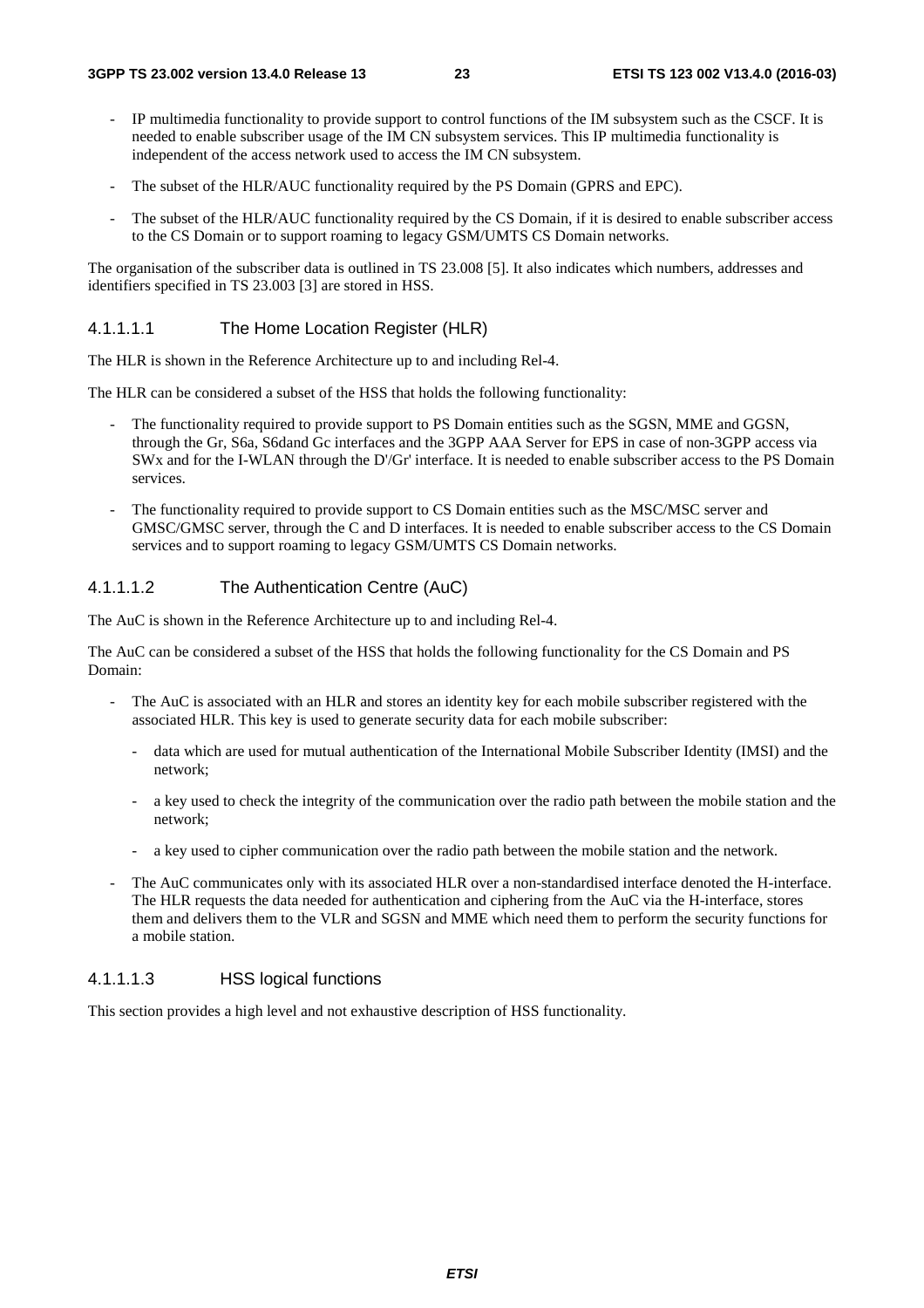- IP multimedia functionality to provide support to control functions of the IM subsystem such as the CSCF. It is needed to enable subscriber usage of the IM CN subsystem services. This IP multimedia functionality is independent of the access network used to access the IM CN subsystem.
- The subset of the HLR/AUC functionality required by the PS Domain (GPRS and EPC).
- The subset of the HLR/AUC functionality required by the CS Domain, if it is desired to enable subscriber access to the CS Domain or to support roaming to legacy GSM/UMTS CS Domain networks.

The organisation of the subscriber data is outlined in TS 23.008 [5]. It also indicates which numbers, addresses and identifiers specified in TS 23.003 [3] are stored in HSS.

#### 4.1.1.1.1 The Home Location Register (HLR)

The HLR is shown in the Reference Architecture up to and including Rel-4.

The HLR can be considered a subset of the HSS that holds the following functionality:

- The functionality required to provide support to PS Domain entities such as the SGSN, MME and GGSN, through the Gr, S6a, S6dand Gc interfaces and the 3GPP AAA Server for EPS in case of non-3GPP access via SWx and for the I-WLAN through the D'/Gr' interface. It is needed to enable subscriber access to the PS Domain services.
- The functionality required to provide support to CS Domain entities such as the MSC/MSC server and GMSC/GMSC server, through the C and D interfaces. It is needed to enable subscriber access to the CS Domain services and to support roaming to legacy GSM/UMTS CS Domain networks.

#### 4.1.1.1.2 The Authentication Centre (AuC)

The AuC is shown in the Reference Architecture up to and including Rel-4.

The AuC can be considered a subset of the HSS that holds the following functionality for the CS Domain and PS Domain:

- The AuC is associated with an HLR and stores an identity key for each mobile subscriber registered with the associated HLR. This key is used to generate security data for each mobile subscriber:
  - data which are used for mutual authentication of the International Mobile Subscriber Identity (IMSI) and the network;
  - a key used to check the integrity of the communication over the radio path between the mobile station and the network;
  - a key used to cipher communication over the radio path between the mobile station and the network.
- The AuC communicates only with its associated HLR over a non-standardised interface denoted the H-interface. The HLR requests the data needed for authentication and ciphering from the AuC via the H-interface, stores them and delivers them to the VLR and SGSN and MME which need them to perform the security functions for a mobile station.

#### 4.1.1.1.3 HSS logical functions

This section provides a high level and not exhaustive description of HSS functionality.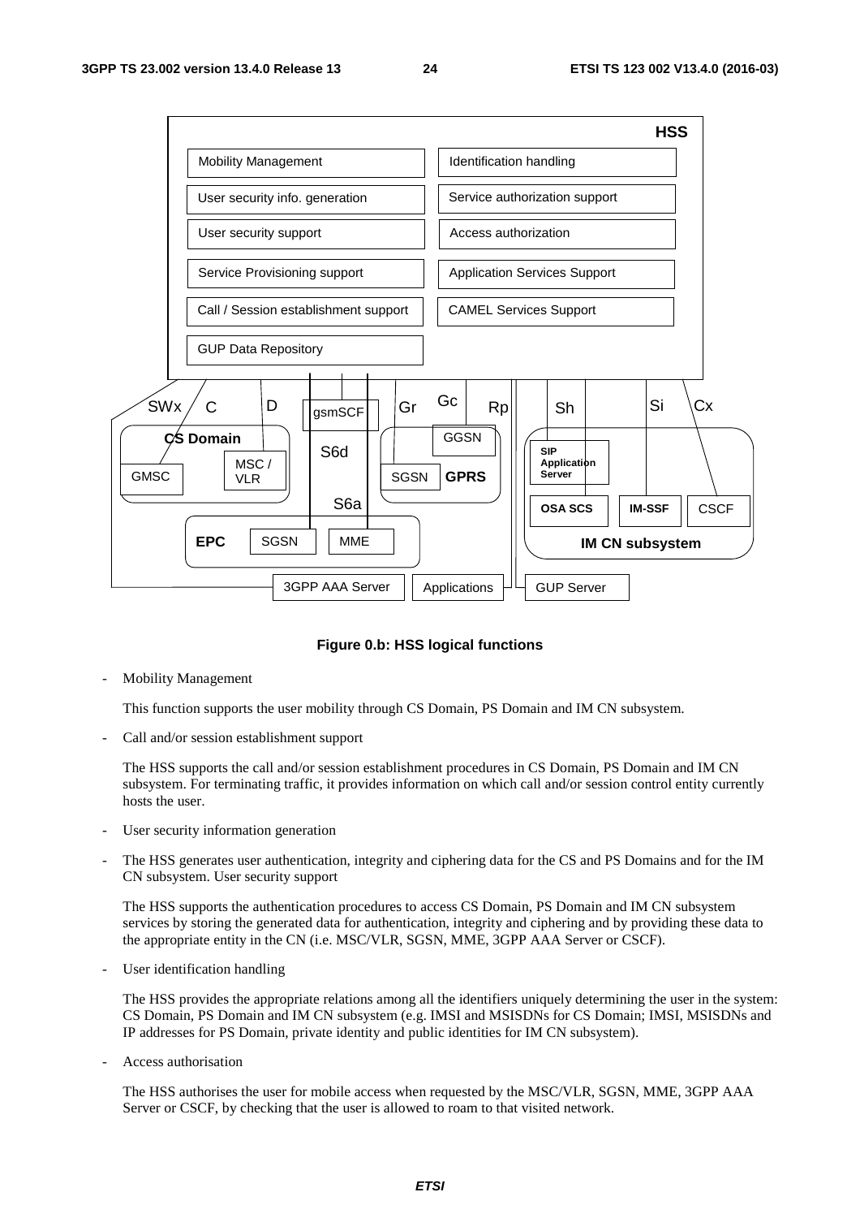**Figure 0.b: HSS logical functions**

- Mobility Management

  This function supports the user mobility through CS Domain, PS Domain and IM CN subsystem.

- Call and/or session establishment support

  The HSS supports the call and/or session establishment procedures in CS Domain, PS Domain and IM CN subsystem. For terminating traffic, it provides information on which call and/or session control entity currently hosts the user.

- User security information generation

- The HSS generates user authentication, integrity and ciphering data for the CS and PS Domains and for the IM CN subsystem. User security support

  The HSS supports the authentication procedures to access CS Domain, PS Domain and IM CN subsystem services by storing the generated data for authentication, integrity and ciphering and by providing these data to the appropriate entity in the CN (i.e. MSC/VLR, SGSN, MME, 3GPP AAA Server or CSCF).

- User identification handling

  The HSS provides the appropriate relations among all the identifiers uniquely determining the user in the system: CS Domain, PS Domain and IM CN subsystem (e.g. IMSI and MSISDNs for CS Domain; IMSI, MSISDNs and IP addresses for PS Domain, private identity and public identities for IM CN subsystem).

- Access authorisation

  The HSS authorises the user for mobile access when requested by the MSC/VLR, SGSN, MME, 3GPP AAA Server or CSCF, by checking that the user is allowed to roam to that visited network.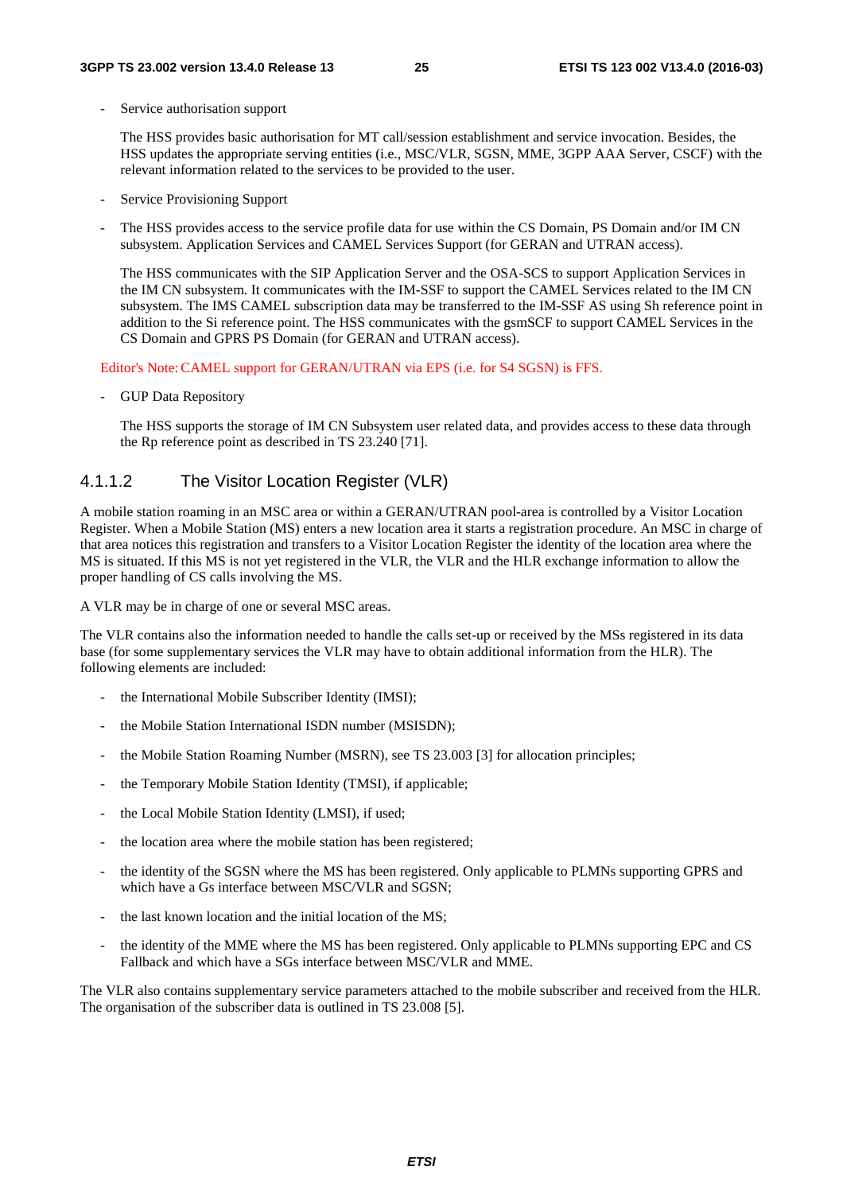- Service authorisation support

  The HSS provides basic authorisation for MT call/session establishment and service invocation. Besides, the HSS updates the appropriate serving entities (i.e., MSC/VLR, SGSN, MME, 3GPP AAA Server, CSCF) with the relevant information related to the services to be provided to the user.

- Service Provisioning Support

- The HSS provides access to the service profile data for use within the CS Domain, PS Domain and/or IM CN subsystem. Application Services and CAMEL Services Support (for GERAN and UTRAN access).

  The HSS communicates with the SIP Application Server and the OSA-SCS to support Application Services in the IM CN subsystem. It communicates with the IM-SSF to support the CAMEL Services related to the IM CN subsystem. The IMS CAMEL subscription data may be transferred to the IM-SSF AS using Sh reference point in addition to the Si reference point. The HSS communicates with the gsmSCF to support CAMEL Services in the CS Domain and GPRS PS Domain (for GERAN and UTRAN access).

Editor's Note: CAMEL support for GERAN/UTRAN via EPS (i.e. for S4 SGSN) is FFS.

- GUP Data Repository

  The HSS supports the storage of IM CN Subsystem user related data, and provides access to these data through the Rp reference point as described in TS 23.240 [71].

### 4.1.1.2 The Visitor Location Register (VLR)

A mobile station roaming in an MSC area or within a GERAN/UTRAN pool-area is controlled by a Visitor Location Register. When a Mobile Station (MS) enters a new location area it starts a registration procedure. An MSC in charge of that area notices this registration and transfers to a Visitor Location Register the identity of the location area where the MS is situated. If this MS is not yet registered in the VLR, the VLR and the HLR exchange information to allow the proper handling of CS calls involving the MS.

A VLR may be in charge of one or several MSC areas.

The VLR contains also the information needed to handle the calls set-up or received by the MSs registered in its data base (for some supplementary services the VLR may have to obtain additional information from the HLR). The following elements are included:

- the International Mobile Subscriber Identity (IMSI);
- the Mobile Station International ISDN number (MSISDN);
- the Mobile Station Roaming Number (MSRN), see TS 23.003 [3] for allocation principles;
- the Temporary Mobile Station Identity (TMSI), if applicable;
- the Local Mobile Station Identity (LMSI), if used;
- the location area where the mobile station has been registered;
- the identity of the SGSN where the MS has been registered. Only applicable to PLMNs supporting GPRS and which have a Gs interface between MSC/VLR and SGSN;
- the last known location and the initial location of the MS;
- the identity of the MME where the MS has been registered. Only applicable to PLMNs supporting EPC and CS Fallback and which have a SGs interface between MSC/VLR and MME.

The VLR also contains supplementary service parameters attached to the mobile subscriber and received from the HLR. The organisation of the subscriber data is outlined in TS 23.008 [5].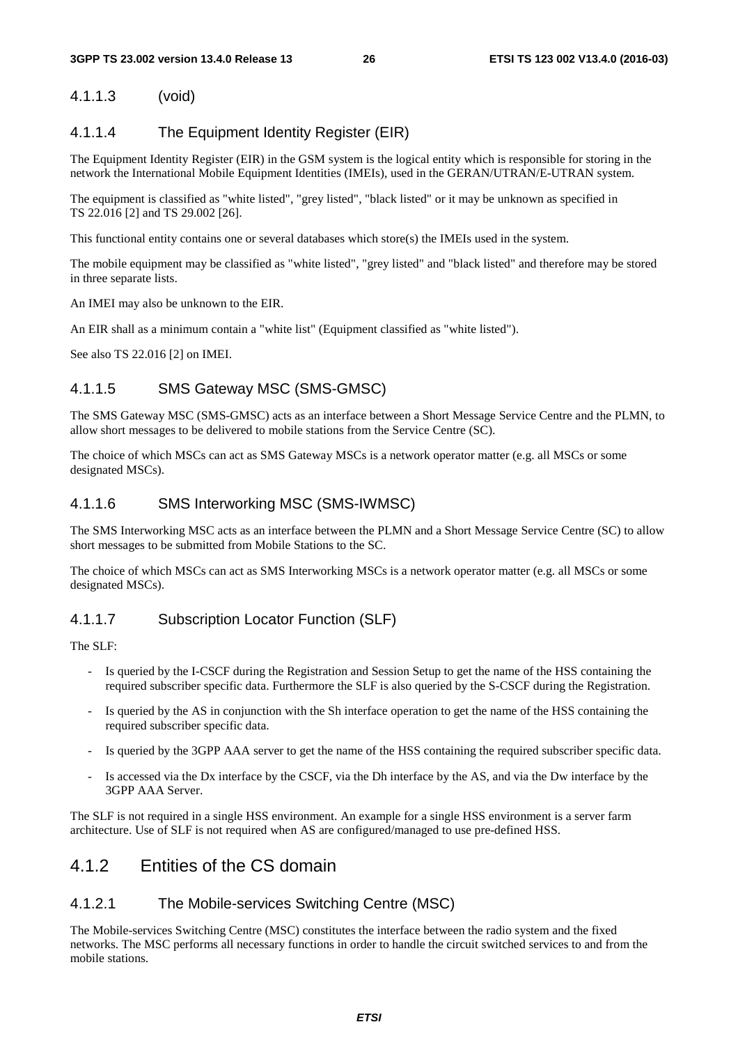#### 4.1.1.3 (void)

#### 4.1.1.4 The Equipment Identity Register (EIR)

The Equipment Identity Register (EIR) in the GSM system is the logical entity which is responsible for storing in the network the International Mobile Equipment Identities (IMEIs), used in the GERAN/UTRAN/E-UTRAN system.

The equipment is classified as "white listed", "grey listed", "black listed" or it may be unknown as specified in TS 22.016 [2] and TS 29.002 [26].

This functional entity contains one or several databases which store(s) the IMEIs used in the system.

The mobile equipment may be classified as "white listed", "grey listed" and "black listed" and therefore may be stored in three separate lists.

An IMEI may also be unknown to the EIR.

An EIR shall as a minimum contain a "white list" (Equipment classified as "white listed").

See also TS 22.016 [2] on IMEI.

#### 4.1.1.5 SMS Gateway MSC (SMS-GMSC)

The SMS Gateway MSC (SMS-GMSC) acts as an interface between a Short Message Service Centre and the PLMN, to allow short messages to be delivered to mobile stations from the Service Centre (SC).

The choice of which MSCs can act as SMS Gateway MSCs is a network operator matter (e.g. all MSCs or some designated MSCs).

#### 4.1.1.6 SMS Interworking MSC (SMS-IWMSC)

The SMS Interworking MSC acts as an interface between the PLMN and a Short Message Service Centre (SC) to allow short messages to be submitted from Mobile Stations to the SC.

The choice of which MSCs can act as SMS Interworking MSCs is a network operator matter (e.g. all MSCs or some designated MSCs).

#### 4.1.1.7 Subscription Locator Function (SLF)

The SLF:

- Is queried by the I-CSCF during the Registration and Session Setup to get the name of the HSS containing the required subscriber specific data. Furthermore the SLF is also queried by the S-CSCF during the Registration.
- Is queried by the AS in conjunction with the Sh interface operation to get the name of the HSS containing the required subscriber specific data.
- Is queried by the 3GPP AAA server to get the name of the HSS containing the required subscriber specific data.
- Is accessed via the Dx interface by the CSCF, via the Dh interface by the AS, and via the Dw interface by the 3GPP AAA Server.

The SLF is not required in a single HSS environment. An example for a single HSS environment is a server farm architecture. Use of SLF is not required when AS are configured/managed to use pre-defined HSS.

### 4.1.2 Entities of the CS domain

#### 4.1.2.1 The Mobile-services Switching Centre (MSC)

The Mobile-services Switching Centre (MSC) constitutes the interface between the radio system and the fixed networks. The MSC performs all necessary functions in order to handle the circuit switched services to and from the mobile stations.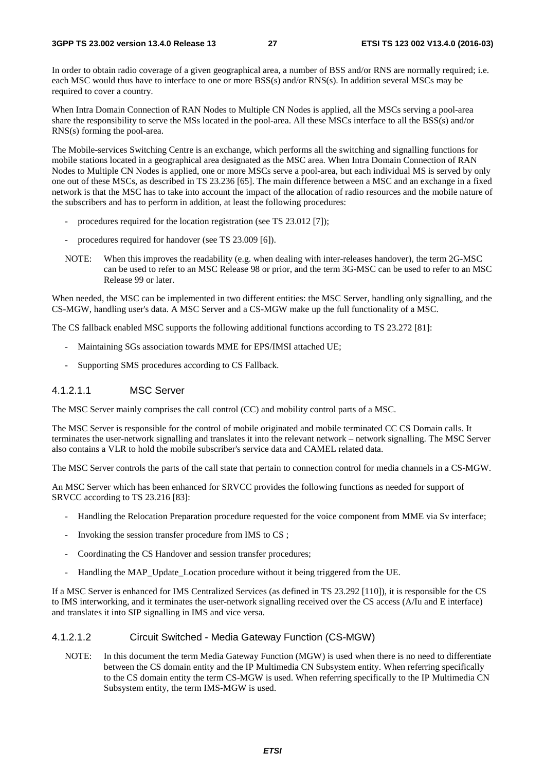In order to obtain radio coverage of a given geographical area, a number of BSS and/or RNS are normally required; i.e. each MSC would thus have to interface to one or more BSS(s) and/or RNS(s). In addition several MSCs may be required to cover a country.

When Intra Domain Connection of RAN Nodes to Multiple CN Nodes is applied, all the MSCs serving a pool-area share the responsibility to serve the MSs located in the pool-area. All these MSCs interface to all the BSS(s) and/or RNS(s) forming the pool-area.

The Mobile-services Switching Centre is an exchange, which performs all the switching and signalling functions for mobile stations located in a geographical area designated as the MSC area. When Intra Domain Connection of RAN Nodes to Multiple CN Nodes is applied, one or more MSCs serve a pool-area, but each individual MS is served by only one out of these MSCs, as described in TS 23.236 [65]. The main difference between a MSC and an exchange in a fixed network is that the MSC has to take into account the impact of the allocation of radio resources and the mobile nature of the subscribers and has to perform in addition, at least the following procedures:

- procedures required for the location registration (see TS 23.012 [7]);
- procedures required for handover (see TS 23.009 [6]).

NOTE: When this improves the readability (e.g. when dealing with inter-releases handover), the term 2G-MSC can be used to refer to an MSC Release 98 or prior, and the term 3G-MSC can be used to refer to an MSC Release 99 or later.

When needed, the MSC can be implemented in two different entities: the MSC Server, handling only signalling, and the CS-MGW, handling user's data. A MSC Server and a CS-MGW make up the full functionality of a MSC.

The CS fallback enabled MSC supports the following additional functions according to TS 23.272 [81]:

- Maintaining SGs association towards MME for EPS/IMSI attached UE;
- Supporting SMS procedures according to CS Fallback.

#### 4.1.2.1.1 MSC Server

The MSC Server mainly comprises the call control (CC) and mobility control parts of a MSC.

The MSC Server is responsible for the control of mobile originated and mobile terminated CC CS Domain calls. It terminates the user-network signalling and translates it into the relevant network – network signalling. The MSC Server also contains a VLR to hold the mobile subscriber's service data and CAMEL related data.

The MSC Server controls the parts of the call state that pertain to connection control for media channels in a CS-MGW.

An MSC Server which has been enhanced for SRVCC provides the following functions as needed for support of SRVCC according to TS 23.216 [83]:

- Handling the Relocation Preparation procedure requested for the voice component from MME via Sv interface;
- Invoking the session transfer procedure from IMS to CS ;
- Coordinating the CS Handover and session transfer procedures;
- Handling the MAP_Update_Location procedure without it being triggered from the UE.

If a MSC Server is enhanced for IMS Centralized Services (as defined in TS 23.292 [110]), it is responsible for the CS to IMS interworking, and it terminates the user-network signalling received over the CS access (A/Iu and E interface) and translates it into SIP signalling in IMS and vice versa.

#### 4.1.2.1.2 Circuit Switched - Media Gateway Function (CS-MGW)

NOTE: In this document the term Media Gateway Function (MGW) is used when there is no need to differentiate between the CS domain entity and the IP Multimedia CN Subsystem entity. When referring specifically to the CS domain entity the term CS-MGW is used. When referring specifically to the IP Multimedia CN Subsystem entity, the term IMS-MGW is used.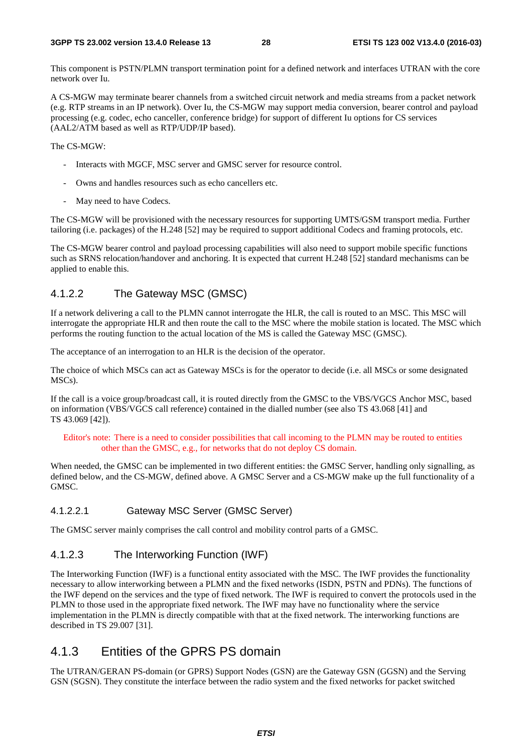This component is PSTN/PLMN transport termination point for a defined network and interfaces UTRAN with the core network over Iu.

A CS-MGW may terminate bearer channels from a switched circuit network and media streams from a packet network (e.g. RTP streams in an IP network). Over Iu, the CS-MGW may support media conversion, bearer control and payload processing (e.g. codec, echo canceller, conference bridge) for support of different Iu options for CS services (AAL2/ATM based as well as RTP/UDP/IP based).

The CS-MGW:

- Interacts with MGCF, MSC server and GMSC server for resource control.
- Owns and handles resources such as echo cancellers etc.
- May need to have Codecs.

The CS-MGW will be provisioned with the necessary resources for supporting UMTS/GSM transport media. Further tailoring (i.e. packages) of the H.248 [52] may be required to support additional Codecs and framing protocols, etc.

The CS-MGW bearer control and payload processing capabilities will also need to support mobile specific functions such as SRNS relocation/handover and anchoring. It is expected that current H.248 [52] standard mechanisms can be applied to enable this.

### 4.1.2.2 The Gateway MSC (GMSC)

If a network delivering a call to the PLMN cannot interrogate the HLR, the call is routed to an MSC. This MSC will interrogate the appropriate HLR and then route the call to the MSC where the mobile station is located. The MSC which performs the routing function to the actual location of the MS is called the Gateway MSC (GMSC).

The acceptance of an interrogation to an HLR is the decision of the operator.

The choice of which MSCs can act as Gateway MSCs is for the operator to decide (i.e. all MSCs or some designated MSCs).

If the call is a voice group/broadcast call, it is routed directly from the GMSC to the VBS/VGCS Anchor MSC, based on information (VBS/VGCS call reference) contained in the dialled number (see also TS 43.068 [41] and TS 43.069 [42]).

Editor's note: There is a need to consider possibilities that call incoming to the PLMN may be routed to entities other than the GMSC, e.g., for networks that do not deploy CS domain.

When needed, the GMSC can be implemented in two different entities: the GMSC Server, handling only signalling, as defined below, and the CS-MGW, defined above. A GMSC Server and a CS-MGW make up the full functionality of a GMSC.

#### 4.1.2.2.1 Gateway MSC Server (GMSC Server)

The GMSC server mainly comprises the call control and mobility control parts of a GMSC.

### 4.1.2.3 The Interworking Function (IWF)

The Interworking Function (IWF) is a functional entity associated with the MSC. The IWF provides the functionality necessary to allow interworking between a PLMN and the fixed networks (ISDN, PSTN and PDNs). The functions of the IWF depend on the services and the type of fixed network. The IWF is required to convert the protocols used in the PLMN to those used in the appropriate fixed network. The IWF may have no functionality where the service implementation in the PLMN is directly compatible with that at the fixed network. The interworking functions are described in TS 29.007 [31].

## 4.1.3 Entities of the GPRS PS domain

The UTRAN/GERAN PS-domain (or GPRS) Support Nodes (GSN) are the Gateway GSN (GGSN) and the Serving GSN (SGSN). They constitute the interface between the radio system and the fixed networks for packet switched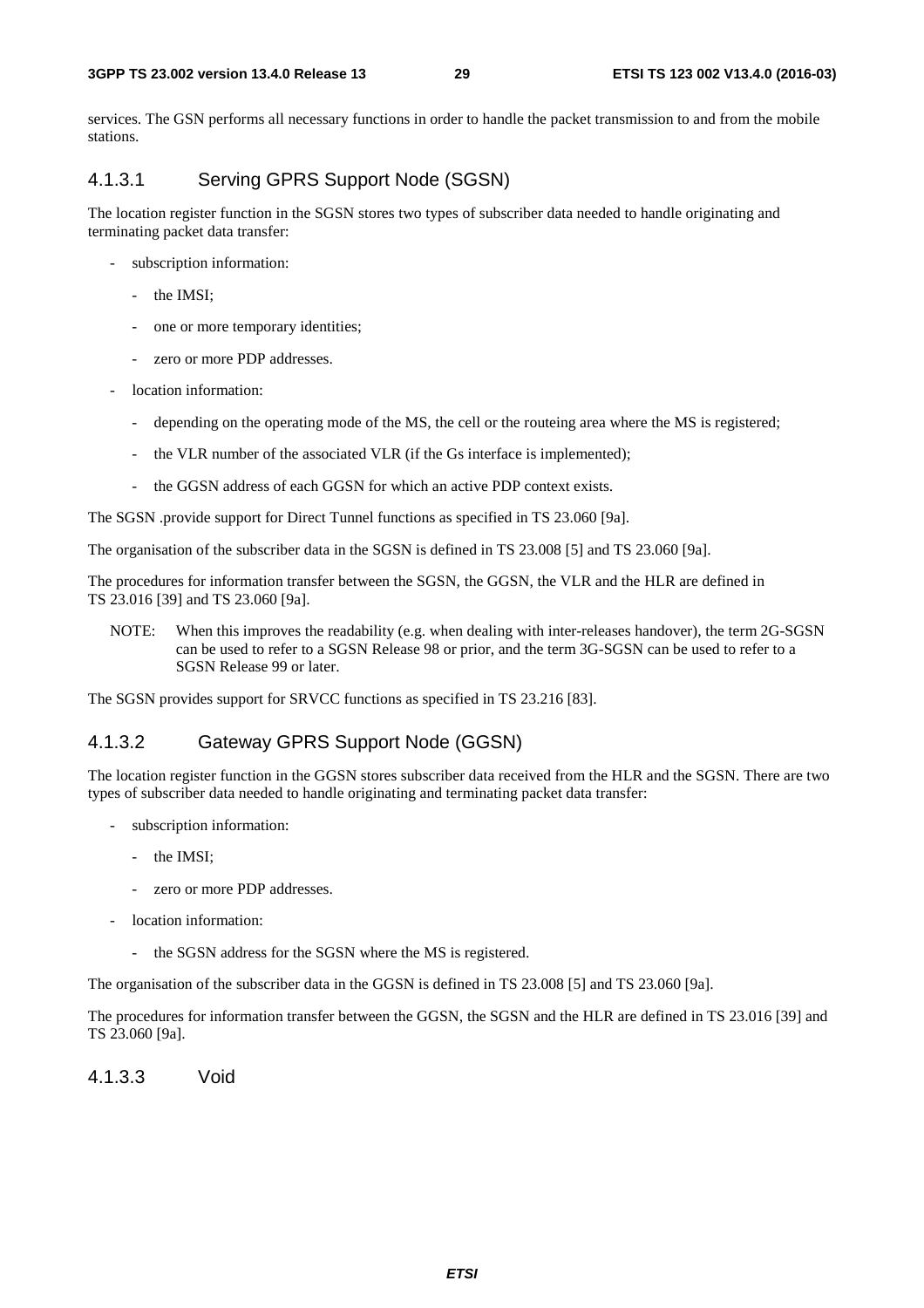services. The GSN performs all necessary functions in order to handle the packet transmission to and from the mobile stations.

### 4.1.3.1 Serving GPRS Support Node (SGSN)

The location register function in the SGSN stores two types of subscriber data needed to handle originating and terminating packet data transfer:

- subscription information:
  - the IMSI;
  - one or more temporary identities;
  - zero or more PDP addresses.
- location information:
  - depending on the operating mode of the MS, the cell or the routeing area where the MS is registered;
  - the VLR number of the associated VLR (if the Gs interface is implemented);
  - the GGSN address of each GGSN for which an active PDP context exists.

The SGSN .provide support for Direct Tunnel functions as specified in TS 23.060 [9a].

The organisation of the subscriber data in the SGSN is defined in TS 23.008 [5] and TS 23.060 [9a].

The procedures for information transfer between the SGSN, the GGSN, the VLR and the HLR are defined in TS 23.016 [39] and TS 23.060 [9a].

NOTE: When this improves the readability (e.g. when dealing with inter-releases handover), the term 2G-SGSN can be used to refer to a SGSN Release 98 or prior, and the term 3G-SGSN can be used to refer to a SGSN Release 99 or later.

The SGSN provides support for SRVCC functions as specified in TS 23.216 [83].

### 4.1.3.2 Gateway GPRS Support Node (GGSN)

The location register function in the GGSN stores subscriber data received from the HLR and the SGSN. There are two types of subscriber data needed to handle originating and terminating packet data transfer:

- subscription information:
  - the IMSI;
  - zero or more PDP addresses.
- location information:
  - the SGSN address for the SGSN where the MS is registered.

The organisation of the subscriber data in the GGSN is defined in TS 23.008 [5] and TS 23.060 [9a].

The procedures for information transfer between the GGSN, the SGSN and the HLR are defined in TS 23.016 [39] and TS 23.060 [9a].

### 4.1.3.3 Void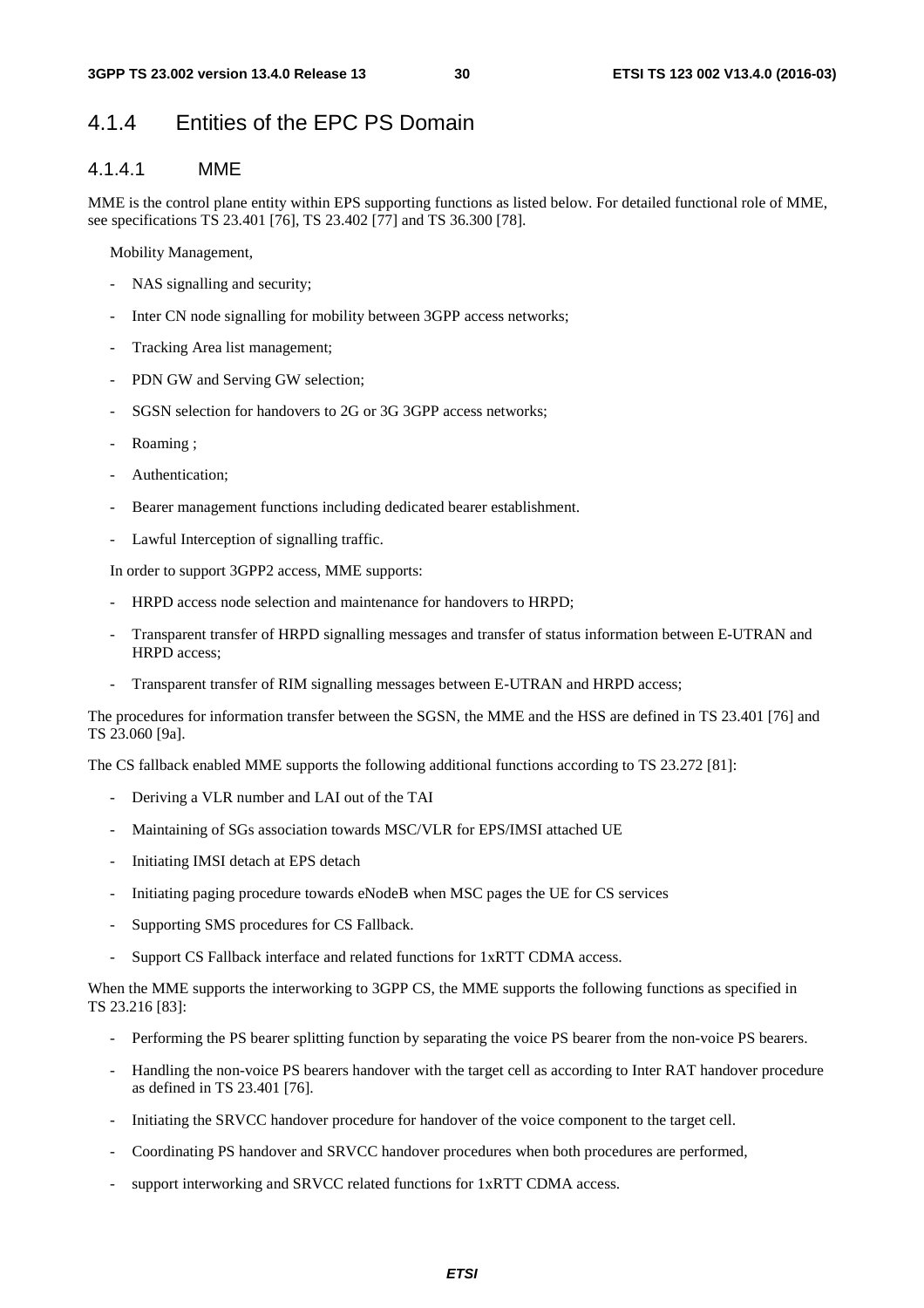## 4.1.4 Entities of the EPC PS Domain

### 4.1.4.1 MME

MME is the control plane entity within EPS supporting functions as listed below. For detailed functional role of MME, see specifications TS 23.401 [76], TS 23.402 [77] and TS 36.300 [78].

Mobility Management,

- NAS signalling and security;
- Inter CN node signalling for mobility between 3GPP access networks;
- Tracking Area list management;
- PDN GW and Serving GW selection;
- SGSN selection for handovers to 2G or 3G 3GPP access networks;
- Roaming ;
- Authentication;
- Bearer management functions including dedicated bearer establishment.
- Lawful Interception of signalling traffic.

In order to support 3GPP2 access, MME supports:

- HRPD access node selection and maintenance for handovers to HRPD;
- Transparent transfer of HRPD signalling messages and transfer of status information between E-UTRAN and HRPD access;
- Transparent transfer of RIM signalling messages between E-UTRAN and HRPD access;

The procedures for information transfer between the SGSN, the MME and the HSS are defined in TS 23.401 [76] and TS 23.060 [9a].

The CS fallback enabled MME supports the following additional functions according to TS 23.272 [81]:

- Deriving a VLR number and LAI out of the TAI
- Maintaining of SGs association towards MSC/VLR for EPS/IMSI attached UE
- Initiating IMSI detach at EPS detach
- Initiating paging procedure towards eNodeB when MSC pages the UE for CS services
- Supporting SMS procedures for CS Fallback.
- Support CS Fallback interface and related functions for 1xRTT CDMA access.

When the MME supports the interworking to 3GPP CS, the MME supports the following functions as specified in TS 23.216 [83]:

- Performing the PS bearer splitting function by separating the voice PS bearer from the non-voice PS bearers.
- Handling the non-voice PS bearers handover with the target cell as according to Inter RAT handover procedure as defined in TS 23.401 [76].
- Initiating the SRVCC handover procedure for handover of the voice component to the target cell.
- Coordinating PS handover and SRVCC handover procedures when both procedures are performed,
- support interworking and SRVCC related functions for 1xRTT CDMA access.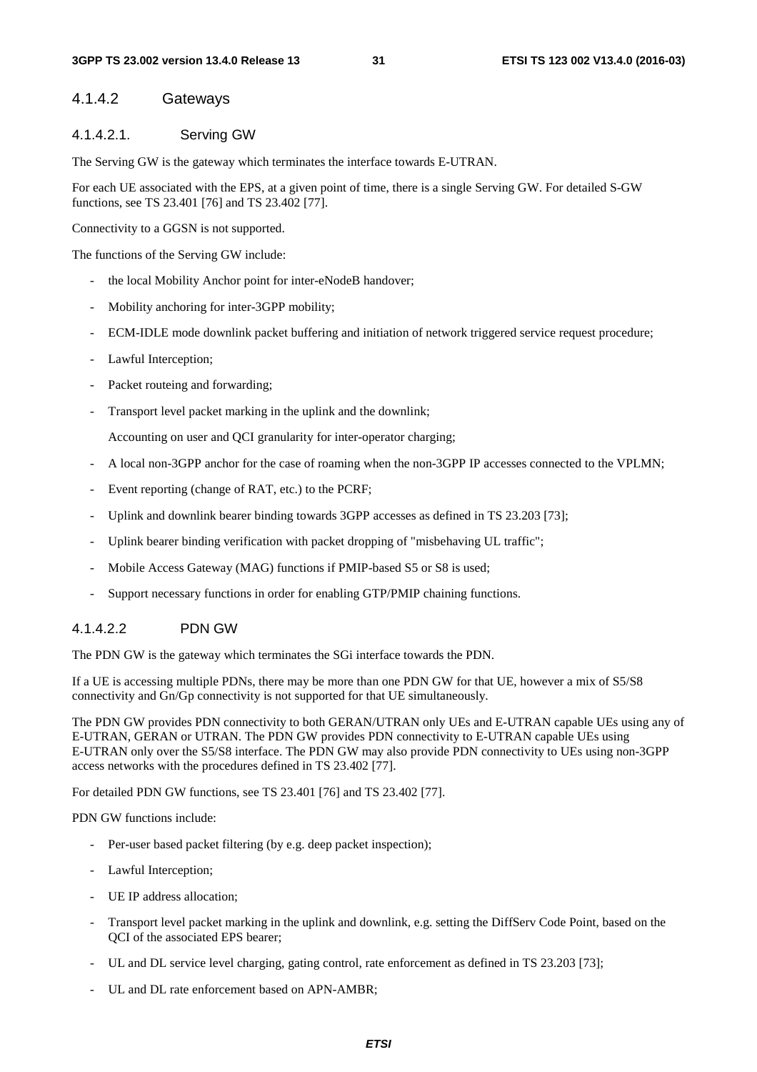#### 4.1.4.2 Gateways

##### 4.1.4.2.1. Serving GW

The Serving GW is the gateway which terminates the interface towards E-UTRAN.

For each UE associated with the EPS, at a given point of time, there is a single Serving GW. For detailed S-GW functions, see TS 23.401 [76] and TS 23.402 [77].

Connectivity to a GGSN is not supported.

The functions of the Serving GW include:

- the local Mobility Anchor point for inter-eNodeB handover;
- Mobility anchoring for inter-3GPP mobility;
- ECM-IDLE mode downlink packet buffering and initiation of network triggered service request procedure;
- Lawful Interception;
- Packet routeing and forwarding;
- Transport level packet marking in the uplink and the downlink;

  Accounting on user and QCI granularity for inter-operator charging;
- A local non-3GPP anchor for the case of roaming when the non-3GPP IP accesses connected to the VPLMN;
- Event reporting (change of RAT, etc.) to the PCRF;
- Uplink and downlink bearer binding towards 3GPP accesses as defined in TS 23.203 [73];
- Uplink bearer binding verification with packet dropping of "misbehaving UL traffic";
- Mobile Access Gateway (MAG) functions if PMIP-based S5 or S8 is used;
- Support necessary functions in order for enabling GTP/PMIP chaining functions.

##### 4.1.4.2.2 PDN GW

The PDN GW is the gateway which terminates the SGi interface towards the PDN.

If a UE is accessing multiple PDNs, there may be more than one PDN GW for that UE, however a mix of S5/S8 connectivity and Gn/Gp connectivity is not supported for that UE simultaneously.

The PDN GW provides PDN connectivity to both GERAN/UTRAN only UEs and E-UTRAN capable UEs using any of E-UTRAN, GERAN or UTRAN. The PDN GW provides PDN connectivity to E-UTRAN capable UEs using E-UTRAN only over the S5/S8 interface. The PDN GW may also provide PDN connectivity to UEs using non-3GPP access networks with the procedures defined in TS 23.402 [77].

For detailed PDN GW functions, see TS 23.401 [76] and TS 23.402 [77].

PDN GW functions include:

- Per-user based packet filtering (by e.g. deep packet inspection);
- Lawful Interception;
- UE IP address allocation;
- Transport level packet marking in the uplink and downlink, e.g. setting the DiffServ Code Point, based on the QCI of the associated EPS bearer;
- UL and DL service level charging, gating control, rate enforcement as defined in TS 23.203 [73];
- UL and DL rate enforcement based on APN-AMBR;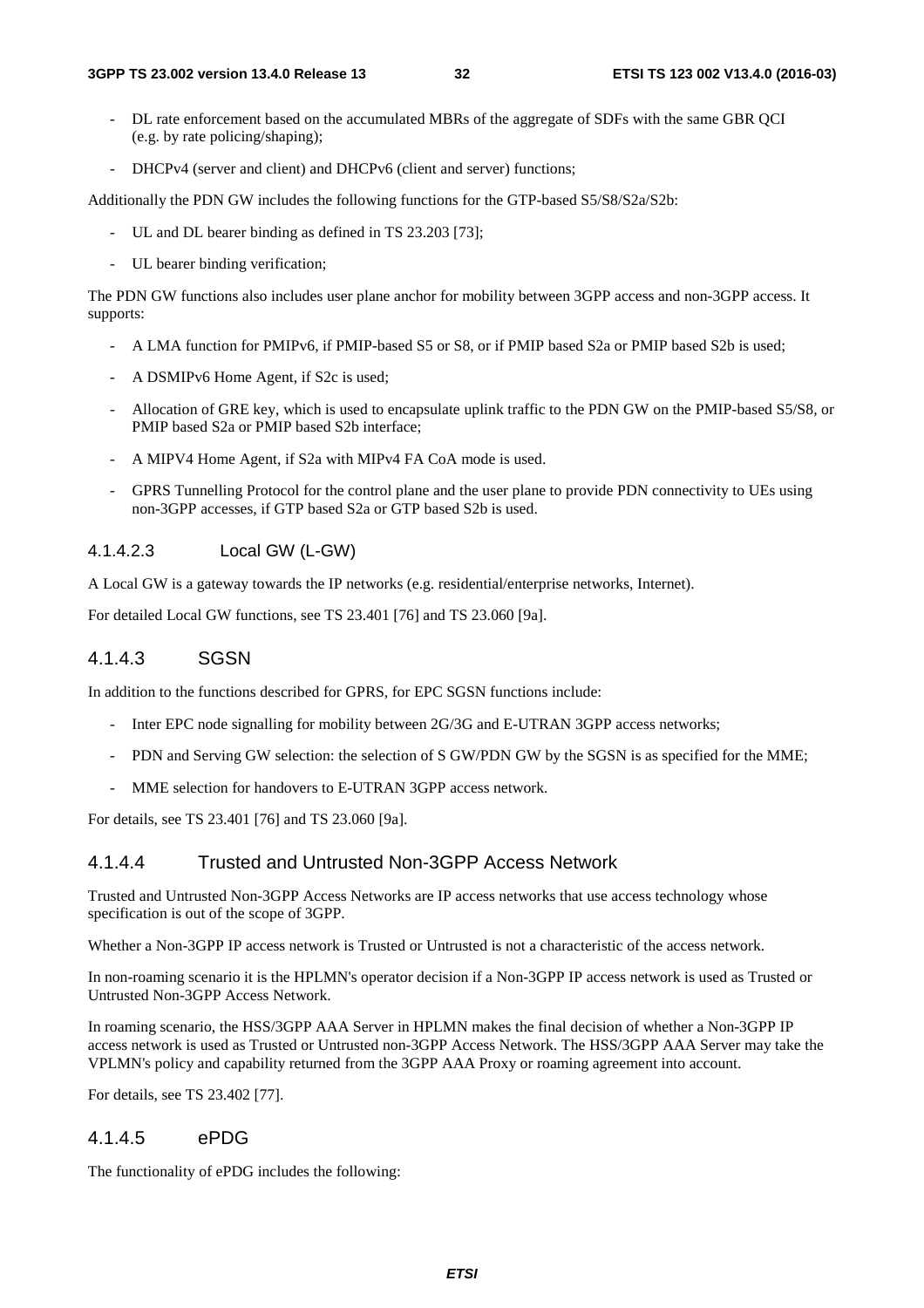- DL rate enforcement based on the accumulated MBRs of the aggregate of SDFs with the same GBR QCI (e.g. by rate policing/shaping);
- DHCPv4 (server and client) and DHCPv6 (client and server) functions;

Additionally the PDN GW includes the following functions for the GTP-based S5/S8/S2a/S2b:

- UL and DL bearer binding as defined in TS 23.203 [73];
- UL bearer binding verification;

The PDN GW functions also includes user plane anchor for mobility between 3GPP access and non-3GPP access. It supports:

- A LMA function for PMIPv6, if PMIP-based S5 or S8, or if PMIP based S2a or PMIP based S2b is used;
- A DSMIPv6 Home Agent, if S2c is used;
- Allocation of GRE key, which is used to encapsulate uplink traffic to the PDN GW on the PMIP-based S5/S8, or PMIP based S2a or PMIP based S2b interface;
- A MIPV4 Home Agent, if S2a with MIPv4 FA CoA mode is used.
- GPRS Tunnelling Protocol for the control plane and the user plane to provide PDN connectivity to UEs using non-3GPP accesses, if GTP based S2a or GTP based S2b is used.

#### 4.1.4.2.3 Local GW (L-GW)

A Local GW is a gateway towards the IP networks (e.g. residential/enterprise networks, Internet).

For detailed Local GW functions, see TS 23.401 [76] and TS 23.060 [9a].

### 4.1.4.3 SGSN

In addition to the functions described for GPRS, for EPC SGSN functions include:

- Inter EPC node signalling for mobility between 2G/3G and E-UTRAN 3GPP access networks;
- PDN and Serving GW selection: the selection of S GW/PDN GW by the SGSN is as specified for the MME;
- MME selection for handovers to E-UTRAN 3GPP access network.

For details, see TS 23.401 [76] and TS 23.060 [9a].

### 4.1.4.4 Trusted and Untrusted Non-3GPP Access Network

Trusted and Untrusted Non-3GPP Access Networks are IP access networks that use access technology whose specification is out of the scope of 3GPP.

Whether a Non-3GPP IP access network is Trusted or Untrusted is not a characteristic of the access network.

In non-roaming scenario it is the HPLMN's operator decision if a Non-3GPP IP access network is used as Trusted or Untrusted Non-3GPP Access Network.

In roaming scenario, the HSS/3GPP AAA Server in HPLMN makes the final decision of whether a Non-3GPP IP access network is used as Trusted or Untrusted non-3GPP Access Network. The HSS/3GPP AAA Server may take the VPLMN's policy and capability returned from the 3GPP AAA Proxy or roaming agreement into account.

For details, see TS 23.402 [77].

### 4.1.4.5 ePDG

The functionality of ePDG includes the following: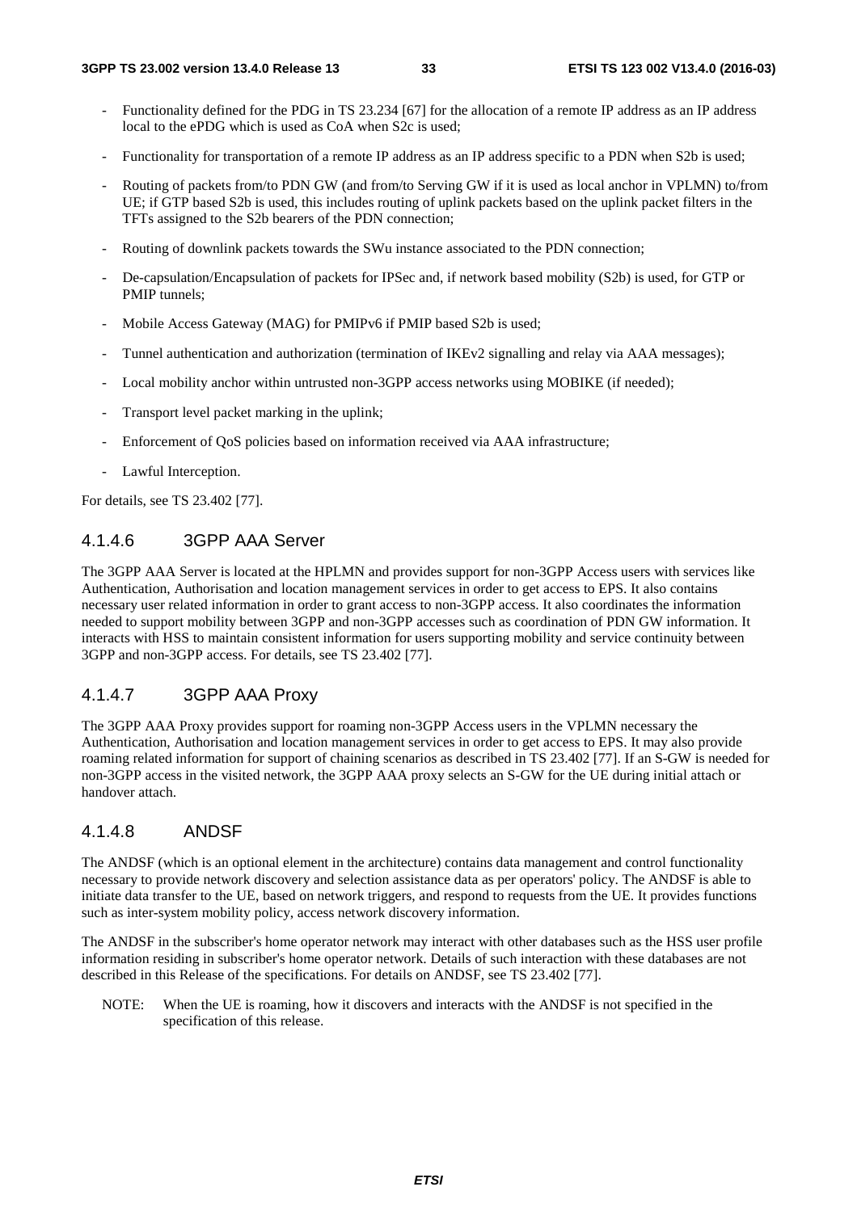- Functionality defined for the PDG in TS 23.234 [67] for the allocation of a remote IP address as an IP address local to the ePDG which is used as CoA when S2c is used;
- Functionality for transportation of a remote IP address as an IP address specific to a PDN when S2b is used;
- Routing of packets from/to PDN GW (and from/to Serving GW if it is used as local anchor in VPLMN) to/from UE; if GTP based S2b is used, this includes routing of uplink packets based on the uplink packet filters in the TFTs assigned to the S2b bearers of the PDN connection;
- Routing of downlink packets towards the SWu instance associated to the PDN connection;
- De-capsulation/Encapsulation of packets for IPSec and, if network based mobility (S2b) is used, for GTP or PMIP tunnels;
- Mobile Access Gateway (MAG) for PMIPv6 if PMIP based S2b is used;
- Tunnel authentication and authorization (termination of IKEv2 signalling and relay via AAA messages);
- Local mobility anchor within untrusted non-3GPP access networks using MOBIKE (if needed);
- Transport level packet marking in the uplink;
- Enforcement of QoS policies based on information received via AAA infrastructure;
- Lawful Interception.

For details, see TS 23.402 [77].

#### 4.1.4.6 3GPP AAA Server

The 3GPP AAA Server is located at the HPLMN and provides support for non-3GPP Access users with services like Authentication, Authorisation and location management services in order to get access to EPS. It also contains necessary user related information in order to grant access to non-3GPP access. It also coordinates the information needed to support mobility between 3GPP and non-3GPP accesses such as coordination of PDN GW information. It interacts with HSS to maintain consistent information for users supporting mobility and service continuity between 3GPP and non-3GPP access. For details, see TS 23.402 [77].

#### 4.1.4.7 3GPP AAA Proxy

The 3GPP AAA Proxy provides support for roaming non-3GPP Access users in the VPLMN necessary the Authentication, Authorisation and location management services in order to get access to EPS. It may also provide roaming related information for support of chaining scenarios as described in TS 23.402 [77]. If an S-GW is needed for non-3GPP access in the visited network, the 3GPP AAA proxy selects an S-GW for the UE during initial attach or handover attach.

#### 4.1.4.8 ANDSF

The ANDSF (which is an optional element in the architecture) contains data management and control functionality necessary to provide network discovery and selection assistance data as per operators' policy. The ANDSF is able to initiate data transfer to the UE, based on network triggers, and respond to requests from the UE. It provides functions such as inter-system mobility policy, access network discovery information.

The ANDSF in the subscriber's home operator network may interact with other databases such as the HSS user profile information residing in subscriber's home operator network. Details of such interaction with these databases are not described in this Release of the specifications. For details on ANDSF, see TS 23.402 [77].

NOTE: When the UE is roaming, how it discovers and interacts with the ANDSF is not specified in the specification of this release.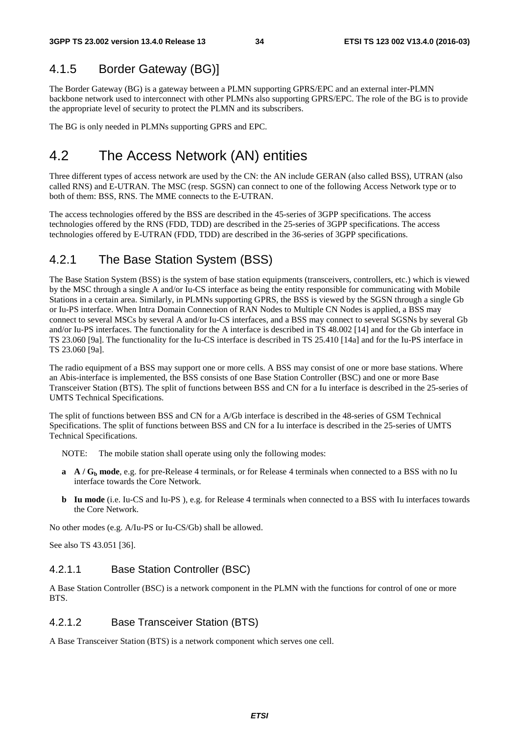### 4.1.5 Border Gateway (BG)]

The Border Gateway (BG) is a gateway between a PLMN supporting GPRS/EPC and an external inter-PLMN backbone network used to interconnect with other PLMNs also supporting GPRS/EPC. The role of the BG is to provide the appropriate level of security to protect the PLMN and its subscribers.

The BG is only needed in PLMNs supporting GPRS and EPC.

## 4.2 The Access Network (AN) entities

Three different types of access network are used by the CN: the AN include GERAN (also called BSS), UTRAN (also called RNS) and E-UTRAN. The MSC (resp. SGSN) can connect to one of the following Access Network type or to both of them: BSS, RNS. The MME connects to the E-UTRAN.

The access technologies offered by the BSS are described in the 45-series of 3GPP specifications. The access technologies offered by the RNS (FDD, TDD) are described in the 25-series of 3GPP specifications. The access technologies offered by E-UTRAN (FDD, TDD) are described in the 36-series of 3GPP specifications.

### 4.2.1 The Base Station System (BSS)

The Base Station System (BSS) is the system of base station equipments (transceivers, controllers, etc.) which is viewed by the MSC through a single A and/or Iu-CS interface as being the entity responsible for communicating with Mobile Stations in a certain area. Similarly, in PLMNs supporting GPRS, the BSS is viewed by the SGSN through a single Gb or Iu-PS interface. When Intra Domain Connection of RAN Nodes to Multiple CN Nodes is applied, a BSS may connect to several MSCs by several A and/or Iu-CS interfaces, and a BSS may connect to several SGSNs by several Gb and/or Iu-PS interfaces. The functionality for the A interface is described in TS 48.002 [14] and for the Gb interface in TS 23.060 [9a]. The functionality for the Iu-CS interface is described in TS 25.410 [14a] and for the Iu-PS interface in TS 23.060 [9a].

The radio equipment of a BSS may support one or more cells. A BSS may consist of one or more base stations. Where an Abis-interface is implemented, the BSS consists of one Base Station Controller (BSC) and one or more Base Transceiver Station (BTS). The split of functions between BSS and CN for a Iu interface is described in the 25-series of UMTS Technical Specifications.

The split of functions between BSS and CN for a A/Gb interface is described in the 48-series of GSM Technical Specifications. The split of functions between BSS and CN for a Iu interface is described in the 25-series of UMTS Technical Specifications.

NOTE: The mobile station shall operate using only the following modes:

**a** **A / $G_b$ mode**, e.g. for pre-Release 4 terminals, or for Release 4 terminals when connected to a BSS with no Iu interface towards the Core Network.

**b** **Iu mode** (i.e. Iu-CS and Iu-PS ), e.g. for Release 4 terminals when connected to a BSS with Iu interfaces towards the Core Network.

No other modes (e.g. A/Iu-PS or Iu-CS/Gb) shall be allowed.

See also TS 43.051 [36].

#### 4.2.1.1 Base Station Controller (BSC)

A Base Station Controller (BSC) is a network component in the PLMN with the functions for control of one or more BTS.

#### 4.2.1.2 Base Transceiver Station (BTS)

A Base Transceiver Station (BTS) is a network component which serves one cell.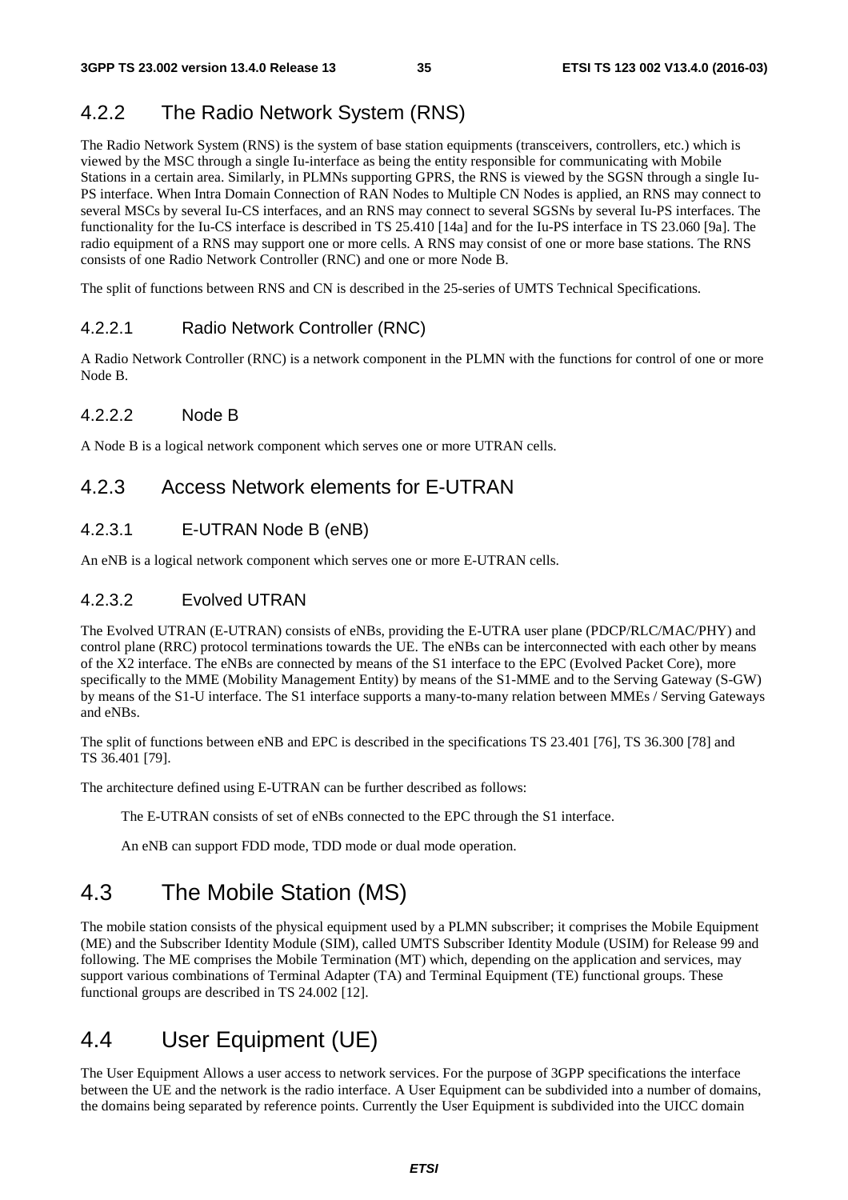## 4.2.2 The Radio Network System (RNS)

The Radio Network System (RNS) is the system of base station equipments (transceivers, controllers, etc.) which is viewed by the MSC through a single Iu-interface as being the entity responsible for communicating with Mobile Stations in a certain area. Similarly, in PLMNs supporting GPRS, the RNS is viewed by the SGSN through a single Iu-PS interface. When Intra Domain Connection of RAN Nodes to Multiple CN Nodes is applied, an RNS may connect to several MSCs by several Iu-CS interfaces, and an RNS may connect to several SGSNs by several Iu-PS interfaces. The functionality for the Iu-CS interface is described in TS 25.410 [14a] and for the Iu-PS interface in TS 23.060 [9a]. The radio equipment of a RNS may support one or more cells. A RNS may consist of one or more base stations. The RNS consists of one Radio Network Controller (RNC) and one or more Node B.

The split of functions between RNS and CN is described in the 25-series of UMTS Technical Specifications.

### 4.2.2.1 Radio Network Controller (RNC)

A Radio Network Controller (RNC) is a network component in the PLMN with the functions for control of one or more Node B.

### 4.2.2.2 Node B

A Node B is a logical network component which serves one or more UTRAN cells.

## 4.2.3 Access Network elements for E-UTRAN

### 4.2.3.1 E-UTRAN Node B (eNB)

An eNB is a logical network component which serves one or more E-UTRAN cells.

### 4.2.3.2 Evolved UTRAN

The Evolved UTRAN (E-UTRAN) consists of eNBs, providing the E-UTRA user plane (PDCP/RLC/MAC/PHY) and control plane (RRC) protocol terminations towards the UE. The eNBs can be interconnected with each other by means of the X2 interface. The eNBs are connected by means of the S1 interface to the EPC (Evolved Packet Core), more specifically to the MME (Mobility Management Entity) by means of the S1-MME and to the Serving Gateway (S-GW) by means of the S1-U interface. The S1 interface supports a many-to-many relation between MMEs / Serving Gateways and eNBs.

The split of functions between eNB and EPC is described in the specifications TS 23.401 [76], TS 36.300 [78] and TS 36.401 [79].

The architecture defined using E-UTRAN can be further described as follows:

The E-UTRAN consists of set of eNBs connected to the EPC through the S1 interface.

An eNB can support FDD mode, TDD mode or dual mode operation.

# 4.3 The Mobile Station (MS)

The mobile station consists of the physical equipment used by a PLMN subscriber; it comprises the Mobile Equipment (ME) and the Subscriber Identity Module (SIM), called UMTS Subscriber Identity Module (USIM) for Release 99 and following. The ME comprises the Mobile Termination (MT) which, depending on the application and services, may support various combinations of Terminal Adapter (TA) and Terminal Equipment (TE) functional groups. These functional groups are described in TS 24.002 [12].

# 4.4 User Equipment (UE)

The User Equipment Allows a user access to network services. For the purpose of 3GPP specifications the interface between the UE and the network is the radio interface. A User Equipment can be subdivided into a number of domains, the domains being separated by reference points. Currently the User Equipment is subdivided into the UICC domain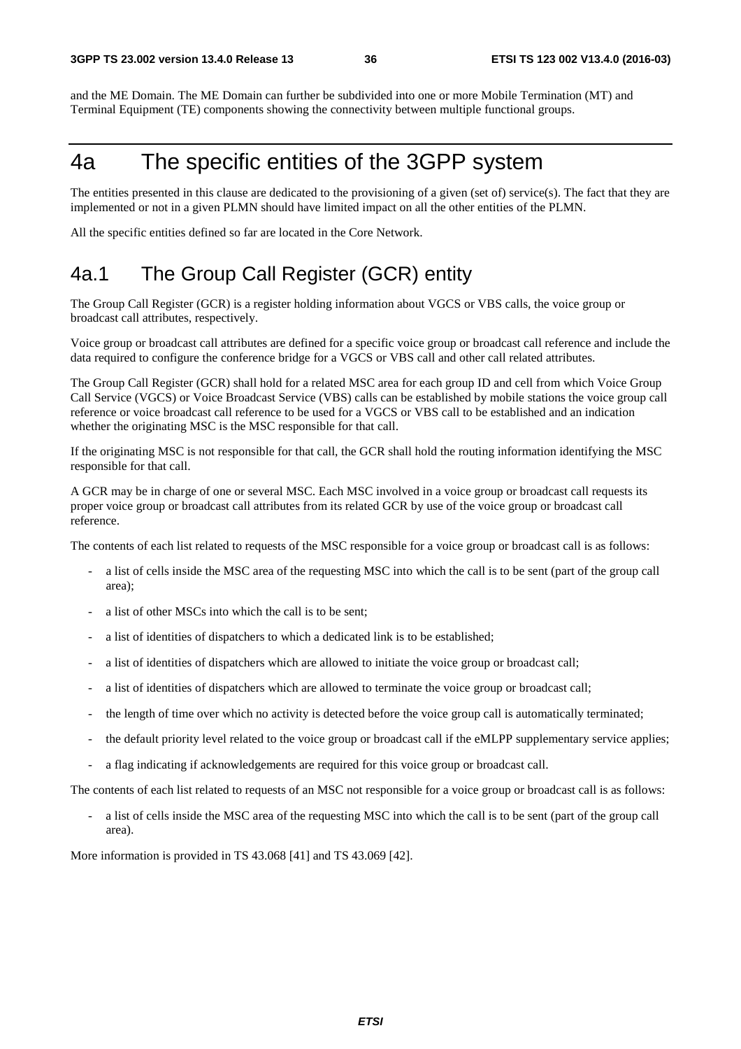and the ME Domain. The ME Domain can further be subdivided into one or more Mobile Termination (MT) and Terminal Equipment (TE) components showing the connectivity between multiple functional groups.

# 4a The specific entities of the 3GPP system

The entities presented in this clause are dedicated to the provisioning of a given (set of) service(s). The fact that they are implemented or not in a given PLMN should have limited impact on all the other entities of the PLMN.

All the specific entities defined so far are located in the Core Network.

## 4a.1 The Group Call Register (GCR) entity

The Group Call Register (GCR) is a register holding information about VGCS or VBS calls, the voice group or broadcast call attributes, respectively.

Voice group or broadcast call attributes are defined for a specific voice group or broadcast call reference and include the data required to configure the conference bridge for a VGCS or VBS call and other call related attributes.

The Group Call Register (GCR) shall hold for a related MSC area for each group ID and cell from which Voice Group Call Service (VGCS) or Voice Broadcast Service (VBS) calls can be established by mobile stations the voice group call reference or voice broadcast call reference to be used for a VGCS or VBS call to be established and an indication whether the originating MSC is the MSC responsible for that call.

If the originating MSC is not responsible for that call, the GCR shall hold the routing information identifying the MSC responsible for that call.

A GCR may be in charge of one or several MSC. Each MSC involved in a voice group or broadcast call requests its proper voice group or broadcast call attributes from its related GCR by use of the voice group or broadcast call reference.

The contents of each list related to requests of the MSC responsible for a voice group or broadcast call is as follows:

- a list of cells inside the MSC area of the requesting MSC into which the call is to be sent (part of the group call area);
- a list of other MSCs into which the call is to be sent;
- a list of identities of dispatchers to which a dedicated link is to be established;
- a list of identities of dispatchers which are allowed to initiate the voice group or broadcast call;
- a list of identities of dispatchers which are allowed to terminate the voice group or broadcast call;
- the length of time over which no activity is detected before the voice group call is automatically terminated;
- the default priority level related to the voice group or broadcast call if the eMLPP supplementary service applies;
- a flag indicating if acknowledgements are required for this voice group or broadcast call.

The contents of each list related to requests of an MSC not responsible for a voice group or broadcast call is as follows:

- a list of cells inside the MSC area of the requesting MSC into which the call is to be sent (part of the group call area).

More information is provided in TS 43.068 [41] and TS 43.069 [42].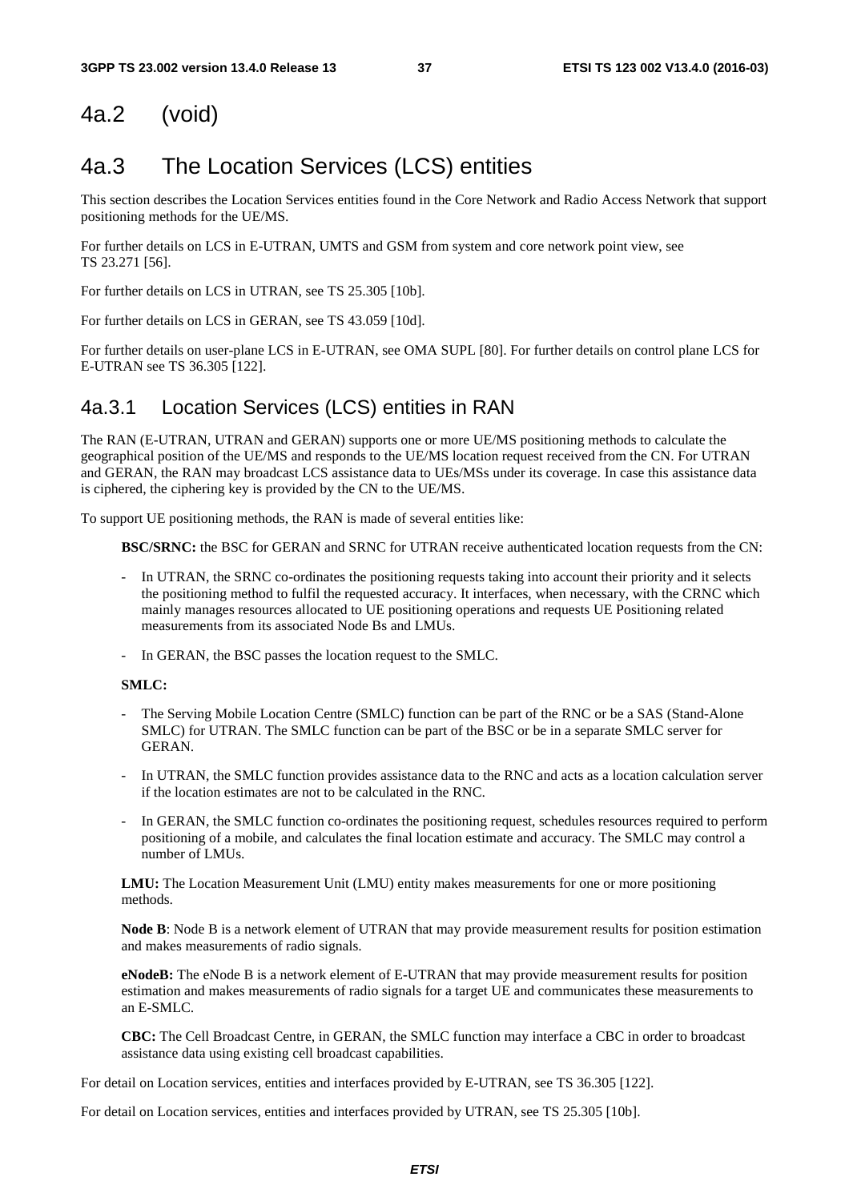## 4a.2 (void)

## 4a.3 The Location Services (LCS) entities

This section describes the Location Services entities found in the Core Network and Radio Access Network that support positioning methods for the UE/MS.

For further details on LCS in E-UTRAN, UMTS and GSM from system and core network point view, see TS 23.271 [56].

For further details on LCS in UTRAN, see TS 25.305 [10b].

For further details on LCS in GERAN, see TS 43.059 [10d].

For further details on user-plane LCS in E-UTRAN, see OMA SUPL [80]. For further details on control plane LCS for E-UTRAN see TS 36.305 [122].

### 4a.3.1 Location Services (LCS) entities in RAN

The RAN (E-UTRAN, UTRAN and GERAN) supports one or more UE/MS positioning methods to calculate the geographical position of the UE/MS and responds to the UE/MS location request received from the CN. For UTRAN and GERAN, the RAN may broadcast LCS assistance data to UEs/MSs under its coverage. In case this assistance data is ciphered, the ciphering key is provided by the CN to the UE/MS.

To support UE positioning methods, the RAN is made of several entities like:

**BSC/SRNC:** the BSC for GERAN and SRNC for UTRAN receive authenticated location requests from the CN:

- In UTRAN, the SRNC co-ordinates the positioning requests taking into account their priority and it selects the positioning method to fulfil the requested accuracy. It interfaces, when necessary, with the CRNC which mainly manages resources allocated to UE positioning operations and requests UE Positioning related measurements from its associated Node Bs and LMUs.
- In GERAN, the BSC passes the location request to the SMLC.

**SMLC:**

- The Serving Mobile Location Centre (SMLC) function can be part of the RNC or be a SAS (Stand-Alone SMLC) for UTRAN. The SMLC function can be part of the BSC or be in a separate SMLC server for GERAN.
- In UTRAN, the SMLC function provides assistance data to the RNC and acts as a location calculation server if the location estimates are not to be calculated in the RNC.
- In GERAN, the SMLC function co-ordinates the positioning request, schedules resources required to perform positioning of a mobile, and calculates the final location estimate and accuracy. The SMLC may control a number of LMUs.

**LMU:** The Location Measurement Unit (LMU) entity makes measurements for one or more positioning methods.

**Node B**: Node B is a network element of UTRAN that may provide measurement results for position estimation and makes measurements of radio signals.

**eNodeB:** The eNode B is a network element of E-UTRAN that may provide measurement results for position estimation and makes measurements of radio signals for a target UE and communicates these measurements to an E-SMLC.

**CBC:** The Cell Broadcast Centre, in GERAN, the SMLC function may interface a CBC in order to broadcast assistance data using existing cell broadcast capabilities.

For detail on Location services, entities and interfaces provided by E-UTRAN, see TS 36.305 [122].

For detail on Location services, entities and interfaces provided by UTRAN, see TS 25.305 [10b].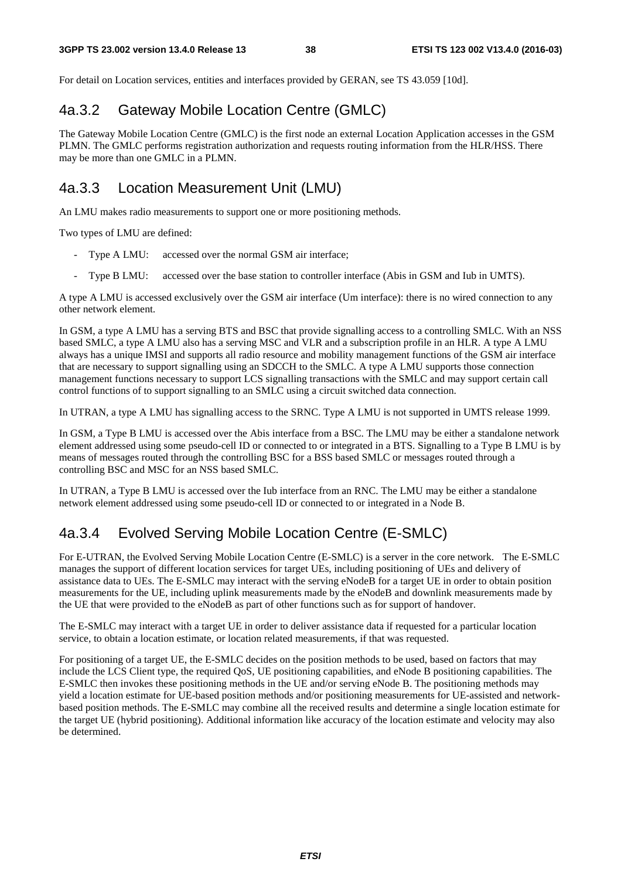For detail on Location services, entities and interfaces provided by GERAN, see TS 43.059 [10d].

## 4a.3.2 Gateway Mobile Location Centre (GMLC)

The Gateway Mobile Location Centre (GMLC) is the first node an external Location Application accesses in the GSM PLMN. The GMLC performs registration authorization and requests routing information from the HLR/HSS. There may be more than one GMLC in a PLMN.

## 4a.3.3 Location Measurement Unit (LMU)

An LMU makes radio measurements to support one or more positioning methods.

Two types of LMU are defined:

- Type A LMU: accessed over the normal GSM air interface;
- Type B LMU: accessed over the base station to controller interface (Abis in GSM and Iub in UMTS).

A type A LMU is accessed exclusively over the GSM air interface (Um interface): there is no wired connection to any other network element.

In GSM, a type A LMU has a serving BTS and BSC that provide signalling access to a controlling SMLC. With an NSS based SMLC, a type A LMU also has a serving MSC and VLR and a subscription profile in an HLR. A type A LMU always has a unique IMSI and supports all radio resource and mobility management functions of the GSM air interface that are necessary to support signalling using an SDCCH to the SMLC. A type A LMU supports those connection management functions necessary to support LCS signalling transactions with the SMLC and may support certain call control functions of to support signalling to an SMLC using a circuit switched data connection.

In UTRAN, a type A LMU has signalling access to the SRNC. Type A LMU is not supported in UMTS release 1999.

In GSM, a Type B LMU is accessed over the Abis interface from a BSC. The LMU may be either a standalone network element addressed using some pseudo-cell ID or connected to or integrated in a BTS. Signalling to a Type B LMU is by means of messages routed through the controlling BSC for a BSS based SMLC or messages routed through a controlling BSC and MSC for an NSS based SMLC.

In UTRAN, a Type B LMU is accessed over the Iub interface from an RNC. The LMU may be either a standalone network element addressed using some pseudo-cell ID or connected to or integrated in a Node B.

## 4a.3.4 Evolved Serving Mobile Location Centre (E-SMLC)

For E-UTRAN, the Evolved Serving Mobile Location Centre (E-SMLC) is a server in the core network. The E-SMLC manages the support of different location services for target UEs, including positioning of UEs and delivery of assistance data to UEs. The E-SMLC may interact with the serving eNodeB for a target UE in order to obtain position measurements for the UE, including uplink measurements made by the eNodeB and downlink measurements made by the UE that were provided to the eNodeB as part of other functions such as for support of handover.

The E-SMLC may interact with a target UE in order to deliver assistance data if requested for a particular location service, to obtain a location estimate, or location related measurements, if that was requested.

For positioning of a target UE, the E-SMLC decides on the position methods to be used, based on factors that may include the LCS Client type, the required QoS, UE positioning capabilities, and eNode B positioning capabilities. The E-SMLC then invokes these positioning methods in the UE and/or serving eNode B. The positioning methods may yield a location estimate for UE-based position methods and/or positioning measurements for UE-assisted and network-based position methods. The E-SMLC may combine all the received results and determine a single location estimate for the target UE (hybrid positioning). Additional information like accuracy of the location estimate and velocity may also be determined.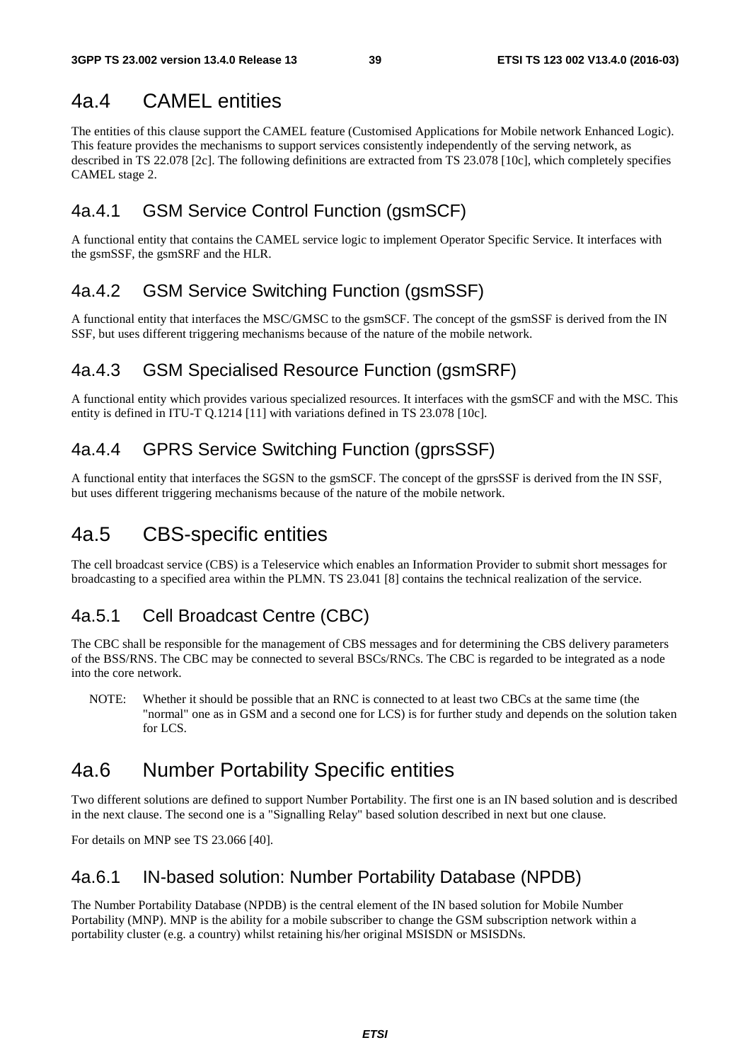## 4a.4 CAMEL entities

The entities of this clause support the CAMEL feature (Customised Applications for Mobile network Enhanced Logic). This feature provides the mechanisms to support services consistently independently of the serving network, as described in TS 22.078 [2c]. The following definitions are extracted from TS 23.078 [10c], which completely specifies CAMEL stage 2.

### 4a.4.1 GSM Service Control Function (gsmSCF)

A functional entity that contains the CAMEL service logic to implement Operator Specific Service. It interfaces with the gsmSSF, the gsmSRF and the HLR.

### 4a.4.2 GSM Service Switching Function (gsmSSF)

A functional entity that interfaces the MSC/GMSC to the gsmSCF. The concept of the gsmSSF is derived from the IN SSF, but uses different triggering mechanisms because of the nature of the mobile network.

### 4a.4.3 GSM Specialised Resource Function (gsmSRF)

A functional entity which provides various specialized resources. It interfaces with the gsmSCF and with the MSC. This entity is defined in ITU-T Q.1214 [11] with variations defined in TS 23.078 [10c].

### 4a.4.4 GPRS Service Switching Function (gprsSSF)

A functional entity that interfaces the SGSN to the gsmSCF. The concept of the gprsSSF is derived from the IN SSF, but uses different triggering mechanisms because of the nature of the mobile network.

## 4a.5 CBS-specific entities

The cell broadcast service (CBS) is a Teleservice which enables an Information Provider to submit short messages for broadcasting to a specified area within the PLMN. TS 23.041 [8] contains the technical realization of the service.

### 4a.5.1 Cell Broadcast Centre (CBC)

The CBC shall be responsible for the management of CBS messages and for determining the CBS delivery parameters of the BSS/RNS. The CBC may be connected to several BSCs/RNCs. The CBC is regarded to be integrated as a node into the core network.

NOTE: Whether it should be possible that an RNC is connected to at least two CBCs at the same time (the "normal" one as in GSM and a second one for LCS) is for further study and depends on the solution taken for LCS.

## 4a.6 Number Portability Specific entities

Two different solutions are defined to support Number Portability. The first one is an IN based solution and is described in the next clause. The second one is a "Signalling Relay" based solution described in next but one clause.

For details on MNP see TS 23.066 [40].

### 4a.6.1 IN-based solution: Number Portability Database (NPDB)

The Number Portability Database (NPDB) is the central element of the IN based solution for Mobile Number Portability (MNP). MNP is the ability for a mobile subscriber to change the GSM subscription network within a portability cluster (e.g. a country) whilst retaining his/her original MSISDN or MSISDNs.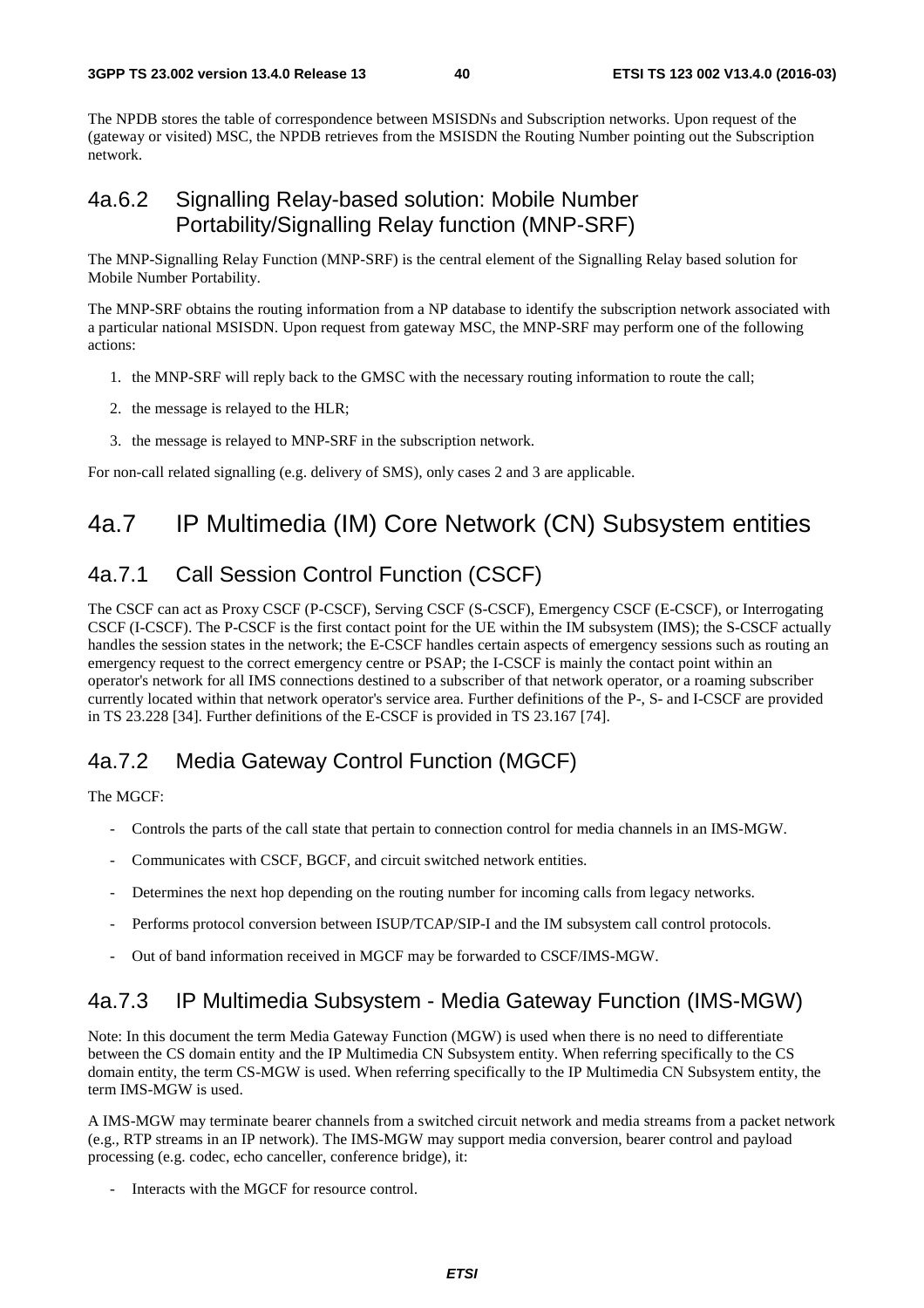The NPDB stores the table of correspondence between MSISDNs and Subscription networks. Upon request of the (gateway or visited) MSC, the NPDB retrieves from the MSISDN the Routing Number pointing out the Subscription network.

### 4a.6.2 Signalling Relay-based solution: Mobile Number Portability/Signalling Relay function (MNP-SRF)

The MNP-Signalling Relay Function (MNP-SRF) is the central element of the Signalling Relay based solution for Mobile Number Portability.

The MNP-SRF obtains the routing information from a NP database to identify the subscription network associated with a particular national MSISDN. Upon request from gateway MSC, the MNP-SRF may perform one of the following actions:

1. the MNP-SRF will reply back to the GMSC with the necessary routing information to route the call;
2. the message is relayed to the HLR;
3. the message is relayed to MNP-SRF in the subscription network.

For non-call related signalling (e.g. delivery of SMS), only cases 2 and 3 are applicable.

## 4a.7 IP Multimedia (IM) Core Network (CN) Subsystem entities

### 4a.7.1 Call Session Control Function (CSCF)

The CSCF can act as Proxy CSCF (P-CSCF), Serving CSCF (S-CSCF), Emergency CSCF (E-CSCF), or Interrogating CSCF (I-CSCF). The P-CSCF is the first contact point for the UE within the IM subsystem (IMS); the S-CSCF actually handles the session states in the network; the E-CSCF handles certain aspects of emergency sessions such as routing an emergency request to the correct emergency centre or PSAP; the I-CSCF is mainly the contact point within an operator's network for all IMS connections destined to a subscriber of that network operator, or a roaming subscriber currently located within that network operator's service area. Further definitions of the P-, S- and I-CSCF are provided in TS 23.228 [34]. Further definitions of the E-CSCF is provided in TS 23.167 [74].

### 4a.7.2 Media Gateway Control Function (MGCF)

The MGCF:

- Controls the parts of the call state that pertain to connection control for media channels in an IMS-MGW.
- Communicates with CSCF, BGCF, and circuit switched network entities.
- Determines the next hop depending on the routing number for incoming calls from legacy networks.
- Performs protocol conversion between ISUP/TCAP/SIP-I and the IM subsystem call control protocols.
- Out of band information received in MGCF may be forwarded to CSCF/IMS-MGW.

### 4a.7.3 IP Multimedia Subsystem - Media Gateway Function (IMS-MGW)

Note: In this document the term Media Gateway Function (MGW) is used when there is no need to differentiate between the CS domain entity and the IP Multimedia CN Subsystem entity. When referring specifically to the CS domain entity, the term CS-MGW is used. When referring specifically to the IP Multimedia CN Subsystem entity, the term IMS-MGW is used.

A IMS-MGW may terminate bearer channels from a switched circuit network and media streams from a packet network (e.g., RTP streams in an IP network). The IMS-MGW may support media conversion, bearer control and payload processing (e.g. codec, echo canceller, conference bridge), it:

- Interacts with the MGCF for resource control.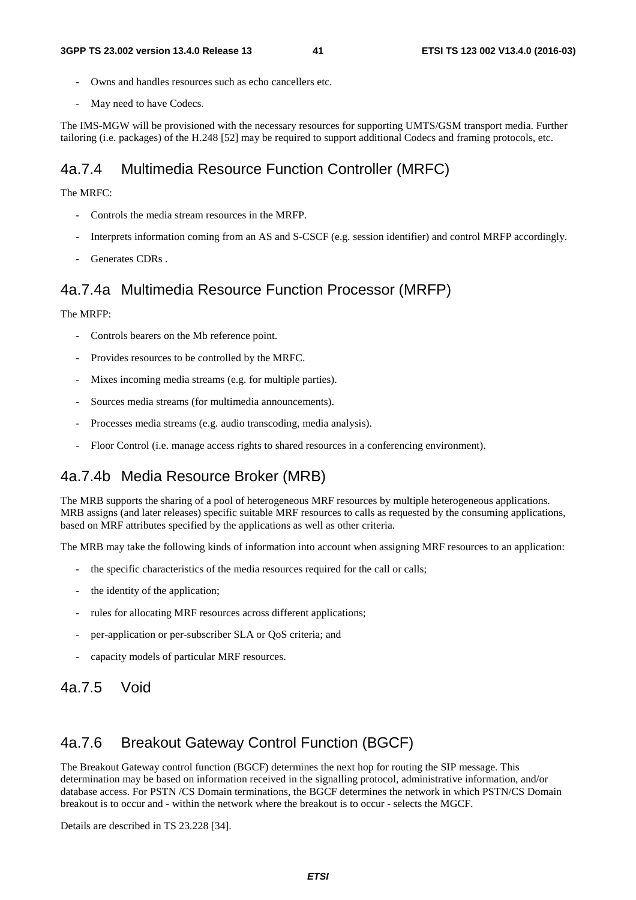- Owns and handles resources such as echo cancellers etc.
- May need to have Codecs.

The IMS-MGW will be provisioned with the necessary resources for supporting UMTS/GSM transport media. Further tailoring (i.e. packages) of the H.248 [52] may be required to support additional Codecs and framing protocols, etc.

### 4a.7.4 Multimedia Resource Function Controller (MRFC)

The MRFC:

- Controls the media stream resources in the MRFP.
- Interprets information coming from an AS and S-CSCF (e.g. session identifier) and control MRFP accordingly.
- Generates CDRs .

### 4a.7.4a Multimedia Resource Function Processor (MRFP)

The MRFP:

- Controls bearers on the Mb reference point.
- Provides resources to be controlled by the MRFC.
- Mixes incoming media streams (e.g. for multiple parties).
- Sources media streams (for multimedia announcements).
- Processes media streams (e.g. audio transcoding, media analysis).
- Floor Control (i.e. manage access rights to shared resources in a conferencing environment).

### 4a.7.4b Media Resource Broker (MRB)

The MRB supports the sharing of a pool of heterogeneous MRF resources by multiple heterogeneous applications. MRB assigns (and later releases) specific suitable MRF resources to calls as requested by the consuming applications, based on MRF attributes specified by the applications as well as other criteria.

The MRB may take the following kinds of information into account when assigning MRF resources to an application:

- the specific characteristics of the media resources required for the call or calls;
- the identity of the application;
- rules for allocating MRF resources across different applications;
- per-application or per-subscriber SLA or QoS criteria; and
- capacity models of particular MRF resources.

### 4a.7.5 Void

### 4a.7.6 Breakout Gateway Control Function (BGCF)

The Breakout Gateway control function (BGCF) determines the next hop for routing the SIP message. This determination may be based on information received in the signalling protocol, administrative information, and/or database access. For PSTN /CS Domain terminations, the BGCF determines the network in which PSTN/CS Domain breakout is to occur and - within the network where the breakout is to occur - selects the MGCF.

Details are described in TS 23.228 [34].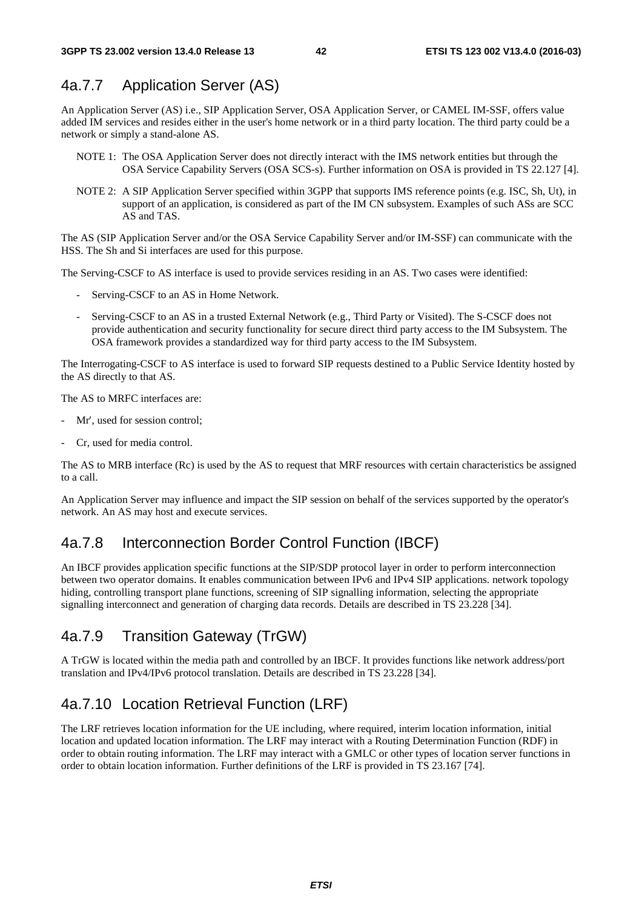### 4a.7.7 Application Server (AS)

An Application Server (AS) i.e., SIP Application Server, OSA Application Server, or CAMEL IM-SSF, offers value added IM services and resides either in the user's home network or in a third party location. The third party could be a network or simply a stand-alone AS.

NOTE 1: The OSA Application Server does not directly interact with the IMS network entities but through the OSA Service Capability Servers (OSA SCS-s). Further information on OSA is provided in TS 22.127 [4].

NOTE 2: A SIP Application Server specified within 3GPP that supports IMS reference points (e.g. ISC, Sh, Ut), in support of an application, is considered as part of the IM CN subsystem. Examples of such ASs are SCC AS and TAS.

The AS (SIP Application Server and/or the OSA Service Capability Server and/or IM-SSF) can communicate with the HSS. The Sh and Si interfaces are used for this purpose.

The Serving-CSCF to AS interface is used to provide services residing in an AS. Two cases were identified:

- Serving-CSCF to an AS in Home Network.
- Serving-CSCF to an AS in a trusted External Network (e.g., Third Party or Visited). The S-CSCF does not provide authentication and security functionality for secure direct third party access to the IM Subsystem. The OSA framework provides a standardized way for third party access to the IM Subsystem.

The Interrogating-CSCF to AS interface is used to forward SIP requests destined to a Public Service Identity hosted by the AS directly to that AS.

The AS to MRFC interfaces are:

- Mr', used for session control;
- Cr, used for media control.

The AS to MRB interface (Rc) is used by the AS to request that MRF resources with certain characteristics be assigned to a call.

An Application Server may influence and impact the SIP session on behalf of the services supported by the operator's network. An AS may host and execute services.

### 4a.7.8 Interconnection Border Control Function (IBCF)

An IBCF provides application specific functions at the SIP/SDP protocol layer in order to perform interconnection between two operator domains. It enables communication between IPv6 and IPv4 SIP applications. network topology hiding, controlling transport plane functions, screening of SIP signalling information, selecting the appropriate signalling interconnect and generation of charging data records. Details are described in TS 23.228 [34].

### 4a.7.9 Transition Gateway (TrGW)

A TrGW is located within the media path and controlled by an IBCF. It provides functions like network address/port translation and IPv4/IPv6 protocol translation. Details are described in TS 23.228 [34].

### 4a.7.10 Location Retrieval Function (LRF)

The LRF retrieves location information for the UE including, where required, interim location information, initial location and updated location information. The LRF may interact with a Routing Determination Function (RDF) in order to obtain routing information. The LRF may interact with a GMLC or other types of location server functions in order to obtain location information. Further definitions of the LRF is provided in TS 23.167 [74].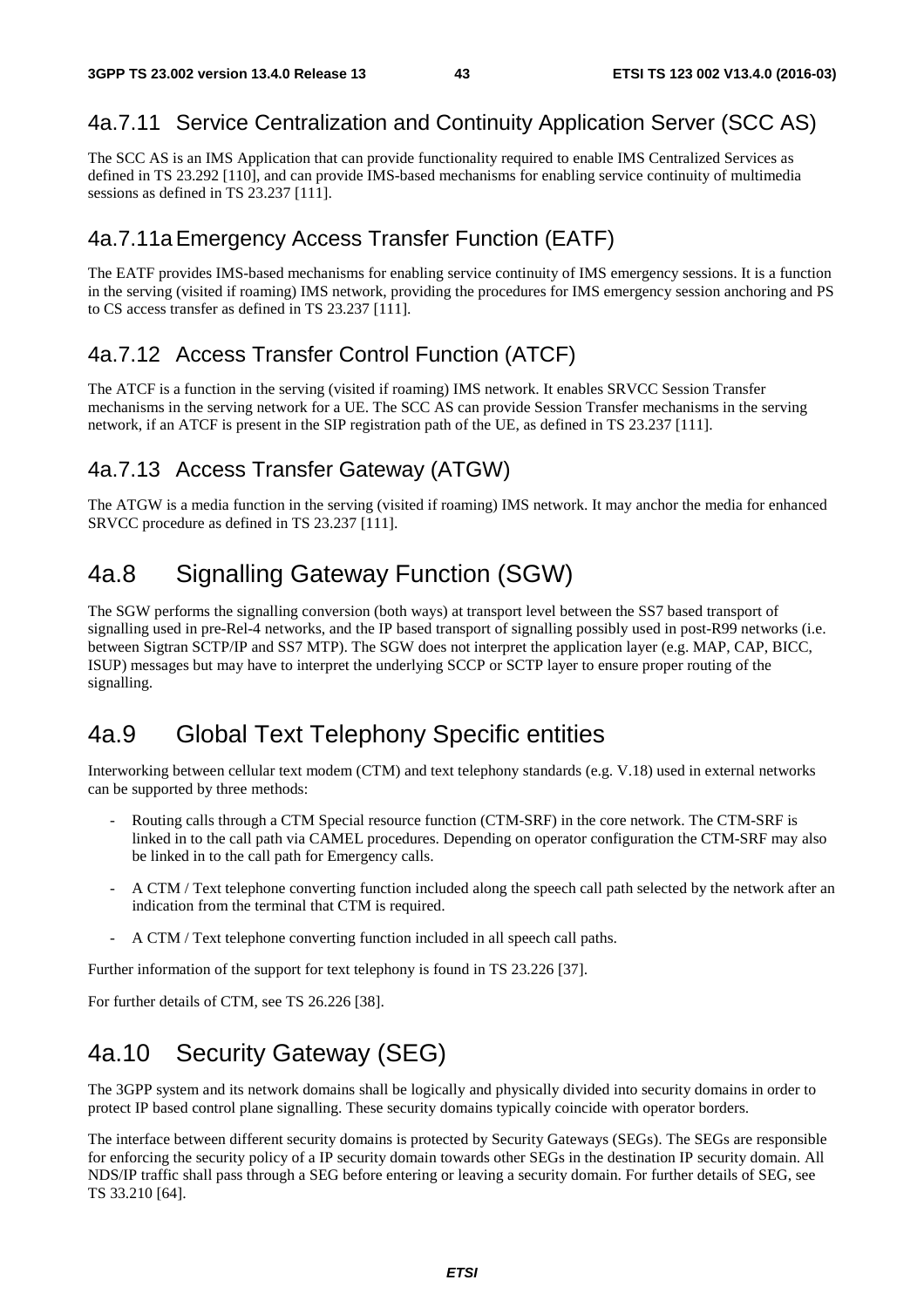### 4a.7.11 Service Centralization and Continuity Application Server (SCC AS)

The SCC AS is an IMS Application that can provide functionality required to enable IMS Centralized Services as defined in TS 23.292 [110], and can provide IMS-based mechanisms for enabling service continuity of multimedia sessions as defined in TS 23.237 [111].

### 4a.7.11a Emergency Access Transfer Function (EATF)

The EATF provides IMS-based mechanisms for enabling service continuity of IMS emergency sessions. It is a function in the serving (visited if roaming) IMS network, providing the procedures for IMS emergency session anchoring and PS to CS access transfer as defined in TS 23.237 [111].

### 4a.7.12 Access Transfer Control Function (ATCF)

The ATCF is a function in the serving (visited if roaming) IMS network. It enables SRVCC Session Transfer mechanisms in the serving network for a UE. The SCC AS can provide Session Transfer mechanisms in the serving network, if an ATCF is present in the SIP registration path of the UE, as defined in TS 23.237 [111].

### 4a.7.13 Access Transfer Gateway (ATGW)

The ATGW is a media function in the serving (visited if roaming) IMS network. It may anchor the media for enhanced SRVCC procedure as defined in TS 23.237 [111].

## 4a.8 Signalling Gateway Function (SGW)

The SGW performs the signalling conversion (both ways) at transport level between the SS7 based transport of signalling used in pre-Rel-4 networks, and the IP based transport of signalling possibly used in post-R99 networks (i.e. between Sigtran SCTP/IP and SS7 MTP). The SGW does not interpret the application layer (e.g. MAP, CAP, BICC, ISUP) messages but may have to interpret the underlying SCCP or SCTP layer to ensure proper routing of the signalling.

## 4a.9 Global Text Telephony Specific entities

Interworking between cellular text modem (CTM) and text telephony standards (e.g. V.18) used in external networks can be supported by three methods:

- Routing calls through a CTM Special resource function (CTM-SRF) in the core network. The CTM-SRF is linked in to the call path via CAMEL procedures. Depending on operator configuration the CTM-SRF may also be linked in to the call path for Emergency calls.
- A CTM / Text telephone converting function included along the speech call path selected by the network after an indication from the terminal that CTM is required.
- A CTM / Text telephone converting function included in all speech call paths.

Further information of the support for text telephony is found in TS 23.226 [37].

For further details of CTM, see TS 26.226 [38].

## 4a.10 Security Gateway (SEG)

The 3GPP system and its network domains shall be logically and physically divided into security domains in order to protect IP based control plane signalling. These security domains typically coincide with operator borders.

The interface between different security domains is protected by Security Gateways (SEGs). The SEGs are responsible for enforcing the security policy of a IP security domain towards other SEGs in the destination IP security domain. All NDS/IP traffic shall pass through a SEG before entering or leaving a security domain. For further details of SEG, see TS 33.210 [64].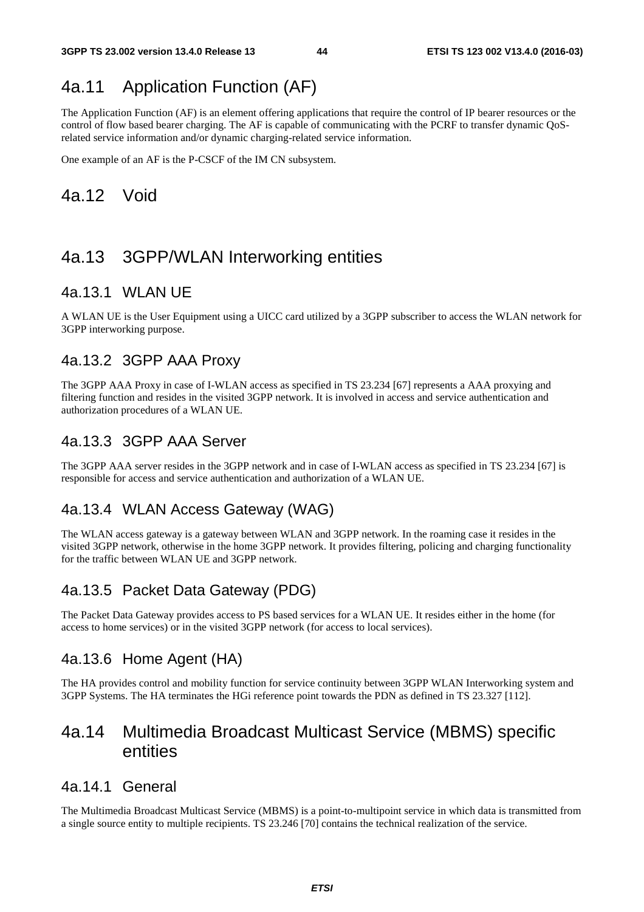## 4a.11 Application Function (AF)

The Application Function (AF) is an element offering applications that require the control of IP bearer resources or the control of flow based bearer charging. The AF is capable of communicating with the PCRF to transfer dynamic QoS-related service information and/or dynamic charging-related service information.

One example of an AF is the P-CSCF of the IM CN subsystem.

## 4a.12 Void

## 4a.13 3GPP/WLAN Interworking entities

### 4a.13.1 WLAN UE

A WLAN UE is the User Equipment using a UICC card utilized by a 3GPP subscriber to access the WLAN network for 3GPP interworking purpose.

### 4a.13.2 3GPP AAA Proxy

The 3GPP AAA Proxy in case of I-WLAN access as specified in TS 23.234 [67] represents a AAA proxying and filtering function and resides in the visited 3GPP network. It is involved in access and service authentication and authorization procedures of a WLAN UE.

### 4a.13.3 3GPP AAA Server

The 3GPP AAA server resides in the 3GPP network and in case of I-WLAN access as specified in TS 23.234 [67] is responsible for access and service authentication and authorization of a WLAN UE.

### 4a.13.4 WLAN Access Gateway (WAG)

The WLAN access gateway is a gateway between WLAN and 3GPP network. In the roaming case it resides in the visited 3GPP network, otherwise in the home 3GPP network. It provides filtering, policing and charging functionality for the traffic between WLAN UE and 3GPP network.

### 4a.13.5 Packet Data Gateway (PDG)

The Packet Data Gateway provides access to PS based services for a WLAN UE. It resides either in the home (for access to home services) or in the visited 3GPP network (for access to local services).

### 4a.13.6 Home Agent (HA)

The HA provides control and mobility function for service continuity between 3GPP WLAN Interworking system and 3GPP Systems. The HA terminates the HGi reference point towards the PDN as defined in TS 23.327 [112].

## 4a.14 Multimedia Broadcast Multicast Service (MBMS) specific entities

### 4a.14.1 General

The Multimedia Broadcast Multicast Service (MBMS) is a point-to-multipoint service in which data is transmitted from a single source entity to multiple recipients. TS 23.246 [70] contains the technical realization of the service.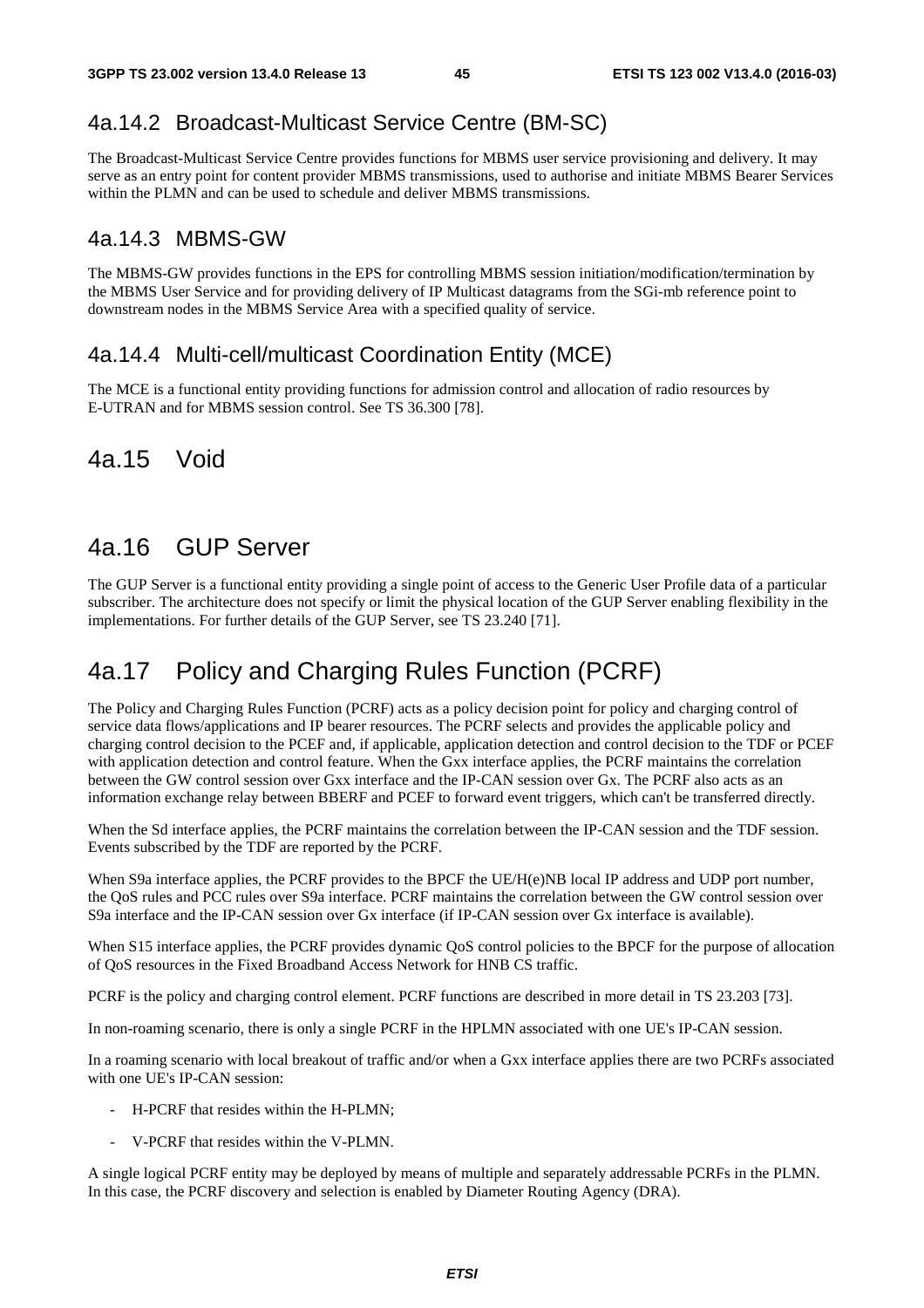### 4a.14.2 Broadcast-Multicast Service Centre (BM-SC)

The Broadcast-Multicast Service Centre provides functions for MBMS user service provisioning and delivery. It may serve as an entry point for content provider MBMS transmissions, used to authorise and initiate MBMS Bearer Services within the PLMN and can be used to schedule and deliver MBMS transmissions.

### 4a.14.3 MBMS-GW

The MBMS-GW provides functions in the EPS for controlling MBMS session initiation/modification/termination by the MBMS User Service and for providing delivery of IP Multicast datagrams from the SGi-mb reference point to downstream nodes in the MBMS Service Area with a specified quality of service.

### 4a.14.4 Multi-cell/multicast Coordination Entity (MCE)

The MCE is a functional entity providing functions for admission control and allocation of radio resources by E-UTRAN and for MBMS session control. See TS 36.300 [78].

## 4a.15 Void

## 4a.16 GUP Server

The GUP Server is a functional entity providing a single point of access to the Generic User Profile data of a particular subscriber. The architecture does not specify or limit the physical location of the GUP Server enabling flexibility in the implementations. For further details of the GUP Server, see TS 23.240 [71].

## 4a.17 Policy and Charging Rules Function (PCRF)

The Policy and Charging Rules Function (PCRF) acts as a policy decision point for policy and charging control of service data flows/applications and IP bearer resources. The PCRF selects and provides the applicable policy and charging control decision to the PCEF and, if applicable, application detection and control decision to the TDF or PCEF with application detection and control feature. When the Gxx interface applies, the PCRF maintains the correlation between the GW control session over Gxx interface and the IP-CAN session over Gx. The PCRF also acts as an information exchange relay between BBERF and PCEF to forward event triggers, which can't be transferred directly.

When the Sd interface applies, the PCRF maintains the correlation between the IP-CAN session and the TDF session. Events subscribed by the TDF are reported by the PCRF.

When S9a interface applies, the PCRF provides to the BPCF the UE/H(e)NB local IP address and UDP port number, the QoS rules and PCC rules over S9a interface. PCRF maintains the correlation between the GW control session over S9a interface and the IP-CAN session over Gx interface (if IP-CAN session over Gx interface is available).

When S15 interface applies, the PCRF provides dynamic QoS control policies to the BPCF for the purpose of allocation of QoS resources in the Fixed Broadband Access Network for HNB CS traffic.

PCRF is the policy and charging control element. PCRF functions are described in more detail in TS 23.203 [73].

In non-roaming scenario, there is only a single PCRF in the HPLMN associated with one UE's IP-CAN session.

In a roaming scenario with local breakout of traffic and/or when a Gxx interface applies there are two PCRFs associated with one UE's IP-CAN session:

- H-PCRF that resides within the H-PLMN;
- V-PCRF that resides within the V-PLMN.

A single logical PCRF entity may be deployed by means of multiple and separately addressable PCRFs in the PLMN. In this case, the PCRF discovery and selection is enabled by Diameter Routing Agency (DRA).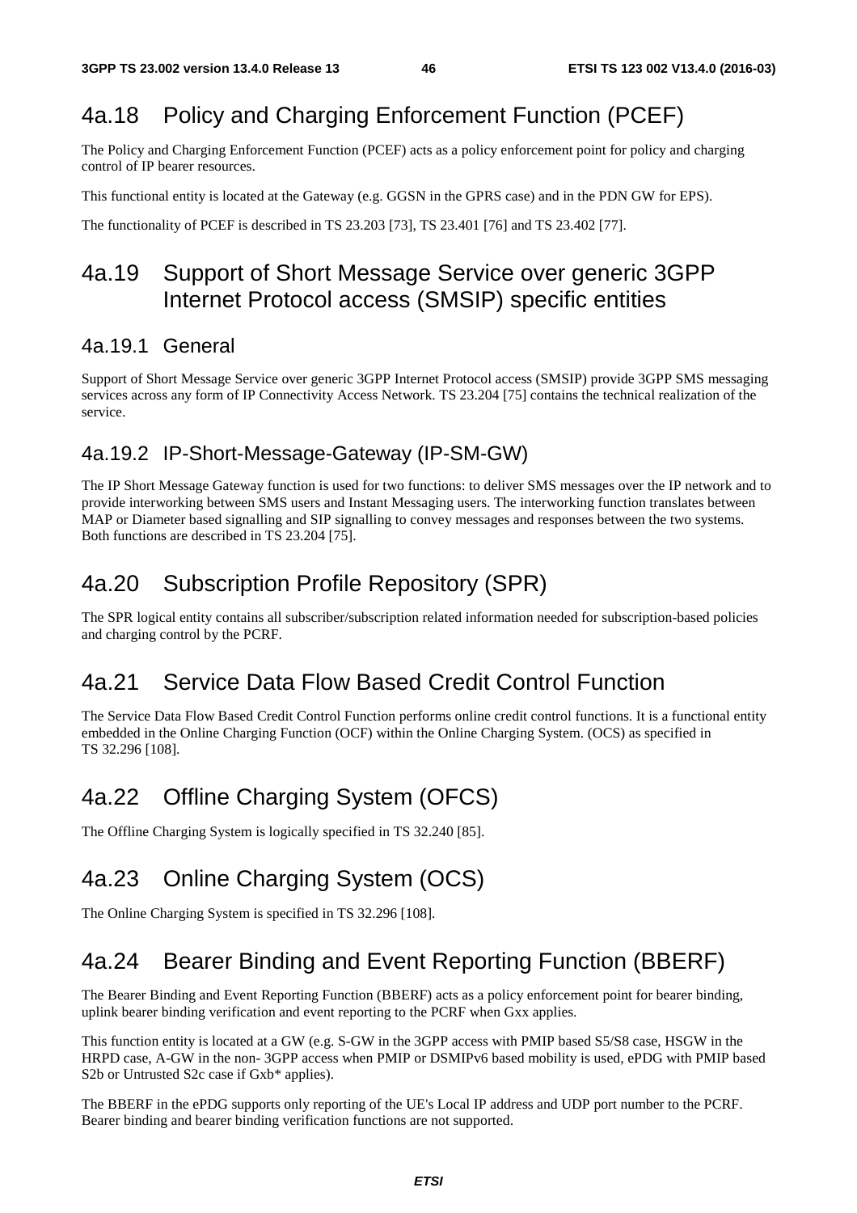## 4a.18 Policy and Charging Enforcement Function (PCEF)

The Policy and Charging Enforcement Function (PCEF) acts as a policy enforcement point for policy and charging control of IP bearer resources.

This functional entity is located at the Gateway (e.g. GGSN in the GPRS case) and in the PDN GW for EPS).

The functionality of PCEF is described in TS 23.203 [73], TS 23.401 [76] and TS 23.402 [77].

## 4a.19 Support of Short Message Service over generic 3GPP Internet Protocol access (SMSIP) specific entities

### 4a.19.1 General

Support of Short Message Service over generic 3GPP Internet Protocol access (SMSIP) provide 3GPP SMS messaging services across any form of IP Connectivity Access Network. TS 23.204 [75] contains the technical realization of the service.

### 4a.19.2 IP-Short-Message-Gateway (IP-SM-GW)

The IP Short Message Gateway function is used for two functions: to deliver SMS messages over the IP network and to provide interworking between SMS users and Instant Messaging users. The interworking function translates between MAP or Diameter based signalling and SIP signalling to convey messages and responses between the two systems. Both functions are described in TS 23.204 [75].

## 4a.20 Subscription Profile Repository (SPR)

The SPR logical entity contains all subscriber/subscription related information needed for subscription-based policies and charging control by the PCRF.

## 4a.21 Service Data Flow Based Credit Control Function

The Service Data Flow Based Credit Control Function performs online credit control functions. It is a functional entity embedded in the Online Charging Function (OCF) within the Online Charging System. (OCS) as specified in TS 32.296 [108].

## 4a.22 Offline Charging System (OFCS)

The Offline Charging System is logically specified in TS 32.240 [85].

## 4a.23 Online Charging System (OCS)

The Online Charging System is specified in TS 32.296 [108].

## 4a.24 Bearer Binding and Event Reporting Function (BBERF)

The Bearer Binding and Event Reporting Function (BBERF) acts as a policy enforcement point for bearer binding, uplink bearer binding verification and event reporting to the PCRF when Gxx applies.

This function entity is located at a GW (e.g. S-GW in the 3GPP access with PMIP based S5/S8 case, HSGW in the HRPD case, A-GW in the non- 3GPP access when PMIP or DSMIPv6 based mobility is used, ePDG with PMIP based S2b or Untrusted S2c case if Gxb* applies).

The BBERF in the ePDG supports only reporting of the UE's Local IP address and UDP port number to the PCRF. Bearer binding and bearer binding verification functions are not supported.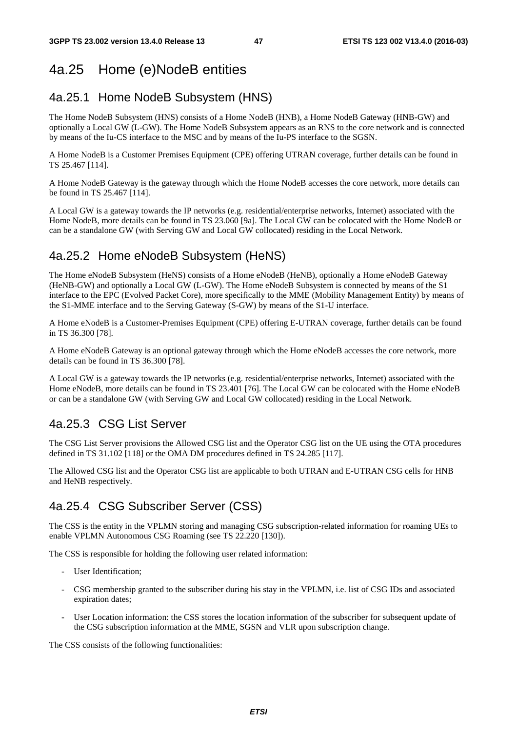# 4a.25 Home (e)NodeB entities

## 4a.25.1 Home NodeB Subsystem (HNS)

The Home NodeB Subsystem (HNS) consists of a Home NodeB (HNB), a Home NodeB Gateway (HNB-GW) and optionally a Local GW (L-GW). The Home NodeB Subsystem appears as an RNS to the core network and is connected by means of the Iu-CS interface to the MSC and by means of the Iu-PS interface to the SGSN.

A Home NodeB is a Customer Premises Equipment (CPE) offering UTRAN coverage, further details can be found in TS 25.467 [114].

A Home NodeB Gateway is the gateway through which the Home NodeB accesses the core network, more details can be found in TS 25.467 [114].

A Local GW is a gateway towards the IP networks (e.g. residential/enterprise networks, Internet) associated with the Home NodeB, more details can be found in TS 23.060 [9a]. The Local GW can be colocated with the Home NodeB or can be a standalone GW (with Serving GW and Local GW collocated) residing in the Local Network.

## 4a.25.2 Home eNodeB Subsystem (HeNS)

The Home eNodeB Subsystem (HeNS) consists of a Home eNodeB (HeNB), optionally a Home eNodeB Gateway (HeNB-GW) and optionally a Local GW (L-GW). The Home eNodeB Subsystem is connected by means of the S1 interface to the EPC (Evolved Packet Core), more specifically to the MME (Mobility Management Entity) by means of the S1-MME interface and to the Serving Gateway (S-GW) by means of the S1-U interface.

A Home eNodeB is a Customer-Premises Equipment (CPE) offering E-UTRAN coverage, further details can be found in TS 36.300 [78].

A Home eNodeB Gateway is an optional gateway through which the Home eNodeB accesses the core network, more details can be found in TS 36.300 [78].

A Local GW is a gateway towards the IP networks (e.g. residential/enterprise networks, Internet) associated with the Home eNodeB, more details can be found in TS 23.401 [76]. The Local GW can be colocated with the Home eNodeB or can be a standalone GW (with Serving GW and Local GW collocated) residing in the Local Network.

## 4a.25.3 CSG List Server

The CSG List Server provisions the Allowed CSG list and the Operator CSG list on the UE using the OTA procedures defined in TS 31.102 [118] or the OMA DM procedures defined in TS 24.285 [117].

The Allowed CSG list and the Operator CSG list are applicable to both UTRAN and E-UTRAN CSG cells for HNB and HeNB respectively.

## 4a.25.4 CSG Subscriber Server (CSS)

The CSS is the entity in the VPLMN storing and managing CSG subscription-related information for roaming UEs to enable VPLMN Autonomous CSG Roaming (see TS 22.220 [130]).

The CSS is responsible for holding the following user related information:

- User Identification;
- CSG membership granted to the subscriber during his stay in the VPLMN, i.e. list of CSG IDs and associated expiration dates;
- User Location information: the CSS stores the location information of the subscriber for subsequent update of the CSG subscription information at the MME, SGSN and VLR upon subscription change.

The CSS consists of the following functionalities: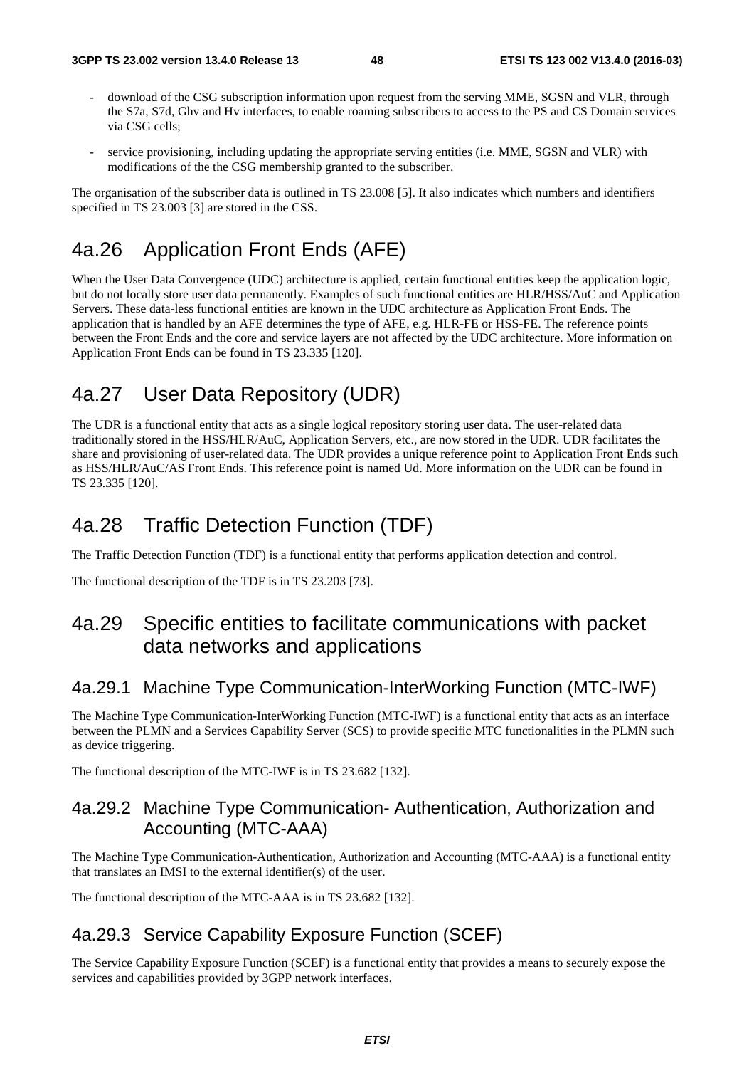- download of the CSG subscription information upon request from the serving MME, SGSN and VLR, through the S7a, S7d, Ghv and Hv interfaces, to enable roaming subscribers to access to the PS and CS Domain services via CSG cells;
- service provisioning, including updating the appropriate serving entities (i.e. MME, SGSN and VLR) with modifications of the the CSG membership granted to the subscriber.

The organisation of the subscriber data is outlined in TS 23.008 [5]. It also indicates which numbers and identifiers specified in TS 23.003 [3] are stored in the CSS.

# 4a.26 Application Front Ends (AFE)

When the User Data Convergence (UDC) architecture is applied, certain functional entities keep the application logic, but do not locally store user data permanently. Examples of such functional entities are HLR/HSS/AuC and Application Servers. These data-less functional entities are known in the UDC architecture as Application Front Ends. The application that is handled by an AFE determines the type of AFE, e.g. HLR-FE or HSS-FE. The reference points between the Front Ends and the core and service layers are not affected by the UDC architecture. More information on Application Front Ends can be found in TS 23.335 [120].

# 4a.27 User Data Repository (UDR)

The UDR is a functional entity that acts as a single logical repository storing user data. The user-related data traditionally stored in the HSS/HLR/AuC, Application Servers, etc., are now stored in the UDR. UDR facilitates the share and provisioning of user-related data. The UDR provides a unique reference point to Application Front Ends such as HSS/HLR/AuC/AS Front Ends. This reference point is named Ud. More information on the UDR can be found in TS 23.335 [120].

# 4a.28 Traffic Detection Function (TDF)

The Traffic Detection Function (TDF) is a functional entity that performs application detection and control.

The functional description of the TDF is in TS 23.203 [73].

## 4a.29 Specific entities to facilitate communications with packet data networks and applications

### 4a.29.1 Machine Type Communication-InterWorking Function (MTC-IWF)

The Machine Type Communication-InterWorking Function (MTC-IWF) is a functional entity that acts as an interface between the PLMN and a Services Capability Server (SCS) to provide specific MTC functionalities in the PLMN such as device triggering.

The functional description of the MTC-IWF is in TS 23.682 [132].

### 4a.29.2 Machine Type Communication- Authentication, Authorization and Accounting (MTC-AAA)

The Machine Type Communication-Authentication, Authorization and Accounting (MTC-AAA) is a functional entity that translates an IMSI to the external identifier(s) of the user.

The functional description of the MTC-AAA is in TS 23.682 [132].

### 4a.29.3 Service Capability Exposure Function (SCEF)

The Service Capability Exposure Function (SCEF) is a functional entity that provides a means to securely expose the services and capabilities provided by 3GPP network interfaces.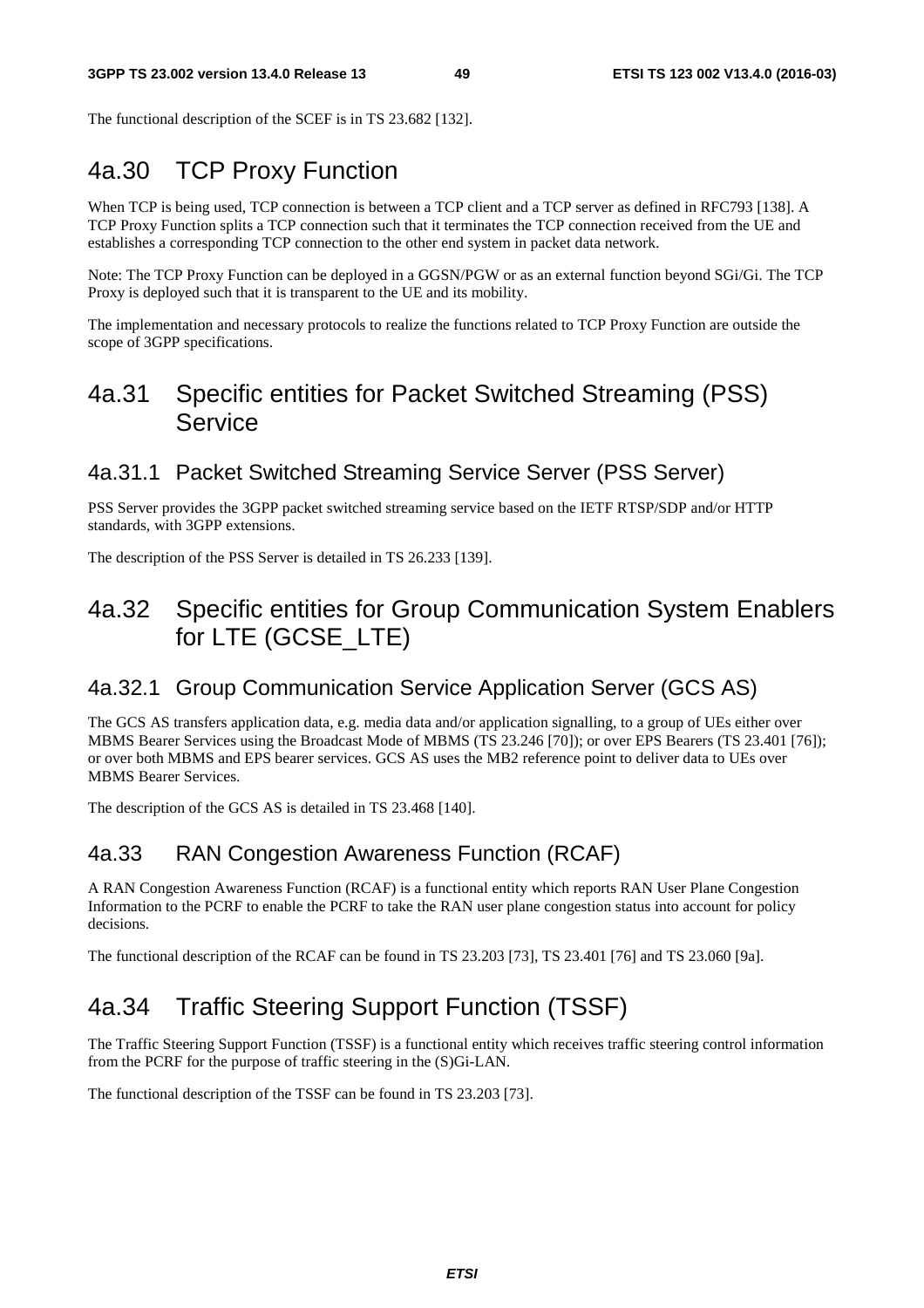The functional description of the SCEF is in TS 23.682 [132].

# 4a.30 TCP Proxy Function

When TCP is being used, TCP connection is between a TCP client and a TCP server as defined in RFC793 [138]. A TCP Proxy Function splits a TCP connection such that it terminates the TCP connection received from the UE and establishes a corresponding TCP connection to the other end system in packet data network.

Note: The TCP Proxy Function can be deployed in a GGSN/PGW or as an external function beyond SGi/Gi. The TCP Proxy is deployed such that it is transparent to the UE and its mobility.

The implementation and necessary protocols to realize the functions related to TCP Proxy Function are outside the scope of 3GPP specifications.

# 4a.31 Specific entities for Packet Switched Streaming (PSS) Service

## 4a.31.1 Packet Switched Streaming Service Server (PSS Server)

PSS Server provides the 3GPP packet switched streaming service based on the IETF RTSP/SDP and/or HTTP standards, with 3GPP extensions.

The description of the PSS Server is detailed in TS 26.233 [139].

# 4a.32 Specific entities for Group Communication System Enablers for LTE (GCSE_LTE)

## 4a.32.1 Group Communication Service Application Server (GCS AS)

The GCS AS transfers application data, e.g. media data and/or application signalling, to a group of UEs either over MBMS Bearer Services using the Broadcast Mode of MBMS (TS 23.246 [70]); or over EPS Bearers (TS 23.401 [76]); or over both MBMS and EPS bearer services. GCS AS uses the MB2 reference point to deliver data to UEs over MBMS Bearer Services.

The description of the GCS AS is detailed in TS 23.468 [140].

## 4a.33 RAN Congestion Awareness Function (RCAF)

A RAN Congestion Awareness Function (RCAF) is a functional entity which reports RAN User Plane Congestion Information to the PCRF to enable the PCRF to take the RAN user plane congestion status into account for policy decisions.

The functional description of the RCAF can be found in TS 23.203 [73], TS 23.401 [76] and TS 23.060 [9a].

# 4a.34 Traffic Steering Support Function (TSSF)

The Traffic Steering Support Function (TSSF) is a functional entity which receives traffic steering control information from the PCRF for the purpose of traffic steering in the (S)Gi-LAN.

The functional description of the TSSF can be found in TS 23.203 [73].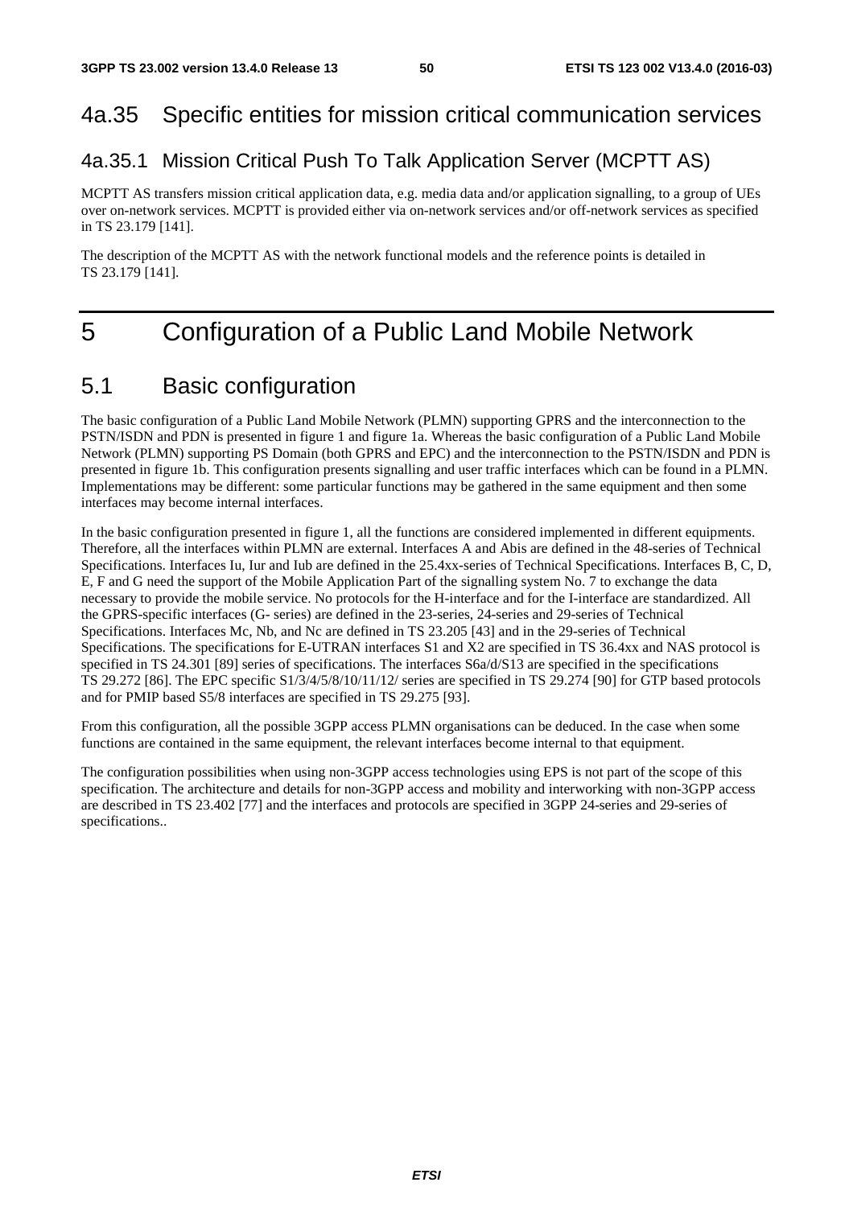### 4a.35 Specific entities for mission critical communication services

#### 4a.35.1 Mission Critical Push To Talk Application Server (MCPTT AS)

MCPTT AS transfers mission critical application data, e.g. media data and/or application signalling, to a group of UEs over on-network services. MCPTT is provided either via on-network services and/or off-network services as specified in TS 23.179 [141].

The description of the MCPTT AS with the network functional models and the reference points is detailed in TS 23.179 [141].

# 5 Configuration of a Public Land Mobile Network

## 5.1 Basic configuration

The basic configuration of a Public Land Mobile Network (PLMN) supporting GPRS and the interconnection to the PSTN/ISDN and PDN is presented in figure 1 and figure 1a. Whereas the basic configuration of a Public Land Mobile Network (PLMN) supporting PS Domain (both GPRS and EPC) and the interconnection to the PSTN/ISDN and PDN is presented in figure 1b. This configuration presents signalling and user traffic interfaces which can be found in a PLMN. Implementations may be different: some particular functions may be gathered in the same equipment and then some interfaces may become internal interfaces.

In the basic configuration presented in figure 1, all the functions are considered implemented in different equipments. Therefore, all the interfaces within PLMN are external. Interfaces A and Abis are defined in the 48-series of Technical Specifications. Interfaces Iu, Iur and Iub are defined in the 25.4xx-series of Technical Specifications. Interfaces B, C, D, E, F and G need the support of the Mobile Application Part of the signalling system No. 7 to exchange the data necessary to provide the mobile service. No protocols for the H-interface and for the I-interface are standardized. All the GPRS-specific interfaces (G- series) are defined in the 23-series, 24-series and 29-series of Technical Specifications. Interfaces Mc, Nb, and Nc are defined in TS 23.205 [43] and in the 29-series of Technical Specifications. The specifications for E-UTRAN interfaces S1 and X2 are specified in TS 36.4xx and NAS protocol is specified in TS 24.301 [89] series of specifications. The interfaces S6a/d/S13 are specified in the specifications TS 29.272 [86]. The EPC specific S1/3/4/5/8/10/11/12/ series are specified in TS 29.274 [90] for GTP based protocols and for PMIP based S5/8 interfaces are specified in TS 29.275 [93].

From this configuration, all the possible 3GPP access PLMN organisations can be deduced. In the case when some functions are contained in the same equipment, the relevant interfaces become internal to that equipment.

The configuration possibilities when using non-3GPP access technologies using EPS is not part of the scope of this specification. The architecture and details for non-3GPP access and mobility and interworking with non-3GPP access are described in TS 23.402 [77] and the interfaces and protocols are specified in 3GPP 24-series and 29-series of specifications..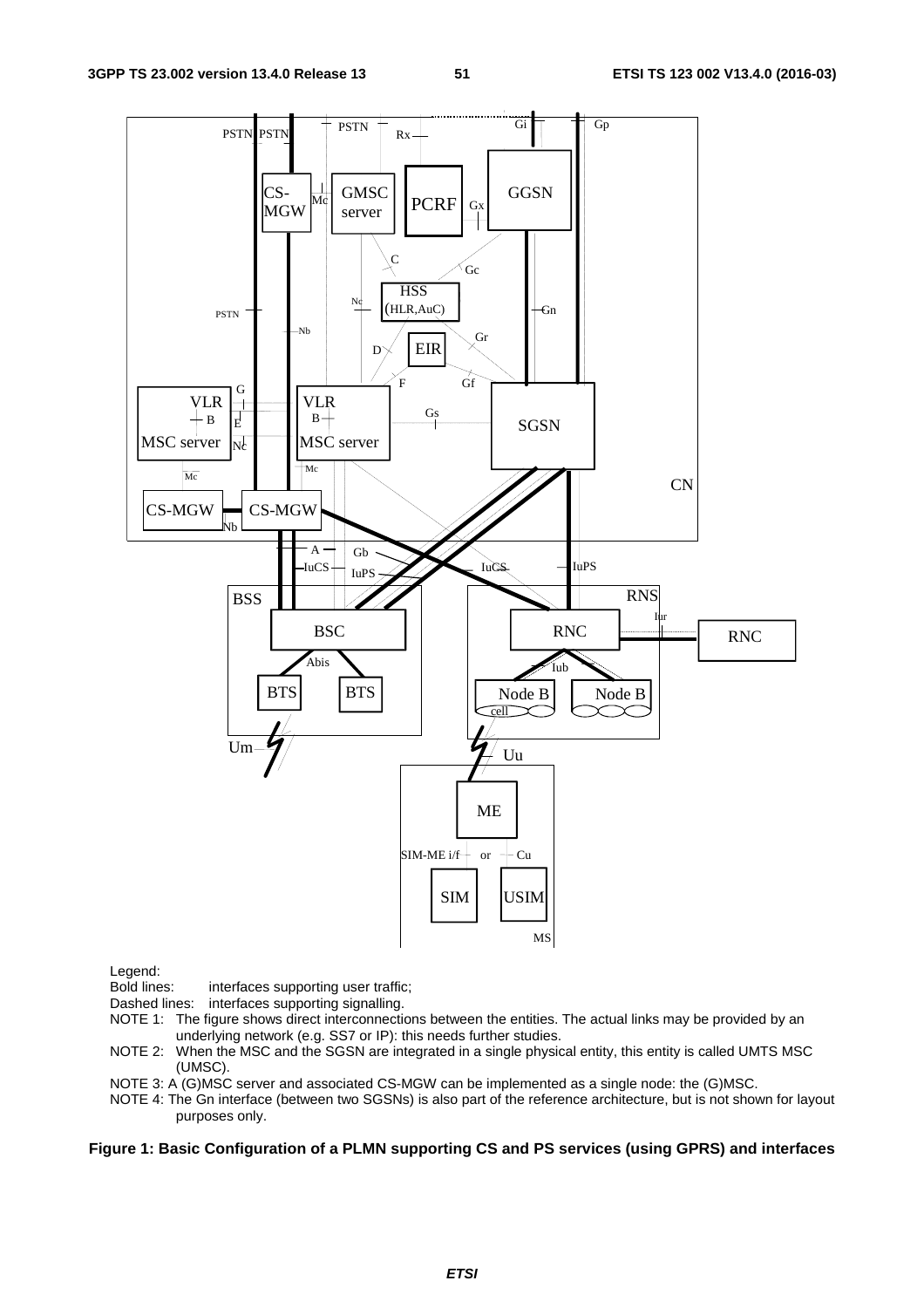Legend:
Bold lines: interfaces supporting user traffic;
Dashed lines: interfaces supporting signalling.

NOTE 1: The figure shows direct interconnections between the entities. The actual links may be provided by an underlying network (e.g. SS7 or IP): this needs further studies.

NOTE 2: When the MSC and the SGSN are integrated in a single physical entity, this entity is called UMTS MSC (UMSC).

NOTE 3: A (G)MSC server and associated CS-MGW can be implemented as a single node: the (G)MSC.

NOTE 4: The Gn interface (between two SGSNs) is also part of the reference architecture, but is not shown for layout purposes only.

**Figure 1: Basic Configuration of a PLMN supporting CS and PS services (using GPRS) and interfaces**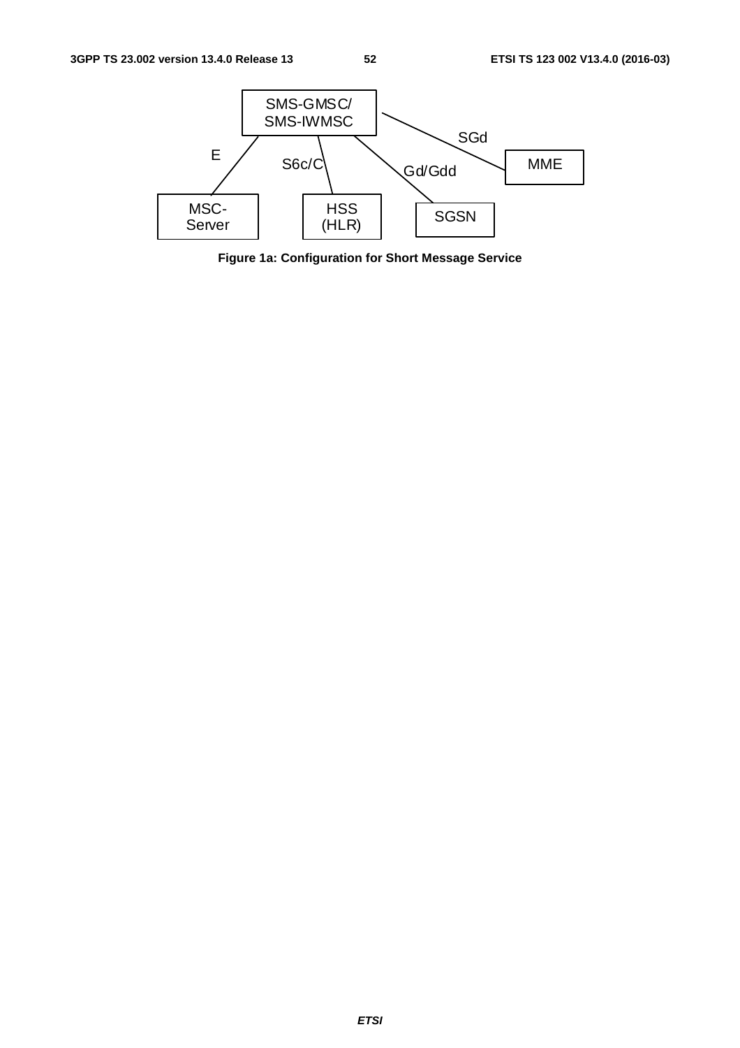**Figure 1a: Configuration for Short Message Service**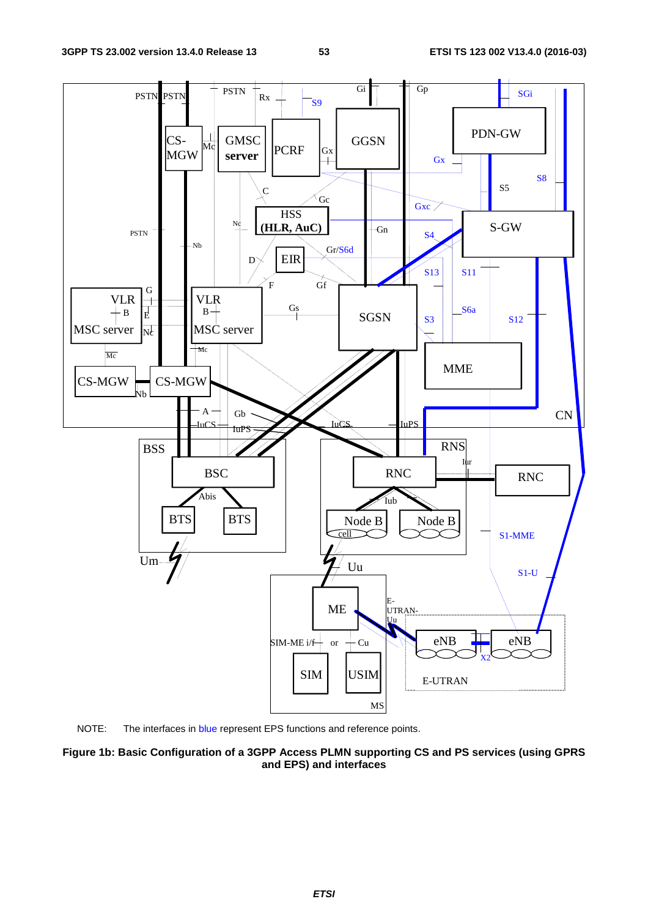NOTE: The interfaces in blue represent EPS functions and reference points.

**Figure 1b: Basic Configuration of a 3GPP Access PLMN supporting CS and PS services (using GPRS and EPS) and interfaces**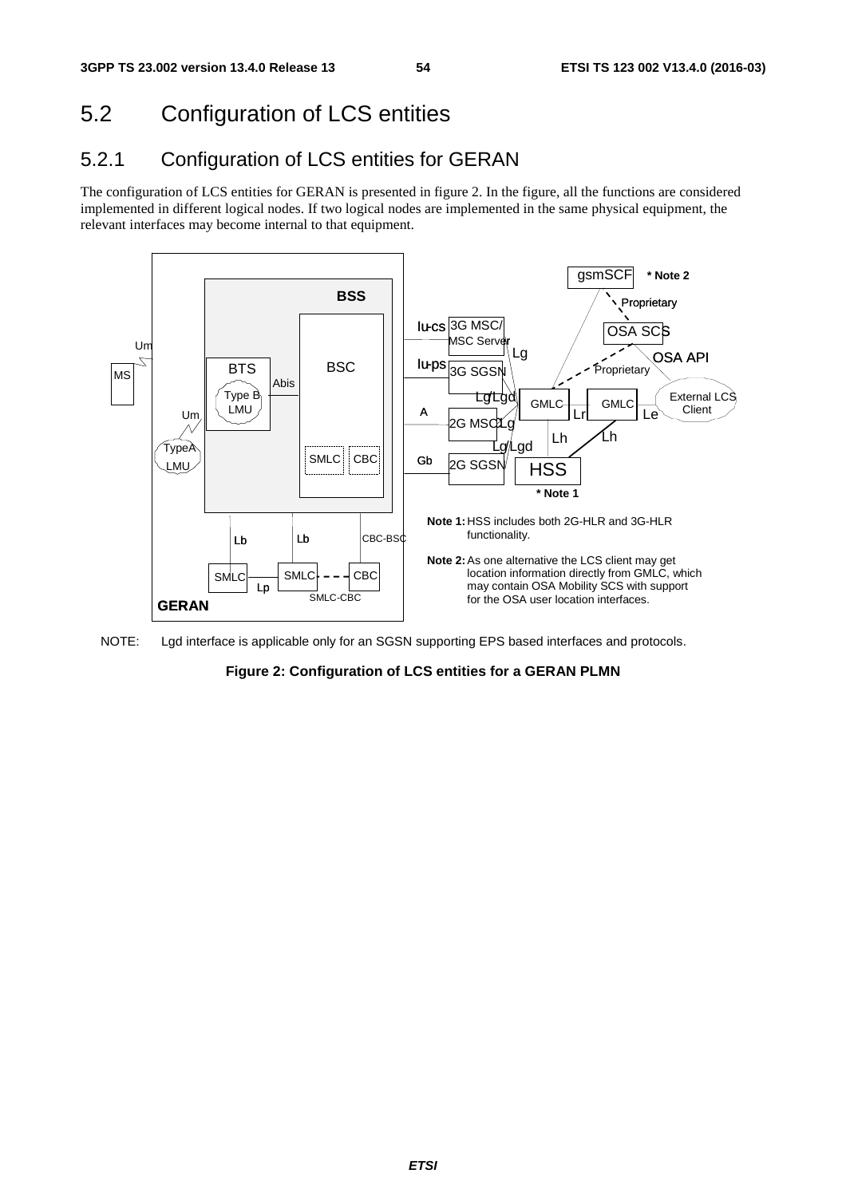## 5.2 Configuration of LCS entities

### 5.2.1 Configuration of LCS entities for GERAN

The configuration of LCS entities for GERAN is presented in figure 2. In the figure, all the functions are considered implemented in different logical nodes. If two logical nodes are implemented in the same physical equipment, the relevant interfaces may become internal to that equipment.

**Note 1:** HSS includes both 2G-HLR and 3G-HLR functionality.

**Note 2:** As one alternative the LCS client may get location information directly from GMLC, which may contain OSA Mobility SCS with support for the OSA user location interfaces.

NOTE: Lgd interface is applicable only for an SGSN supporting EPS based interfaces and protocols.

**Figure 2: Configuration of LCS entities for a GERAN PLMN**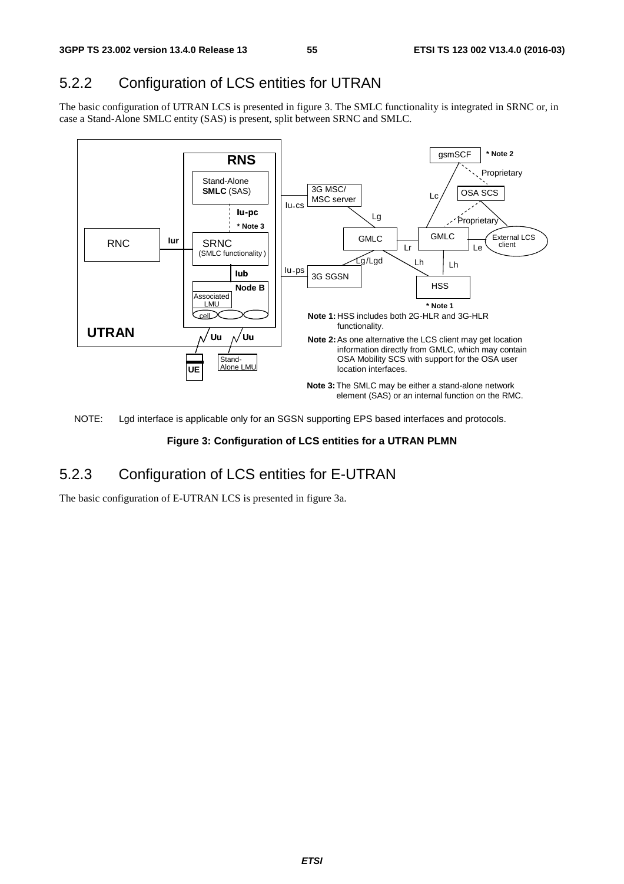## 5.2.2 Configuration of LCS entities for UTRAN

The basic configuration of UTRAN LCS is presented in figure 3. The SMLC functionality is integrated in SRNC or, in case a Stand-Alone SMLC entity (SAS) is present, split between SRNC and SMLC.

NOTE: Lgd interface is applicable only for an SGSN supporting EPS based interfaces and protocols.

**Figure 3: Configuration of LCS entities for a UTRAN PLMN**

## 5.2.3 Configuration of LCS entities for E-UTRAN

The basic configuration of E-UTRAN LCS is presented in figure 3a.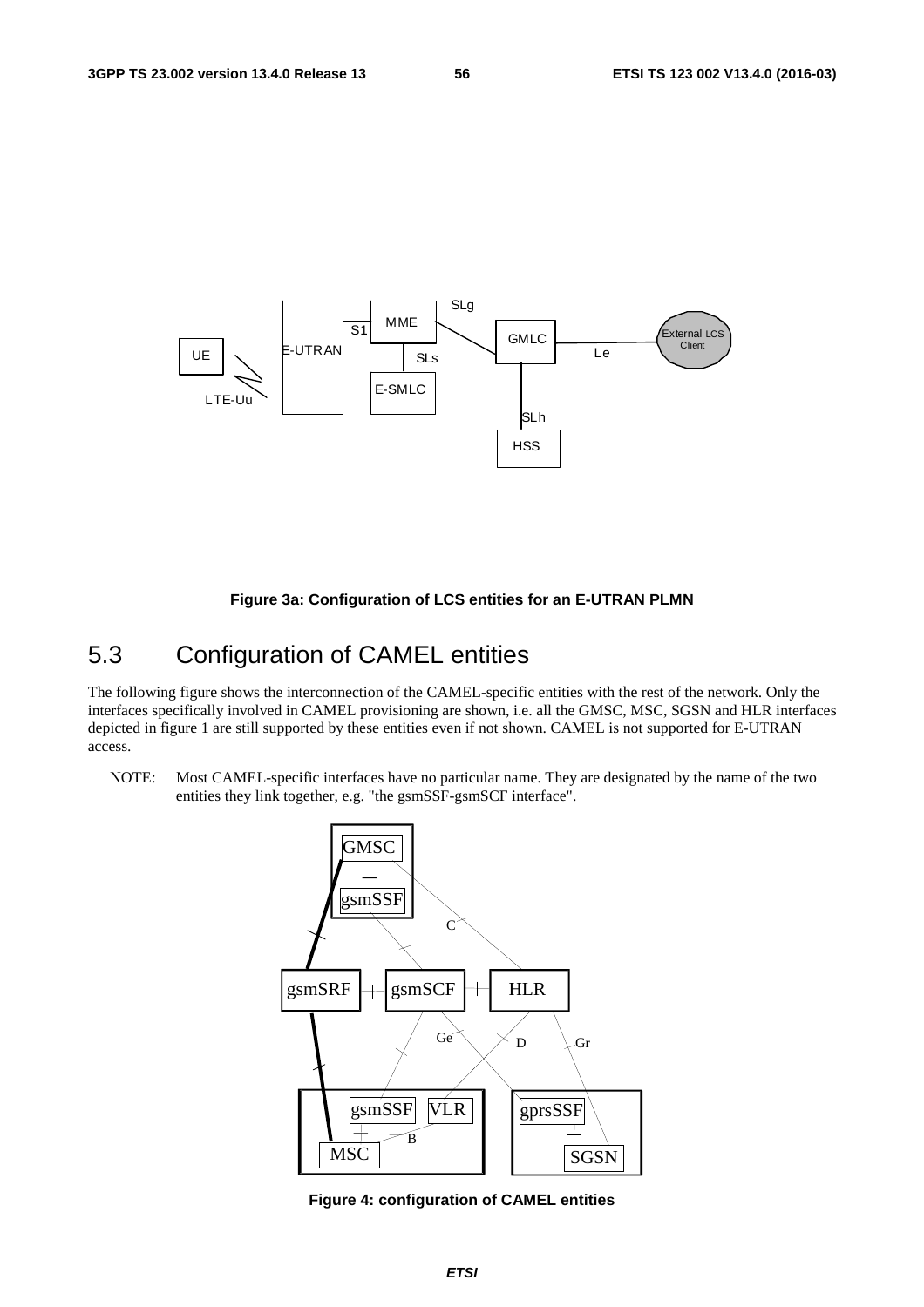Figure 3a: Configuration of LCS entities for an E-UTRAN PLMN

## 5.3 Configuration of CAMEL entities

The following figure shows the interconnection of the CAMEL-specific entities with the rest of the network. Only the interfaces specifically involved in CAMEL provisioning are shown, i.e. all the GMSC, MSC, SGSN and HLR interfaces depicted in figure 1 are still supported by these entities even if not shown. CAMEL is not supported for E-UTRAN access.

NOTE: Most CAMEL-specific interfaces have no particular name. They are designated by the name of the two entities they link together, e.g. "the gsmSSF-gsmSCF interface".

Figure 4: configuration of CAMEL entities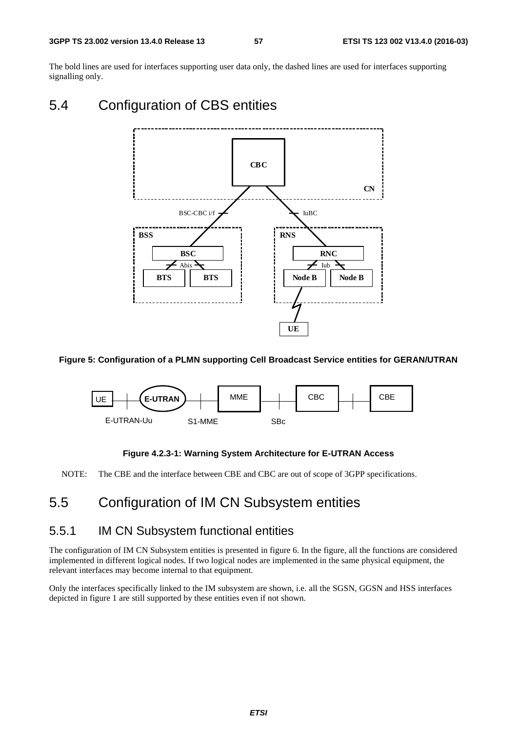The bold lines are used for interfaces supporting user data only, the dashed lines are used for interfaces supporting signalling only.

## 5.4 Configuration of CBS entities

**Figure 5: Configuration of a PLMN supporting Cell Broadcast Service entities for GERAN/UTRAN**

**Figure 4.2.3-1: Warning System Architecture for E-UTRAN Access**

NOTE: The CBE and the interface between CBE and CBC are out of scope of 3GPP specifications.

## 5.5 Configuration of IM CN Subsystem entities

### 5.5.1 IM CN Subsystem functional entities

The configuration of IM CN Subsystem entities is presented in figure 6. In the figure, all the functions are considered implemented in different logical nodes. If two logical nodes are implemented in the same physical equipment, the relevant interfaces may become internal to that equipment.

Only the interfaces specifically linked to the IM subsystem are shown, i.e. all the SGSN, GGSN and HSS interfaces depicted in figure 1 are still supported by these entities even if not shown.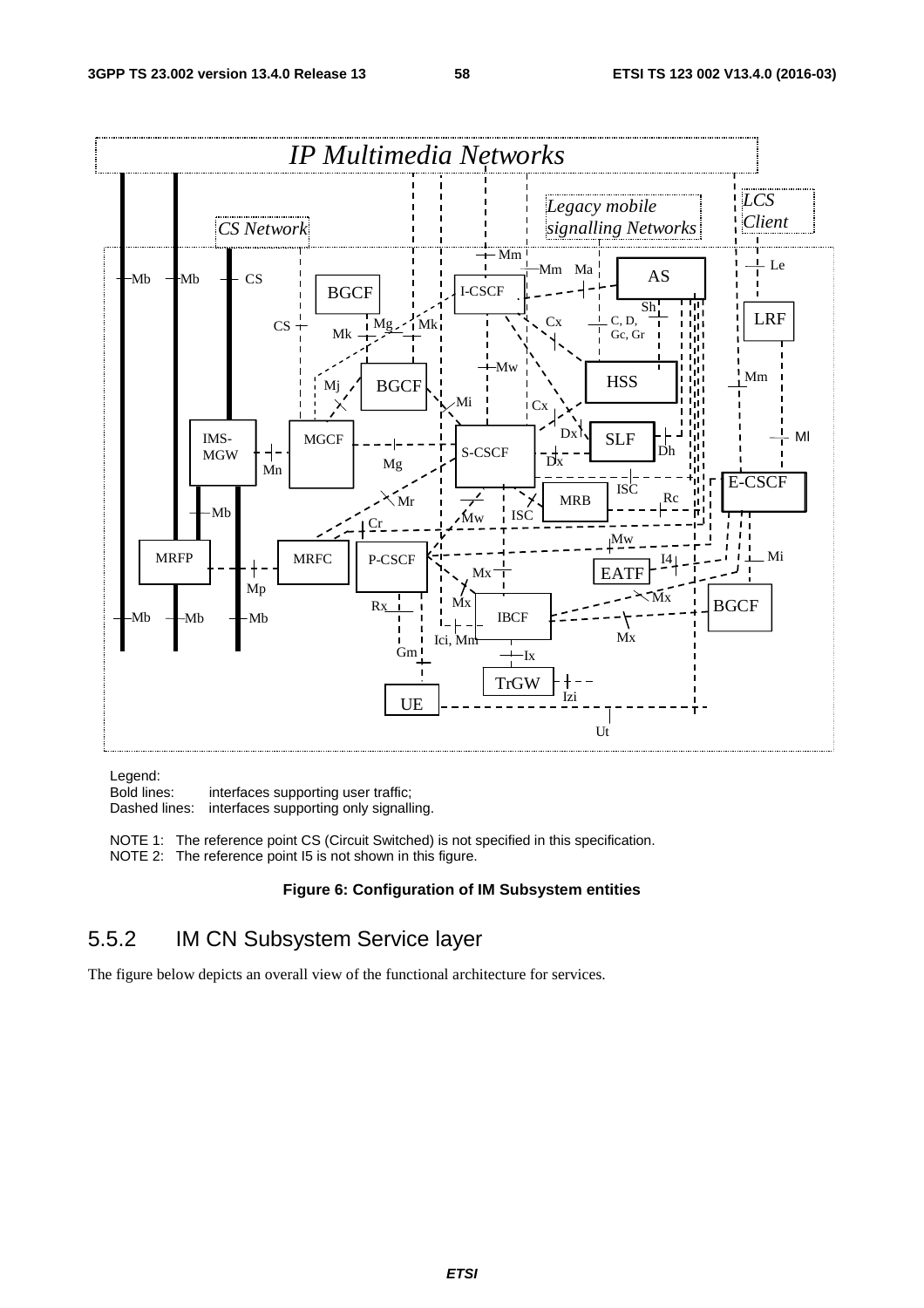Legend:
Bold lines: interfaces supporting user traffic;
Dashed lines: interfaces supporting only signalling.

NOTE 1: The reference point CS (Circuit Switched) is not specified in this specification.
NOTE 2: The reference point I5 is not shown in this figure.

**Figure 6: Configuration of IM Subsystem entities**

## 5.5.2 IM CN Subsystem Service layer

The figure below depicts an overall view of the functional architecture for services.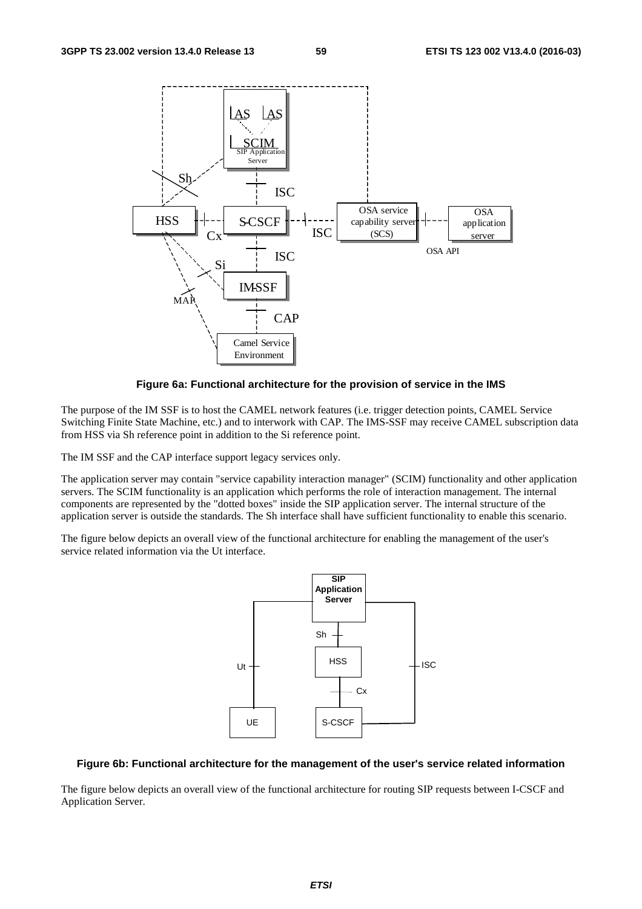**Figure 6a: Functional architecture for the provision of service in the IMS**

The purpose of the IM SSF is to host the CAMEL network features (i.e. trigger detection points, CAMEL Service Switching Finite State Machine, etc.) and to interwork with CAP. The IMS-SSF may receive CAMEL subscription data from HSS via Sh reference point in addition to the Si reference point.

The IM SSF and the CAP interface support legacy services only.

The application server may contain "service capability interaction manager" (SCIM) functionality and other application servers. The SCIM functionality is an application which performs the role of interaction management. The internal components are represented by the "dotted boxes" inside the SIP application server. The internal structure of the application server is outside the standards. The Sh interface shall have sufficient functionality to enable this scenario.

The figure below depicts an overall view of the functional architecture for enabling the management of the user's service related information via the Ut interface.

**Figure 6b: Functional architecture for the management of the user's service related information**

The figure below depicts an overall view of the functional architecture for routing SIP requests between I-CSCF and Application Server.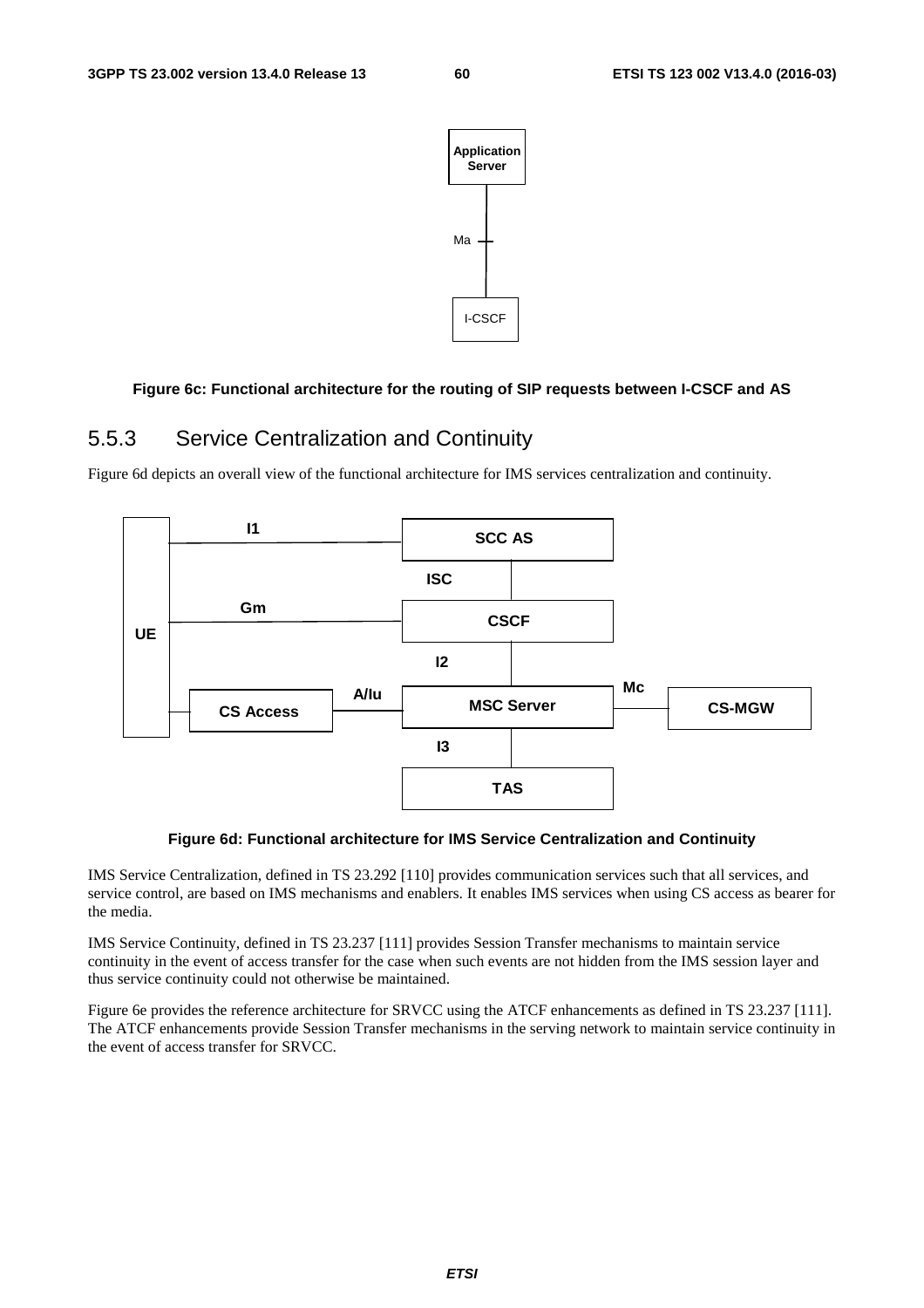Figure 6c: Functional architecture for the routing of SIP requests between I-CSCF and AS

### 5.5.3 Service Centralization and Continuity

Figure 6d depicts an overall view of the functional architecture for IMS services centralization and continuity.

Figure 6d: Functional architecture for IMS Service Centralization and Continuity

IMS Service Centralization, defined in TS 23.292 [110] provides communication services such that all services, and service control, are based on IMS mechanisms and enablers. It enables IMS services when using CS access as bearer for the media.

IMS Service Continuity, defined in TS 23.237 [111] provides Session Transfer mechanisms to maintain service continuity in the event of access transfer for the case when such events are not hidden from the IMS session layer and thus service continuity could not otherwise be maintained.

Figure 6e provides the reference architecture for SRVCC using the ATCF enhancements as defined in TS 23.237 [111]. The ATCF enhancements provide Session Transfer mechanisms in the serving network to maintain service continuity in the event of access transfer for SRVCC.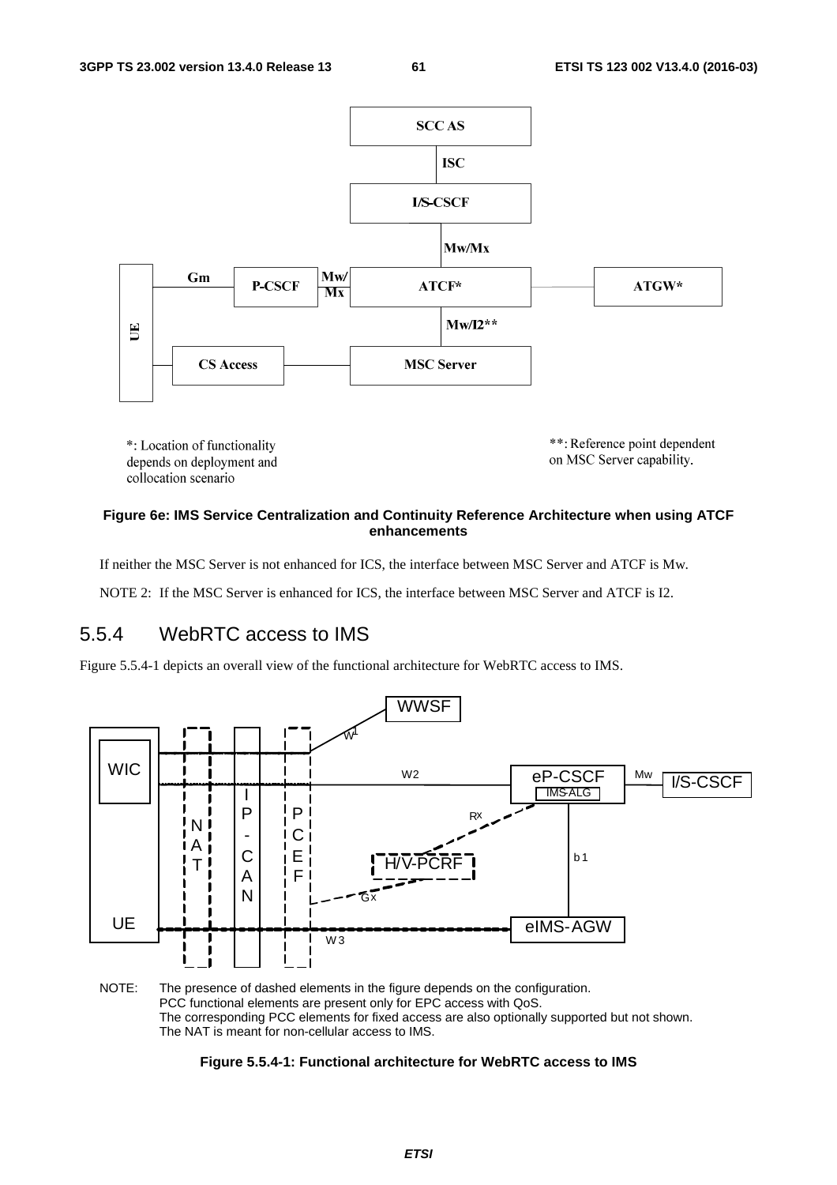*: Location of functionality depends on deployment and collocation scenario

**: Reference point dependent on MSC Server capability.

**Figure 6e: IMS Service Centralization and Continuity Reference Architecture when using ATCF enhancements**

If neither the MSC Server is not enhanced for ICS, the interface between MSC Server and ATCF is Mw.

NOTE 2: If the MSC Server is enhanced for ICS, the interface between MSC Server and ATCF is I2.

## 5.5.4 WebRTC access to IMS

Figure 5.5.4-1 depicts an overall view of the functional architecture for WebRTC access to IMS.

NOTE: The presence of dashed elements in the figure depends on the configuration.
PCC functional elements are present only for EPC access with QoS.
The corresponding PCC elements for fixed access are also optionally supported but not shown.
The NAT is meant for non-cellular access to IMS.

**Figure 5.5.4-1: Functional architecture for WebRTC access to IMS**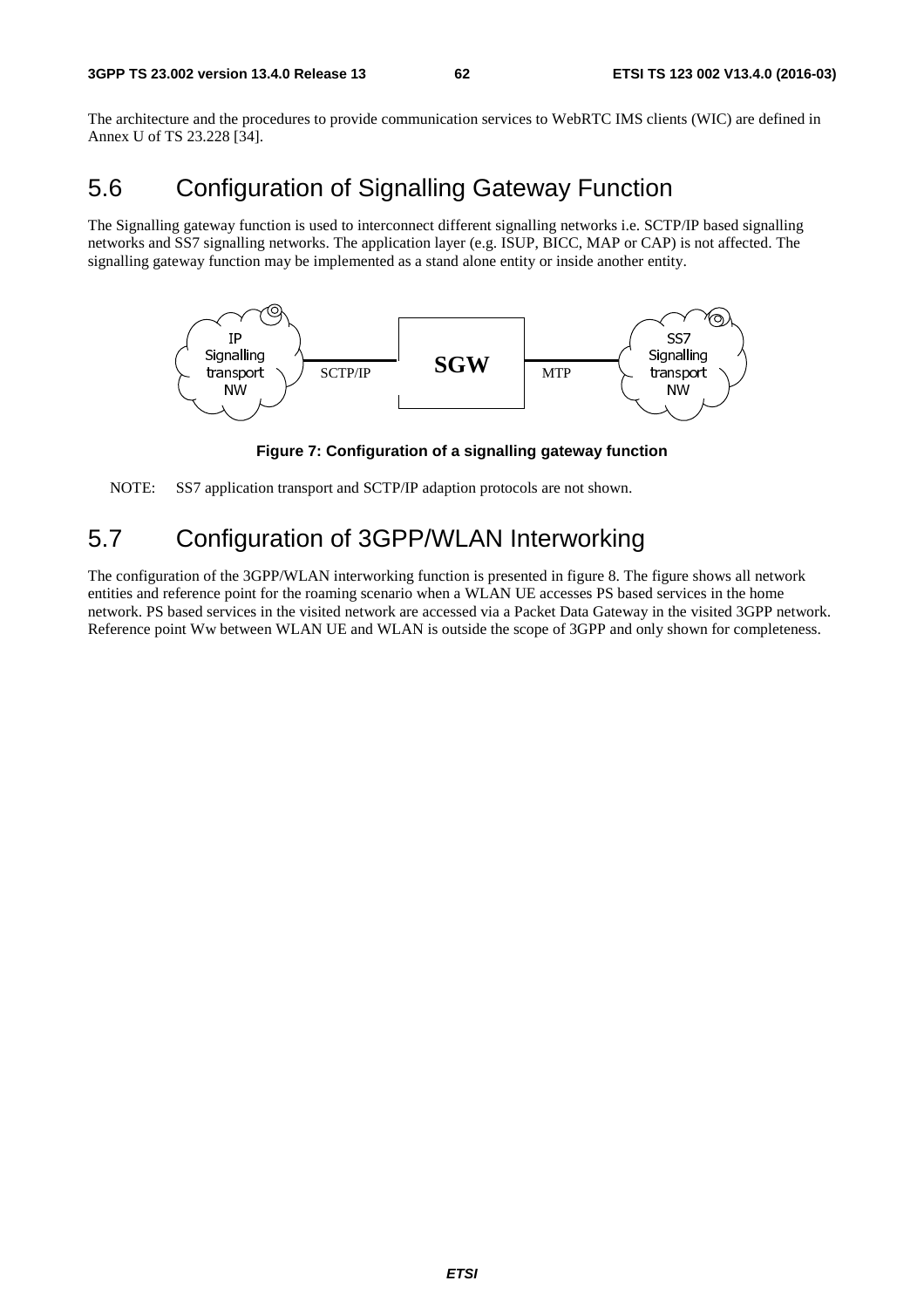The architecture and the procedures to provide communication services to WebRTC IMS clients (WIC) are defined in Annex U of TS 23.228 [34].

# 5.6 Configuration of Signalling Gateway Function

The Signalling gateway function is used to interconnect different signalling networks i.e. SCTP/IP based signalling networks and SS7 signalling networks. The application layer (e.g. ISUP, BICC, MAP or CAP) is not affected. The signalling gateway function may be implemented as a stand alone entity or inside another entity.

IP Signalling transport NW — SCTP/IP — SGW — MTP — SS7 Signalling transport NW

**Figure 7: Configuration of a signalling gateway function**

NOTE: SS7 application transport and SCTP/IP adaption protocols are not shown.

# 5.7 Configuration of 3GPP/WLAN Interworking

The configuration of the 3GPP/WLAN interworking function is presented in figure 8. The figure shows all network entities and reference point for the roaming scenario when a WLAN UE accesses PS based services in the home network. PS based services in the visited network are accessed via a Packet Data Gateway in the visited 3GPP network. Reference point Ww between WLAN UE and WLAN is outside the scope of 3GPP and only shown for completeness.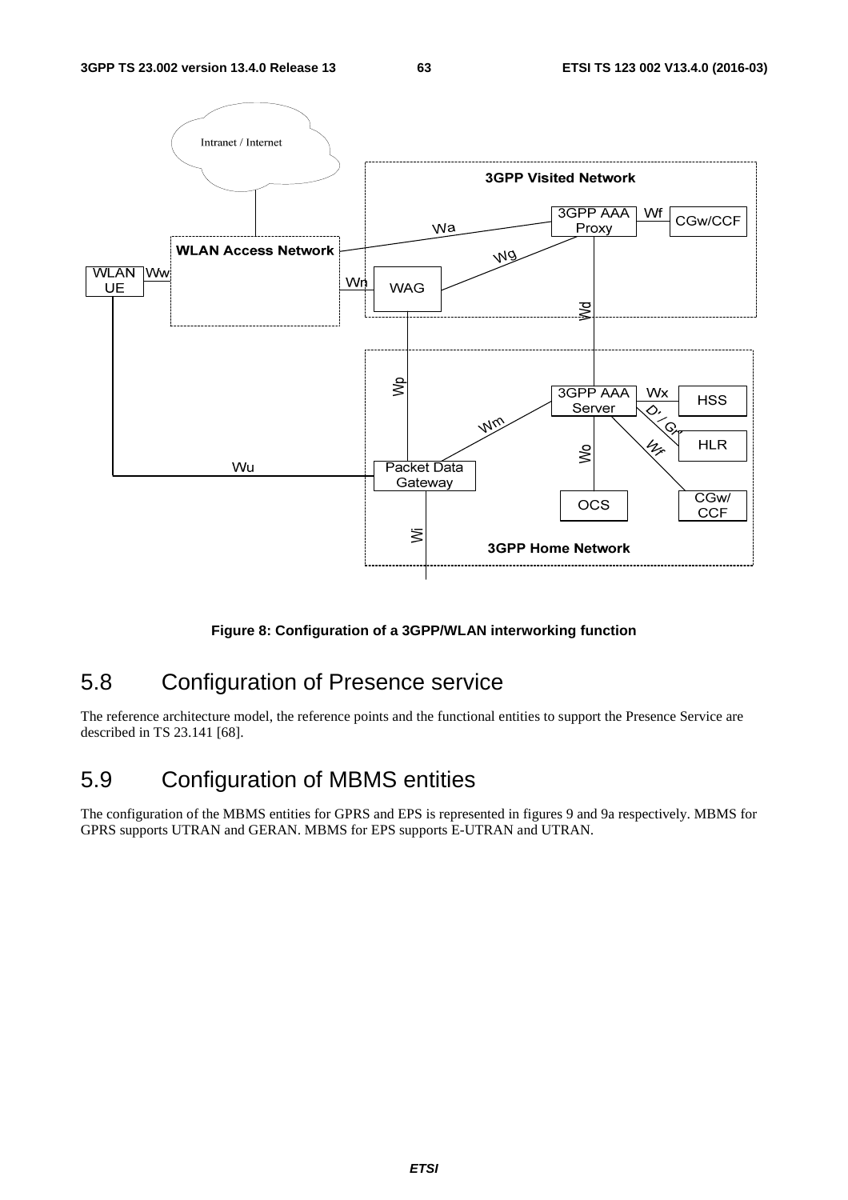Figure 8: Configuration of a 3GPP/WLAN interworking function

## 5.8 Configuration of Presence service

The reference architecture model, the reference points and the functional entities to support the Presence Service are described in TS 23.141 [68].

## 5.9 Configuration of MBMS entities

The configuration of the MBMS entities for GPRS and EPS is represented in figures 9 and 9a respectively. MBMS for GPRS supports UTRAN and GERAN. MBMS for EPS supports E-UTRAN and UTRAN.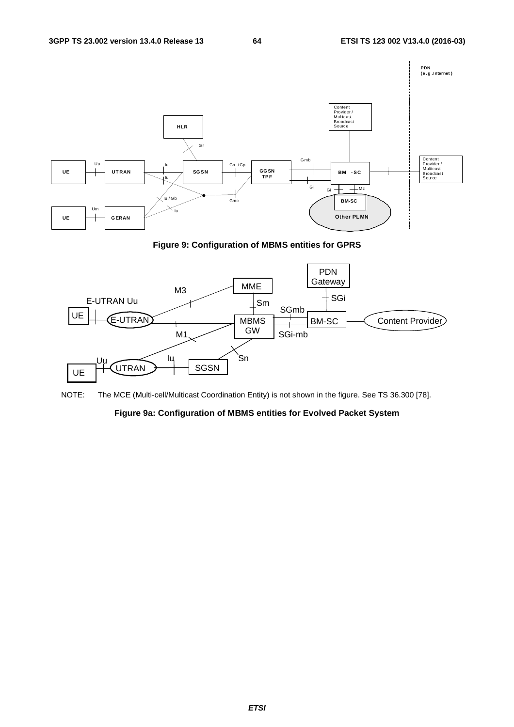Figure 9: Configuration of MBMS entities for GPRS

NOTE: The MCE (Multi-cell/Multicast Coordination Entity) is not shown in the figure. See TS 36.300 [78].

Figure 9a: Configuration of MBMS entities for Evolved Packet System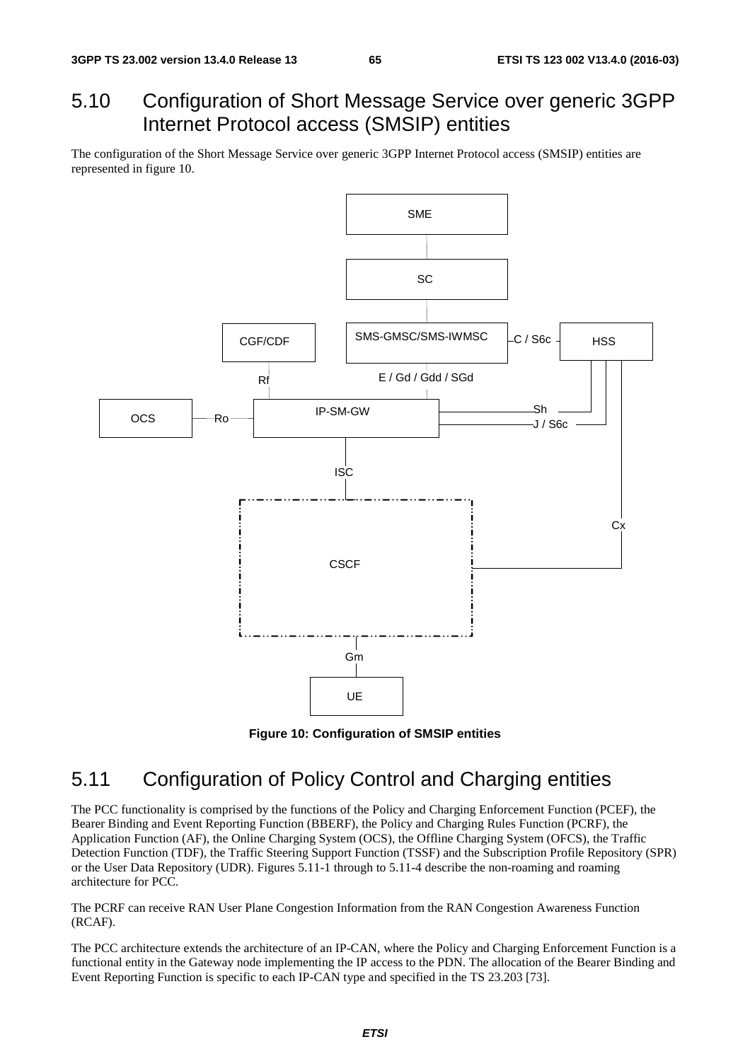## 5.10 Configuration of Short Message Service over generic 3GPP Internet Protocol access (SMSIP) entities

The configuration of the Short Message Service over generic 3GPP Internet Protocol access (SMSIP) entities are represented in figure 10.

**Figure 10: Configuration of SMSIP entities**

## 5.11 Configuration of Policy Control and Charging entities

The PCC functionality is comprised by the functions of the Policy and Charging Enforcement Function (PCEF), the Bearer Binding and Event Reporting Function (BBERF), the Policy and Charging Rules Function (PCRF), the Application Function (AF), the Online Charging System (OCS), the Offline Charging System (OFCS), the Traffic Detection Function (TDF), the Traffic Steering Support Function (TSSF) and the Subscription Profile Repository (SPR) or the User Data Repository (UDR). Figures 5.11-1 through to 5.11-4 describe the non-roaming and roaming architecture for PCC.

The PCRF can receive RAN User Plane Congestion Information from the RAN Congestion Awareness Function (RCAF).

The PCC architecture extends the architecture of an IP-CAN, where the Policy and Charging Enforcement Function is a functional entity in the Gateway node implementing the IP access to the PDN. The allocation of the Bearer Binding and Event Reporting Function is specific to each IP-CAN type and specified in the TS 23.203 [73].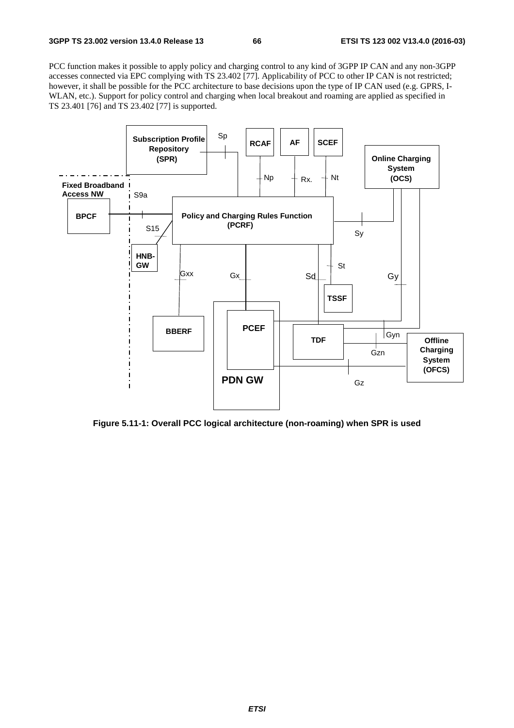PCC function makes it possible to apply policy and charging control to any kind of 3GPP IP CAN and any non-3GPP accesses connected via EPC complying with TS 23.402 [77]. Applicability of PCC to other IP CAN is not restricted; however, it shall be possible for the PCC architecture to base decisions upon the type of IP CAN used (e.g. GPRS, I-WLAN, etc.). Support for policy control and charging when local breakout and roaming are applied as specified in TS 23.401 [76] and TS 23.402 [77] is supported.

**Figure 5.11-1: Overall PCC logical architecture (non-roaming) when SPR is used**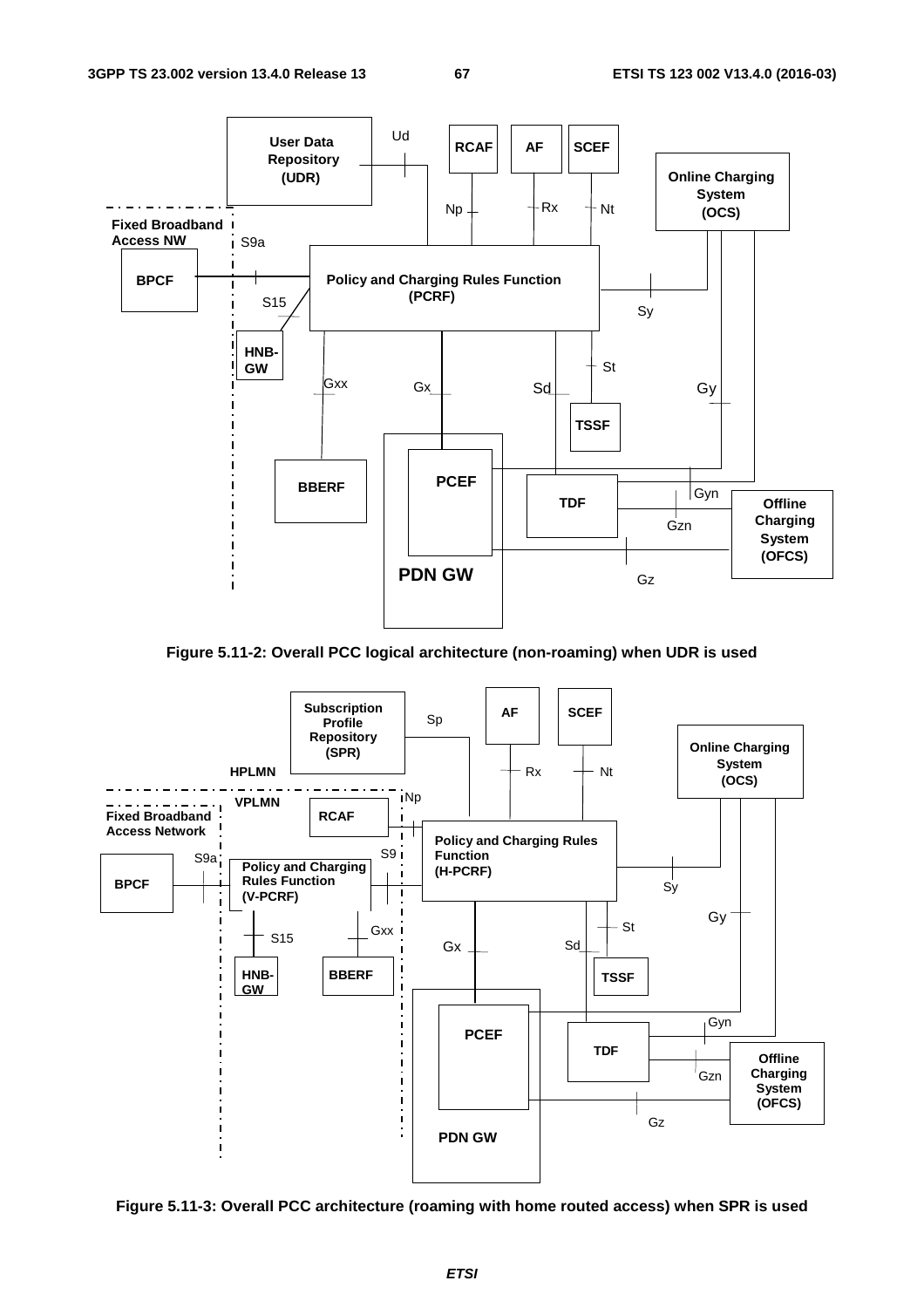Figure 5.11-2: Overall PCC logical architecture (non-roaming) when UDR is used

Figure 5.11-3: Overall PCC architecture (roaming with home routed access) when SPR is used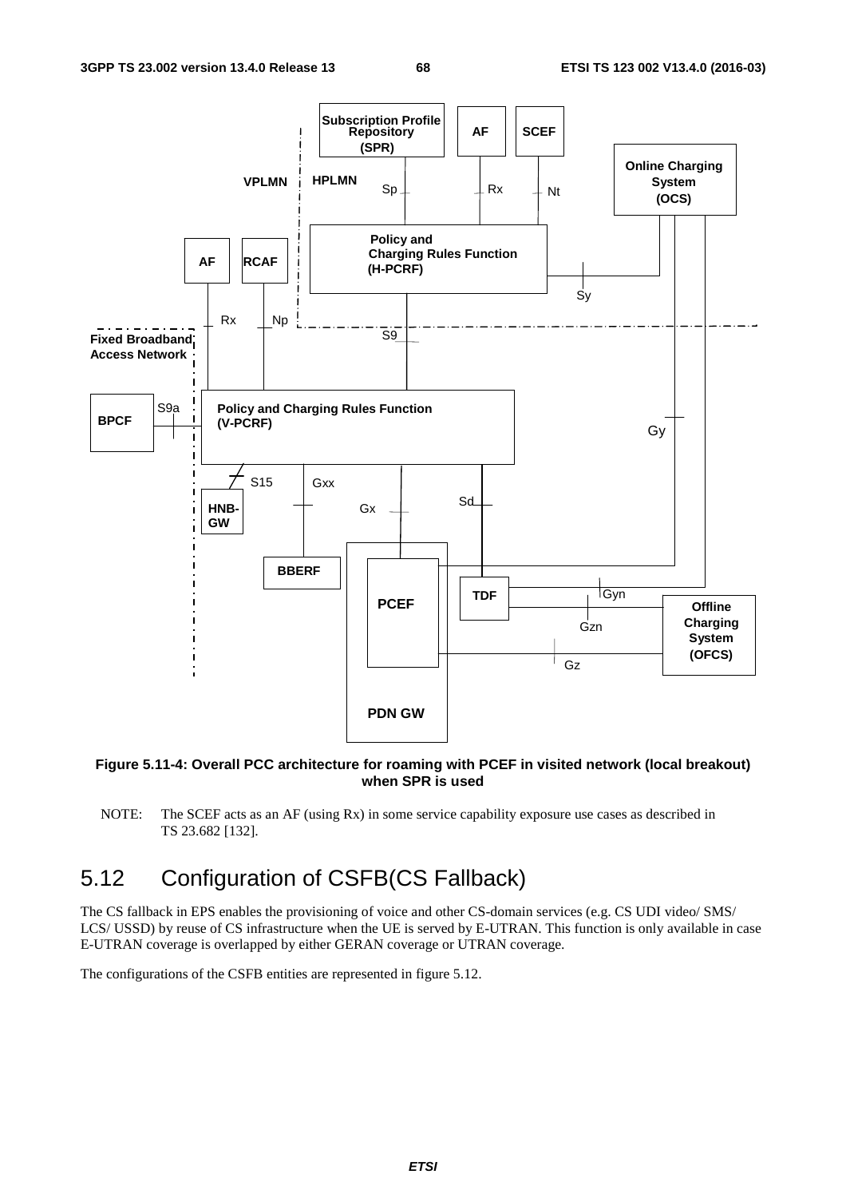Figure 5.11-4: Overall PCC architecture for roaming with PCEF in visited network (local breakout) when SPR is used

NOTE: The SCEF acts as an AF (using Rx) in some service capability exposure use cases as described in TS 23.682 [132].

## 5.12 Configuration of CSFB(CS Fallback)

The CS fallback in EPS enables the provisioning of voice and other CS-domain services (e.g. CS UDI video/ SMS/ LCS/ USSD) by reuse of CS infrastructure when the UE is served by E-UTRAN. This function is only available in case E-UTRAN coverage is overlapped by either GERAN coverage or UTRAN coverage.

The configurations of the CSFB entities are represented in figure 5.12.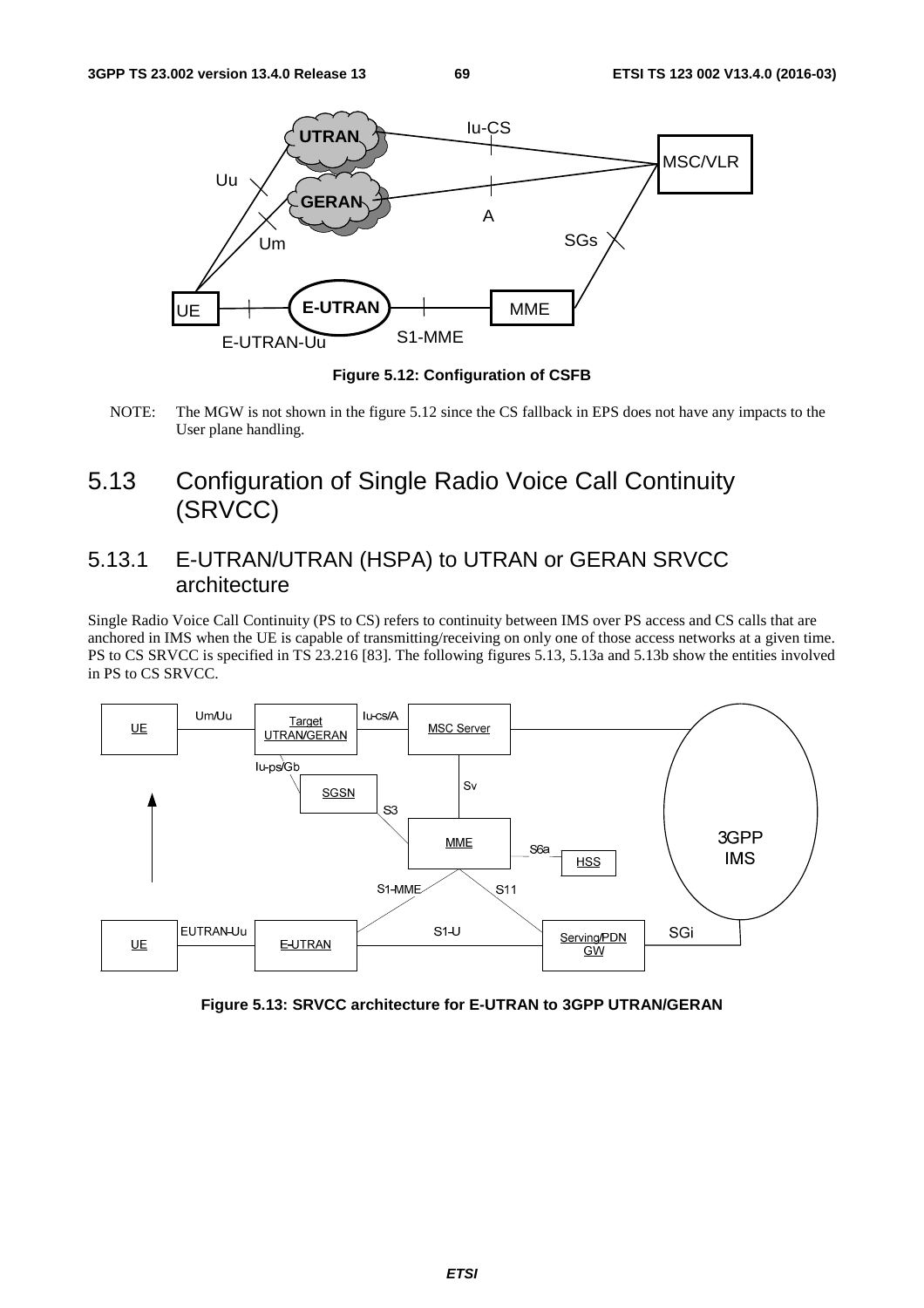**Figure 5.12: Configuration of CSFB**

NOTE: The MGW is not shown in the figure 5.12 since the CS fallback in EPS does not have any impacts to the User plane handling.

## 5.13 Configuration of Single Radio Voice Call Continuity (SRVCC)

### 5.13.1 E-UTRAN/UTRAN (HSPA) to UTRAN or GERAN SRVCC architecture

Single Radio Voice Call Continuity (PS to CS) refers to continuity between IMS over PS access and CS calls that are anchored in IMS when the UE is capable of transmitting/receiving on only one of those access networks at a given time. PS to CS SRVCC is specified in TS 23.216 [83]. The following figures 5.13, 5.13a and 5.13b show the entities involved in PS to CS SRVCC.

**Figure 5.13: SRVCC architecture for E-UTRAN to 3GPP UTRAN/GERAN**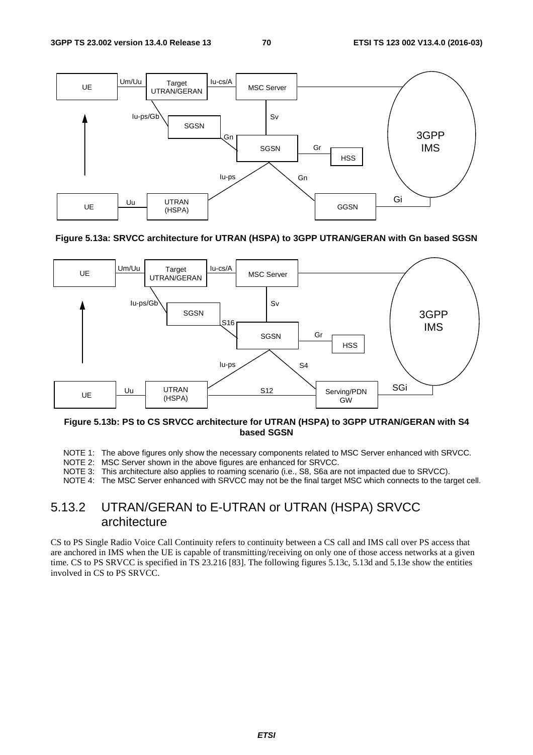**Figure 5.13a: SRVCC architecture for UTRAN (HSPA) to 3GPP UTRAN/GERAN with Gn based SGSN**

**Figure 5.13b: PS to CS SRVCC architecture for UTRAN (HSPA) to 3GPP UTRAN/GERAN with S4 based SGSN**

NOTE 1: The above figures only show the necessary components related to MSC Server enhanced with SRVCC.

NOTE 2: MSC Server shown in the above figures are enhanced for SRVCC.

NOTE 3: This architecture also applies to roaming scenario (i.e., S8, S6a are not impacted due to SRVCC).

NOTE 4: The MSC Server enhanced with SRVCC may not be the final target MSC which connects to the target cell.

## 5.13.2 UTRAN/GERAN to E-UTRAN or UTRAN (HSPA) SRVCC architecture

CS to PS Single Radio Voice Call Continuity refers to continuity between a CS call and IMS call over PS access that are anchored in IMS when the UE is capable of transmitting/receiving on only one of those access networks at a given time. CS to PS SRVCC is specified in TS 23.216 [83]. The following figures 5.13c, 5.13d and 5.13e show the entities involved in CS to PS SRVCC.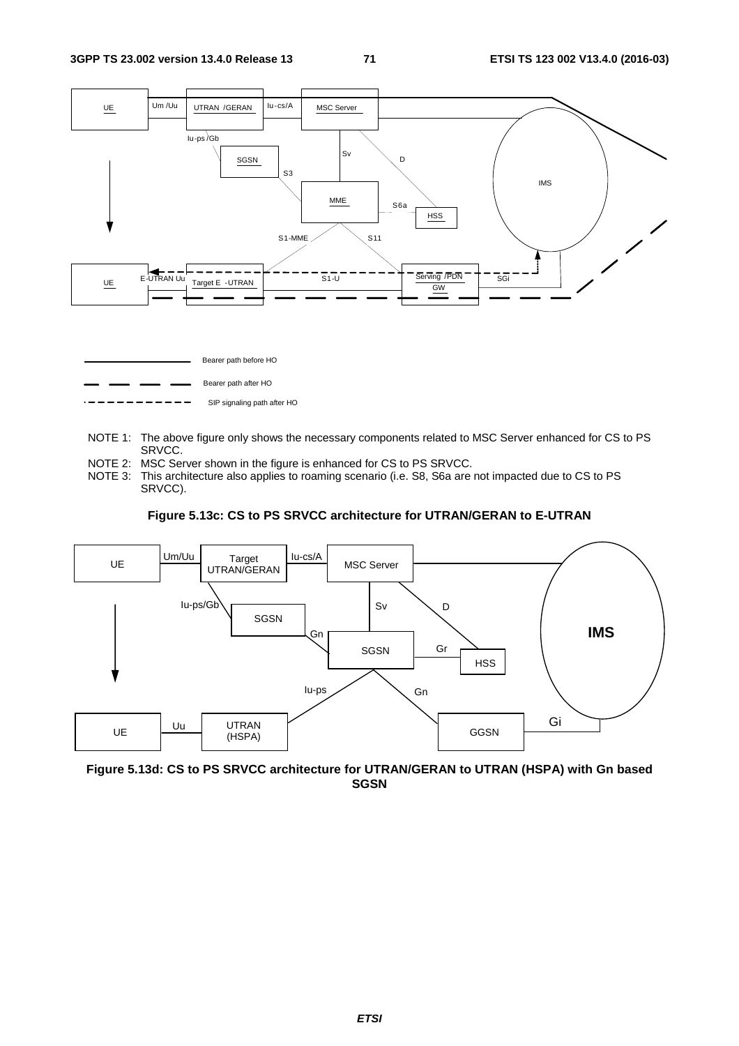NOTE 1: The above figure only shows the necessary components related to MSC Server enhanced for CS to PS SRVCC.

NOTE 2: MSC Server shown in the figure is enhanced for CS to PS SRVCC.

NOTE 3: This architecture also applies to roaming scenario (i.e. S8, S6a are not impacted due to CS to PS SRVCC).

**Figure 5.13c: CS to PS SRVCC architecture for UTRAN/GERAN to E-UTRAN**

**Figure 5.13d: CS to PS SRVCC architecture for UTRAN/GERAN to UTRAN (HSPA) with Gn based SGSN**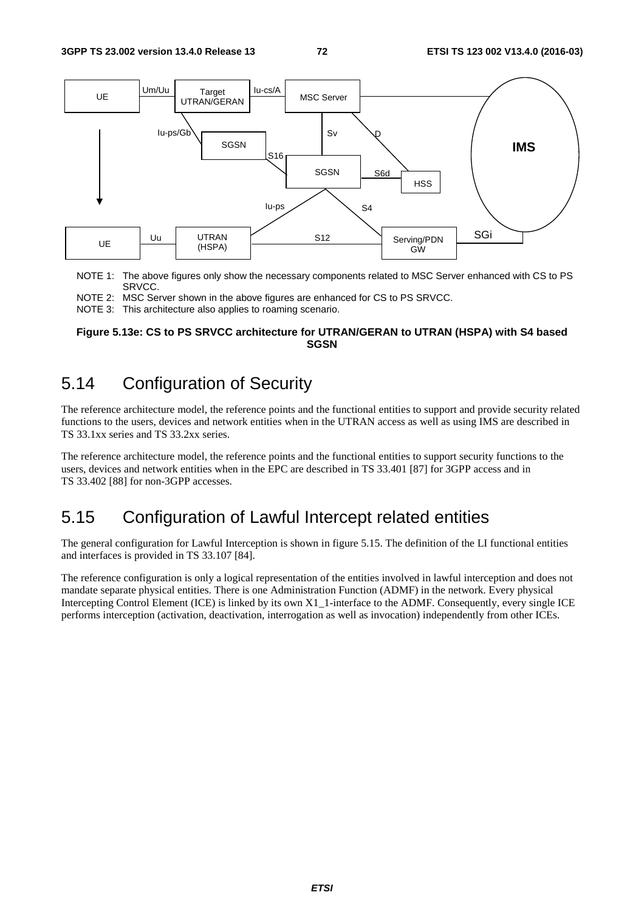NOTE 1: The above figures only show the necessary components related to MSC Server enhanced with CS to PS SRVCC.

NOTE 2: MSC Server shown in the above figures are enhanced for CS to PS SRVCC.

NOTE 3: This architecture also applies to roaming scenario.

**Figure 5.13e: CS to PS SRVCC architecture for UTRAN/GERAN to UTRAN (HSPA) with S4 based SGSN**

## 5.14 Configuration of Security

The reference architecture model, the reference points and the functional entities to support and provide security related functions to the users, devices and network entities when in the UTRAN access as well as using IMS are described in TS 33.1xx series and TS 33.2xx series.

The reference architecture model, the reference points and the functional entities to support security functions to the users, devices and network entities when in the EPC are described in TS 33.401 [87] for 3GPP access and in TS 33.402 [88] for non-3GPP accesses.

## 5.15 Configuration of Lawful Intercept related entities

The general configuration for Lawful Interception is shown in figure 5.15. The definition of the LI functional entities and interfaces is provided in TS 33.107 [84].

The reference configuration is only a logical representation of the entities involved in lawful interception and does not mandate separate physical entities. There is one Administration Function (ADMF) in the network. Every physical Intercepting Control Element (ICE) is linked by its own X1_1-interface to the ADMF. Consequently, every single ICE performs interception (activation, deactivation, interrogation as well as invocation) independently from other ICEs.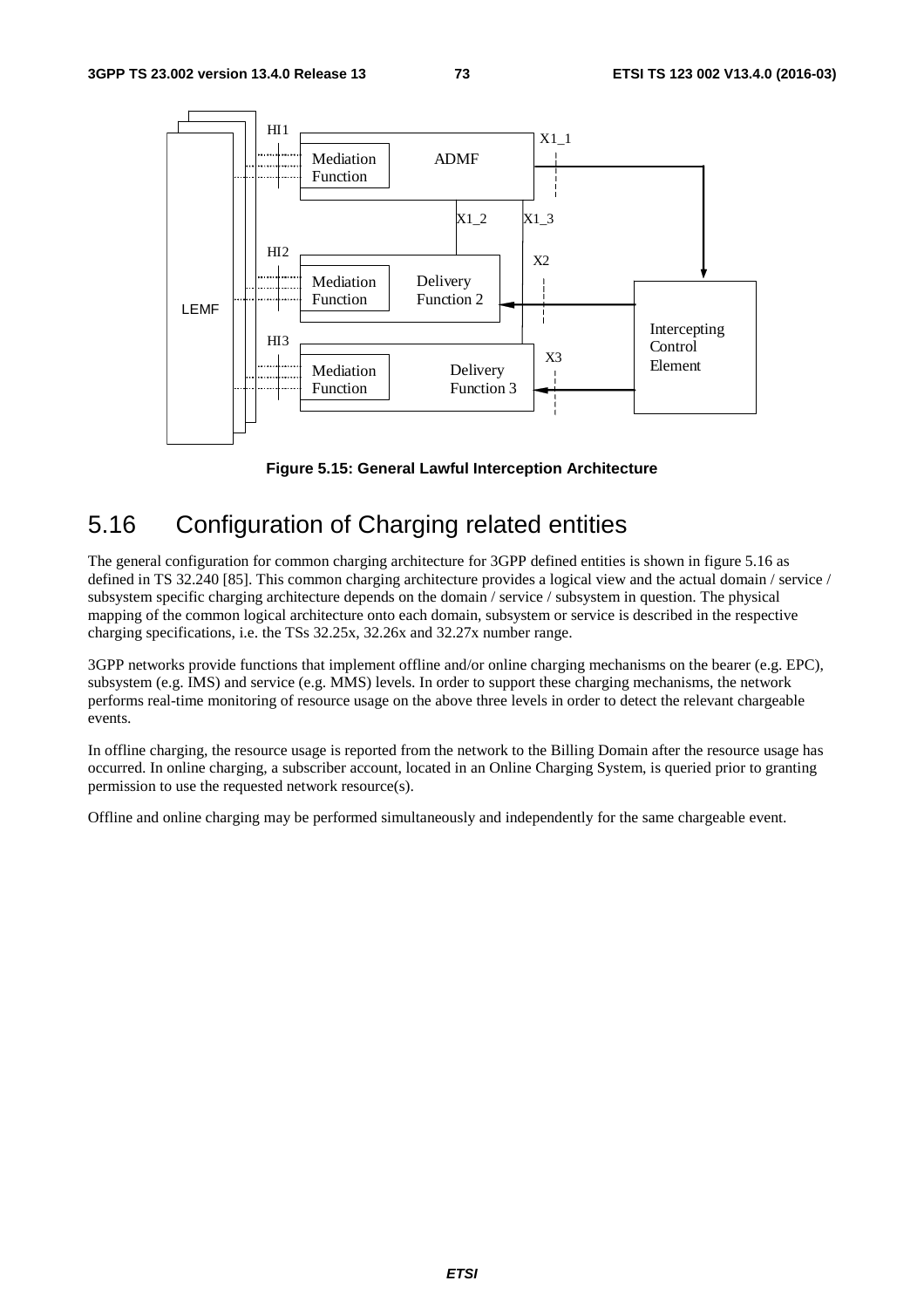Figure 5.15: General Lawful Interception Architecture

## 5.16 Configuration of Charging related entities

The general configuration for common charging architecture for 3GPP defined entities is shown in figure 5.16 as defined in TS 32.240 [85]. This common charging architecture provides a logical view and the actual domain / service / subsystem specific charging architecture depends on the domain / service / subsystem in question. The physical mapping of the common logical architecture onto each domain, subsystem or service is described in the respective charging specifications, i.e. the TSs 32.25x, 32.26x and 32.27x number range.

3GPP networks provide functions that implement offline and/or online charging mechanisms on the bearer (e.g. EPC), subsystem (e.g. IMS) and service (e.g. MMS) levels. In order to support these charging mechanisms, the network performs real-time monitoring of resource usage on the above three levels in order to detect the relevant chargeable events.

In offline charging, the resource usage is reported from the network to the Billing Domain after the resource usage has occurred. In online charging, a subscriber account, located in an Online Charging System, is queried prior to granting permission to use the requested network resource(s).

Offline and online charging may be performed simultaneously and independently for the same chargeable event.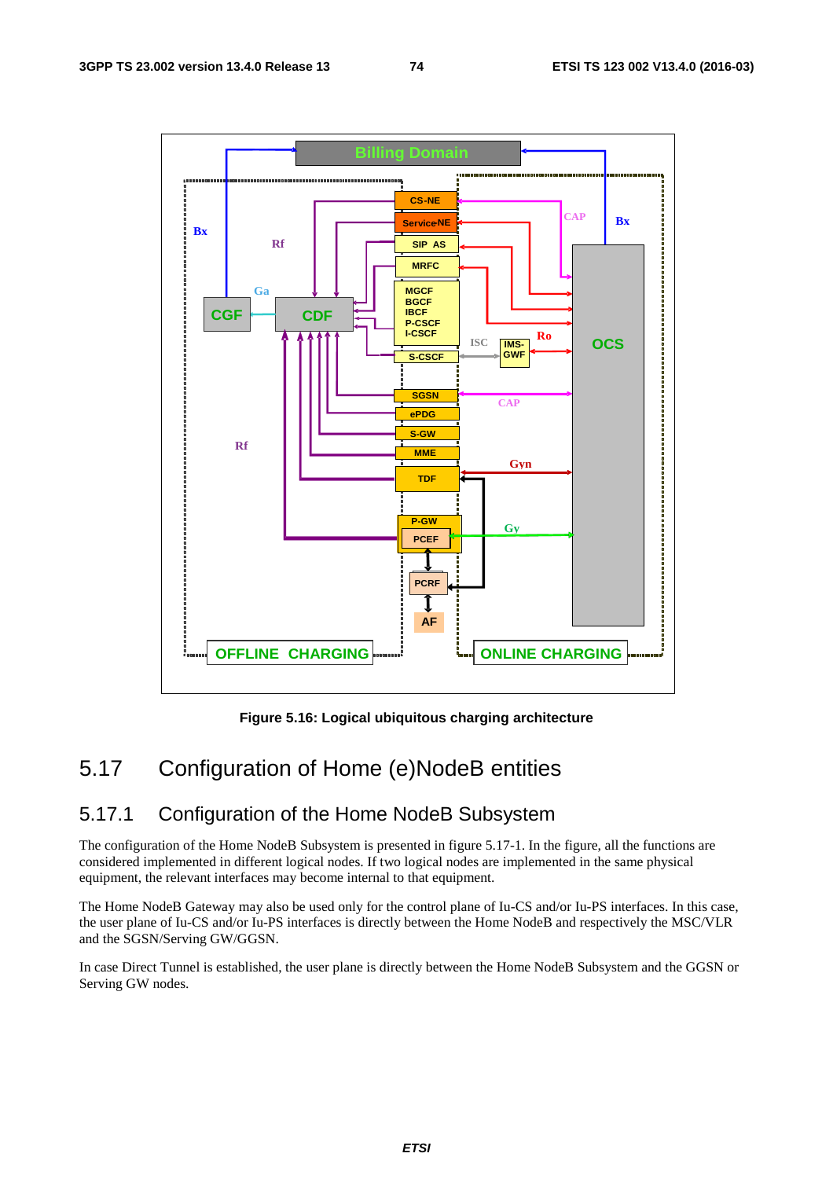Figure 5.16: Logical ubiquitous charging architecture

## 5.17 Configuration of Home (e)NodeB entities

### 5.17.1 Configuration of the Home NodeB Subsystem

The configuration of the Home NodeB Subsystem is presented in figure 5.17-1. In the figure, all the functions are considered implemented in different logical nodes. If two logical nodes are implemented in the same physical equipment, the relevant interfaces may become internal to that equipment.

The Home NodeB Gateway may also be used only for the control plane of Iu-CS and/or Iu-PS interfaces. In this case, the user plane of Iu-CS and/or Iu-PS interfaces is directly between the Home NodeB and respectively the MSC/VLR and the SGSN/Serving GW/GGSN.

In case Direct Tunnel is established, the user plane is directly between the Home NodeB Subsystem and the GGSN or Serving GW nodes.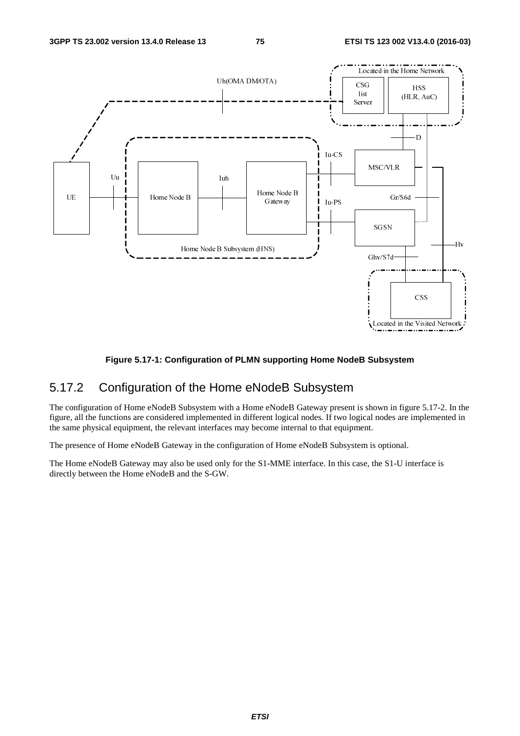Figure 5.17-1: Configuration of PLMN supporting Home NodeB Subsystem

### 5.17.2 Configuration of the Home eNodeB Subsystem

The configuration of Home eNodeB Subsystem with a Home eNodeB Gateway present is shown in figure 5.17-2. In the figure, all the functions are considered implemented in different logical nodes. If two logical nodes are implemented in the same physical equipment, the relevant interfaces may become internal to that equipment.

The presence of Home eNodeB Gateway in the configuration of Home eNodeB Subsystem is optional.

The Home eNodeB Gateway may also be used only for the S1-MME interface. In this case, the S1-U interface is directly between the Home eNodeB and the S-GW.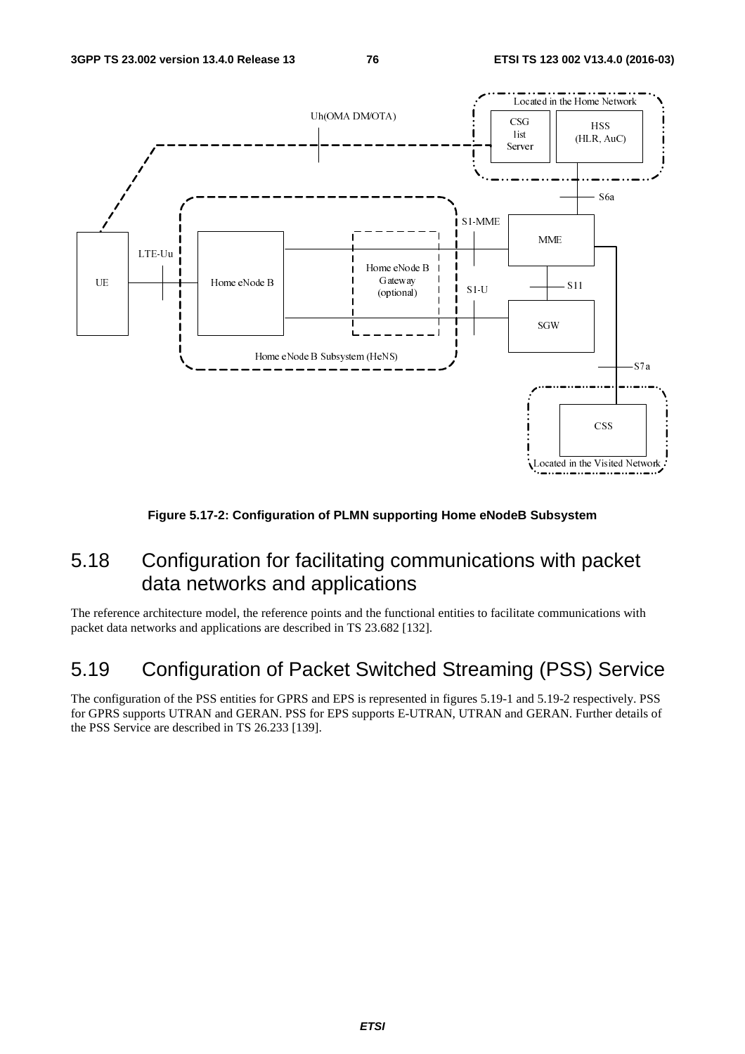Figure 5.17-2: Configuration of PLMN supporting Home eNodeB Subsystem

## 5.18 Configuration for facilitating communications with packet data networks and applications

The reference architecture model, the reference points and the functional entities to facilitate communications with packet data networks and applications are described in TS 23.682 [132].

## 5.19 Configuration of Packet Switched Streaming (PSS) Service

The configuration of the PSS entities for GPRS and EPS is represented in figures 5.19-1 and 5.19-2 respectively. PSS for GPRS supports UTRAN and GERAN. PSS for EPS supports E-UTRAN, UTRAN and GERAN. Further details of the PSS Service are described in TS 26.233 [139].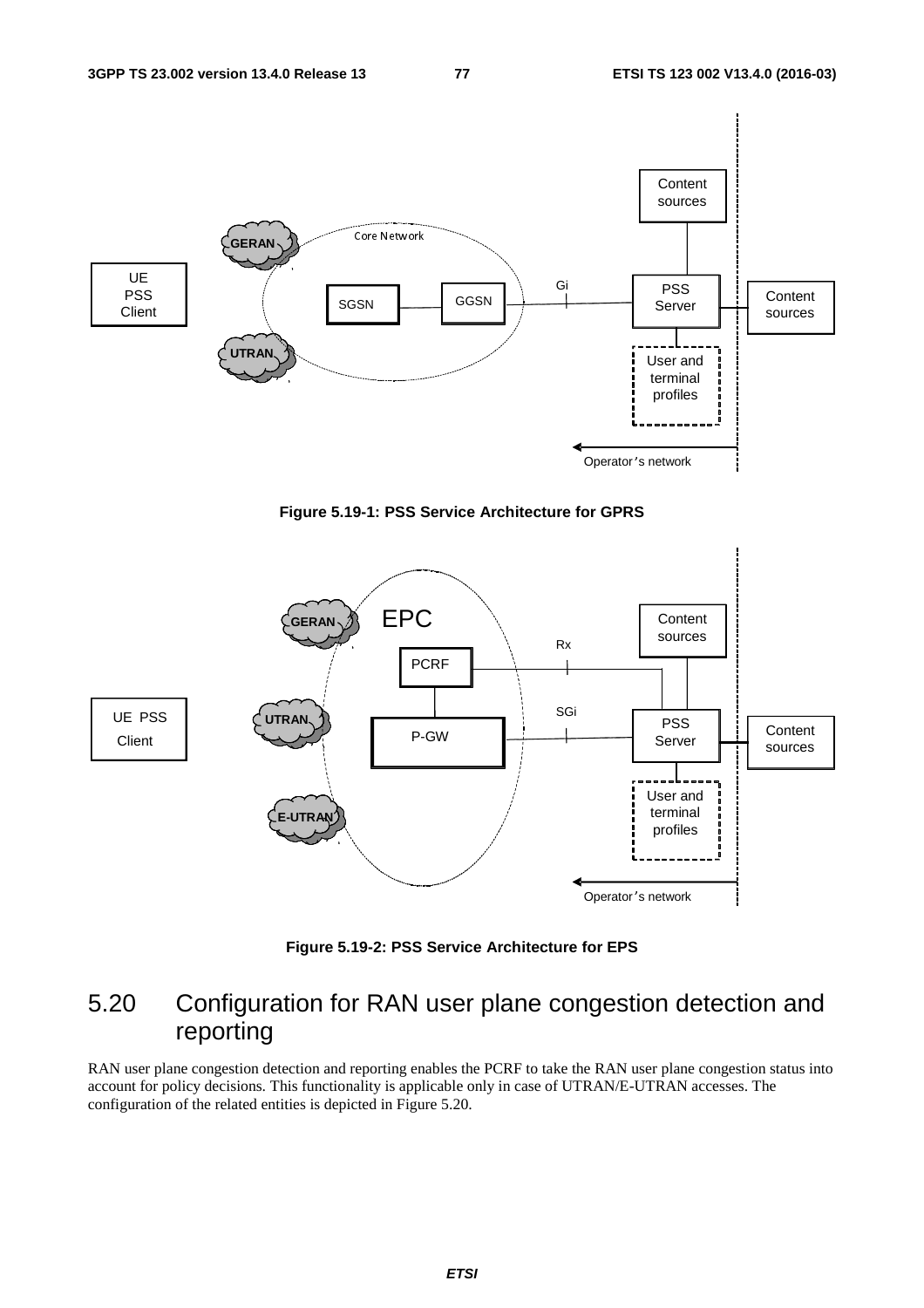**Figure 5.19-1: PSS Service Architecture for GPRS**

**Figure 5.19-2: PSS Service Architecture for EPS**

## 5.20 Configuration for RAN user plane congestion detection and reporting

RAN user plane congestion detection and reporting enables the PCRF to take the RAN user plane congestion status into account for policy decisions. This functionality is applicable only in case of UTRAN/E-UTRAN accesses. The configuration of the related entities is depicted in Figure 5.20.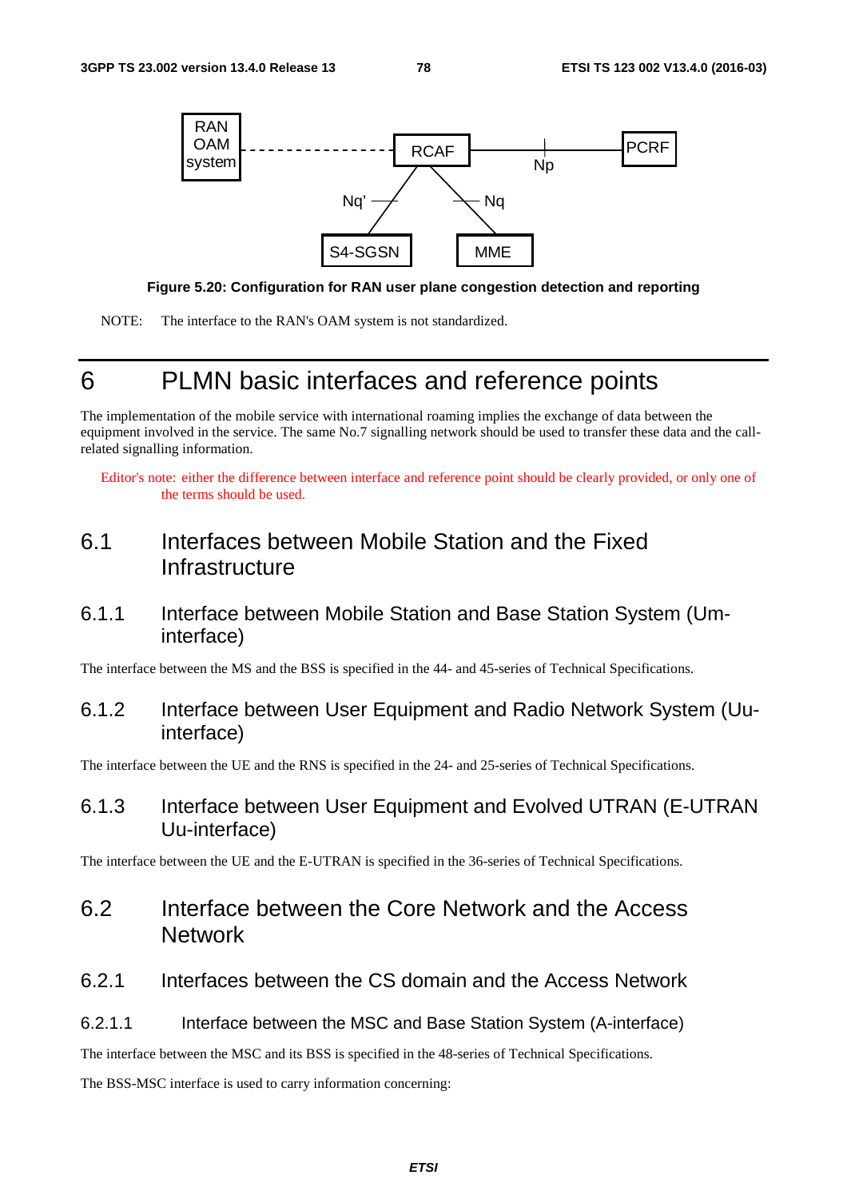Figure 5.20: Configuration for RAN user plane congestion detection and reporting

NOTE: The interface to the RAN's OAM system is not standardized.

# 6 PLMN basic interfaces and reference points

The implementation of the mobile service with international roaming implies the exchange of data between the equipment involved in the service. The same No.7 signalling network should be used to transfer these data and the call-related signalling information.

Editor's note: either the difference between interface and reference point should be clearly provided, or only one of the terms should be used.

## 6.1 Interfaces between Mobile Station and the Fixed Infrastructure

### 6.1.1 Interface between Mobile Station and Base Station System (Um-interface)

The interface between the MS and the BSS is specified in the 44- and 45-series of Technical Specifications.

### 6.1.2 Interface between User Equipment and Radio Network System (Uu-interface)

The interface between the UE and the RNS is specified in the 24- and 25-series of Technical Specifications.

### 6.1.3 Interface between User Equipment and Evolved UTRAN (E-UTRAN Uu-interface)

The interface between the UE and the E-UTRAN is specified in the 36-series of Technical Specifications.

## 6.2 Interface between the Core Network and the Access Network

### 6.2.1 Interfaces between the CS domain and the Access Network

#### 6.2.1.1 Interface between the MSC and Base Station System (A-interface)

The interface between the MSC and its BSS is specified in the 48-series of Technical Specifications.

The BSS-MSC interface is used to carry information concerning: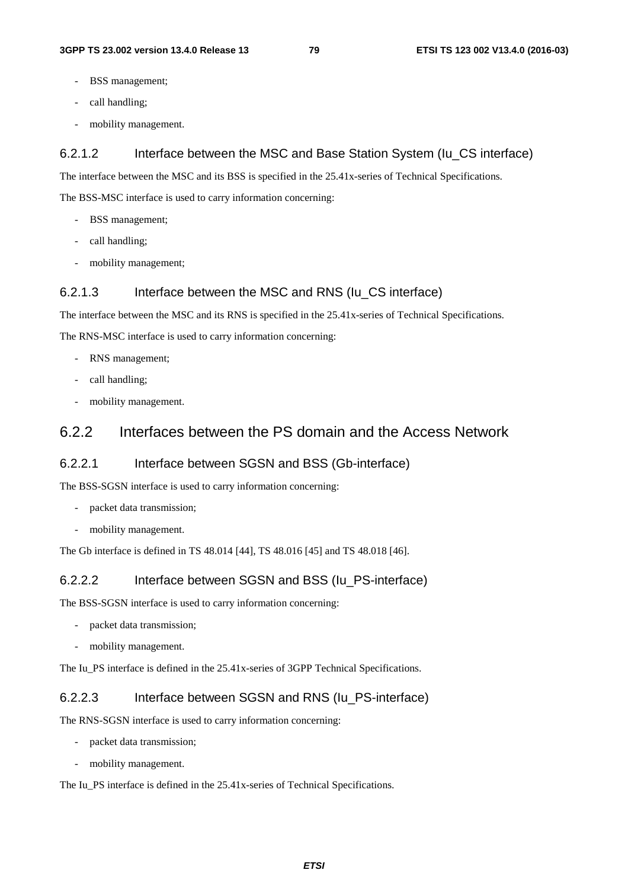- BSS management;
- call handling;
- mobility management.

#### 6.2.1.2 Interface between the MSC and Base Station System (Iu_CS interface)

The interface between the MSC and its BSS is specified in the 25.41x-series of Technical Specifications.

The BSS-MSC interface is used to carry information concerning:

- BSS management;
- call handling;
- mobility management;

#### 6.2.1.3 Interface between the MSC and RNS (Iu_CS interface)

The interface between the MSC and its RNS is specified in the 25.41x-series of Technical Specifications.

The RNS-MSC interface is used to carry information concerning:

- RNS management;
- call handling;
- mobility management.

### 6.2.2 Interfaces between the PS domain and the Access Network

#### 6.2.2.1 Interface between SGSN and BSS (Gb-interface)

The BSS-SGSN interface is used to carry information concerning:

- packet data transmission;
- mobility management.

The Gb interface is defined in TS 48.014 [44], TS 48.016 [45] and TS 48.018 [46].

#### 6.2.2.2 Interface between SGSN and BSS (Iu_PS-interface)

The BSS-SGSN interface is used to carry information concerning:

- packet data transmission;
- mobility management.

The Iu_PS interface is defined in the 25.41x-series of 3GPP Technical Specifications.

#### 6.2.2.3 Interface between SGSN and RNS (Iu_PS-interface)

The RNS-SGSN interface is used to carry information concerning:

- packet data transmission;
- mobility management.

The Iu_PS interface is defined in the 25.41x-series of Technical Specifications.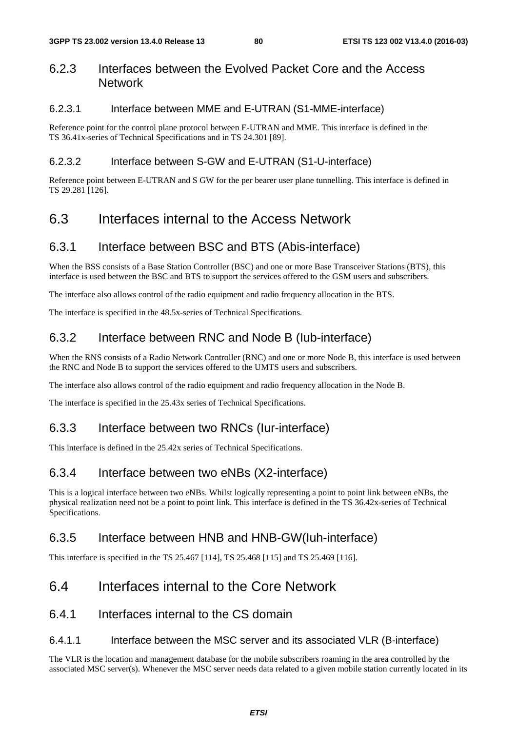### 6.2.3 Interfaces between the Evolved Packet Core and the Access Network

#### 6.2.3.1 Interface between MME and E-UTRAN (S1-MME-interface)

Reference point for the control plane protocol between E-UTRAN and MME. This interface is defined in the TS 36.41x-series of Technical Specifications and in TS 24.301 [89].

#### 6.2.3.2 Interface between S-GW and E-UTRAN (S1-U-interface)

Reference point between E-UTRAN and S GW for the per bearer user plane tunnelling. This interface is defined in TS 29.281 [126].

## 6.3 Interfaces internal to the Access Network

### 6.3.1 Interface between BSC and BTS (Abis-interface)

When the BSS consists of a Base Station Controller (BSC) and one or more Base Transceiver Stations (BTS), this interface is used between the BSC and BTS to support the services offered to the GSM users and subscribers.

The interface also allows control of the radio equipment and radio frequency allocation in the BTS.

The interface is specified in the 48.5x-series of Technical Specifications.

### 6.3.2 Interface between RNC and Node B (Iub-interface)

When the RNS consists of a Radio Network Controller (RNC) and one or more Node B, this interface is used between the RNC and Node B to support the services offered to the UMTS users and subscribers.

The interface also allows control of the radio equipment and radio frequency allocation in the Node B.

The interface is specified in the 25.43x series of Technical Specifications.

### 6.3.3 Interface between two RNCs (Iur-interface)

This interface is defined in the 25.42x series of Technical Specifications.

### 6.3.4 Interface between two eNBs (X2-interface)

This is a logical interface between two eNBs. Whilst logically representing a point to point link between eNBs, the physical realization need not be a point to point link. This interface is defined in the TS 36.42x-series of Technical Specifications.

### 6.3.5 Interface between HNB and HNB-GW(Iuh-interface)

This interface is specified in the TS 25.467 [114], TS 25.468 [115] and TS 25.469 [116].

## 6.4 Interfaces internal to the Core Network

### 6.4.1 Interfaces internal to the CS domain

#### 6.4.1.1 Interface between the MSC server and its associated VLR (B-interface)

The VLR is the location and management database for the mobile subscribers roaming in the area controlled by the associated MSC server(s). Whenever the MSC server needs data related to a given mobile station currently located in its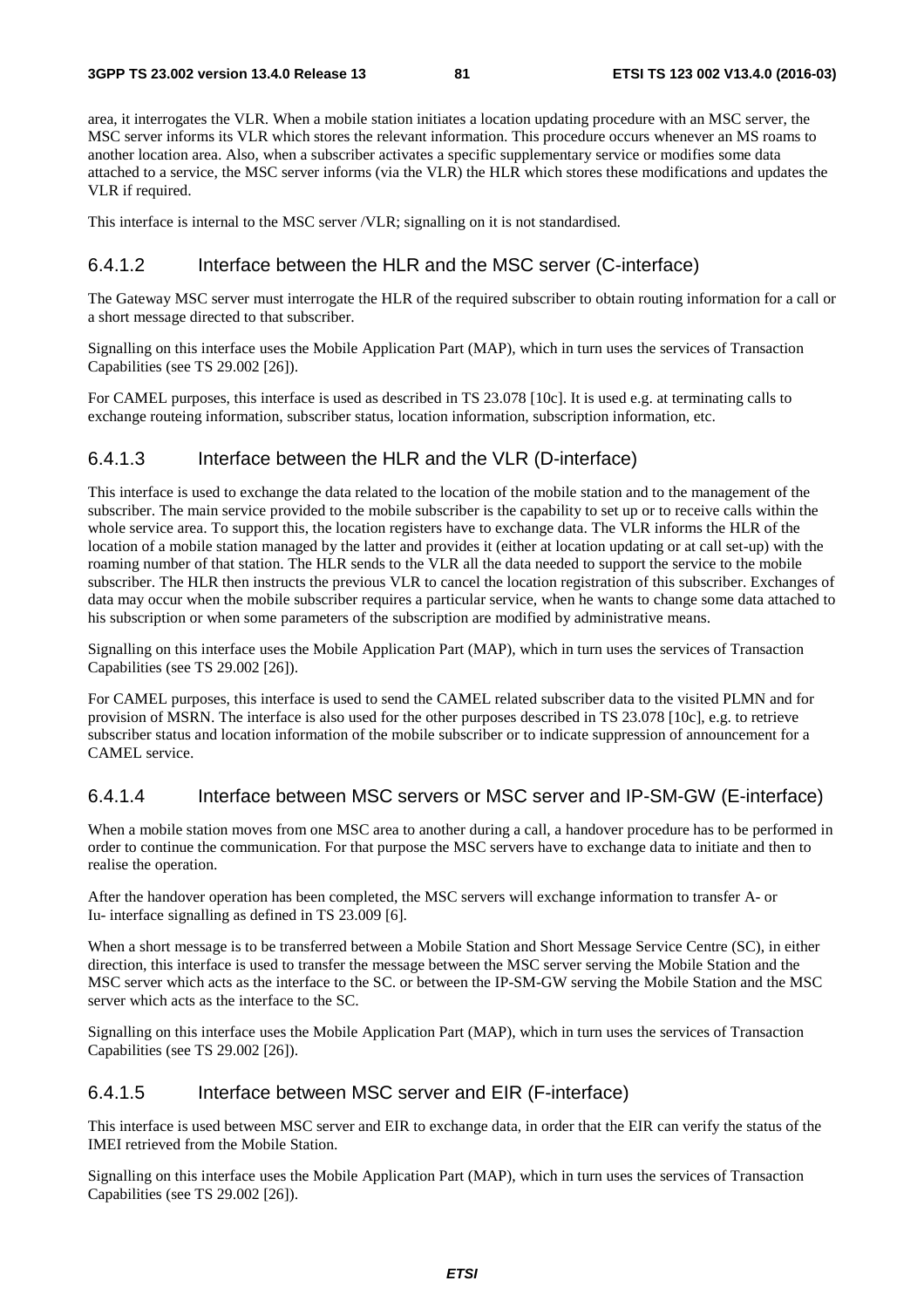area, it interrogates the VLR. When a mobile station initiates a location updating procedure with an MSC server, the MSC server informs its VLR which stores the relevant information. This procedure occurs whenever an MS roams to another location area. Also, when a subscriber activates a specific supplementary service or modifies some data attached to a service, the MSC server informs (via the VLR) the HLR which stores these modifications and updates the VLR if required.

This interface is internal to the MSC server /VLR; signalling on it is not standardised.

#### 6.4.1.2 Interface between the HLR and the MSC server (C-interface)

The Gateway MSC server must interrogate the HLR of the required subscriber to obtain routing information for a call or a short message directed to that subscriber.

Signalling on this interface uses the Mobile Application Part (MAP), which in turn uses the services of Transaction Capabilities (see TS 29.002 [26]).

For CAMEL purposes, this interface is used as described in TS 23.078 [10c]. It is used e.g. at terminating calls to exchange routeing information, subscriber status, location information, subscription information, etc.

#### 6.4.1.3 Interface between the HLR and the VLR (D-interface)

This interface is used to exchange the data related to the location of the mobile station and to the management of the subscriber. The main service provided to the mobile subscriber is the capability to set up or to receive calls within the whole service area. To support this, the location registers have to exchange data. The VLR informs the HLR of the location of a mobile station managed by the latter and provides it (either at location updating or at call set-up) with the roaming number of that station. The HLR sends to the VLR all the data needed to support the service to the mobile subscriber. The HLR then instructs the previous VLR to cancel the location registration of this subscriber. Exchanges of data may occur when the mobile subscriber requires a particular service, when he wants to change some data attached to his subscription or when some parameters of the subscription are modified by administrative means.

Signalling on this interface uses the Mobile Application Part (MAP), which in turn uses the services of Transaction Capabilities (see TS 29.002 [26]).

For CAMEL purposes, this interface is used to send the CAMEL related subscriber data to the visited PLMN and for provision of MSRN. The interface is also used for the other purposes described in TS 23.078 [10c], e.g. to retrieve subscriber status and location information of the mobile subscriber or to indicate suppression of announcement for a CAMEL service.

#### 6.4.1.4 Interface between MSC servers or MSC server and IP-SM-GW (E-interface)

When a mobile station moves from one MSC area to another during a call, a handover procedure has to be performed in order to continue the communication. For that purpose the MSC servers have to exchange data to initiate and then to realise the operation.

After the handover operation has been completed, the MSC servers will exchange information to transfer A- or Iu- interface signalling as defined in TS 23.009 [6].

When a short message is to be transferred between a Mobile Station and Short Message Service Centre (SC), in either direction, this interface is used to transfer the message between the MSC server serving the Mobile Station and the MSC server which acts as the interface to the SC. or between the IP-SM-GW serving the Mobile Station and the MSC server which acts as the interface to the SC.

Signalling on this interface uses the Mobile Application Part (MAP), which in turn uses the services of Transaction Capabilities (see TS 29.002 [26]).

#### 6.4.1.5 Interface between MSC server and EIR (F-interface)

This interface is used between MSC server and EIR to exchange data, in order that the EIR can verify the status of the IMEI retrieved from the Mobile Station.

Signalling on this interface uses the Mobile Application Part (MAP), which in turn uses the services of Transaction Capabilities (see TS 29.002 [26]).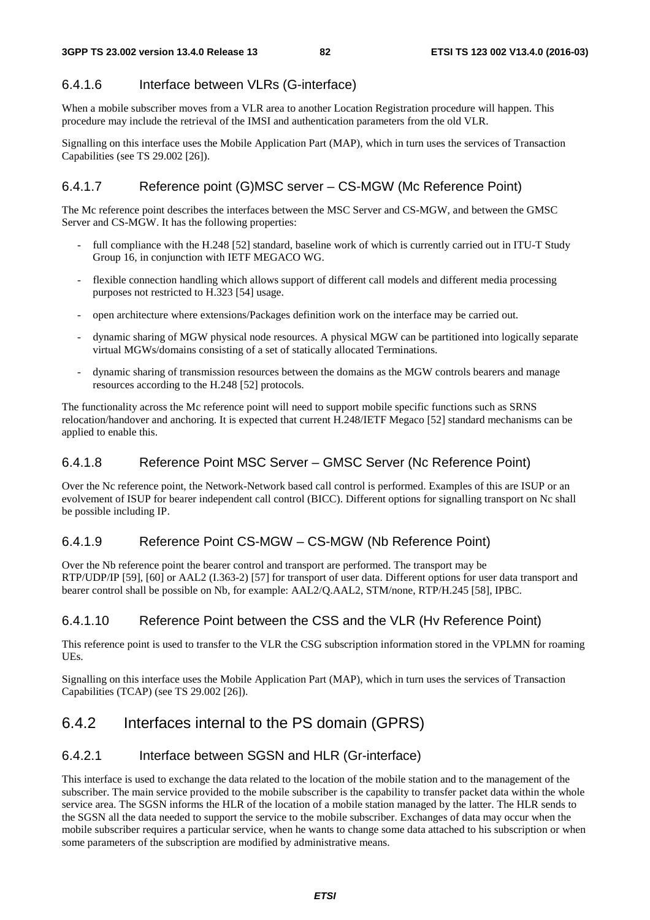#### 6.4.1.6 Interface between VLRs (G-interface)

When a mobile subscriber moves from a VLR area to another Location Registration procedure will happen. This procedure may include the retrieval of the IMSI and authentication parameters from the old VLR.

Signalling on this interface uses the Mobile Application Part (MAP), which in turn uses the services of Transaction Capabilities (see TS 29.002 [26]).

#### 6.4.1.7 Reference point (G)MSC server – CS-MGW (Mc Reference Point)

The Mc reference point describes the interfaces between the MSC Server and CS-MGW, and between the GMSC Server and CS-MGW. It has the following properties:

- full compliance with the H.248 [52] standard, baseline work of which is currently carried out in ITU-T Study Group 16, in conjunction with IETF MEGACO WG.
- flexible connection handling which allows support of different call models and different media processing purposes not restricted to H.323 [54] usage.
- open architecture where extensions/Packages definition work on the interface may be carried out.
- dynamic sharing of MGW physical node resources. A physical MGW can be partitioned into logically separate virtual MGWs/domains consisting of a set of statically allocated Terminations.
- dynamic sharing of transmission resources between the domains as the MGW controls bearers and manage resources according to the H.248 [52] protocols.

The functionality across the Mc reference point will need to support mobile specific functions such as SRNS relocation/handover and anchoring. It is expected that current H.248/IETF Megaco [52] standard mechanisms can be applied to enable this.

#### 6.4.1.8 Reference Point MSC Server – GMSC Server (Nc Reference Point)

Over the Nc reference point, the Network-Network based call control is performed. Examples of this are ISUP or an evolvement of ISUP for bearer independent call control (BICC). Different options for signalling transport on Nc shall be possible including IP.

#### 6.4.1.9 Reference Point CS-MGW – CS-MGW (Nb Reference Point)

Over the Nb reference point the bearer control and transport are performed. The transport may be RTP/UDP/IP [59], [60] or AAL2 (I.363-2) [57] for transport of user data. Different options for user data transport and bearer control shall be possible on Nb, for example: AAL2/Q.AAL2, STM/none, RTP/H.245 [58], IPBC.

#### 6.4.1.10 Reference Point between the CSS and the VLR (Hv Reference Point)

This reference point is used to transfer to the VLR the CSG subscription information stored in the VPLMN for roaming UEs.

Signalling on this interface uses the Mobile Application Part (MAP), which in turn uses the services of Transaction Capabilities (TCAP) (see TS 29.002 [26]).

### 6.4.2 Interfaces internal to the PS domain (GPRS)

#### 6.4.2.1 Interface between SGSN and HLR (Gr-interface)

This interface is used to exchange the data related to the location of the mobile station and to the management of the subscriber. The main service provided to the mobile subscriber is the capability to transfer packet data within the whole service area. The SGSN informs the HLR of the location of a mobile station managed by the latter. The HLR sends to the SGSN all the data needed to support the service to the mobile subscriber. Exchanges of data may occur when the mobile subscriber requires a particular service, when he wants to change some data attached to his subscription or when some parameters of the subscription are modified by administrative means.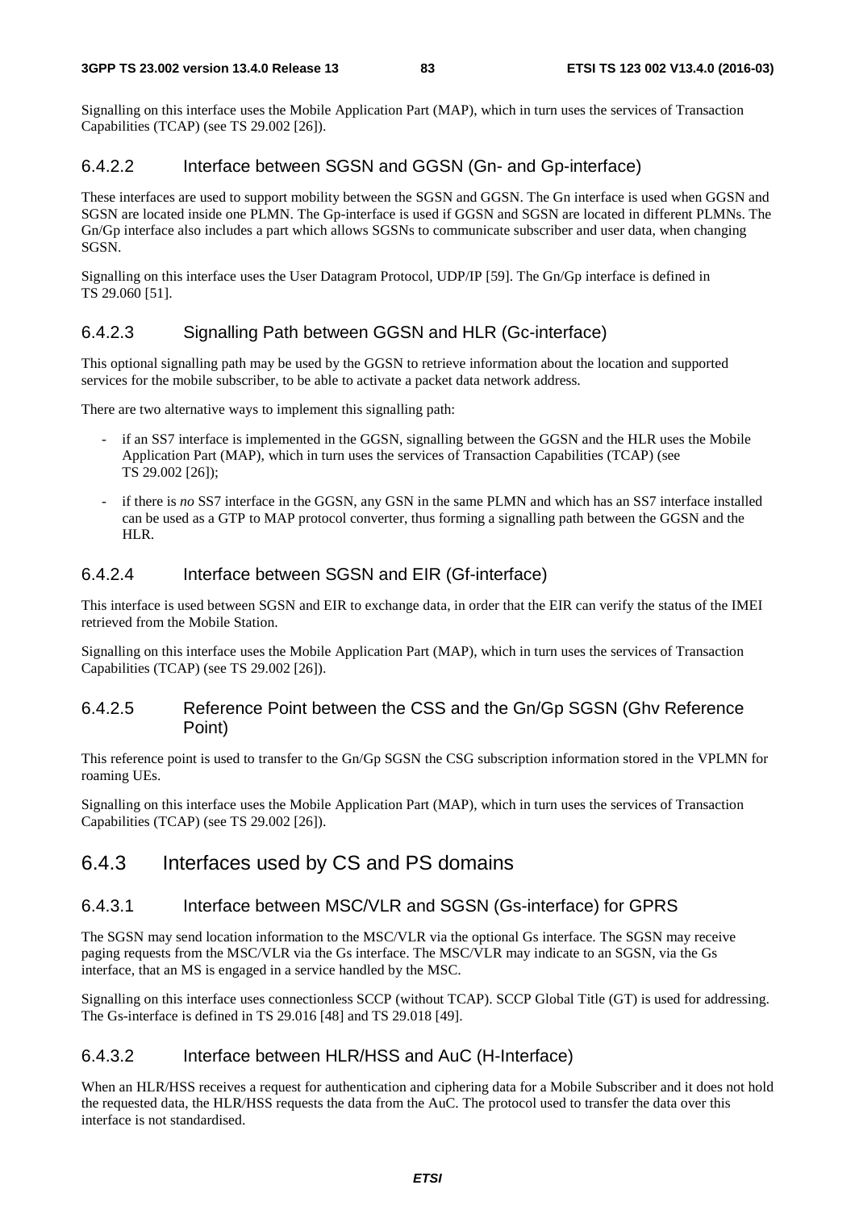Signalling on this interface uses the Mobile Application Part (MAP), which in turn uses the services of Transaction Capabilities (TCAP) (see TS 29.002 [26]).

#### 6.4.2.2 Interface between SGSN and GGSN (Gn- and Gp-interface)

These interfaces are used to support mobility between the SGSN and GGSN. The Gn interface is used when GGSN and SGSN are located inside one PLMN. The Gp-interface is used if GGSN and SGSN are located in different PLMNs. The Gn/Gp interface also includes a part which allows SGSNs to communicate subscriber and user data, when changing SGSN.

Signalling on this interface uses the User Datagram Protocol, UDP/IP [59]. The Gn/Gp interface is defined in TS 29.060 [51].

#### 6.4.2.3 Signalling Path between GGSN and HLR (Gc-interface)

This optional signalling path may be used by the GGSN to retrieve information about the location and supported services for the mobile subscriber, to be able to activate a packet data network address.

There are two alternative ways to implement this signalling path:

- if an SS7 interface is implemented in the GGSN, signalling between the GGSN and the HLR uses the Mobile Application Part (MAP), which in turn uses the services of Transaction Capabilities (TCAP) (see TS 29.002 [26]);
- if there is *no* SS7 interface in the GGSN, any GSN in the same PLMN and which has an SS7 interface installed can be used as a GTP to MAP protocol converter, thus forming a signalling path between the GGSN and the HLR.

#### 6.4.2.4 Interface between SGSN and EIR (Gf-interface)

This interface is used between SGSN and EIR to exchange data, in order that the EIR can verify the status of the IMEI retrieved from the Mobile Station.

Signalling on this interface uses the Mobile Application Part (MAP), which in turn uses the services of Transaction Capabilities (TCAP) (see TS 29.002 [26]).

#### 6.4.2.5 Reference Point between the CSS and the Gn/Gp SGSN (Ghv Reference Point)

This reference point is used to transfer to the Gn/Gp SGSN the CSG subscription information stored in the VPLMN for roaming UEs.

Signalling on this interface uses the Mobile Application Part (MAP), which in turn uses the services of Transaction Capabilities (TCAP) (see TS 29.002 [26]).

### 6.4.3 Interfaces used by CS and PS domains

#### 6.4.3.1 Interface between MSC/VLR and SGSN (Gs-interface) for GPRS

The SGSN may send location information to the MSC/VLR via the optional Gs interface. The SGSN may receive paging requests from the MSC/VLR via the Gs interface. The MSC/VLR may indicate to an SGSN, via the Gs interface, that an MS is engaged in a service handled by the MSC.

Signalling on this interface uses connectionless SCCP (without TCAP). SCCP Global Title (GT) is used for addressing. The Gs-interface is defined in TS 29.016 [48] and TS 29.018 [49].

#### 6.4.3.2 Interface between HLR/HSS and AuC (H-Interface)

When an HLR/HSS receives a request for authentication and ciphering data for a Mobile Subscriber and it does not hold the requested data, the HLR/HSS requests the data from the AuC. The protocol used to transfer the data over this interface is not standardised.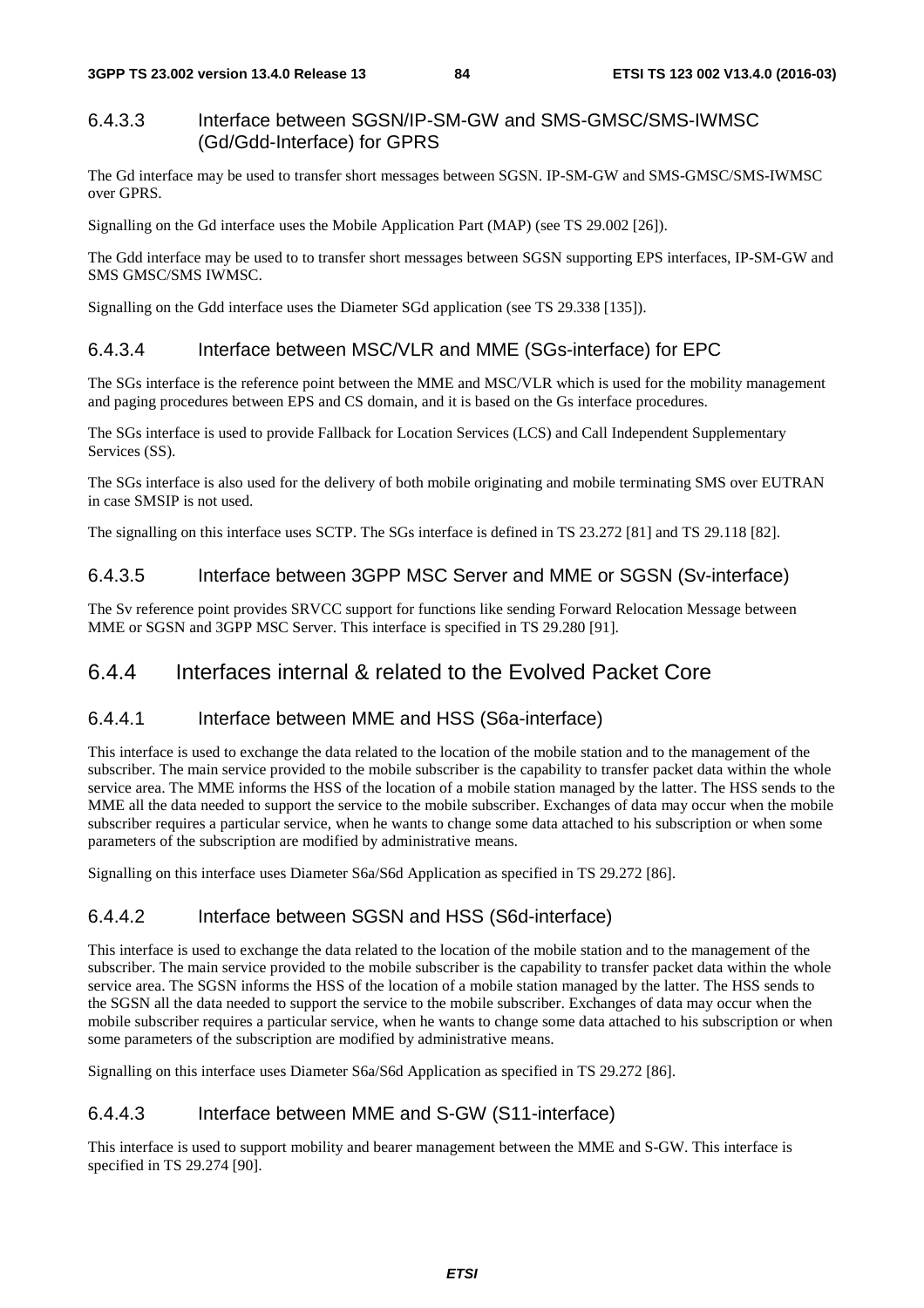#### 6.4.3.3 Interface between SGSN/IP-SM-GW and SMS-GMSC/SMS-IWMSC (Gd/Gdd-Interface) for GPRS

The Gd interface may be used to transfer short messages between SGSN. IP-SM-GW and SMS-GMSC/SMS-IWMSC over GPRS.

Signalling on the Gd interface uses the Mobile Application Part (MAP) (see TS 29.002 [26]).

The Gdd interface may be used to to transfer short messages between SGSN supporting EPS interfaces, IP-SM-GW and SMS GMSC/SMS IWMSC.

Signalling on the Gdd interface uses the Diameter SGd application (see TS 29.338 [135]).

#### 6.4.3.4 Interface between MSC/VLR and MME (SGs-interface) for EPC

The SGs interface is the reference point between the MME and MSC/VLR which is used for the mobility management and paging procedures between EPS and CS domain, and it is based on the Gs interface procedures.

The SGs interface is used to provide Fallback for Location Services (LCS) and Call Independent Supplementary Services (SS).

The SGs interface is also used for the delivery of both mobile originating and mobile terminating SMS over EUTRAN in case SMSIP is not used.

The signalling on this interface uses SCTP. The SGs interface is defined in TS 23.272 [81] and TS 29.118 [82].

#### 6.4.3.5 Interface between 3GPP MSC Server and MME or SGSN (Sv-interface)

The Sv reference point provides SRVCC support for functions like sending Forward Relocation Message between MME or SGSN and 3GPP MSC Server. This interface is specified in TS 29.280 [91].

### 6.4.4 Interfaces internal & related to the Evolved Packet Core

#### 6.4.4.1 Interface between MME and HSS (S6a-interface)

This interface is used to exchange the data related to the location of the mobile station and to the management of the subscriber. The main service provided to the mobile subscriber is the capability to transfer packet data within the whole service area. The MME informs the HSS of the location of a mobile station managed by the latter. The HSS sends to the MME all the data needed to support the service to the mobile subscriber. Exchanges of data may occur when the mobile subscriber requires a particular service, when he wants to change some data attached to his subscription or when some parameters of the subscription are modified by administrative means.

Signalling on this interface uses Diameter S6a/S6d Application as specified in TS 29.272 [86].

#### 6.4.4.2 Interface between SGSN and HSS (S6d-interface)

This interface is used to exchange the data related to the location of the mobile station and to the management of the subscriber. The main service provided to the mobile subscriber is the capability to transfer packet data within the whole service area. The SGSN informs the HSS of the location of a mobile station managed by the latter. The HSS sends to the SGSN all the data needed to support the service to the mobile subscriber. Exchanges of data may occur when the mobile subscriber requires a particular service, when he wants to change some data attached to his subscription or when some parameters of the subscription are modified by administrative means.

Signalling on this interface uses Diameter S6a/S6d Application as specified in TS 29.272 [86].

#### 6.4.4.3 Interface between MME and S-GW (S11-interface)

This interface is used to support mobility and bearer management between the MME and S-GW. This interface is specified in TS 29.274 [90].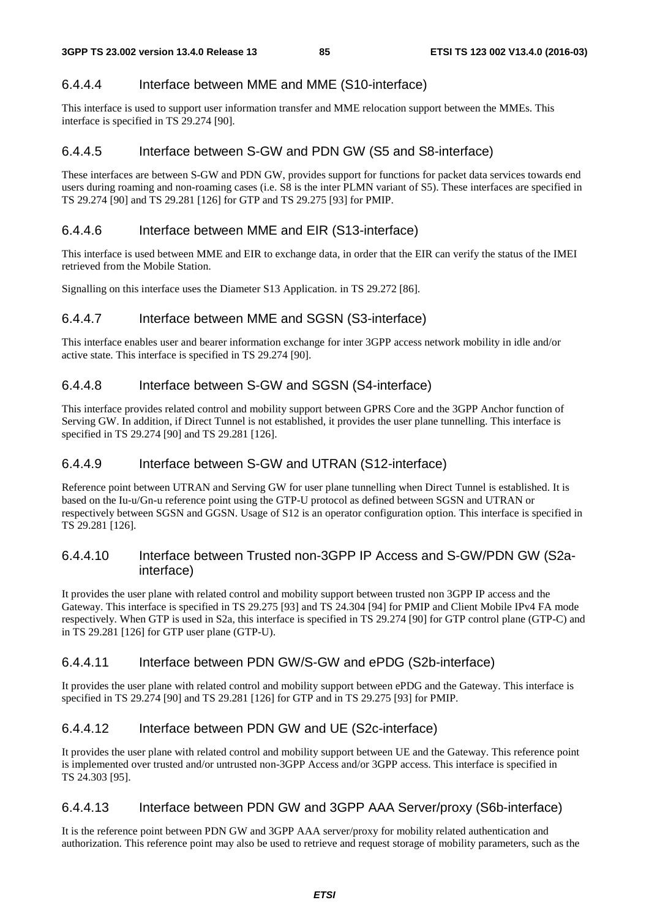#### 6.4.4.4 Interface between MME and MME (S10-interface)

This interface is used to support user information transfer and MME relocation support between the MMEs. This interface is specified in TS 29.274 [90].

#### 6.4.4.5 Interface between S-GW and PDN GW (S5 and S8-interface)

These interfaces are between S-GW and PDN GW, provides support for functions for packet data services towards end users during roaming and non-roaming cases (i.e. S8 is the inter PLMN variant of S5). These interfaces are specified in TS 29.274 [90] and TS 29.281 [126] for GTP and TS 29.275 [93] for PMIP.

#### 6.4.4.6 Interface between MME and EIR (S13-interface)

This interface is used between MME and EIR to exchange data, in order that the EIR can verify the status of the IMEI retrieved from the Mobile Station.

Signalling on this interface uses the Diameter S13 Application. in TS 29.272 [86].

#### 6.4.4.7 Interface between MME and SGSN (S3-interface)

This interface enables user and bearer information exchange for inter 3GPP access network mobility in idle and/or active state. This interface is specified in TS 29.274 [90].

#### 6.4.4.8 Interface between S-GW and SGSN (S4-interface)

This interface provides related control and mobility support between GPRS Core and the 3GPP Anchor function of Serving GW. In addition, if Direct Tunnel is not established, it provides the user plane tunnelling. This interface is specified in TS 29.274 [90] and TS 29.281 [126].

#### 6.4.4.9 Interface between S-GW and UTRAN (S12-interface)

Reference point between UTRAN and Serving GW for user plane tunnelling when Direct Tunnel is established. It is based on the Iu-u/Gn-u reference point using the GTP-U protocol as defined between SGSN and UTRAN or respectively between SGSN and GGSN. Usage of S12 is an operator configuration option. This interface is specified in TS 29.281 [126].

#### 6.4.4.10 Interface between Trusted non-3GPP IP Access and S-GW/PDN GW (S2a-interface)

It provides the user plane with related control and mobility support between trusted non 3GPP IP access and the Gateway. This interface is specified in TS 29.275 [93] and TS 24.304 [94] for PMIP and Client Mobile IPv4 FA mode respectively. When GTP is used in S2a, this interface is specified in TS 29.274 [90] for GTP control plane (GTP-C) and in TS 29.281 [126] for GTP user plane (GTP-U).

#### 6.4.4.11 Interface between PDN GW/S-GW and ePDG (S2b-interface)

It provides the user plane with related control and mobility support between ePDG and the Gateway. This interface is specified in TS 29.274 [90] and TS 29.281 [126] for GTP and in TS 29.275 [93] for PMIP.

#### 6.4.4.12 Interface between PDN GW and UE (S2c-interface)

It provides the user plane with related control and mobility support between UE and the Gateway. This reference point is implemented over trusted and/or untrusted non-3GPP Access and/or 3GPP access. This interface is specified in TS 24.303 [95].

#### 6.4.4.13 Interface between PDN GW and 3GPP AAA Server/proxy (S6b-interface)

It is the reference point between PDN GW and 3GPP AAA server/proxy for mobility related authentication and authorization. This reference point may also be used to retrieve and request storage of mobility parameters, such as the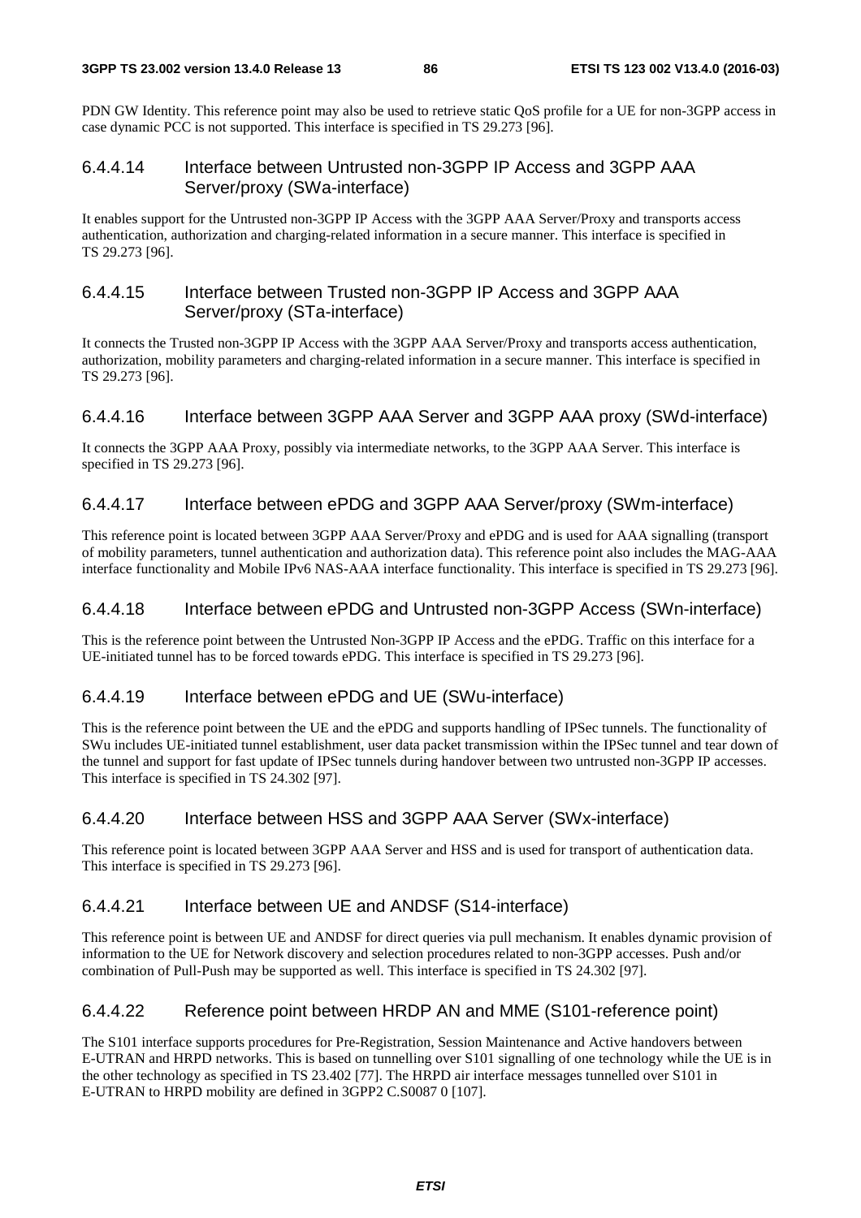PDN GW Identity. This reference point may also be used to retrieve static QoS profile for a UE for non-3GPP access in case dynamic PCC is not supported. This interface is specified in TS 29.273 [96].

#### 6.4.4.14 Interface between Untrusted non-3GPP IP Access and 3GPP AAA Server/proxy (SWa-interface)

It enables support for the Untrusted non-3GPP IP Access with the 3GPP AAA Server/Proxy and transports access authentication, authorization and charging-related information in a secure manner. This interface is specified in TS 29.273 [96].

#### 6.4.4.15 Interface between Trusted non-3GPP IP Access and 3GPP AAA Server/proxy (STa-interface)

It connects the Trusted non-3GPP IP Access with the 3GPP AAA Server/Proxy and transports access authentication, authorization, mobility parameters and charging-related information in a secure manner. This interface is specified in TS 29.273 [96].

#### 6.4.4.16 Interface between 3GPP AAA Server and 3GPP AAA proxy (SWd-interface)

It connects the 3GPP AAA Proxy, possibly via intermediate networks, to the 3GPP AAA Server. This interface is specified in TS 29.273 [96].

#### 6.4.4.17 Interface between ePDG and 3GPP AAA Server/proxy (SWm-interface)

This reference point is located between 3GPP AAA Server/Proxy and ePDG and is used for AAA signalling (transport of mobility parameters, tunnel authentication and authorization data). This reference point also includes the MAG-AAA interface functionality and Mobile IPv6 NAS-AAA interface functionality. This interface is specified in TS 29.273 [96].

#### 6.4.4.18 Interface between ePDG and Untrusted non-3GPP Access (SWn-interface)

This is the reference point between the Untrusted Non-3GPP IP Access and the ePDG. Traffic on this interface for a UE-initiated tunnel has to be forced towards ePDG. This interface is specified in TS 29.273 [96].

#### 6.4.4.19 Interface between ePDG and UE (SWu-interface)

This is the reference point between the UE and the ePDG and supports handling of IPSec tunnels. The functionality of SWu includes UE-initiated tunnel establishment, user data packet transmission within the IPSec tunnel and tear down of the tunnel and support for fast update of IPSec tunnels during handover between two untrusted non-3GPP IP accesses. This interface is specified in TS 24.302 [97].

#### 6.4.4.20 Interface between HSS and 3GPP AAA Server (SWx-interface)

This reference point is located between 3GPP AAA Server and HSS and is used for transport of authentication data. This interface is specified in TS 29.273 [96].

#### 6.4.4.21 Interface between UE and ANDSF (S14-interface)

This reference point is between UE and ANDSF for direct queries via pull mechanism. It enables dynamic provision of information to the UE for Network discovery and selection procedures related to non-3GPP accesses. Push and/or combination of Pull-Push may be supported as well. This interface is specified in TS 24.302 [97].

#### 6.4.4.22 Reference point between HRDP AN and MME (S101-reference point)

The S101 interface supports procedures for Pre-Registration, Session Maintenance and Active handovers between E-UTRAN and HRPD networks. This is based on tunnelling over S101 signalling of one technology while the UE is in the other technology as specified in TS 23.402 [77]. The HRPD air interface messages tunnelled over S101 in E-UTRAN to HRPD mobility are defined in 3GPP2 C.S0087 0 [107].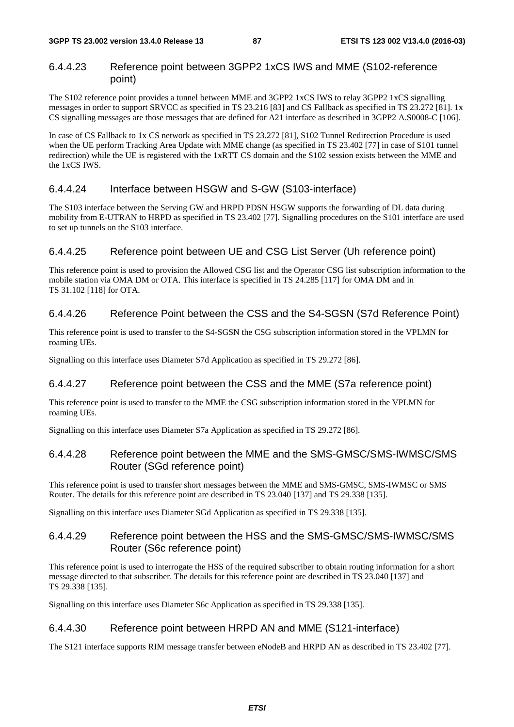#### 6.4.4.23 Reference point between 3GPP2 1xCS IWS and MME (S102-reference point)

The S102 reference point provides a tunnel between MME and 3GPP2 1xCS IWS to relay 3GPP2 1xCS signalling messages in order to support SRVCC as specified in TS 23.216 [83] and CS Fallback as specified in TS 23.272 [81]. 1x CS signalling messages are those messages that are defined for A21 interface as described in 3GPP2 A.S0008-C [106].

In case of CS Fallback to 1x CS network as specified in TS 23.272 [81], S102 Tunnel Redirection Procedure is used when the UE perform Tracking Area Update with MME change (as specified in TS 23.402 [77] in case of S101 tunnel redirection) while the UE is registered with the 1xRTT CS domain and the S102 session exists between the MME and the 1xCS IWS.

#### 6.4.4.24 Interface between HSGW and S-GW (S103-interface)

The S103 interface between the Serving GW and HRPD PDSN HSGW supports the forwarding of DL data during mobility from E-UTRAN to HRPD as specified in TS 23.402 [77]. Signalling procedures on the S101 interface are used to set up tunnels on the S103 interface.

#### 6.4.4.25 Reference point between UE and CSG List Server (Uh reference point)

This reference point is used to provision the Allowed CSG list and the Operator CSG list subscription information to the mobile station via OMA DM or OTA. This interface is specified in TS 24.285 [117] for OMA DM and in TS 31.102 [118] for OTA.

#### 6.4.4.26 Reference Point between the CSS and the S4-SGSN (S7d Reference Point)

This reference point is used to transfer to the S4-SGSN the CSG subscription information stored in the VPLMN for roaming UEs.

Signalling on this interface uses Diameter S7d Application as specified in TS 29.272 [86].

#### 6.4.4.27 Reference point between the CSS and the MME (S7a reference point)

This reference point is used to transfer to the MME the CSG subscription information stored in the VPLMN for roaming UEs.

Signalling on this interface uses Diameter S7a Application as specified in TS 29.272 [86].

#### 6.4.4.28 Reference point between the MME and the SMS-GMSC/SMS-IWMSC/SMS Router (SGd reference point)

This reference point is used to transfer short messages between the MME and SMS-GMSC, SMS-IWMSC or SMS Router. The details for this reference point are described in TS 23.040 [137] and TS 29.338 [135].

Signalling on this interface uses Diameter SGd Application as specified in TS 29.338 [135].

#### 6.4.4.29 Reference point between the HSS and the SMS-GMSC/SMS-IWMSC/SMS Router (S6c reference point)

This reference point is used to interrogate the HSS of the required subscriber to obtain routing information for a short message directed to that subscriber. The details for this reference point are described in TS 23.040 [137] and TS 29.338 [135].

Signalling on this interface uses Diameter S6c Application as specified in TS 29.338 [135].

#### 6.4.4.30 Reference point between HRPD AN and MME (S121-interface)

The S121 interface supports RIM message transfer between eNodeB and HRPD AN as described in TS 23.402 [77].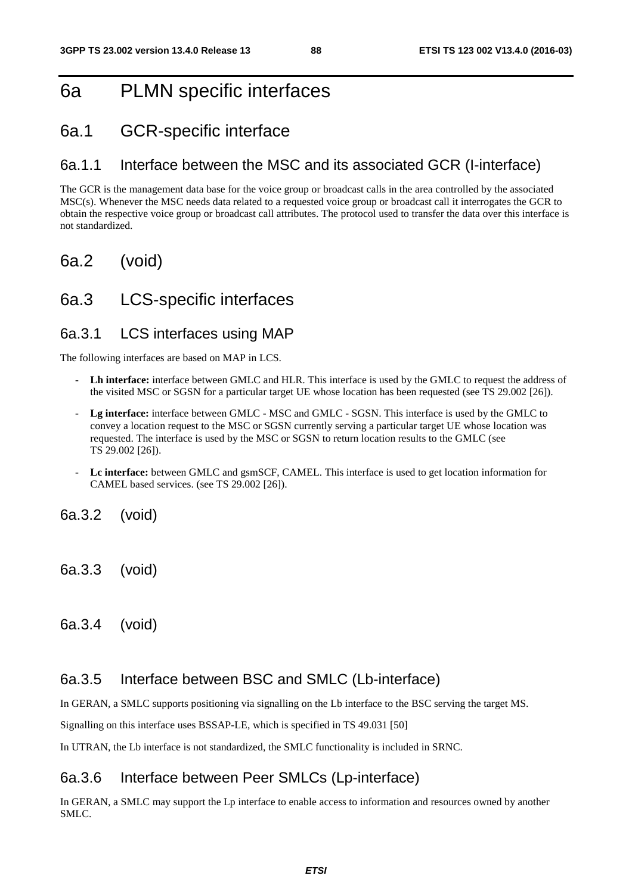# 6a PLMN specific interfaces

## 6a.1 GCR-specific interface

### 6a.1.1 Interface between the MSC and its associated GCR (I-interface)

The GCR is the management data base for the voice group or broadcast calls in the area controlled by the associated MSC(s). Whenever the MSC needs data related to a requested voice group or broadcast call it interrogates the GCR to obtain the respective voice group or broadcast call attributes. The protocol used to transfer the data over this interface is not standardized.

## 6a.2 (void)

## 6a.3 LCS-specific interfaces

### 6a.3.1 LCS interfaces using MAP

The following interfaces are based on MAP in LCS.

- **Lh interface:** interface between GMLC and HLR. This interface is used by the GMLC to request the address of the visited MSC or SGSN for a particular target UE whose location has been requested (see TS 29.002 [26]).
- **Lg interface:** interface between GMLC - MSC and GMLC - SGSN. This interface is used by the GMLC to convey a location request to the MSC or SGSN currently serving a particular target UE whose location was requested. The interface is used by the MSC or SGSN to return location results to the GMLC (see TS 29.002 [26]).
- **Lc interface:** between GMLC and gsmSCF, CAMEL. This interface is used to get location information for CAMEL based services. (see TS 29.002 [26]).

### 6a.3.2 (void)

### 6a.3.3 (void)

### 6a.3.4 (void)

### 6a.3.5 Interface between BSC and SMLC (Lb-interface)

In GERAN, a SMLC supports positioning via signalling on the Lb interface to the BSC serving the target MS.

Signalling on this interface uses BSSAP-LE, which is specified in TS 49.031 [50]

In UTRAN, the Lb interface is not standardized, the SMLC functionality is included in SRNC.

### 6a.3.6 Interface between Peer SMLCs (Lp-interface)

In GERAN, a SMLC may support the Lp interface to enable access to information and resources owned by another SMLC.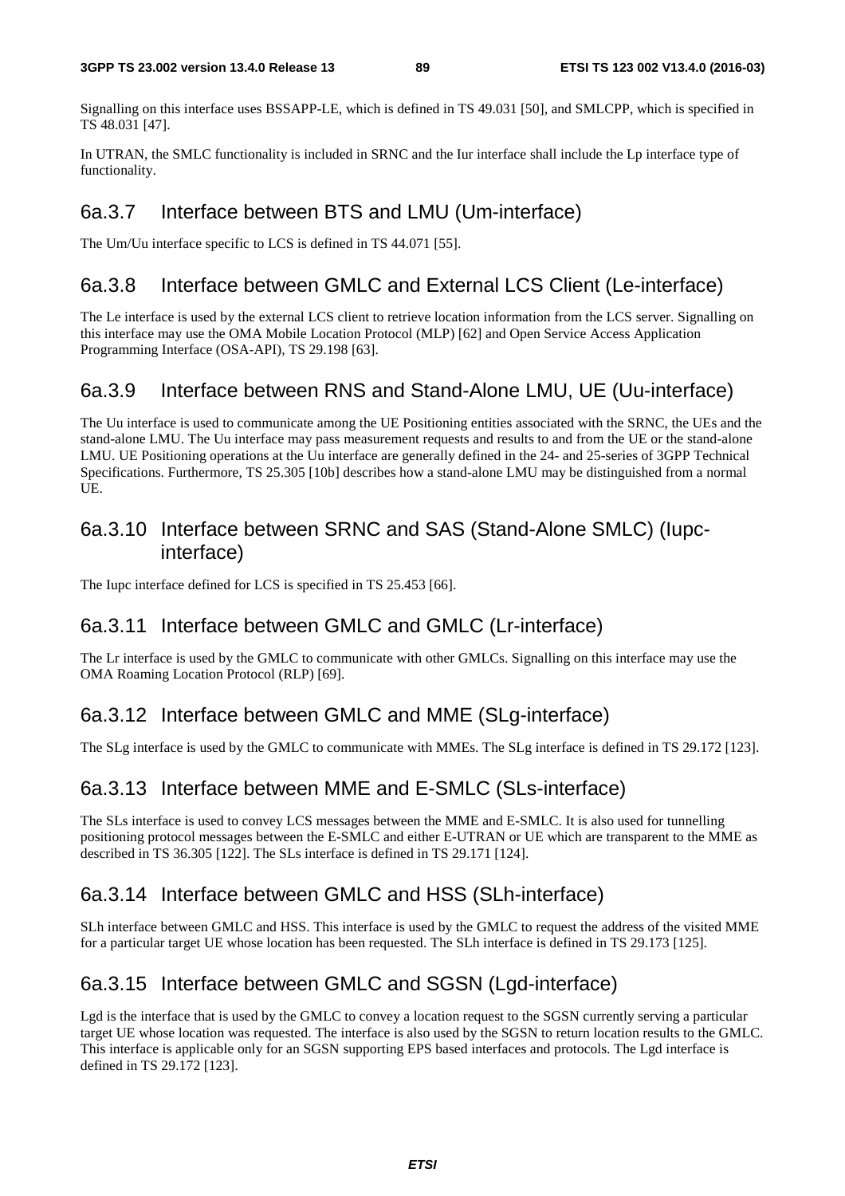Signalling on this interface uses BSSAPP-LE, which is defined in TS 49.031 [50], and SMLCPP, which is specified in TS 48.031 [47].

In UTRAN, the SMLC functionality is included in SRNC and the Iur interface shall include the Lp interface type of functionality.

### 6a.3.7 Interface between BTS and LMU (Um-interface)

The Um/Uu interface specific to LCS is defined in TS 44.071 [55].

### 6a.3.8 Interface between GMLC and External LCS Client (Le-interface)

The Le interface is used by the external LCS client to retrieve location information from the LCS server. Signalling on this interface may use the OMA Mobile Location Protocol (MLP) [62] and Open Service Access Application Programming Interface (OSA-API), TS 29.198 [63].

### 6a.3.9 Interface between RNS and Stand-Alone LMU, UE (Uu-interface)

The Uu interface is used to communicate among the UE Positioning entities associated with the SRNC, the UEs and the stand-alone LMU. The Uu interface may pass measurement requests and results to and from the UE or the stand-alone LMU. UE Positioning operations at the Uu interface are generally defined in the 24- and 25-series of 3GPP Technical Specifications. Furthermore, TS 25.305 [10b] describes how a stand-alone LMU may be distinguished from a normal UE.

### 6a.3.10 Interface between SRNC and SAS (Stand-Alone SMLC) (Iupc-interface)

The Iupc interface defined for LCS is specified in TS 25.453 [66].

### 6a.3.11 Interface between GMLC and GMLC (Lr-interface)

The Lr interface is used by the GMLC to communicate with other GMLCs. Signalling on this interface may use the OMA Roaming Location Protocol (RLP) [69].

### 6a.3.12 Interface between GMLC and MME (SLg-interface)

The SLg interface is used by the GMLC to communicate with MMEs. The SLg interface is defined in TS 29.172 [123].

### 6a.3.13 Interface between MME and E-SMLC (SLs-interface)

The SLs interface is used to convey LCS messages between the MME and E-SMLC. It is also used for tunnelling positioning protocol messages between the E-SMLC and either E-UTRAN or UE which are transparent to the MME as described in TS 36.305 [122]. The SLs interface is defined in TS 29.171 [124].

### 6a.3.14 Interface between GMLC and HSS (SLh-interface)

SLh interface between GMLC and HSS. This interface is used by the GMLC to request the address of the visited MME for a particular target UE whose location has been requested. The SLh interface is defined in TS 29.173 [125].

### 6a.3.15 Interface between GMLC and SGSN (Lgd-interface)

Lgd is the interface that is used by the GMLC to convey a location request to the SGSN currently serving a particular target UE whose location was requested. The interface is also used by the SGSN to return location results to the GMLC. This interface is applicable only for an SGSN supporting EPS based interfaces and protocols. The Lgd interface is defined in TS 29.172 [123].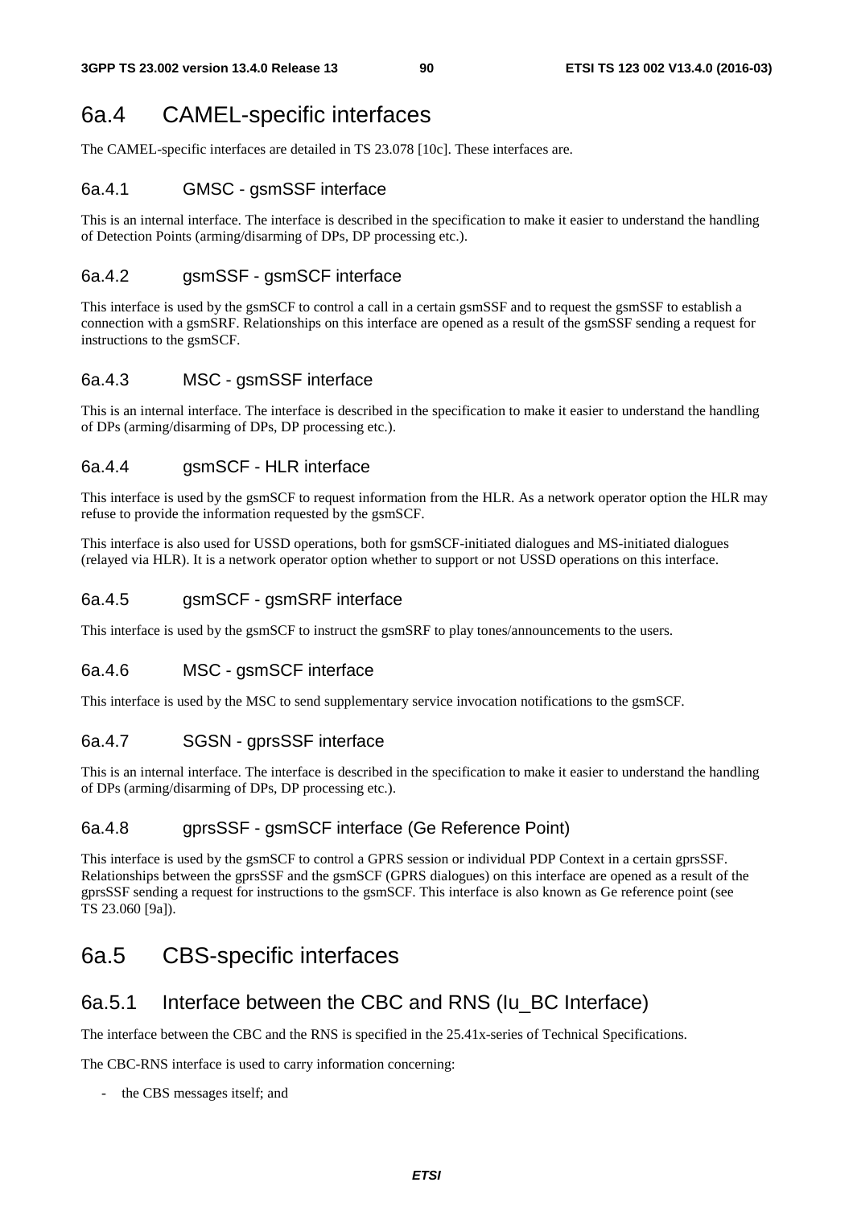## 6a.4 CAMEL-specific interfaces

The CAMEL-specific interfaces are detailed in TS 23.078 [10c]. These interfaces are.

### 6a.4.1 GMSC - gsmSSF interface

This is an internal interface. The interface is described in the specification to make it easier to understand the handling of Detection Points (arming/disarming of DPs, DP processing etc.).

### 6a.4.2 gsmSSF - gsmSCF interface

This interface is used by the gsmSCF to control a call in a certain gsmSSF and to request the gsmSSF to establish a connection with a gsmSRF. Relationships on this interface are opened as a result of the gsmSSF sending a request for instructions to the gsmSCF.

### 6a.4.3 MSC - gsmSSF interface

This is an internal interface. The interface is described in the specification to make it easier to understand the handling of DPs (arming/disarming of DPs, DP processing etc.).

### 6a.4.4 gsmSCF - HLR interface

This interface is used by the gsmSCF to request information from the HLR. As a network operator option the HLR may refuse to provide the information requested by the gsmSCF.

This interface is also used for USSD operations, both for gsmSCF-initiated dialogues and MS-initiated dialogues (relayed via HLR). It is a network operator option whether to support or not USSD operations on this interface.

### 6a.4.5 gsmSCF - gsmSRF interface

This interface is used by the gsmSCF to instruct the gsmSRF to play tones/announcements to the users.

### 6a.4.6 MSC - gsmSCF interface

This interface is used by the MSC to send supplementary service invocation notifications to the gsmSCF.

### 6a.4.7 SGSN - gprsSSF interface

This is an internal interface. The interface is described in the specification to make it easier to understand the handling of DPs (arming/disarming of DPs, DP processing etc.).

### 6a.4.8 gprsSSF - gsmSCF interface (Ge Reference Point)

This interface is used by the gsmSCF to control a GPRS session or individual PDP Context in a certain gprsSSF. Relationships between the gprsSSF and the gsmSCF (GPRS dialogues) on this interface are opened as a result of the gprsSSF sending a request for instructions to the gsmSCF. This interface is also known as Ge reference point (see TS 23.060 [9a]).

## 6a.5 CBS-specific interfaces

### 6a.5.1 Interface between the CBC and RNS (Iu_BC Interface)

The interface between the CBC and the RNS is specified in the 25.41x-series of Technical Specifications.

The CBC-RNS interface is used to carry information concerning:

- the CBS messages itself; and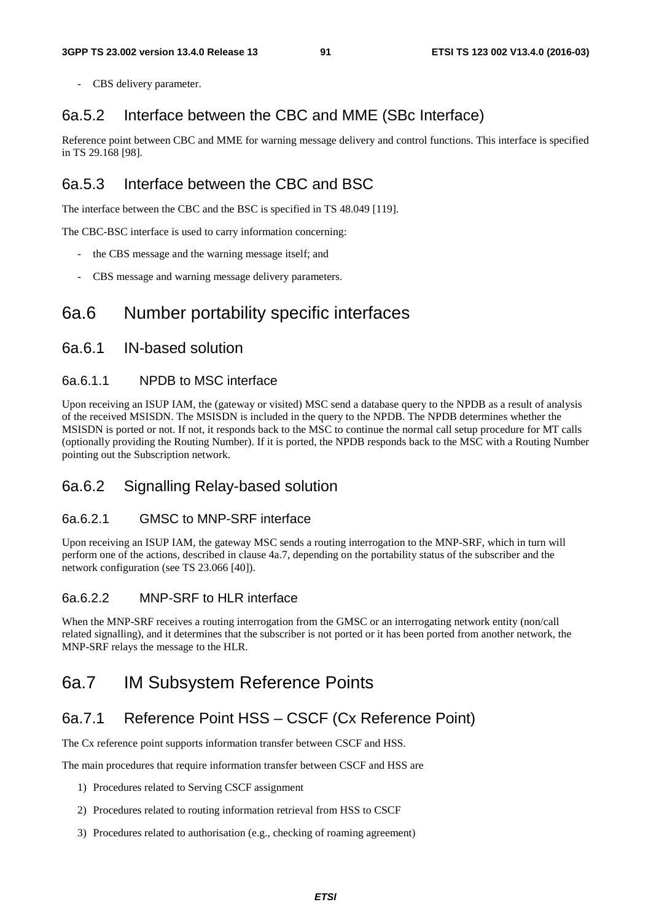- CBS delivery parameter.

### 6a.5.2 Interface between the CBC and MME (SBc Interface)

Reference point between CBC and MME for warning message delivery and control functions. This interface is specified in TS 29.168 [98].

### 6a.5.3 Interface between the CBC and BSC

The interface between the CBC and the BSC is specified in TS 48.049 [119].

The CBC-BSC interface is used to carry information concerning:

- the CBS message and the warning message itself; and
- CBS message and warning message delivery parameters.

## 6a.6 Number portability specific interfaces

### 6a.6.1 IN-based solution

#### 6a.6.1.1 NPDB to MSC interface

Upon receiving an ISUP IAM, the (gateway or visited) MSC send a database query to the NPDB as a result of analysis of the received MSISDN. The MSISDN is included in the query to the NPDB. The NPDB determines whether the MSISDN is ported or not. If not, it responds back to the MSC to continue the normal call setup procedure for MT calls (optionally providing the Routing Number). If it is ported, the NPDB responds back to the MSC with a Routing Number pointing out the Subscription network.

### 6a.6.2 Signalling Relay-based solution

#### 6a.6.2.1 GMSC to MNP-SRF interface

Upon receiving an ISUP IAM, the gateway MSC sends a routing interrogation to the MNP-SRF, which in turn will perform one of the actions, described in clause 4a.7, depending on the portability status of the subscriber and the network configuration (see TS 23.066 [40]).

#### 6a.6.2.2 MNP-SRF to HLR interface

When the MNP-SRF receives a routing interrogation from the GMSC or an interrogating network entity (non/call related signalling), and it determines that the subscriber is not ported or it has been ported from another network, the MNP-SRF relays the message to the HLR.

## 6a.7 IM Subsystem Reference Points

### 6a.7.1 Reference Point HSS – CSCF (Cx Reference Point)

The Cx reference point supports information transfer between CSCF and HSS.

The main procedures that require information transfer between CSCF and HSS are

1) Procedures related to Serving CSCF assignment
2) Procedures related to routing information retrieval from HSS to CSCF
3) Procedures related to authorisation (e.g., checking of roaming agreement)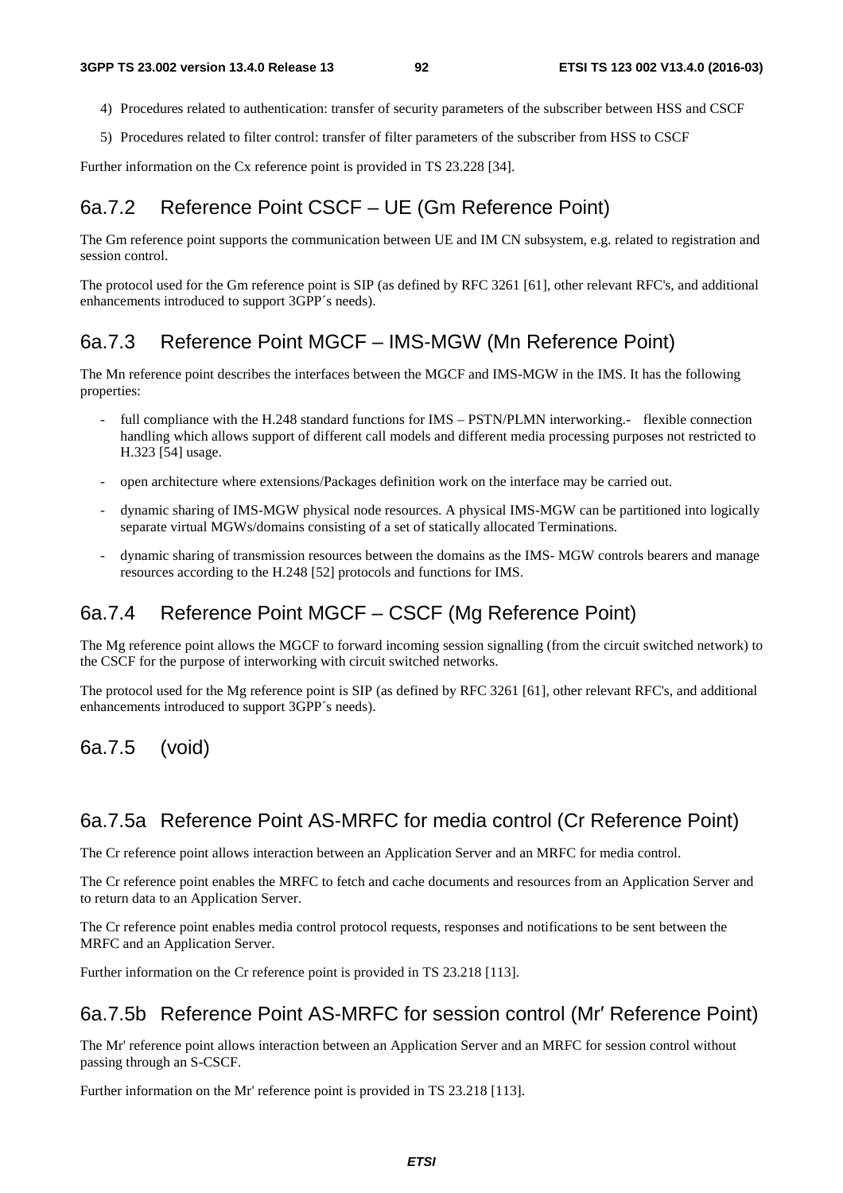4) Procedures related to authentication: transfer of security parameters of the subscriber between HSS and CSCF

5) Procedures related to filter control: transfer of filter parameters of the subscriber from HSS to CSCF

Further information on the Cx reference point is provided in TS 23.228 [34].

### 6a.7.2 Reference Point CSCF – UE (Gm Reference Point)

The Gm reference point supports the communication between UE and IM CN subsystem, e.g. related to registration and session control.

The protocol used for the Gm reference point is SIP (as defined by RFC 3261 [61], other relevant RFC's, and additional enhancements introduced to support 3GPP´s needs).

### 6a.7.3 Reference Point MGCF – IMS-MGW (Mn Reference Point)

The Mn reference point describes the interfaces between the MGCF and IMS-MGW in the IMS. It has the following properties:

- full compliance with the H.248 standard functions for IMS – PSTN/PLMN interworking.- flexible connection handling which allows support of different call models and different media processing purposes not restricted to H.323 [54] usage.
- open architecture where extensions/Packages definition work on the interface may be carried out.
- dynamic sharing of IMS-MGW physical node resources. A physical IMS-MGW can be partitioned into logically separate virtual MGWs/domains consisting of a set of statically allocated Terminations.
- dynamic sharing of transmission resources between the domains as the IMS- MGW controls bearers and manage resources according to the H.248 [52] protocols and functions for IMS.

### 6a.7.4 Reference Point MGCF – CSCF (Mg Reference Point)

The Mg reference point allows the MGCF to forward incoming session signalling (from the circuit switched network) to the CSCF for the purpose of interworking with circuit switched networks.

The protocol used for the Mg reference point is SIP (as defined by RFC 3261 [61], other relevant RFC's, and additional enhancements introduced to support 3GPP´s needs).

### 6a.7.5 (void)

### 6a.7.5a Reference Point AS-MRFC for media control (Cr Reference Point)

The Cr reference point allows interaction between an Application Server and an MRFC for media control.

The Cr reference point enables the MRFC to fetch and cache documents and resources from an Application Server and to return data to an Application Server.

The Cr reference point enables media control protocol requests, responses and notifications to be sent between the MRFC and an Application Server.

Further information on the Cr reference point is provided in TS 23.218 [113].

### 6a.7.5b Reference Point AS-MRFC for session control (Mr′ Reference Point)

The Mr' reference point allows interaction between an Application Server and an MRFC for session control without passing through an S-CSCF.

Further information on the Mr' reference point is provided in TS 23.218 [113].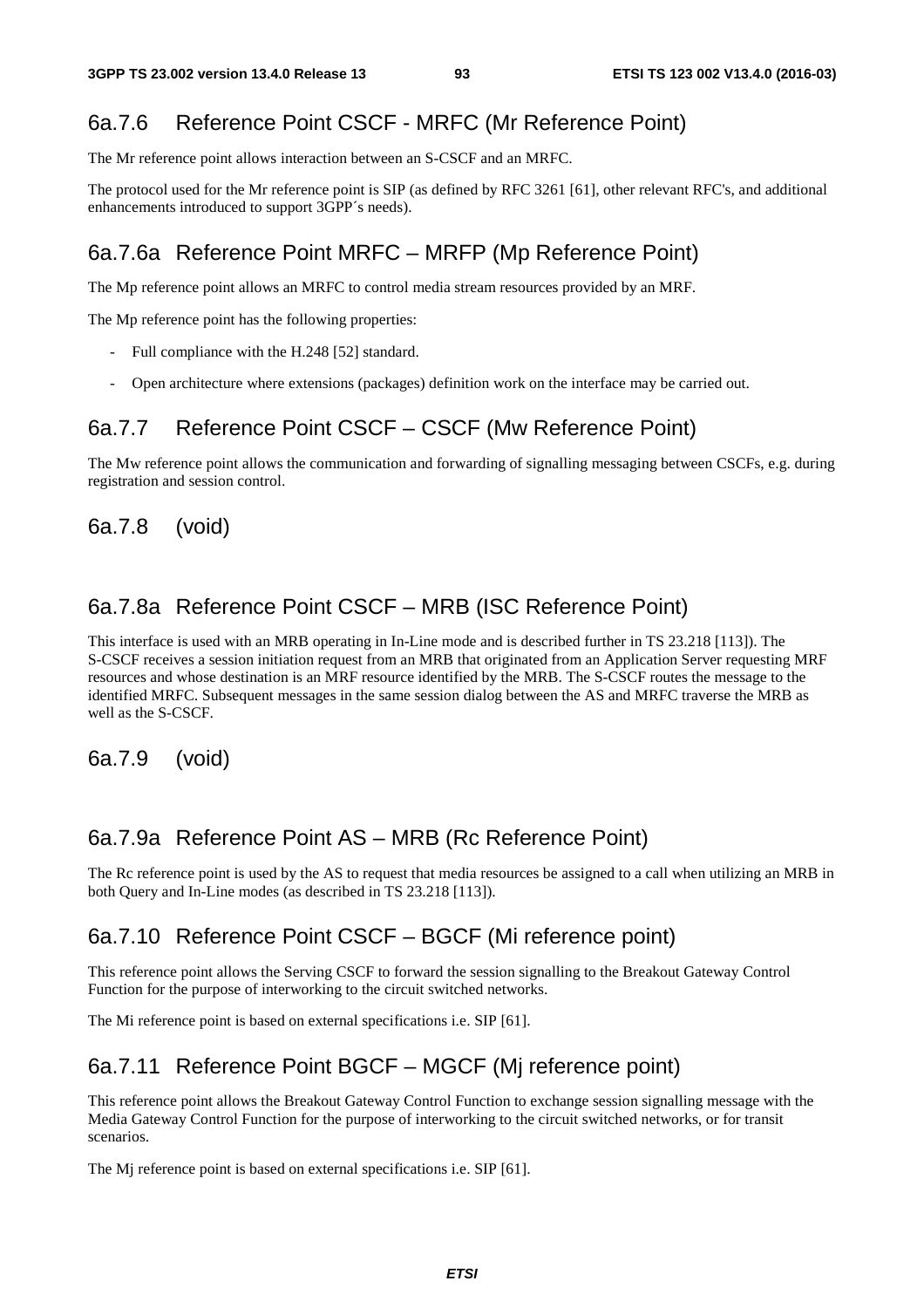### 6a.7.6 Reference Point CSCF - MRFC (Mr Reference Point)

The Mr reference point allows interaction between an S-CSCF and an MRFC.

The protocol used for the Mr reference point is SIP (as defined by RFC 3261 [61], other relevant RFC's, and additional enhancements introduced to support 3GPP´s needs).

### 6a.7.6a Reference Point MRFC – MRFP (Mp Reference Point)

The Mp reference point allows an MRFC to control media stream resources provided by an MRF.

The Mp reference point has the following properties:

- Full compliance with the H.248 [52] standard.
- Open architecture where extensions (packages) definition work on the interface may be carried out.

### 6a.7.7 Reference Point CSCF – CSCF (Mw Reference Point)

The Mw reference point allows the communication and forwarding of signalling messaging between CSCFs, e.g. during registration and session control.

### 6a.7.8 (void)

### 6a.7.8a Reference Point CSCF – MRB (ISC Reference Point)

This interface is used with an MRB operating in In-Line mode and is described further in TS 23.218 [113]). The S-CSCF receives a session initiation request from an MRB that originated from an Application Server requesting MRF resources and whose destination is an MRF resource identified by the MRB. The S-CSCF routes the message to the identified MRFC. Subsequent messages in the same session dialog between the AS and MRFC traverse the MRB as well as the S-CSCF.

### 6a.7.9 (void)

### 6a.7.9a Reference Point AS – MRB (Rc Reference Point)

The Rc reference point is used by the AS to request that media resources be assigned to a call when utilizing an MRB in both Query and In-Line modes (as described in TS 23.218 [113]).

### 6a.7.10 Reference Point CSCF – BGCF (Mi reference point)

This reference point allows the Serving CSCF to forward the session signalling to the Breakout Gateway Control Function for the purpose of interworking to the circuit switched networks.

The Mi reference point is based on external specifications i.e. SIP [61].

### 6a.7.11 Reference Point BGCF – MGCF (Mj reference point)

This reference point allows the Breakout Gateway Control Function to exchange session signalling message with the Media Gateway Control Function for the purpose of interworking to the circuit switched networks, or for transit scenarios.

The Mj reference point is based on external specifications i.e. SIP [61].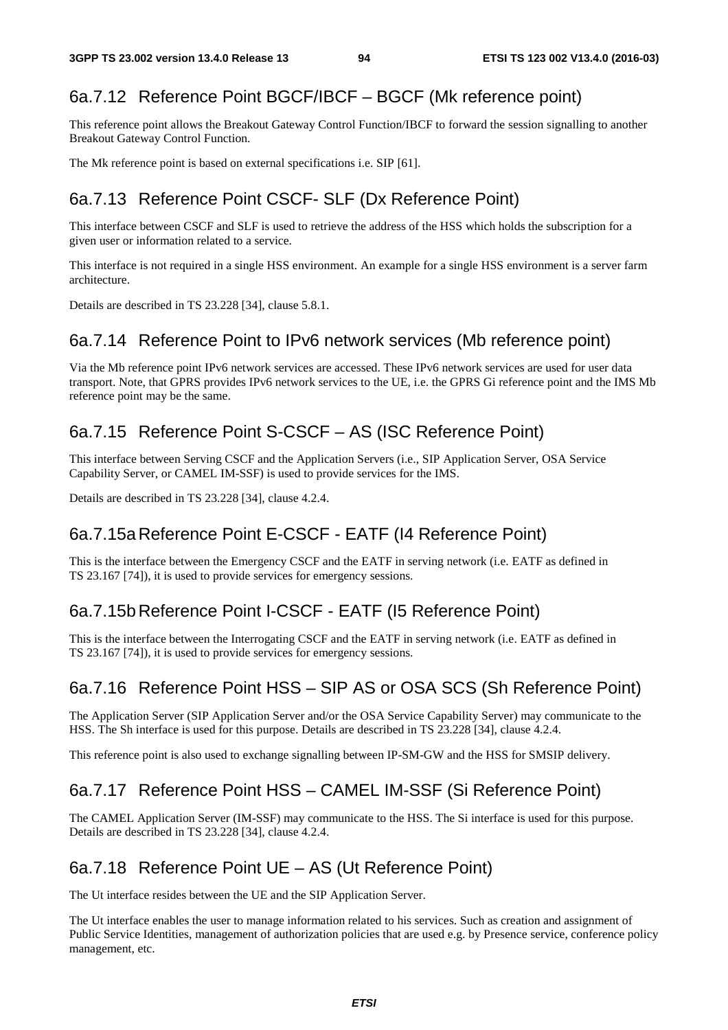### 6a.7.12 Reference Point BGCF/IBCF – BGCF (Mk reference point)

This reference point allows the Breakout Gateway Control Function/IBCF to forward the session signalling to another Breakout Gateway Control Function.

The Mk reference point is based on external specifications i.e. SIP [61].

### 6a.7.13 Reference Point CSCF- SLF (Dx Reference Point)

This interface between CSCF and SLF is used to retrieve the address of the HSS which holds the subscription for a given user or information related to a service.

This interface is not required in a single HSS environment. An example for a single HSS environment is a server farm architecture.

Details are described in TS 23.228 [34], clause 5.8.1.

### 6a.7.14 Reference Point to IPv6 network services (Mb reference point)

Via the Mb reference point IPv6 network services are accessed. These IPv6 network services are used for user data transport. Note, that GPRS provides IPv6 network services to the UE, i.e. the GPRS Gi reference point and the IMS Mb reference point may be the same.

### 6a.7.15 Reference Point S-CSCF – AS (ISC Reference Point)

This interface between Serving CSCF and the Application Servers (i.e., SIP Application Server, OSA Service Capability Server, or CAMEL IM-SSF) is used to provide services for the IMS.

Details are described in TS 23.228 [34], clause 4.2.4.

### 6a.7.15a Reference Point E-CSCF - EATF (I4 Reference Point)

This is the interface between the Emergency CSCF and the EATF in serving network (i.e. EATF as defined in TS 23.167 [74]), it is used to provide services for emergency sessions.

### 6a.7.15b Reference Point I-CSCF - EATF (I5 Reference Point)

This is the interface between the Interrogating CSCF and the EATF in serving network (i.e. EATF as defined in TS 23.167 [74]), it is used to provide services for emergency sessions.

### 6a.7.16 Reference Point HSS – SIP AS or OSA SCS (Sh Reference Point)

The Application Server (SIP Application Server and/or the OSA Service Capability Server) may communicate to the HSS. The Sh interface is used for this purpose. Details are described in TS 23.228 [34], clause 4.2.4.

This reference point is also used to exchange signalling between IP-SM-GW and the HSS for SMSIP delivery.

### 6a.7.17 Reference Point HSS – CAMEL IM-SSF (Si Reference Point)

The CAMEL Application Server (IM-SSF) may communicate to the HSS. The Si interface is used for this purpose. Details are described in TS 23.228 [34], clause 4.2.4.

### 6a.7.18 Reference Point UE – AS (Ut Reference Point)

The Ut interface resides between the UE and the SIP Application Server.

The Ut interface enables the user to manage information related to his services. Such as creation and assignment of Public Service Identities, management of authorization policies that are used e.g. by Presence service, conference policy management, etc.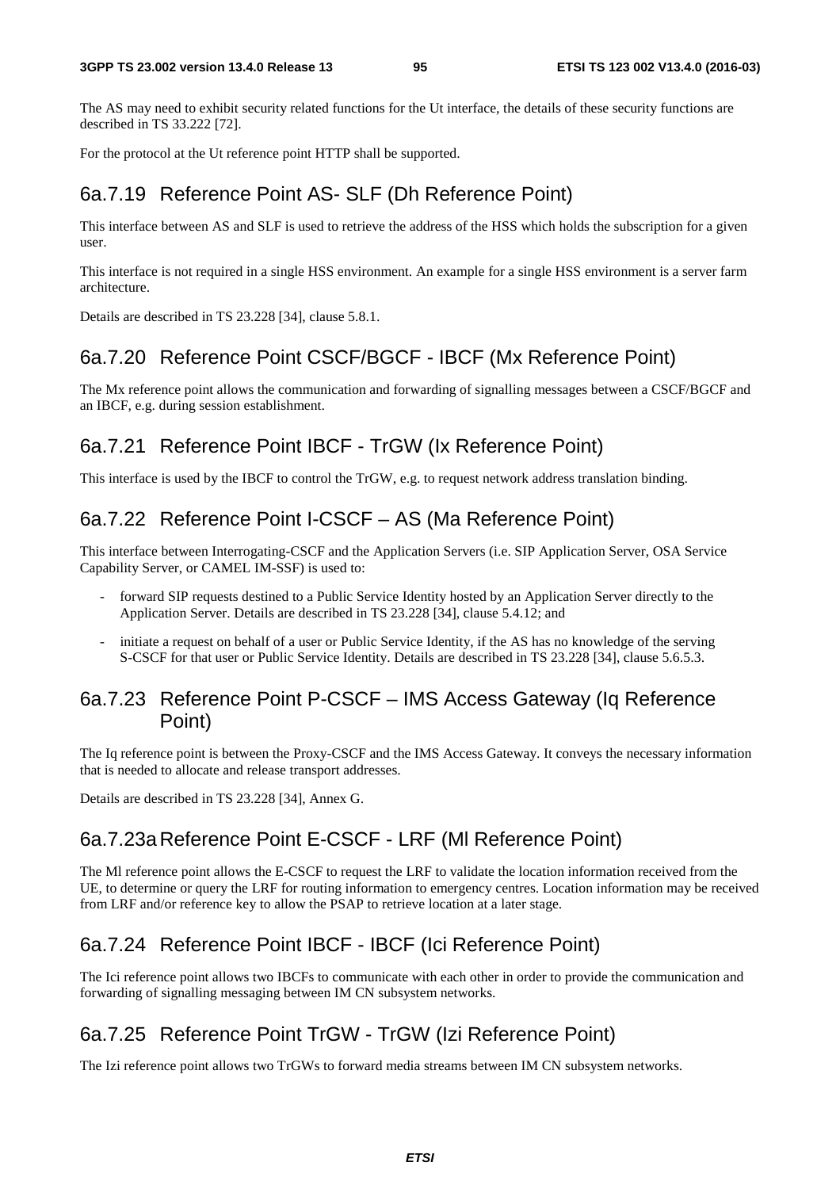The AS may need to exhibit security related functions for the Ut interface, the details of these security functions are described in TS 33.222 [72].

For the protocol at the Ut reference point HTTP shall be supported.

### 6a.7.19 Reference Point AS- SLF (Dh Reference Point)

This interface between AS and SLF is used to retrieve the address of the HSS which holds the subscription for a given user.

This interface is not required in a single HSS environment. An example for a single HSS environment is a server farm architecture.

Details are described in TS 23.228 [34], clause 5.8.1.

### 6a.7.20 Reference Point CSCF/BGCF - IBCF (Mx Reference Point)

The Mx reference point allows the communication and forwarding of signalling messages between a CSCF/BGCF and an IBCF, e.g. during session establishment.

### 6a.7.21 Reference Point IBCF - TrGW (Ix Reference Point)

This interface is used by the IBCF to control the TrGW, e.g. to request network address translation binding.

### 6a.7.22 Reference Point I-CSCF – AS (Ma Reference Point)

This interface between Interrogating-CSCF and the Application Servers (i.e. SIP Application Server, OSA Service Capability Server, or CAMEL IM-SSF) is used to:

- forward SIP requests destined to a Public Service Identity hosted by an Application Server directly to the Application Server. Details are described in TS 23.228 [34], clause 5.4.12; and
- initiate a request on behalf of a user or Public Service Identity, if the AS has no knowledge of the serving S-CSCF for that user or Public Service Identity. Details are described in TS 23.228 [34], clause 5.6.5.3.

### 6a.7.23 Reference Point P-CSCF – IMS Access Gateway (Iq Reference Point)

The Iq reference point is between the Proxy-CSCF and the IMS Access Gateway. It conveys the necessary information that is needed to allocate and release transport addresses.

Details are described in TS 23.228 [34], Annex G.

### 6a.7.23a Reference Point E-CSCF - LRF (Ml Reference Point)

The Ml reference point allows the E-CSCF to request the LRF to validate the location information received from the UE, to determine or query the LRF for routing information to emergency centres. Location information may be received from LRF and/or reference key to allow the PSAP to retrieve location at a later stage.

### 6a.7.24 Reference Point IBCF - IBCF (Ici Reference Point)

The Ici reference point allows two IBCFs to communicate with each other in order to provide the communication and forwarding of signalling messaging between IM CN subsystem networks.

### 6a.7.25 Reference Point TrGW - TrGW (Izi Reference Point)

The Izi reference point allows two TrGWs to forward media streams between IM CN subsystem networks.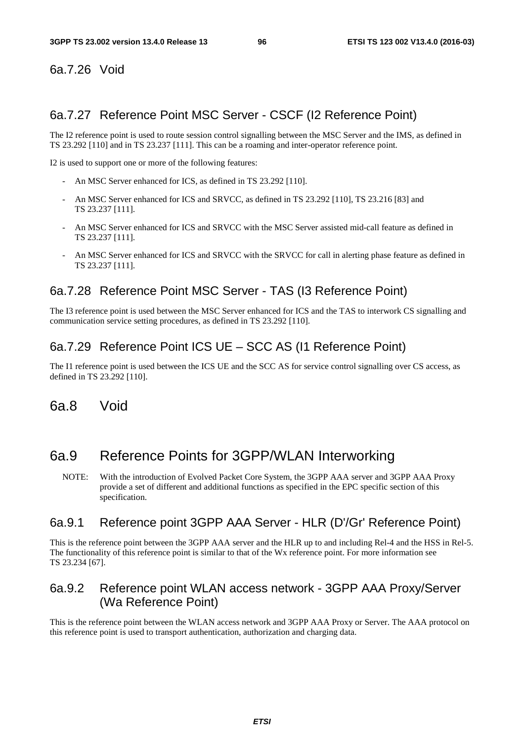### 6a.7.26 Void

### 6a.7.27 Reference Point MSC Server - CSCF (I2 Reference Point)

The I2 reference point is used to route session control signalling between the MSC Server and the IMS, as defined in TS 23.292 [110] and in TS 23.237 [111]. This can be a roaming and inter-operator reference point.

I2 is used to support one or more of the following features:

- An MSC Server enhanced for ICS, as defined in TS 23.292 [110].
- An MSC Server enhanced for ICS and SRVCC, as defined in TS 23.292 [110], TS 23.216 [83] and TS 23.237 [111].
- An MSC Server enhanced for ICS and SRVCC with the MSC Server assisted mid-call feature as defined in TS 23.237 [111].
- An MSC Server enhanced for ICS and SRVCC with the SRVCC for call in alerting phase feature as defined in TS 23.237 [111].

### 6a.7.28 Reference Point MSC Server - TAS (I3 Reference Point)

The I3 reference point is used between the MSC Server enhanced for ICS and the TAS to interwork CS signalling and communication service setting procedures, as defined in TS 23.292 [110].

### 6a.7.29 Reference Point ICS UE – SCC AS (I1 Reference Point)

The I1 reference point is used between the ICS UE and the SCC AS for service control signalling over CS access, as defined in TS 23.292 [110].

## 6a.8 Void

## 6a.9 Reference Points for 3GPP/WLAN Interworking

NOTE: With the introduction of Evolved Packet Core System, the 3GPP AAA server and 3GPP AAA Proxy provide a set of different and additional functions as specified in the EPC specific section of this specification.

### 6a.9.1 Reference point 3GPP AAA Server - HLR (D'/Gr' Reference Point)

This is the reference point between the 3GPP AAA server and the HLR up to and including Rel-4 and the HSS in Rel-5. The functionality of this reference point is similar to that of the Wx reference point. For more information see TS 23.234 [67].

### 6a.9.2 Reference point WLAN access network - 3GPP AAA Proxy/Server (Wa Reference Point)

This is the reference point between the WLAN access network and 3GPP AAA Proxy or Server. The AAA protocol on this reference point is used to transport authentication, authorization and charging data.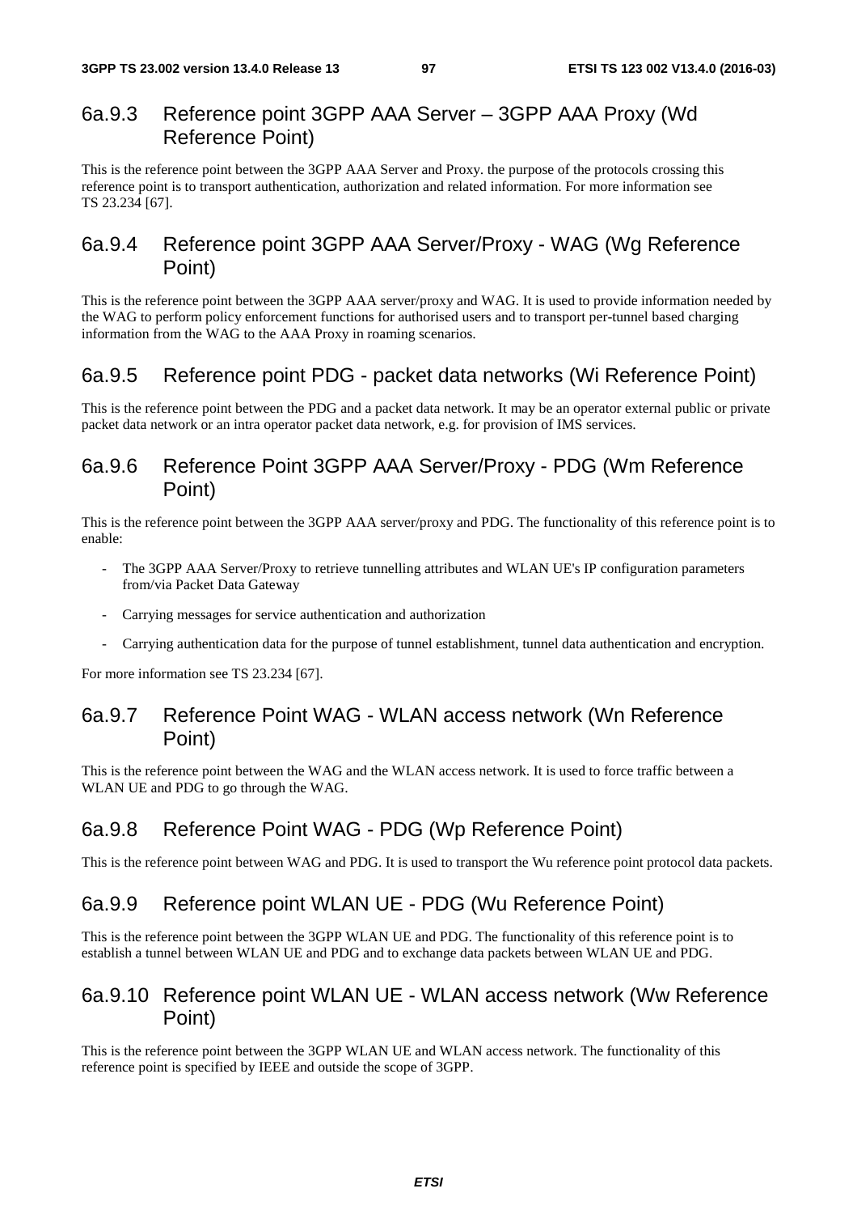### 6a.9.3 Reference point 3GPP AAA Server – 3GPP AAA Proxy (Wd Reference Point)

This is the reference point between the 3GPP AAA Server and Proxy. the purpose of the protocols crossing this reference point is to transport authentication, authorization and related information. For more information see TS 23.234 [67].

### 6a.9.4 Reference point 3GPP AAA Server/Proxy - WAG (Wg Reference Point)

This is the reference point between the 3GPP AAA server/proxy and WAG. It is used to provide information needed by the WAG to perform policy enforcement functions for authorised users and to transport per-tunnel based charging information from the WAG to the AAA Proxy in roaming scenarios.

### 6a.9.5 Reference point PDG - packet data networks (Wi Reference Point)

This is the reference point between the PDG and a packet data network. It may be an operator external public or private packet data network or an intra operator packet data network, e.g. for provision of IMS services.

### 6a.9.6 Reference Point 3GPP AAA Server/Proxy - PDG (Wm Reference Point)

This is the reference point between the 3GPP AAA server/proxy and PDG. The functionality of this reference point is to enable:

- The 3GPP AAA Server/Proxy to retrieve tunnelling attributes and WLAN UE's IP configuration parameters from/via Packet Data Gateway
- Carrying messages for service authentication and authorization
- Carrying authentication data for the purpose of tunnel establishment, tunnel data authentication and encryption.

For more information see TS 23.234 [67].

### 6a.9.7 Reference Point WAG - WLAN access network (Wn Reference Point)

This is the reference point between the WAG and the WLAN access network. It is used to force traffic between a WLAN UE and PDG to go through the WAG.

### 6a.9.8 Reference Point WAG - PDG (Wp Reference Point)

This is the reference point between WAG and PDG. It is used to transport the Wu reference point protocol data packets.

### 6a.9.9 Reference point WLAN UE - PDG (Wu Reference Point)

This is the reference point between the 3GPP WLAN UE and PDG. The functionality of this reference point is to establish a tunnel between WLAN UE and PDG and to exchange data packets between WLAN UE and PDG.

### 6a.9.10 Reference point WLAN UE - WLAN access network (Ww Reference Point)

This is the reference point between the 3GPP WLAN UE and WLAN access network. The functionality of this reference point is specified by IEEE and outside the scope of 3GPP.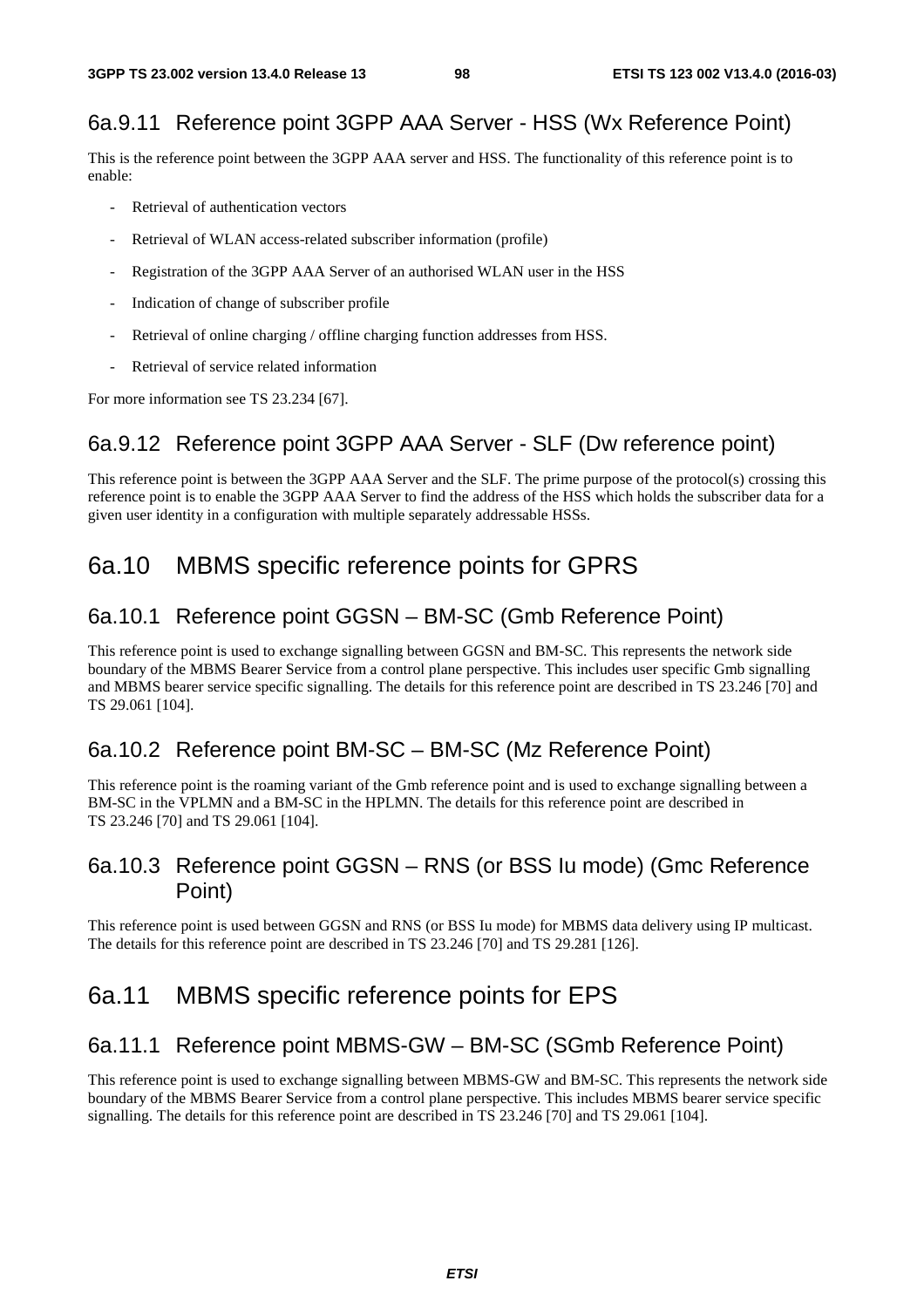### 6a.9.11 Reference point 3GPP AAA Server - HSS (Wx Reference Point)

This is the reference point between the 3GPP AAA server and HSS. The functionality of this reference point is to enable:

- Retrieval of authentication vectors
- Retrieval of WLAN access-related subscriber information (profile)
- Registration of the 3GPP AAA Server of an authorised WLAN user in the HSS
- Indication of change of subscriber profile
- Retrieval of online charging / offline charging function addresses from HSS.
- Retrieval of service related information

For more information see TS 23.234 [67].

### 6a.9.12 Reference point 3GPP AAA Server - SLF (Dw reference point)

This reference point is between the 3GPP AAA Server and the SLF. The prime purpose of the protocol(s) crossing this reference point is to enable the 3GPP AAA Server to find the address of the HSS which holds the subscriber data for a given user identity in a configuration with multiple separately addressable HSSs.

## 6a.10 MBMS specific reference points for GPRS

### 6a.10.1 Reference point GGSN – BM-SC (Gmb Reference Point)

This reference point is used to exchange signalling between GGSN and BM-SC. This represents the network side boundary of the MBMS Bearer Service from a control plane perspective. This includes user specific Gmb signalling and MBMS bearer service specific signalling. The details for this reference point are described in TS 23.246 [70] and TS 29.061 [104].

### 6a.10.2 Reference point BM-SC – BM-SC (Mz Reference Point)

This reference point is the roaming variant of the Gmb reference point and is used to exchange signalling between a BM-SC in the VPLMN and a BM-SC in the HPLMN. The details for this reference point are described in TS 23.246 [70] and TS 29.061 [104].

### 6a.10.3 Reference point GGSN – RNS (or BSS Iu mode) (Gmc Reference Point)

This reference point is used between GGSN and RNS (or BSS Iu mode) for MBMS data delivery using IP multicast. The details for this reference point are described in TS 23.246 [70] and TS 29.281 [126].

## 6a.11 MBMS specific reference points for EPS

### 6a.11.1 Reference point MBMS-GW – BM-SC (SGmb Reference Point)

This reference point is used to exchange signalling between MBMS-GW and BM-SC. This represents the network side boundary of the MBMS Bearer Service from a control plane perspective. This includes MBMS bearer service specific signalling. The details for this reference point are described in TS 23.246 [70] and TS 29.061 [104].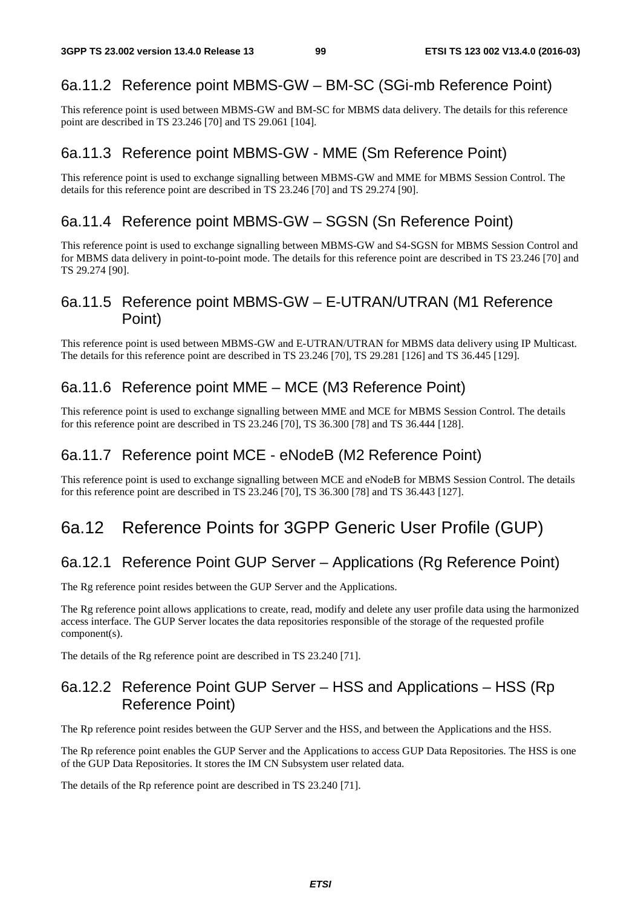### 6a.11.2 Reference point MBMS-GW – BM-SC (SGi-mb Reference Point)

This reference point is used between MBMS-GW and BM-SC for MBMS data delivery. The details for this reference point are described in TS 23.246 [70] and TS 29.061 [104].

### 6a.11.3 Reference point MBMS-GW - MME (Sm Reference Point)

This reference point is used to exchange signalling between MBMS-GW and MME for MBMS Session Control. The details for this reference point are described in TS 23.246 [70] and TS 29.274 [90].

### 6a.11.4 Reference point MBMS-GW – SGSN (Sn Reference Point)

This reference point is used to exchange signalling between MBMS-GW and S4-SGSN for MBMS Session Control and for MBMS data delivery in point-to-point mode. The details for this reference point are described in TS 23.246 [70] and TS 29.274 [90].

### 6a.11.5 Reference point MBMS-GW – E-UTRAN/UTRAN (M1 Reference Point)

This reference point is used between MBMS-GW and E-UTRAN/UTRAN for MBMS data delivery using IP Multicast. The details for this reference point are described in TS 23.246 [70], TS 29.281 [126] and TS 36.445 [129].

### 6a.11.6 Reference point MME – MCE (M3 Reference Point)

This reference point is used to exchange signalling between MME and MCE for MBMS Session Control. The details for this reference point are described in TS 23.246 [70], TS 36.300 [78] and TS 36.444 [128].

### 6a.11.7 Reference point MCE - eNodeB (M2 Reference Point)

This reference point is used to exchange signalling between MCE and eNodeB for MBMS Session Control. The details for this reference point are described in TS 23.246 [70], TS 36.300 [78] and TS 36.443 [127].

## 6a.12 Reference Points for 3GPP Generic User Profile (GUP)

### 6a.12.1 Reference Point GUP Server – Applications (Rg Reference Point)

The Rg reference point resides between the GUP Server and the Applications.

The Rg reference point allows applications to create, read, modify and delete any user profile data using the harmonized access interface. The GUP Server locates the data repositories responsible of the storage of the requested profile component(s).

The details of the Rg reference point are described in TS 23.240 [71].

### 6a.12.2 Reference Point GUP Server – HSS and Applications – HSS (Rp Reference Point)

The Rp reference point resides between the GUP Server and the HSS, and between the Applications and the HSS.

The Rp reference point enables the GUP Server and the Applications to access GUP Data Repositories. The HSS is one of the GUP Data Repositories. It stores the IM CN Subsystem user related data.

The details of the Rp reference point are described in TS 23.240 [71].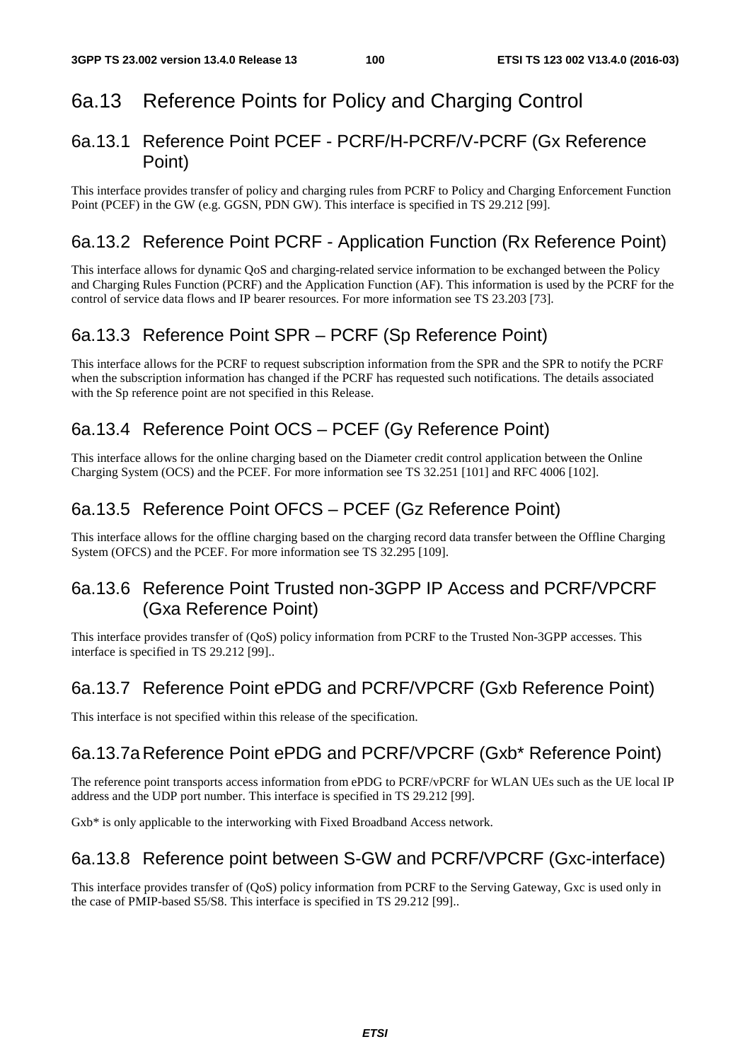## 6a.13 Reference Points for Policy and Charging Control

### 6a.13.1 Reference Point PCEF - PCRF/H-PCRF/V-PCRF (Gx Reference Point)

This interface provides transfer of policy and charging rules from PCRF to Policy and Charging Enforcement Function Point (PCEF) in the GW (e.g. GGSN, PDN GW). This interface is specified in TS 29.212 [99].

### 6a.13.2 Reference Point PCRF - Application Function (Rx Reference Point)

This interface allows for dynamic QoS and charging-related service information to be exchanged between the Policy and Charging Rules Function (PCRF) and the Application Function (AF). This information is used by the PCRF for the control of service data flows and IP bearer resources. For more information see TS 23.203 [73].

### 6a.13.3 Reference Point SPR – PCRF (Sp Reference Point)

This interface allows for the PCRF to request subscription information from the SPR and the SPR to notify the PCRF when the subscription information has changed if the PCRF has requested such notifications. The details associated with the Sp reference point are not specified in this Release.

### 6a.13.4 Reference Point OCS – PCEF (Gy Reference Point)

This interface allows for the online charging based on the Diameter credit control application between the Online Charging System (OCS) and the PCEF. For more information see TS 32.251 [101] and RFC 4006 [102].

### 6a.13.5 Reference Point OFCS – PCEF (Gz Reference Point)

This interface allows for the offline charging based on the charging record data transfer between the Offline Charging System (OFCS) and the PCEF. For more information see TS 32.295 [109].

### 6a.13.6 Reference Point Trusted non-3GPP IP Access and PCRF/VPCRF (Gxa Reference Point)

This interface provides transfer of (QoS) policy information from PCRF to the Trusted Non-3GPP accesses. This interface is specified in TS 29.212 [99]..

### 6a.13.7 Reference Point ePDG and PCRF/VPCRF (Gxb Reference Point)

This interface is not specified within this release of the specification.

### 6a.13.7a Reference Point ePDG and PCRF/VPCRF (Gxb* Reference Point)

The reference point transports access information from ePDG to PCRF/vPCRF for WLAN UEs such as the UE local IP address and the UDP port number. This interface is specified in TS 29.212 [99].

Gxb* is only applicable to the interworking with Fixed Broadband Access network.

### 6a.13.8 Reference point between S-GW and PCRF/VPCRF (Gxc-interface)

This interface provides transfer of (QoS) policy information from PCRF to the Serving Gateway, Gxc is used only in the case of PMIP-based S5/S8. This interface is specified in TS 29.212 [99]..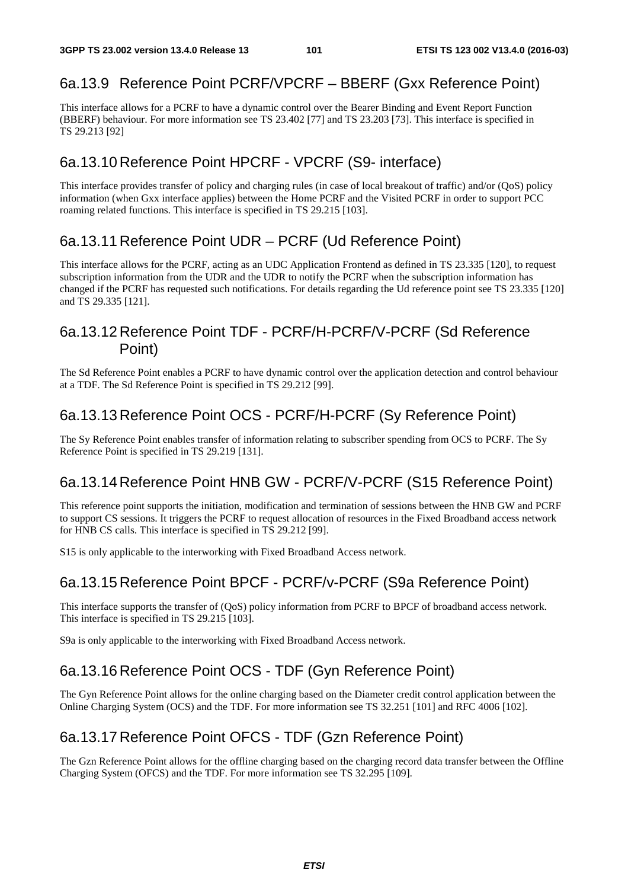### 6a.13.9 Reference Point PCRF/VPCRF – BBERF (Gxx Reference Point)

This interface allows for a PCRF to have a dynamic control over the Bearer Binding and Event Report Function (BBERF) behaviour. For more information see TS 23.402 [77] and TS 23.203 [73]. This interface is specified in TS 29.213 [92]

### 6a.13.10 Reference Point HPCRF - VPCRF (S9- interface)

This interface provides transfer of policy and charging rules (in case of local breakout of traffic) and/or (QoS) policy information (when Gxx interface applies) between the Home PCRF and the Visited PCRF in order to support PCC roaming related functions. This interface is specified in TS 29.215 [103].

### 6a.13.11 Reference Point UDR – PCRF (Ud Reference Point)

This interface allows for the PCRF, acting as an UDC Application Frontend as defined in TS 23.335 [120], to request subscription information from the UDR and the UDR to notify the PCRF when the subscription information has changed if the PCRF has requested such notifications. For details regarding the Ud reference point see TS 23.335 [120] and TS 29.335 [121].

### 6a.13.12 Reference Point TDF - PCRF/H-PCRF/V-PCRF (Sd Reference Point)

The Sd Reference Point enables a PCRF to have dynamic control over the application detection and control behaviour at a TDF. The Sd Reference Point is specified in TS 29.212 [99].

### 6a.13.13 Reference Point OCS - PCRF/H-PCRF (Sy Reference Point)

The Sy Reference Point enables transfer of information relating to subscriber spending from OCS to PCRF. The Sy Reference Point is specified in TS 29.219 [131].

### 6a.13.14 Reference Point HNB GW - PCRF/V-PCRF (S15 Reference Point)

This reference point supports the initiation, modification and termination of sessions between the HNB GW and PCRF to support CS sessions. It triggers the PCRF to request allocation of resources in the Fixed Broadband access network for HNB CS calls. This interface is specified in TS 29.212 [99].

S15 is only applicable to the interworking with Fixed Broadband Access network.

### 6a.13.15 Reference Point BPCF - PCRF/v-PCRF (S9a Reference Point)

This interface supports the transfer of (QoS) policy information from PCRF to BPCF of broadband access network. This interface is specified in TS 29.215 [103].

S9a is only applicable to the interworking with Fixed Broadband Access network.

### 6a.13.16 Reference Point OCS - TDF (Gyn Reference Point)

The Gyn Reference Point allows for the online charging based on the Diameter credit control application between the Online Charging System (OCS) and the TDF. For more information see TS 32.251 [101] and RFC 4006 [102].

### 6a.13.17 Reference Point OFCS - TDF (Gzn Reference Point)

The Gzn Reference Point allows for the offline charging based on the charging record data transfer between the Offline Charging System (OFCS) and the TDF. For more information see TS 32.295 [109].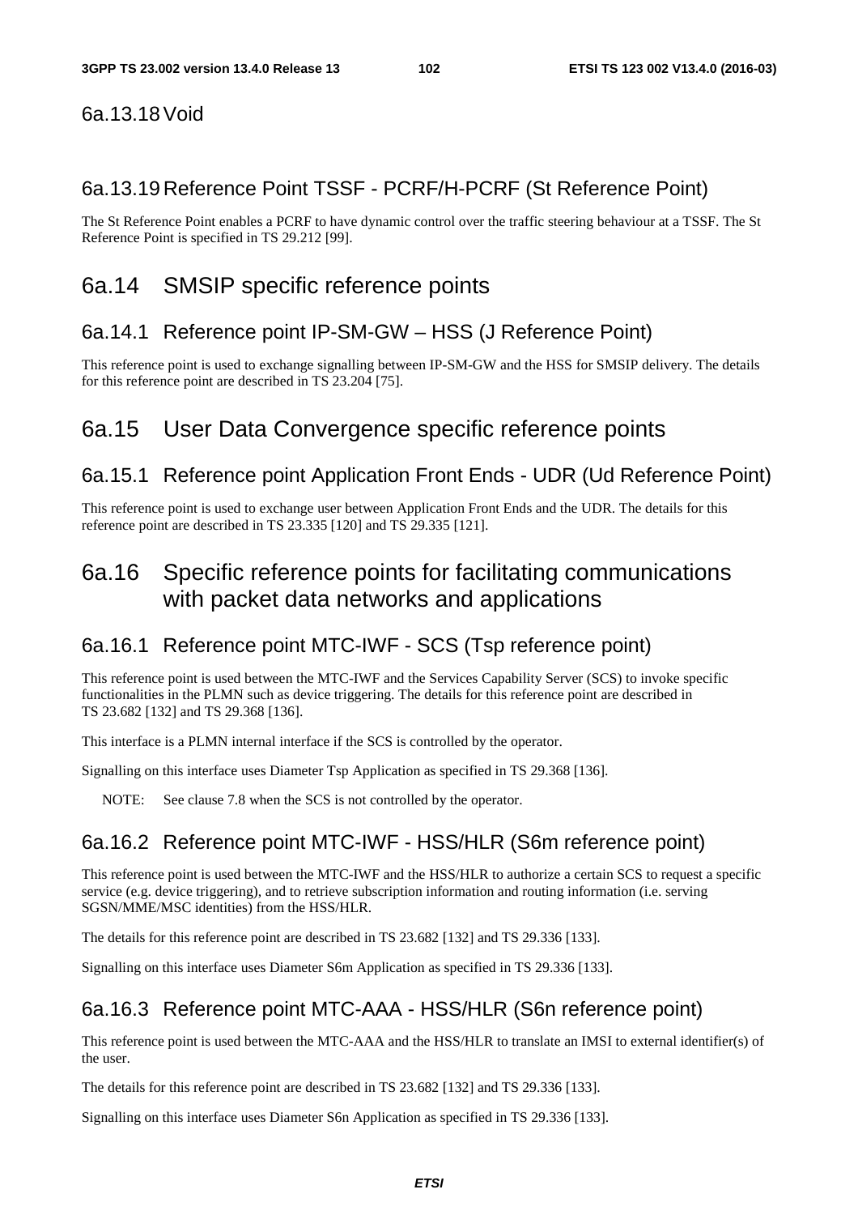#### 6a.13.18 Void

#### 6a.13.19 Reference Point TSSF - PCRF/H-PCRF (St Reference Point)

The St Reference Point enables a PCRF to have dynamic control over the traffic steering behaviour at a TSSF. The St Reference Point is specified in TS 29.212 [99].

### 6a.14 SMSIP specific reference points

#### 6a.14.1 Reference point IP-SM-GW – HSS (J Reference Point)

This reference point is used to exchange signalling between IP-SM-GW and the HSS for SMSIP delivery. The details for this reference point are described in TS 23.204 [75].

### 6a.15 User Data Convergence specific reference points

#### 6a.15.1 Reference point Application Front Ends - UDR (Ud Reference Point)

This reference point is used to exchange user between Application Front Ends and the UDR. The details for this reference point are described in TS 23.335 [120] and TS 29.335 [121].

### 6a.16 Specific reference points for facilitating communications with packet data networks and applications

#### 6a.16.1 Reference point MTC-IWF - SCS (Tsp reference point)

This reference point is used between the MTC-IWF and the Services Capability Server (SCS) to invoke specific functionalities in the PLMN such as device triggering. The details for this reference point are described in TS 23.682 [132] and TS 29.368 [136].

This interface is a PLMN internal interface if the SCS is controlled by the operator.

Signalling on this interface uses Diameter Tsp Application as specified in TS 29.368 [136].

NOTE: See clause 7.8 when the SCS is not controlled by the operator.

#### 6a.16.2 Reference point MTC-IWF - HSS/HLR (S6m reference point)

This reference point is used between the MTC-IWF and the HSS/HLR to authorize a certain SCS to request a specific service (e.g. device triggering), and to retrieve subscription information and routing information (i.e. serving SGSN/MME/MSC identities) from the HSS/HLR.

The details for this reference point are described in TS 23.682 [132] and TS 29.336 [133].

Signalling on this interface uses Diameter S6m Application as specified in TS 29.336 [133].

#### 6a.16.3 Reference point MTC-AAA - HSS/HLR (S6n reference point)

This reference point is used between the MTC-AAA and the HSS/HLR to translate an IMSI to external identifier(s) of the user.

The details for this reference point are described in TS 23.682 [132] and TS 29.336 [133].

Signalling on this interface uses Diameter S6n Application as specified in TS 29.336 [133].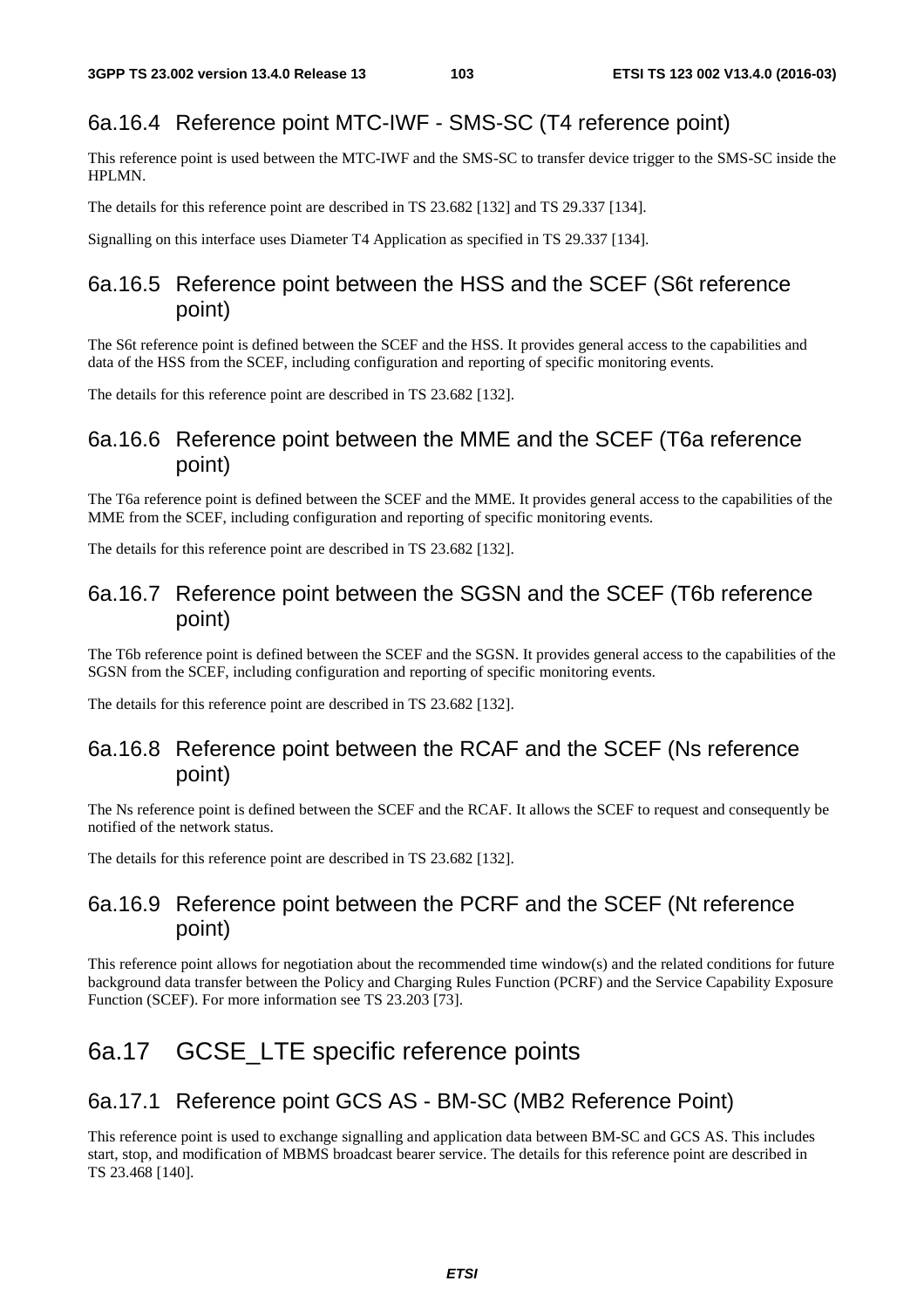### 6a.16.4 Reference point MTC-IWF - SMS-SC (T4 reference point)

This reference point is used between the MTC-IWF and the SMS-SC to transfer device trigger to the SMS-SC inside the HPLMN.

The details for this reference point are described in TS 23.682 [132] and TS 29.337 [134].

Signalling on this interface uses Diameter T4 Application as specified in TS 29.337 [134].

### 6a.16.5 Reference point between the HSS and the SCEF (S6t reference point)

The S6t reference point is defined between the SCEF and the HSS. It provides general access to the capabilities and data of the HSS from the SCEF, including configuration and reporting of specific monitoring events.

The details for this reference point are described in TS 23.682 [132].

### 6a.16.6 Reference point between the MME and the SCEF (T6a reference point)

The T6a reference point is defined between the SCEF and the MME. It provides general access to the capabilities of the MME from the SCEF, including configuration and reporting of specific monitoring events.

The details for this reference point are described in TS 23.682 [132].

### 6a.16.7 Reference point between the SGSN and the SCEF (T6b reference point)

The T6b reference point is defined between the SCEF and the SGSN. It provides general access to the capabilities of the SGSN from the SCEF, including configuration and reporting of specific monitoring events.

The details for this reference point are described in TS 23.682 [132].

### 6a.16.8 Reference point between the RCAF and the SCEF (Ns reference point)

The Ns reference point is defined between the SCEF and the RCAF. It allows the SCEF to request and consequently be notified of the network status.

The details for this reference point are described in TS 23.682 [132].

### 6a.16.9 Reference point between the PCRF and the SCEF (Nt reference point)

This reference point allows for negotiation about the recommended time window(s) and the related conditions for future background data transfer between the Policy and Charging Rules Function (PCRF) and the Service Capability Exposure Function (SCEF). For more information see TS 23.203 [73].

## 6a.17 GCSE_LTE specific reference points

### 6a.17.1 Reference point GCS AS - BM-SC (MB2 Reference Point)

This reference point is used to exchange signalling and application data between BM-SC and GCS AS. This includes start, stop, and modification of MBMS broadcast bearer service. The details for this reference point are described in TS 23.468 [140].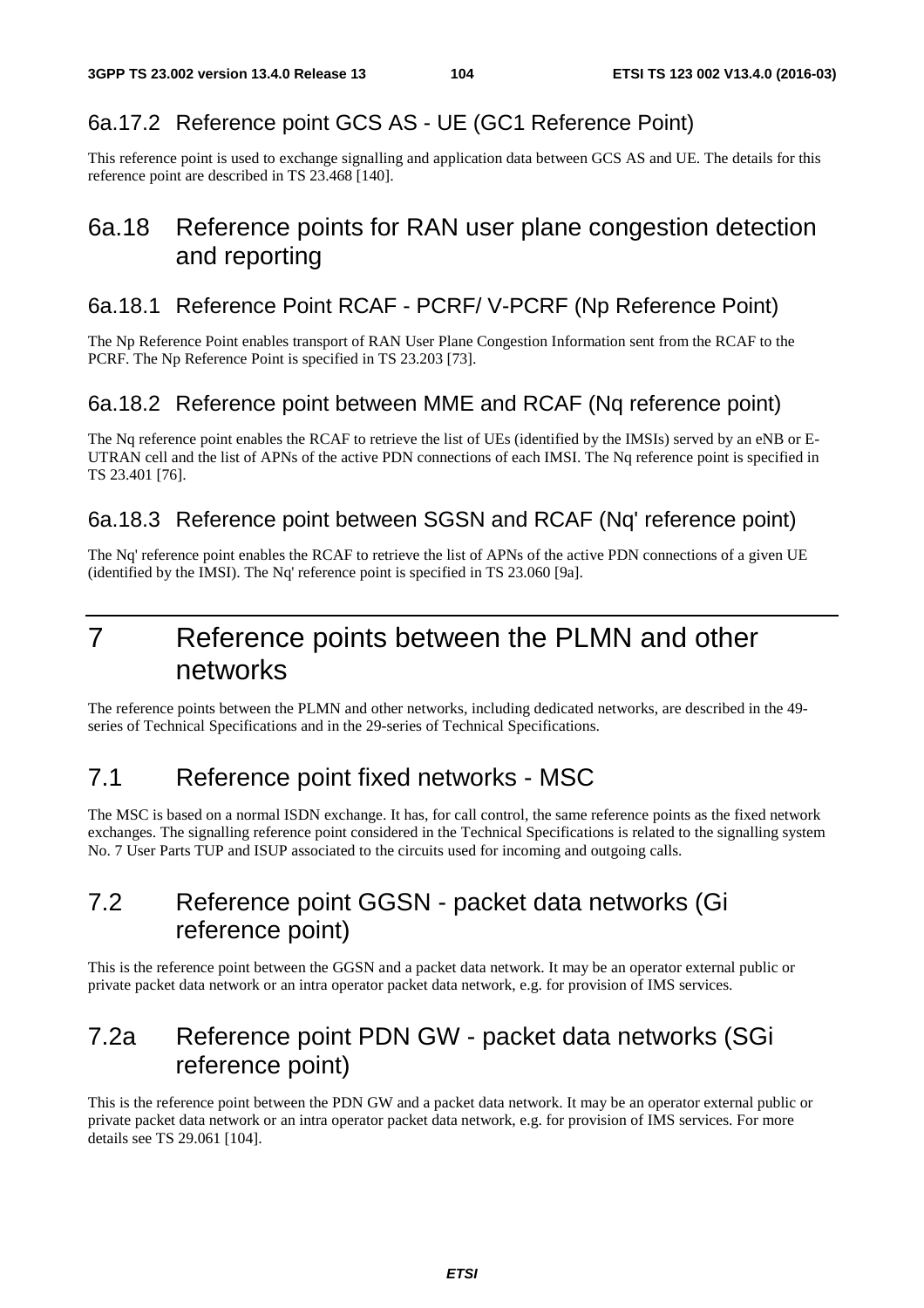### 6a.17.2 Reference point GCS AS - UE (GC1 Reference Point)

This reference point is used to exchange signalling and application data between GCS AS and UE. The details for this reference point are described in TS 23.468 [140].

## 6a.18 Reference points for RAN user plane congestion detection and reporting

### 6a.18.1 Reference Point RCAF - PCRF/ V-PCRF (Np Reference Point)

The Np Reference Point enables transport of RAN User Plane Congestion Information sent from the RCAF to the PCRF. The Np Reference Point is specified in TS 23.203 [73].

### 6a.18.2 Reference point between MME and RCAF (Nq reference point)

The Nq reference point enables the RCAF to retrieve the list of UEs (identified by the IMSIs) served by an eNB or E-UTRAN cell and the list of APNs of the active PDN connections of each IMSI. The Nq reference point is specified in TS 23.401 [76].

### 6a.18.3 Reference point between SGSN and RCAF (Nq' reference point)

The Nq' reference point enables the RCAF to retrieve the list of APNs of the active PDN connections of a given UE (identified by the IMSI). The Nq' reference point is specified in TS 23.060 [9a].

# 7 Reference points between the PLMN and other networks

The reference points between the PLMN and other networks, including dedicated networks, are described in the 49-series of Technical Specifications and in the 29-series of Technical Specifications.

## 7.1 Reference point fixed networks - MSC

The MSC is based on a normal ISDN exchange. It has, for call control, the same reference points as the fixed network exchanges. The signalling reference point considered in the Technical Specifications is related to the signalling system No. 7 User Parts TUP and ISUP associated to the circuits used for incoming and outgoing calls.

## 7.2 Reference point GGSN - packet data networks (Gi reference point)

This is the reference point between the GGSN and a packet data network. It may be an operator external public or private packet data network or an intra operator packet data network, e.g. for provision of IMS services.

## 7.2a Reference point PDN GW - packet data networks (SGi reference point)

This is the reference point between the PDN GW and a packet data network. It may be an operator external public or private packet data network or an intra operator packet data network, e.g. for provision of IMS services. For more details see TS 29.061 [104].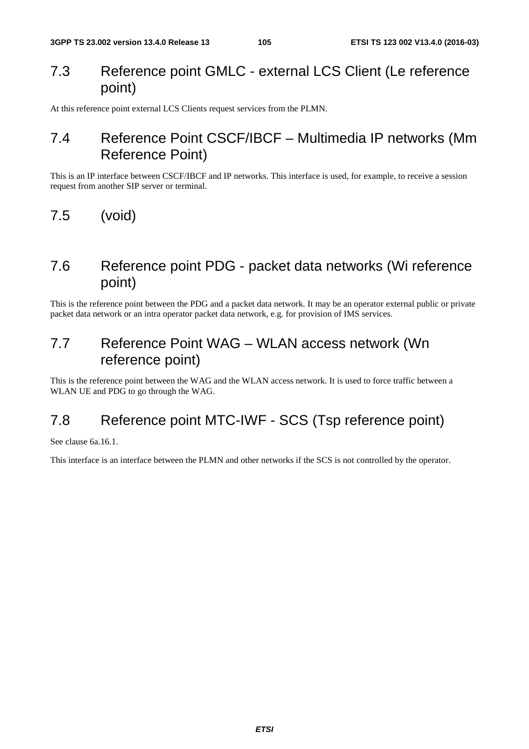## 7.3 Reference point GMLC - external LCS Client (Le reference point)

At this reference point external LCS Clients request services from the PLMN.

## 7.4 Reference Point CSCF/IBCF – Multimedia IP networks (Mm Reference Point)

This is an IP interface between CSCF/IBCF and IP networks. This interface is used, for example, to receive a session request from another SIP server or terminal.

## 7.5 (void)

## 7.6 Reference point PDG - packet data networks (Wi reference point)

This is the reference point between the PDG and a packet data network. It may be an operator external public or private packet data network or an intra operator packet data network, e.g. for provision of IMS services.

## 7.7 Reference Point WAG – WLAN access network (Wn reference point)

This is the reference point between the WAG and the WLAN access network. It is used to force traffic between a WLAN UE and PDG to go through the WAG.

## 7.8 Reference point MTC-IWF - SCS (Tsp reference point)

See clause 6a.16.1.

This interface is an interface between the PLMN and other networks if the SCS is not controlled by the operator.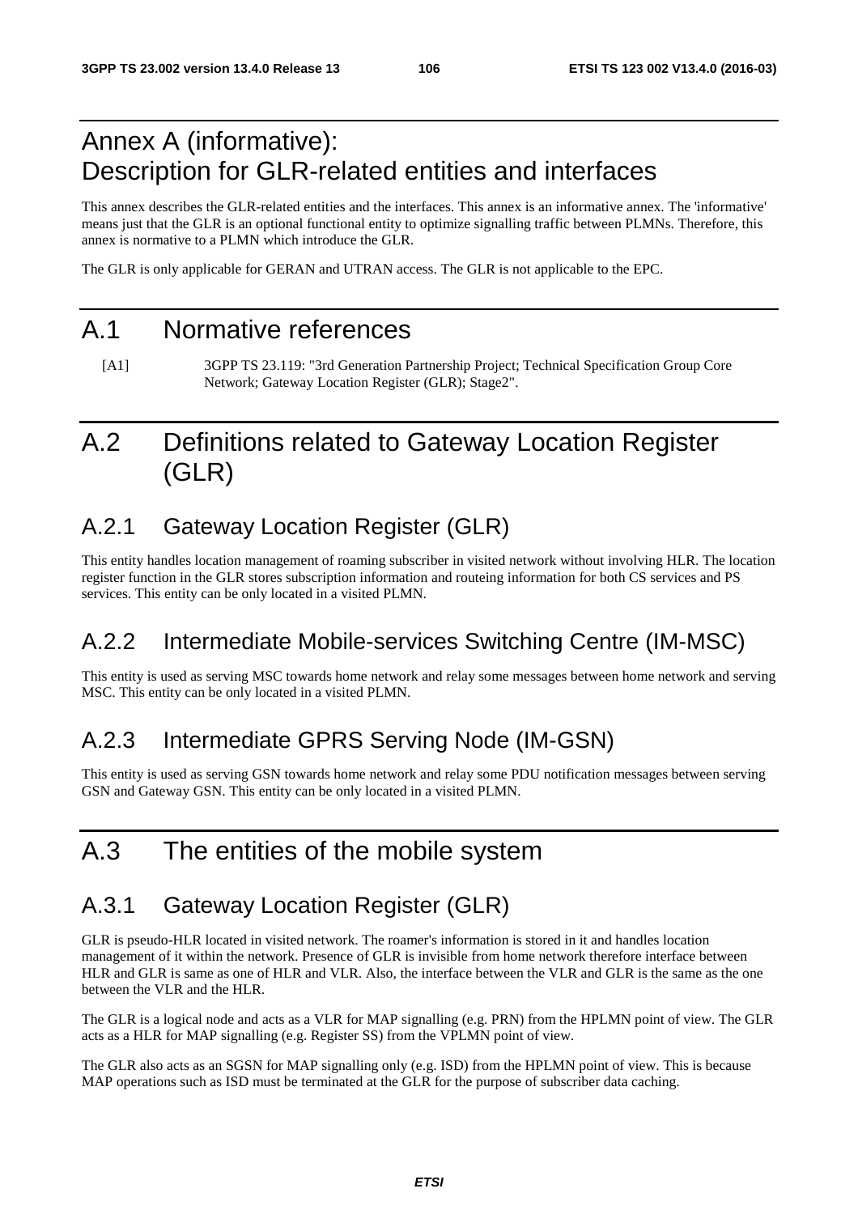# Annex A (informative): Description for GLR-related entities and interfaces

This annex describes the GLR-related entities and the interfaces. This annex is an informative annex. The 'informative' means just that the GLR is an optional functional entity to optimize signalling traffic between PLMNs. Therefore, this annex is normative to a PLMN which introduce the GLR.

The GLR is only applicable for GERAN and UTRAN access. The GLR is not applicable to the EPC.

# A.1 Normative references

[A1] 3GPP TS 23.119: "3rd Generation Partnership Project; Technical Specification Group Core Network; Gateway Location Register (GLR); Stage2".

# A.2 Definitions related to Gateway Location Register (GLR)

## A.2.1 Gateway Location Register (GLR)

This entity handles location management of roaming subscriber in visited network without involving HLR. The location register function in the GLR stores subscription information and routeing information for both CS services and PS services. This entity can be only located in a visited PLMN.

## A.2.2 Intermediate Mobile-services Switching Centre (IM-MSC)

This entity is used as serving MSC towards home network and relay some messages between home network and serving MSC. This entity can be only located in a visited PLMN.

## A.2.3 Intermediate GPRS Serving Node (IM-GSN)

This entity is used as serving GSN towards home network and relay some PDU notification messages between serving GSN and Gateway GSN. This entity can be only located in a visited PLMN.

# A.3 The entities of the mobile system

## A.3.1 Gateway Location Register (GLR)

GLR is pseudo-HLR located in visited network. The roamer's information is stored in it and handles location management of it within the network. Presence of GLR is invisible from home network therefore interface between HLR and GLR is same as one of HLR and VLR. Also, the interface between the VLR and GLR is the same as the one between the VLR and the HLR.

The GLR is a logical node and acts as a VLR for MAP signalling (e.g. PRN) from the HPLMN point of view. The GLR acts as a HLR for MAP signalling (e.g. Register SS) from the VPLMN point of view.

The GLR also acts as an SGSN for MAP signalling only (e.g. ISD) from the HPLMN point of view. This is because MAP operations such as ISD must be terminated at the GLR for the purpose of subscriber data caching.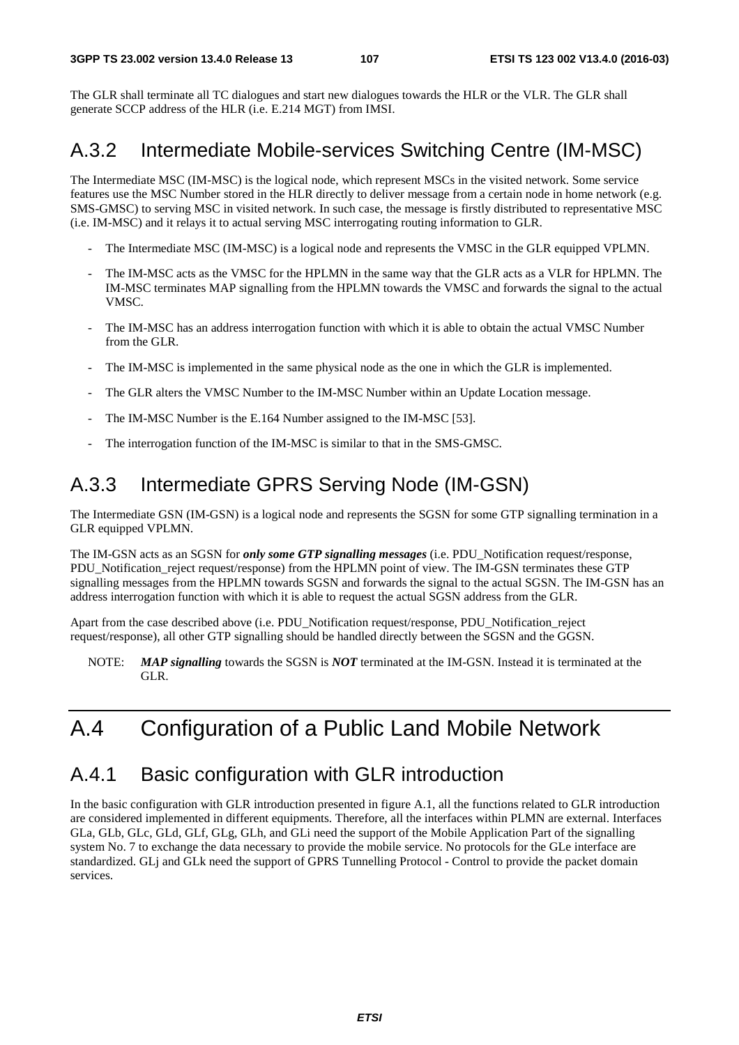The GLR shall terminate all TC dialogues and start new dialogues towards the HLR or the VLR. The GLR shall generate SCCP address of the HLR (i.e. E.214 MGT) from IMSI.

## A.3.2 Intermediate Mobile-services Switching Centre (IM-MSC)

The Intermediate MSC (IM-MSC) is the logical node, which represent MSCs in the visited network. Some service features use the MSC Number stored in the HLR directly to deliver message from a certain node in home network (e.g. SMS-GMSC) to serving MSC in visited network. In such case, the message is firstly distributed to representative MSC (i.e. IM-MSC) and it relays it to actual serving MSC interrogating routing information to GLR.

- The Intermediate MSC (IM-MSC) is a logical node and represents the VMSC in the GLR equipped VPLMN.
- The IM-MSC acts as the VMSC for the HPLMN in the same way that the GLR acts as a VLR for HPLMN. The IM-MSC terminates MAP signalling from the HPLMN towards the VMSC and forwards the signal to the actual VMSC.
- The IM-MSC has an address interrogation function with which it is able to obtain the actual VMSC Number from the GLR.
- The IM-MSC is implemented in the same physical node as the one in which the GLR is implemented.
- The GLR alters the VMSC Number to the IM-MSC Number within an Update Location message.
- The IM-MSC Number is the E.164 Number assigned to the IM-MSC [53].
- The interrogation function of the IM-MSC is similar to that in the SMS-GMSC.

## A.3.3 Intermediate GPRS Serving Node (IM-GSN)

The Intermediate GSN (IM-GSN) is a logical node and represents the SGSN for some GTP signalling termination in a GLR equipped VPLMN.

The IM-GSN acts as an SGSN for ***only some GTP signalling messages*** (i.e. PDU_Notification request/response, PDU_Notification_reject request/response) from the HPLMN point of view. The IM-GSN terminates these GTP signalling messages from the HPLMN towards SGSN and forwards the signal to the actual SGSN. The IM-GSN has an address interrogation function with which it is able to request the actual SGSN address from the GLR.

Apart from the case described above (i.e. PDU_Notification request/response, PDU_Notification_reject request/response), all other GTP signalling should be handled directly between the SGSN and the GGSN.

NOTE: ***MAP signalling*** towards the SGSN is ***NOT*** terminated at the IM-GSN. Instead it is terminated at the GLR.

# A.4 Configuration of a Public Land Mobile Network

## A.4.1 Basic configuration with GLR introduction

In the basic configuration with GLR introduction presented in figure A.1, all the functions related to GLR introduction are considered implemented in different equipments. Therefore, all the interfaces within PLMN are external. Interfaces GLa, GLb, GLc, GLd, GLf, GLg, GLh, and GLi need the support of the Mobile Application Part of the signalling system No. 7 to exchange the data necessary to provide the mobile service. No protocols for the GLe interface are standardized. GLj and GLk need the support of GPRS Tunnelling Protocol - Control to provide the packet domain services.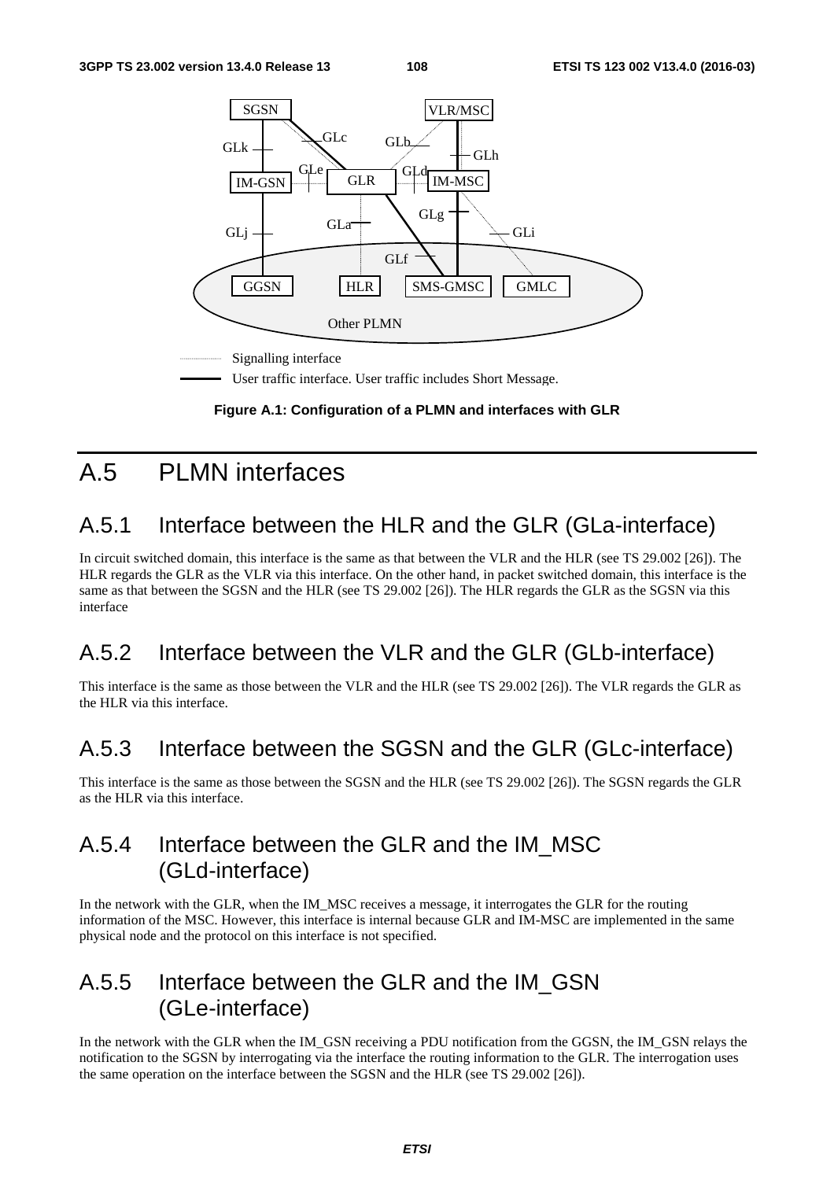Figure A.1: Configuration of a PLMN and interfaces with GLR

# A.5 PLMN interfaces

## A.5.1 Interface between the HLR and the GLR (GLa-interface)

In circuit switched domain, this interface is the same as that between the VLR and the HLR (see TS 29.002 [26]). The HLR regards the GLR as the VLR via this interface. On the other hand, in packet switched domain, this interface is the same as that between the SGSN and the HLR (see TS 29.002 [26]). The HLR regards the GLR as the SGSN via this interface

## A.5.2 Interface between the VLR and the GLR (GLb-interface)

This interface is the same as those between the VLR and the HLR (see TS 29.002 [26]). The VLR regards the GLR as the HLR via this interface.

## A.5.3 Interface between the SGSN and the GLR (GLc-interface)

This interface is the same as those between the SGSN and the HLR (see TS 29.002 [26]). The SGSN regards the GLR as the HLR via this interface.

## A.5.4 Interface between the GLR and the IM_MSC (GLd-interface)

In the network with the GLR, when the IM_MSC receives a message, it interrogates the GLR for the routing information of the MSC. However, this interface is internal because GLR and IM-MSC are implemented in the same physical node and the protocol on this interface is not specified.

## A.5.5 Interface between the GLR and the IM_GSN (GLe-interface)

In the network with the GLR when the IM_GSN receiving a PDU notification from the GGSN, the IM_GSN relays the notification to the SGSN by interrogating via the interface the routing information to the GLR. The interrogation uses the same operation on the interface between the SGSN and the HLR (see TS 29.002 [26]).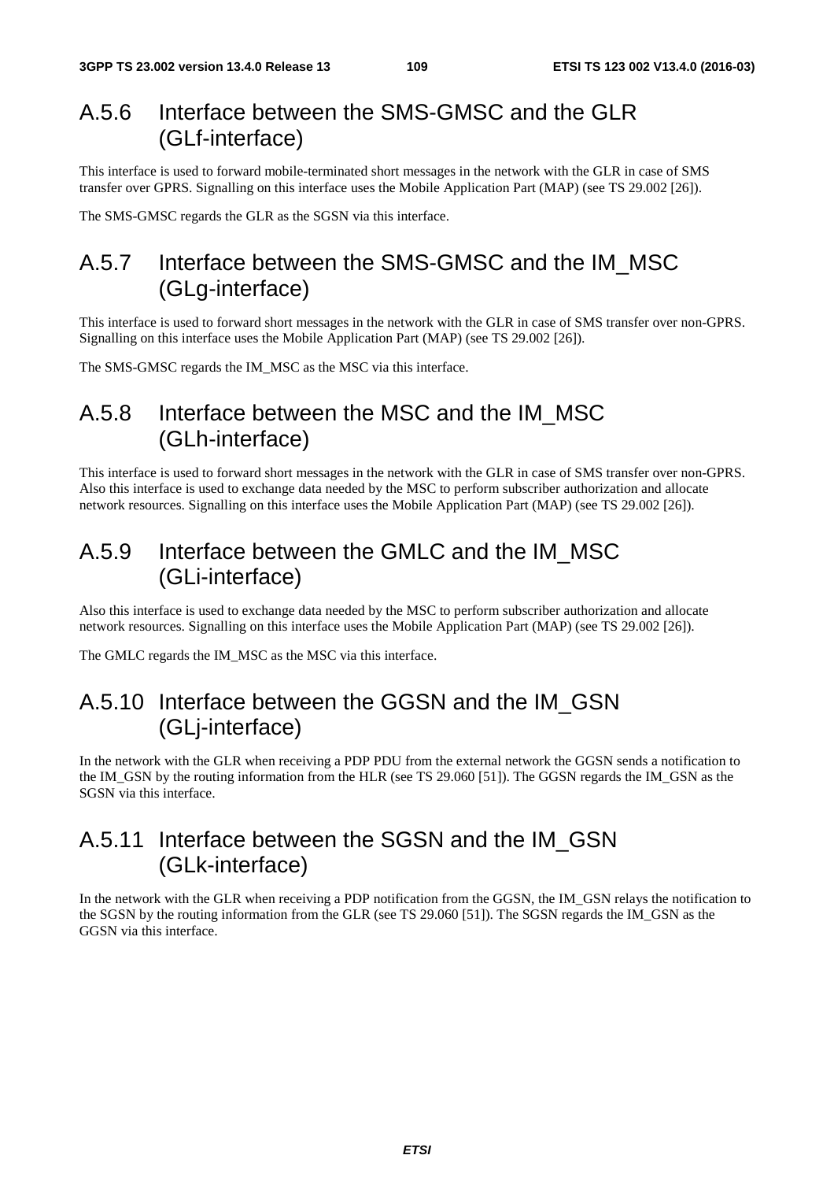## A.5.6 Interface between the SMS-GMSC and the GLR (GLf-interface)

This interface is used to forward mobile-terminated short messages in the network with the GLR in case of SMS transfer over GPRS. Signalling on this interface uses the Mobile Application Part (MAP) (see TS 29.002 [26]).

The SMS-GMSC regards the GLR as the SGSN via this interface.

## A.5.7 Interface between the SMS-GMSC and the IM_MSC (GLg-interface)

This interface is used to forward short messages in the network with the GLR in case of SMS transfer over non-GPRS. Signalling on this interface uses the Mobile Application Part (MAP) (see TS 29.002 [26]).

The SMS-GMSC regards the IM_MSC as the MSC via this interface.

## A.5.8 Interface between the MSC and the IM_MSC (GLh-interface)

This interface is used to forward short messages in the network with the GLR in case of SMS transfer over non-GPRS. Also this interface is used to exchange data needed by the MSC to perform subscriber authorization and allocate network resources. Signalling on this interface uses the Mobile Application Part (MAP) (see TS 29.002 [26]).

## A.5.9 Interface between the GMLC and the IM_MSC (GLi-interface)

Also this interface is used to exchange data needed by the MSC to perform subscriber authorization and allocate network resources. Signalling on this interface uses the Mobile Application Part (MAP) (see TS 29.002 [26]).

The GMLC regards the IM_MSC as the MSC via this interface.

## A.5.10 Interface between the GGSN and the IM_GSN (GLj-interface)

In the network with the GLR when receiving a PDP PDU from the external network the GGSN sends a notification to the IM_GSN by the routing information from the HLR (see TS 29.060 [51]). The GGSN regards the IM_GSN as the SGSN via this interface.

## A.5.11 Interface between the SGSN and the IM_GSN (GLk-interface)

In the network with the GLR when receiving a PDP notification from the GGSN, the IM_GSN relays the notification to the SGSN by the routing information from the GLR (see TS 29.060 [51]). The SGSN regards the IM_GSN as the GGSN via this interface.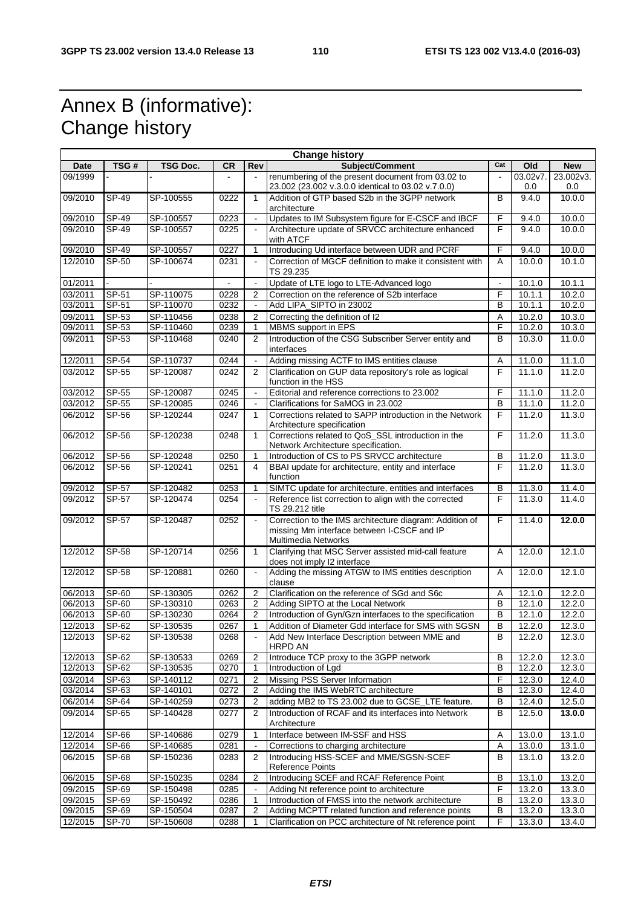# Annex B (informative): Change history

| Change history | | | | | | | | |
|---|---|---|---|---|---|---|---|---|
| **Date** | **TSG #** | **TSG Doc.** | **CR** | **Rev** | **Subject/Comment** | **Cat** | **Old** | **New** |
| 09/1999 | - | - | - | - | renumbering of the present document from 03.02 to 23.002 (23.002 v.3.0.0 identical to 03.02 v.7.0.0) | - | 03.02v7.0.0 | 23.002v3.0.0 |
| 09/2010 | SP-49 | SP-100555 | 0222 | 1 | Addition of GTP based S2b in the 3GPP network architecture | B | 9.4.0 | 10.0.0 |
| 09/2010 | SP-49 | SP-100557 | 0223 | - | Updates to IM Subsystem figure for E-CSCF and IBCF | F | 9.4.0 | 10.0.0 |
| 09/2010 | SP-49 | SP-100557 | 0225 | - | Architecture update of SRVCC architecture enhanced with ATCF | F | 9.4.0 | 10.0.0 |
| 09/2010 | SP-49 | SP-100557 | 0227 | 1 | Introducing Ud interface between UDR and PCRF | F | 9.4.0 | 10.0.0 |
| 12/2010 | SP-50 | SP-100674 | 0231 | - | Correction of MGCF definition to make it consistent with TS 29.235 | A | 10.0.0 | 10.1.0 |
| 01/2011 | - | - | - | - | Update of LTE logo to LTE-Advanced logo | - | 10.1.0 | 10.1.1 |
| 03/2011 | SP-51 | SP-110075 | 0228 | 2 | Correction on the reference of S2b interface | F | 10.1.1 | 10.2.0 |
| 03/2011 | SP-51 | SP-110070 | 0232 | - | Add LIPA_SIPTO in 23002 | B | 10.1.1 | 10.2.0 |
| 09/2011 | SP-53 | SP-110456 | 0238 | 2 | Correcting the definition of I2 | A | 10.2.0 | 10.3.0 |
| 09/2011 | SP-53 | SP-110460 | 0239 | 1 | MBMS support in EPS | F | 10.2.0 | 10.3.0 |
| 09/2011 | SP-53 | SP-110468 | 0240 | 2 | Introduction of the CSG Subscriber Server entity and interfaces | B | 10.3.0 | 11.0.0 |
| 12/2011 | SP-54 | SP-110737 | 0244 | - | Adding missing ACTF to IMS entities clause | A | 11.0.0 | 11.1.0 |
| 03/2012 | SP-55 | SP-120087 | 0242 | 2 | Clarification on GUP data repository's role as logical function in the HSS | F | 11.1.0 | 11.2.0 |
| 03/2012 | SP-55 | SP-120087 | 0245 | - | Editorial and reference corrections to 23.002 | F | 11.1.0 | 11.2.0 |
| 03/2012 | SP-55 | SP-120085 | 0246 | - | Clarifications for SaMOG in 23.002 | B | 11.1.0 | 11.2.0 |
| 06/2012 | SP-56 | SP-120244 | 0247 | 1 | Corrections related to SAPP introduction in the Network Architecture specification | F | 11.2.0 | 11.3.0 |
| 06/2012 | SP-56 | SP-120238 | 0248 | 1 | Corrections related to QoS_SSL introduction in the Network Architecture specification. | F | 11.2.0 | 11.3.0 |
| 06/2012 | SP-56 | SP-120248 | 0250 | 1 | Introduction of CS to PS SRVCC architecture | B | 11.2.0 | 11.3.0 |
| 06/2012 | SP-56 | SP-120241 | 0251 | 4 | BBAI update for architecture, entity and interface function | F | 11.2.0 | 11.3.0 |
| 09/2012 | SP-57 | SP-120482 | 0253 | 1 | SIMTC update for architecture, entities and interfaces | B | 11.3.0 | 11.4.0 |
| 09/2012 | SP-57 | SP-120474 | 0254 | - | Reference list correction to align with the corrected TS 29.212 title | F | 11.3.0 | 11.4.0 |
| 09/2012 | SP-57 | SP-120487 | 0252 | - | Correction to the IMS architecture diagram: Addition of missing Mm interface between I-CSCF and IP Multimedia Networks | F | 11.4.0 | **12.0.0** |
| 12/2012 | SP-58 | SP-120714 | 0256 | 1 | Clarifying that MSC Server assisted mid-call feature does not imply I2 interface | A | 12.0.0 | 12.1.0 |
| 12/2012 | SP-58 | SP-120881 | 0260 | - | Adding the missing ATGW to IMS entities description clause | A | 12.0.0 | 12.1.0 |
| 06/2013 | SP-60 | SP-130305 | 0262 | 2 | Clarification on the reference of SGd and S6c | A | 12.1.0 | 12.2.0 |
| 06/2013 | SP-60 | SP-130310 | 0263 | 2 | Adding SIPTO at the Local Network | B | 12.1.0 | 12.2.0 |
| 06/2013 | SP-60 | SP-130230 | 0264 | 2 | Introduction of Gyn/Gzn interfaces to the specification | B | 12.1.0 | 12.2.0 |
| 12/2013 | SP-62 | SP-130535 | 0267 | 1 | Addition of Diameter Gdd interface for SMS with SGSN | B | 12.2.0 | 12.3.0 |
| 12/2013 | SP-62 | SP-130538 | 0268 | - | Add New Interface Description between MME and HRPD AN | B | 12.2.0 | 12.3.0 |
| 12/2013 | SP-62 | SP-130533 | 0269 | 2 | Introduce TCP proxy to the 3GPP network | B | 12.2.0 | 12.3.0 |
| 12/2013 | SP-62 | SP-130535 | 0270 | 1 | Introduction of Lgd | B | 12.2.0 | 12.3.0 |
| 03/2014 | SP-63 | SP-140112 | 0271 | 2 | Missing PSS Server Information | F | 12.3.0 | 12.4.0 |
| 03/2014 | SP-63 | SP-140101 | 0272 | 2 | Adding the IMS WebRTC architecture | B | 12.3.0 | 12.4.0 |
| 06/2014 | SP-64 | SP-140259 | 0273 | 2 | adding MB2 to TS 23.002 due to GCSE_LTE feature. | B | 12.4.0 | 12.5.0 |
| 09/2014 | SP-65 | SP-140428 | 0277 | 2 | Introduction of RCAF and its interfaces into Network Architecture | B | 12.5.0 | **13.0.0** |
| 12/2014 | SP-66 | SP-140686 | 0279 | 1 | Interface between IM-SSF and HSS | A | 13.0.0 | 13.1.0 |
| 12/2014 | SP-66 | SP-140685 | 0281 | - | Corrections to charging architecture | A | 13.0.0 | 13.1.0 |
| 06/2015 | SP-68 | SP-150236 | 0283 | 2 | Introducing HSS-SCEF and MME/SGSN-SCEF Reference Points | B | 13.1.0 | 13.2.0 |
| 06/2015 | SP-68 | SP-150235 | 0284 | 2 | Introducing SCEF and RCAF Reference Point | B | 13.1.0 | 13.2.0 |
| 09/2015 | SP-69 | SP-150498 | 0285 | - | Adding Nt reference point to architecture | F | 13.2.0 | 13.3.0 |
| 09/2015 | SP-69 | SP-150492 | 0286 | 1 | Introduction of FMSS into the network architecture | B | 13.2.0 | 13.3.0 |
| 09/2015 | SP-69 | SP-150504 | 0287 | 2 | Adding MCPTT related function and reference points | B | 13.2.0 | 13.3.0 |
| 12/2015 | SP-70 | SP-150608 | 0288 | 1 | Clarification on PCC architecture of Nt reference point | F | 13.3.0 | 13.4.0 |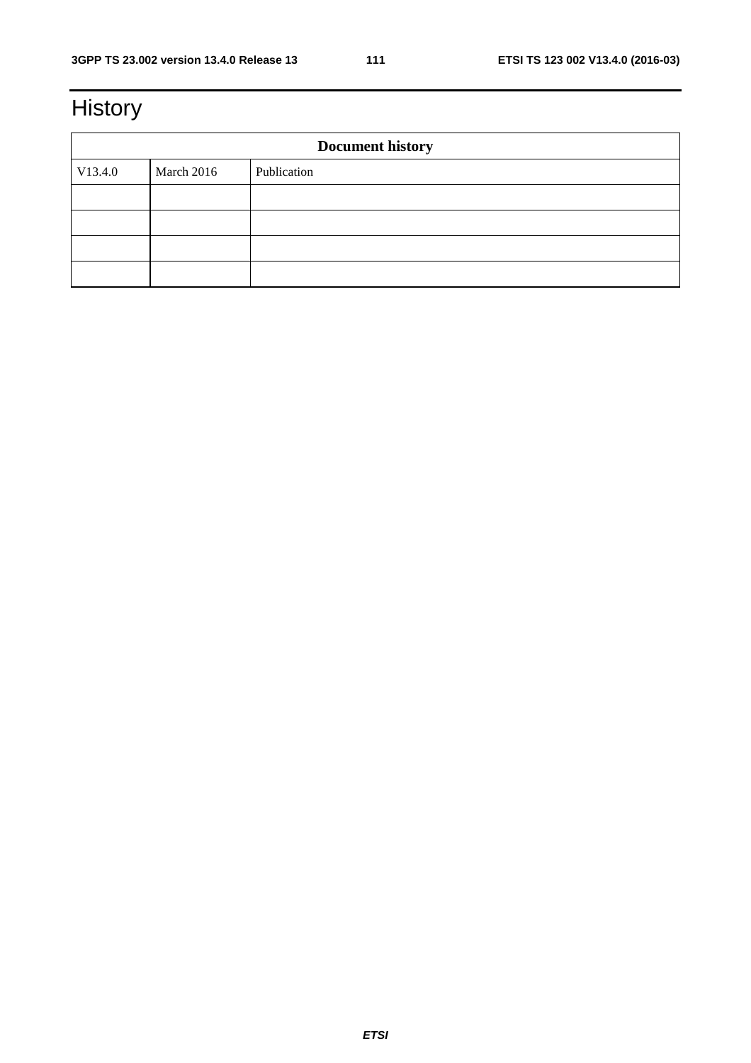# History

| Document history | | |
|---|---|---|
| V13.4.0 | March 2016 | Publication |
| | | |
| | | |
| | | |
| | | |